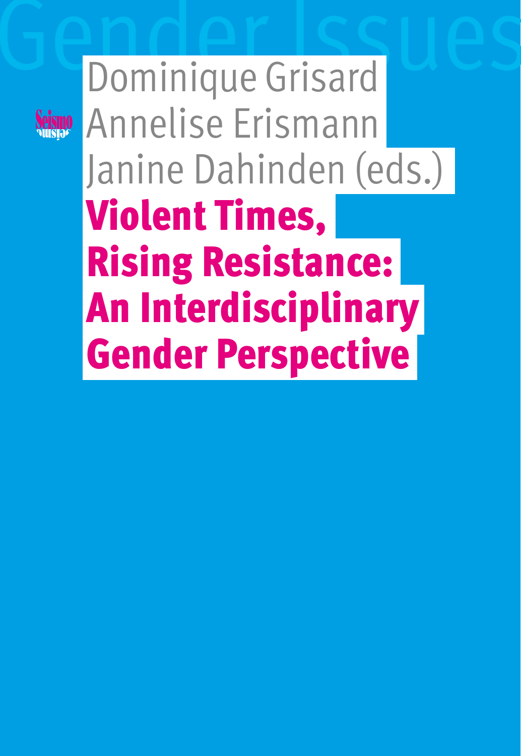Gender Issues

Dominique Grisard
Annelise Erismann
Janine Dahinden (eds.)

# Violent Times, Rising Resistance: An Interdisciplinary Gender Perspective

Seismo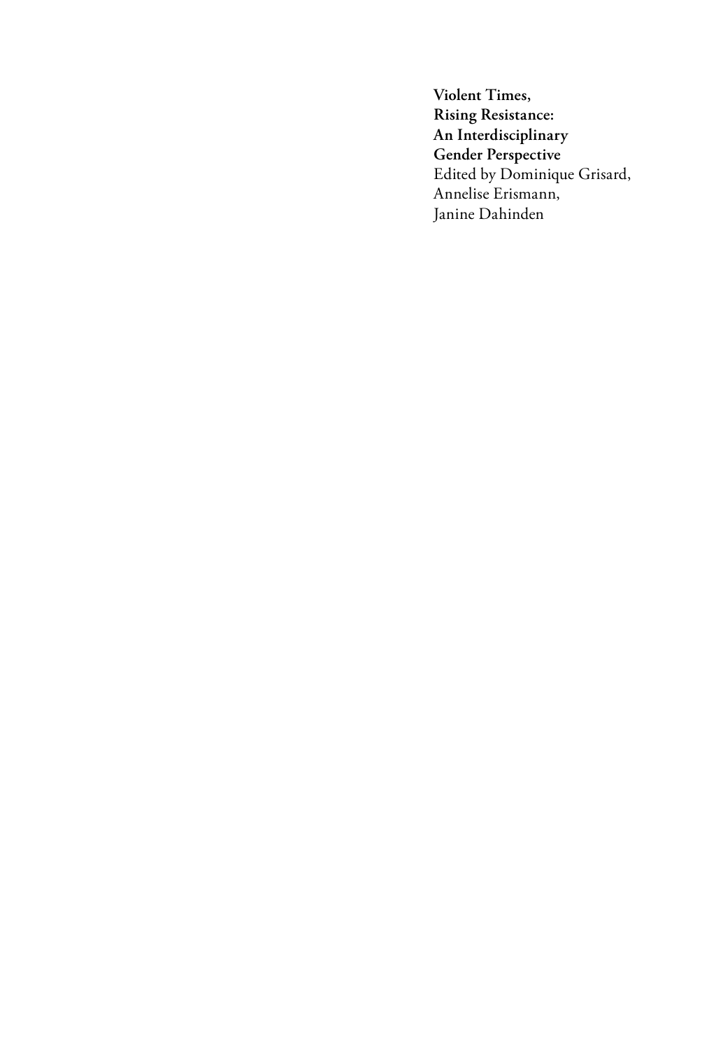**Violent Times, Rising Resistance: An Interdisciplinary Gender Perspective**

Edited by Dominique Grisard, Annelise Erismann, Janine Dahinden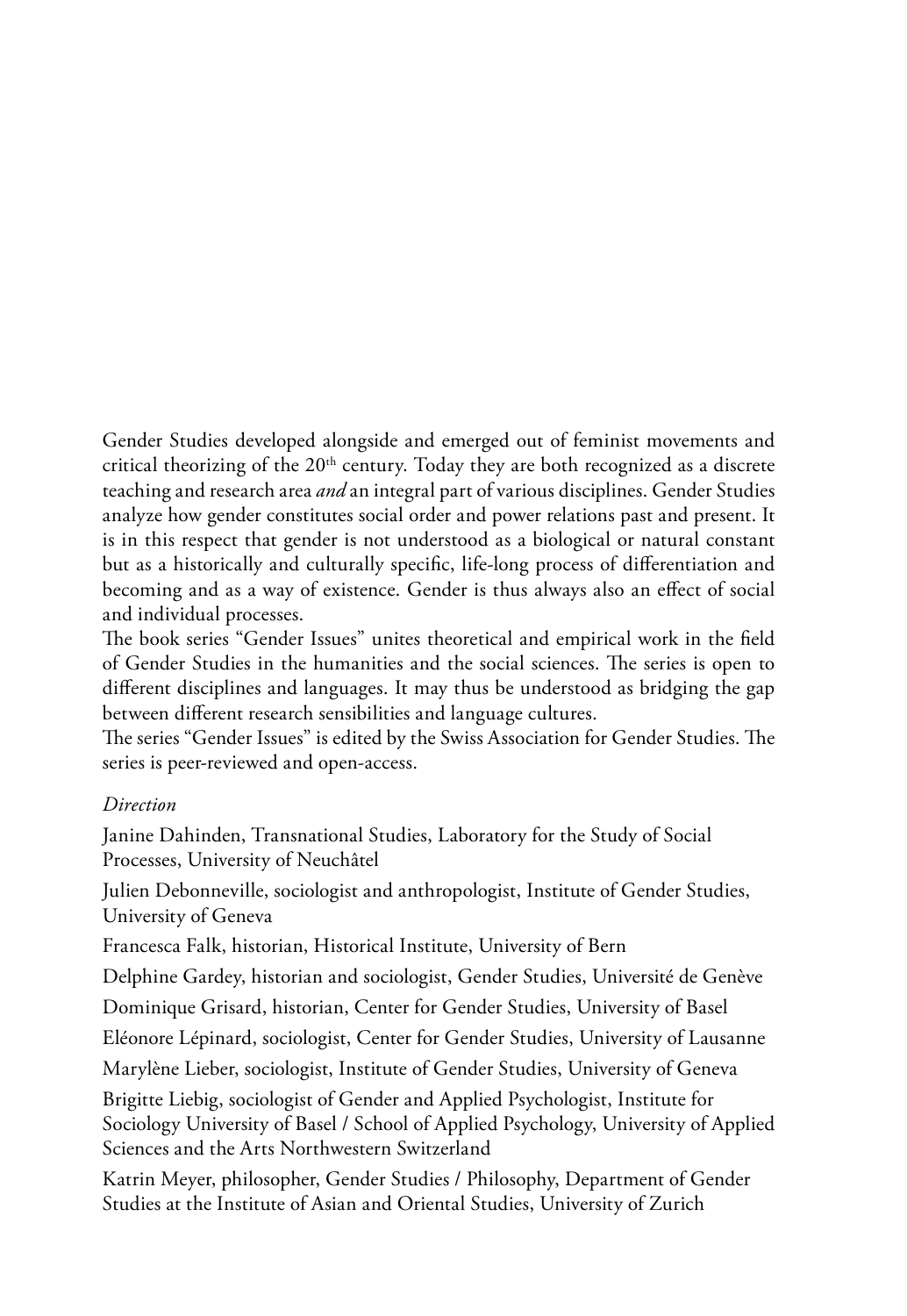Gender Studies developed alongside and emerged out of feminist movements and critical theorizing of the 20th century. Today they are both recognized as a discrete teaching and research area *and* an integral part of various disciplines. Gender Studies analyze how gender constitutes social order and power relations past and present. It is in this respect that gender is not understood as a biological or natural constant but as a historically and culturally specific, life-long process of differentiation and becoming and as a way of existence. Gender is thus always also an effect of social and individual processes.

The book series "Gender Issues" unites theoretical and empirical work in the field of Gender Studies in the humanities and the social sciences. The series is open to different disciplines and languages. It may thus be understood as bridging the gap between different research sensibilities and language cultures.

The series "Gender Issues" is edited by the Swiss Association for Gender Studies. The series is peer-reviewed and open-access.

*Direction*

Janine Dahinden, Transnational Studies, Laboratory for the Study of Social Processes, University of Neuchâtel

Julien Debonneville, sociologist and anthropologist, Institute of Gender Studies, University of Geneva

Francesca Falk, historian, Historical Institute, University of Bern

Delphine Gardey, historian and sociologist, Gender Studies, Université de Genève

Dominique Grisard, historian, Center for Gender Studies, University of Basel

Eléonore Lépinard, sociologist, Center for Gender Studies, University of Lausanne

Marylène Lieber, sociologist, Institute of Gender Studies, University of Geneva

Brigitte Liebig, sociologist of Gender and Applied Psychologist, Institute for Sociology University of Basel / School of Applied Psychology, University of Applied Sciences and the Arts Northwestern Switzerland

Katrin Meyer, philosopher, Gender Studies / Philosophy, Department of Gender Studies at the Institute of Asian and Oriental Studies, University of Zurich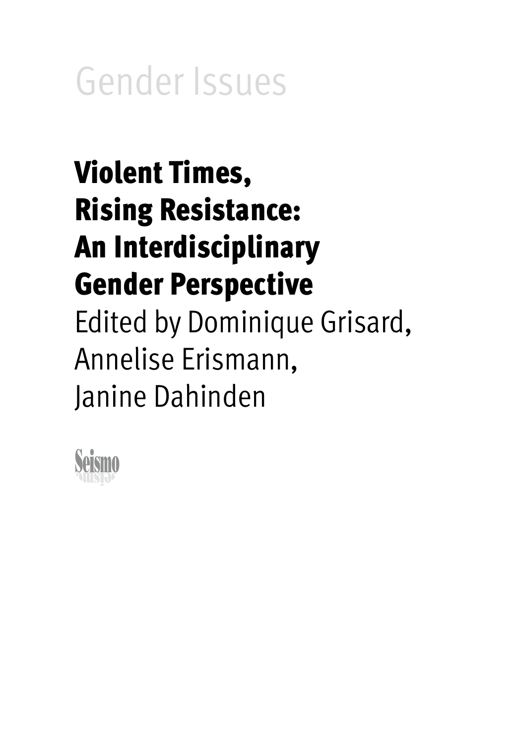Gender Issues

# Violent Times, Rising Resistance: An Interdisciplinary Gender Perspective

Edited by Dominique Grisard, Annelise Erismann, Janine Dahinden

Seismo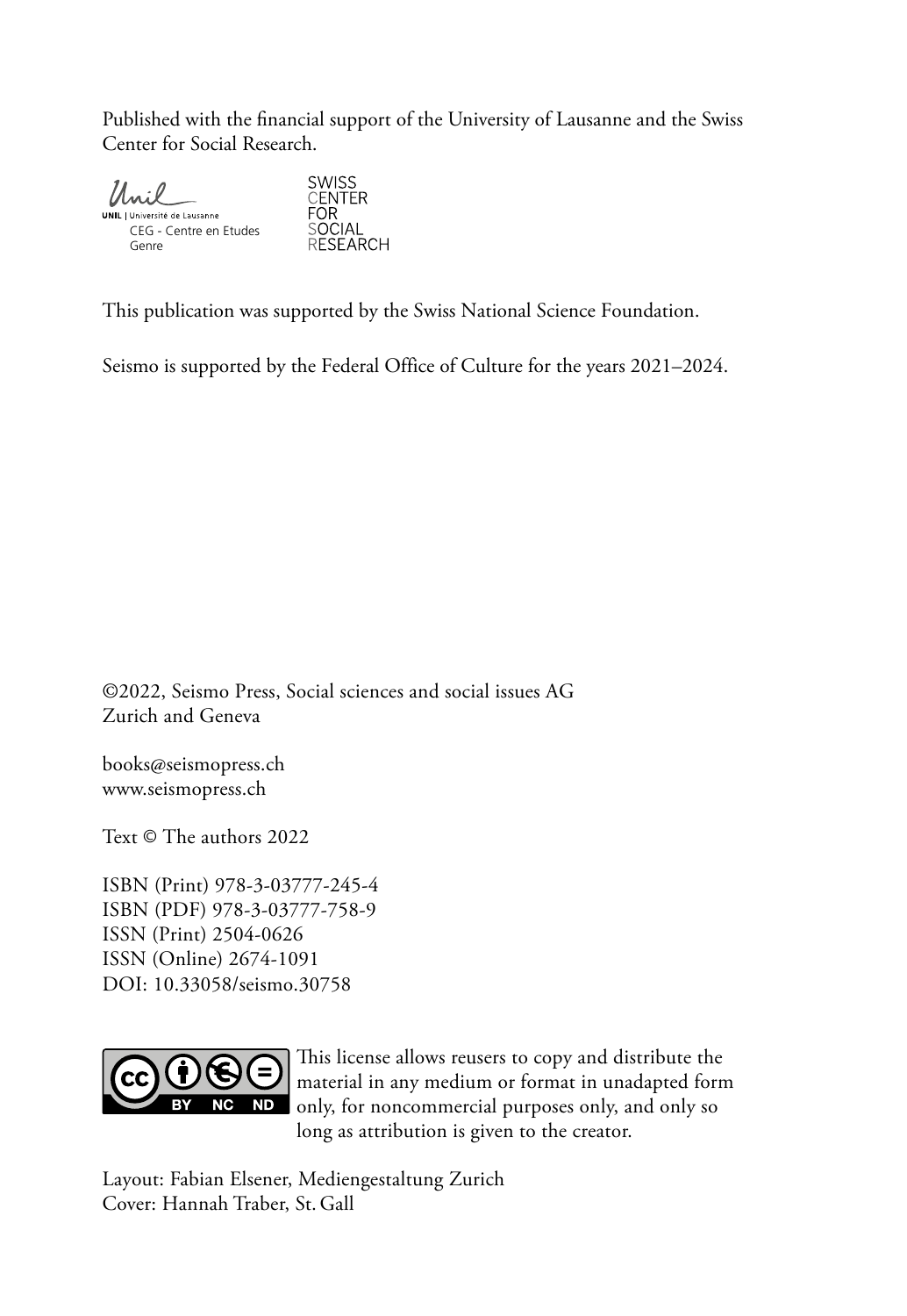Published with the financial support of the University of Lausanne and the Swiss Center for Social Research.

Unil
UNIL | Université de Lausanne
CEG - Centre en Etudes Genre

SWISS
CENTER
FOR
SOCIAL
RESEARCH

This publication was supported by the Swiss National Science Foundation.

Seismo is supported by the Federal Office of Culture for the years 2021–2024.

©2022, Seismo Press, Social sciences and social issues AG
Zurich and Geneva

books@seismopress.ch
www.seismopress.ch

Text © The authors 2022

ISBN (Print) 978-3-03777-245-4
ISBN (PDF) 978-3-03777-758-9
ISSN (Print) 2504-0626
ISSN (Online) 2674-1091
DOI: 10.33058/seismo.30758

cc BY NC ND

This license allows reusers to copy and distribute the material in any medium or format in unadapted form only, for noncommercial purposes only, and only so long as attribution is given to the creator.

Layout: Fabian Elsener, Mediengestaltung Zurich
Cover: Hannah Traber, St. Gall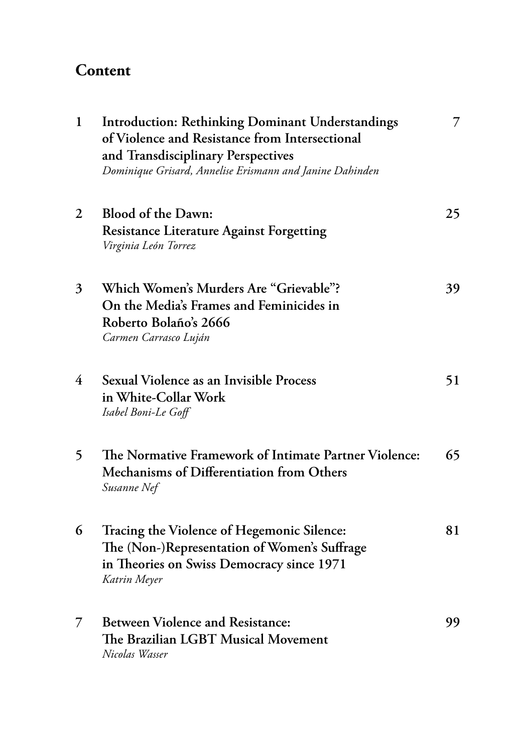# Content

| | | |
|---|---|---|
| 1 | **Introduction: Rethinking Dominant Understandings of Violence and Resistance from Intersectional and Transdisciplinary Perspectives**<br>*Dominique Grisard, Annelise Erismann and Janine Dahinden* | 7 |
| 2 | **Blood of the Dawn: Resistance Literature Against Forgetting**<br>*Virginia León Torrez* | 25 |
| 3 | **Which Women's Murders Are "Grievable"? On the Media's Frames and Feminicides in Roberto Bolaño's 2666**<br>*Carmen Carrasco Luján* | 39 |
| 4 | **Sexual Violence as an Invisible Process in White-Collar Work**<br>*Isabel Boni-Le Goff* | 51 |
| 5 | **The Normative Framework of Intimate Partner Violence: Mechanisms of Differentiation from Others**<br>*Susanne Nef* | 65 |
| 6 | **Tracing the Violence of Hegemonic Silence: The (Non-)Representation of Women's Suffrage in Theories on Swiss Democracy since 1971**<br>*Katrin Meyer* | 81 |
| 7 | **Between Violence and Resistance: The Brazilian LGBT Musical Movement**<br>*Nicolas Wasser* | 99 |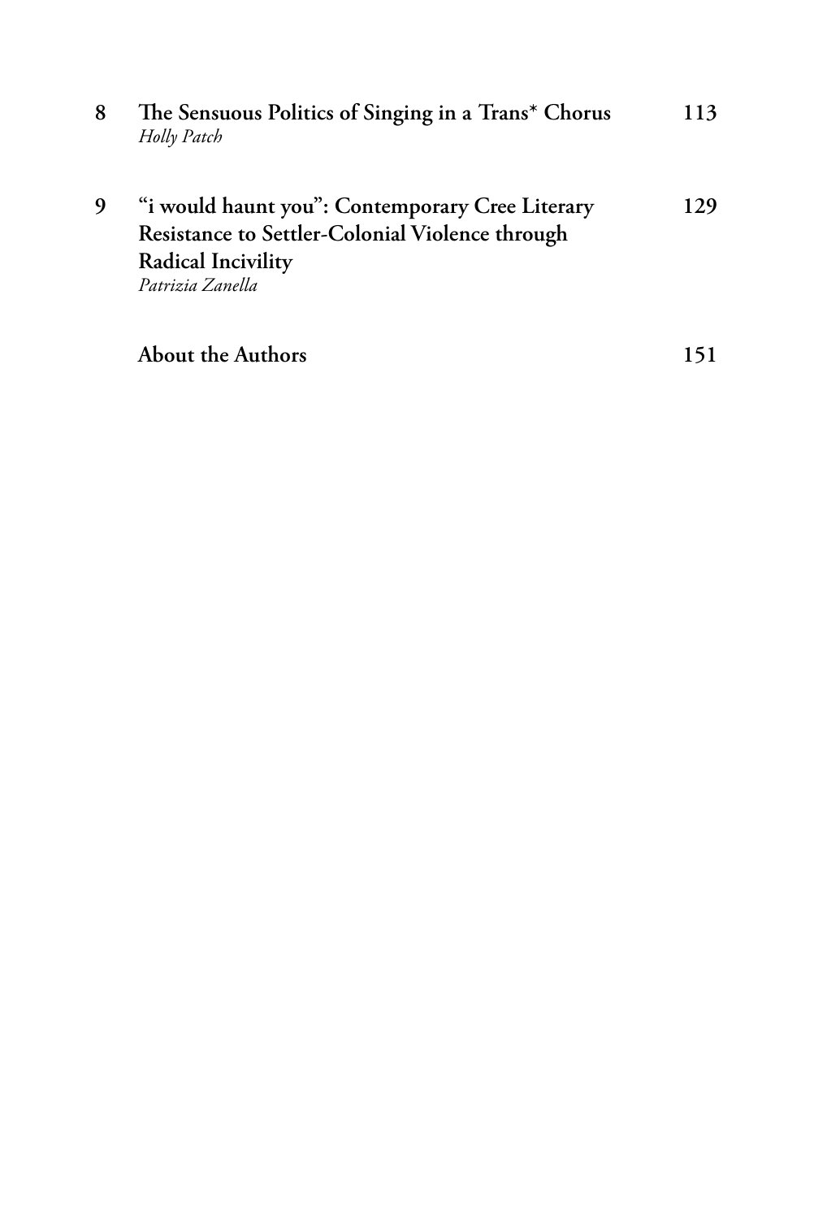| | | |
|---|---|---|
| 8 | **The Sensuous Politics of Singing in a Trans* Chorus** *Holly Patch* | 113 |
| 9 | **"i would haunt you": Contemporary Cree Literary Resistance to Settler-Colonial Violence through Radical Incivility** *Patrizia Zanella* | 129 |
| | **About the Authors** | 151 |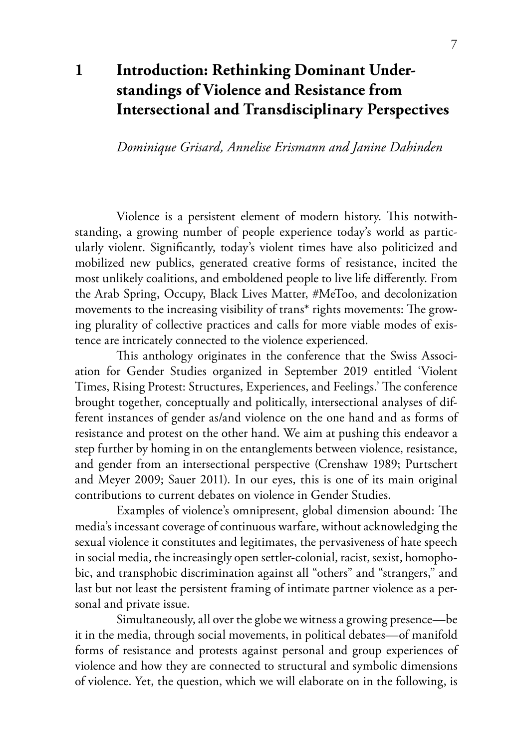# 1 Introduction: Rethinking Dominant Understandings of Violence and Resistance from Intersectional and Transdisciplinary Perspectives

*Dominique Grisard, Annelise Erismann and Janine Dahinden*

Violence is a persistent element of modern history. This notwithstanding, a growing number of people experience today's world as particularly violent. Significantly, today's violent times have also politicized and mobilized new publics, generated creative forms of resistance, incited the most unlikely coalitions, and emboldened people to live life differently. From the Arab Spring, Occupy, Black Lives Matter, #MeToo, and decolonization movements to the increasing visibility of trans* rights movements: The growing plurality of collective practices and calls for more viable modes of existence are intricately connected to the violence experienced.

This anthology originates in the conference that the Swiss Association for Gender Studies organized in September 2019 entitled 'Violent Times, Rising Protest: Structures, Experiences, and Feelings.' The conference brought together, conceptually and politically, intersectional analyses of different instances of gender as/and violence on the one hand and as forms of resistance and protest on the other hand. We aim at pushing this endeavor a step further by homing in on the entanglements between violence, resistance, and gender from an intersectional perspective (Crenshaw 1989; Purtschert and Meyer 2009; Sauer 2011). In our eyes, this is one of its main original contributions to current debates on violence in Gender Studies.

Examples of violence's omnipresent, global dimension abound: The media's incessant coverage of continuous warfare, without acknowledging the sexual violence it constitutes and legitimates, the pervasiveness of hate speech in social media, the increasingly open settler-colonial, racist, sexist, homophobic, and transphobic discrimination against all "others" and "strangers," and last but not least the persistent framing of intimate partner violence as a personal and private issue.

Simultaneously, all over the globe we witness a growing presence—be it in the media, through social movements, in political debates—of manifold forms of resistance and protests against personal and group experiences of violence and how they are connected to structural and symbolic dimensions of violence. Yet, the question, which we will elaborate on in the following, is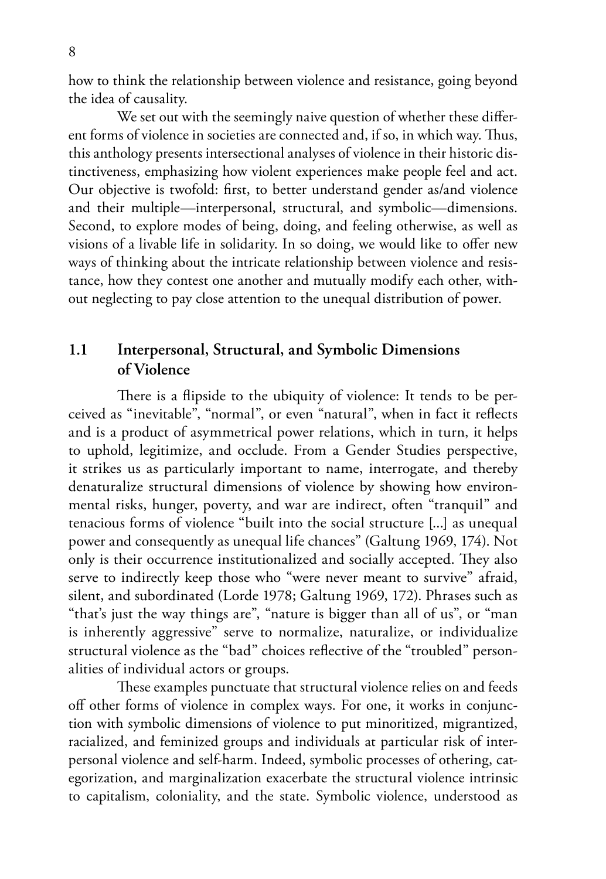how to think the relationship between violence and resistance, going beyond the idea of causality.

We set out with the seemingly naive question of whether these different forms of violence in societies are connected and, if so, in which way. Thus, this anthology presents intersectional analyses of violence in their historic distinctiveness, emphasizing how violent experiences make people feel and act. Our objective is twofold: first, to better understand gender as/and violence and their multiple—interpersonal, structural, and symbolic—dimensions. Second, to explore modes of being, doing, and feeling otherwise, as well as visions of a livable life in solidarity. In so doing, we would like to offer new ways of thinking about the intricate relationship between violence and resistance, how they contest one another and mutually modify each other, without neglecting to pay close attention to the unequal distribution of power.

## 1.1 Interpersonal, Structural, and Symbolic Dimensions of Violence

There is a flipside to the ubiquity of violence: It tends to be perceived as "inevitable", "normal", or even "natural", when in fact it reflects and is a product of asymmetrical power relations, which in turn, it helps to uphold, legitimize, and occlude. From a Gender Studies perspective, it strikes us as particularly important to name, interrogate, and thereby denaturalize structural dimensions of violence by showing how environmental risks, hunger, poverty, and war are indirect, often "tranquil" and tenacious forms of violence "built into the social structure [...] as unequal power and consequently as unequal life chances" (Galtung 1969, 174). Not only is their occurrence institutionalized and socially accepted. They also serve to indirectly keep those who "were never meant to survive" afraid, silent, and subordinated (Lorde 1978; Galtung 1969, 172). Phrases such as "that's just the way things are", "nature is bigger than all of us", or "man is inherently aggressive" serve to normalize, naturalize, or individualize structural violence as the "bad" choices reflective of the "troubled" personalities of individual actors or groups.

These examples punctuate that structural violence relies on and feeds off other forms of violence in complex ways. For one, it works in conjunction with symbolic dimensions of violence to put minoritized, migrantized, racialized, and feminized groups and individuals at particular risk of interpersonal violence and self-harm. Indeed, symbolic processes of othering, categorization, and marginalization exacerbate the structural violence intrinsic to capitalism, coloniality, and the state. Symbolic violence, understood as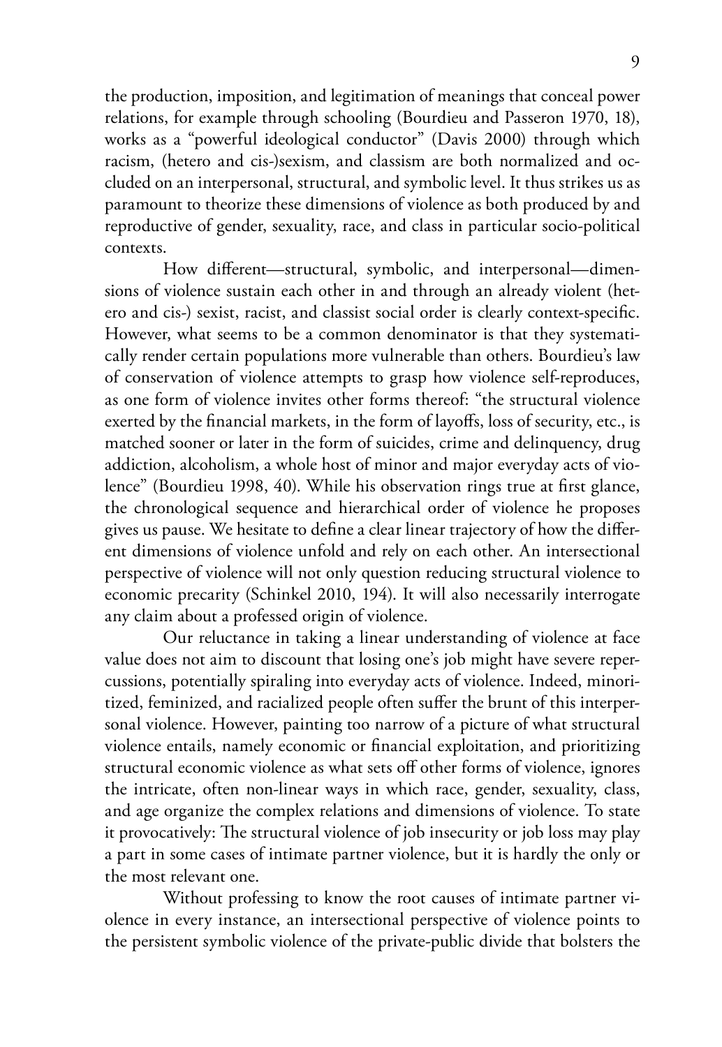the production, imposition, and legitimation of meanings that conceal power relations, for example through schooling (Bourdieu and Passeron 1970, 18), works as a "powerful ideological conductor" (Davis 2000) through which racism, (hetero and cis-)sexism, and classism are both normalized and occluded on an interpersonal, structural, and symbolic level. It thus strikes us as paramount to theorize these dimensions of violence as both produced by and reproductive of gender, sexuality, race, and class in particular socio-political contexts.

How different—structural, symbolic, and interpersonal—dimensions of violence sustain each other in and through an already violent (hetero and cis-) sexist, racist, and classist social order is clearly context-specific. However, what seems to be a common denominator is that they systematically render certain populations more vulnerable than others. Bourdieu's law of conservation of violence attempts to grasp how violence self-reproduces, as one form of violence invites other forms thereof: "the structural violence exerted by the financial markets, in the form of layoffs, loss of security, etc., is matched sooner or later in the form of suicides, crime and delinquency, drug addiction, alcoholism, a whole host of minor and major everyday acts of violence" (Bourdieu 1998, 40). While his observation rings true at first glance, the chronological sequence and hierarchical order of violence he proposes gives us pause. We hesitate to define a clear linear trajectory of how the different dimensions of violence unfold and rely on each other. An intersectional perspective of violence will not only question reducing structural violence to economic precarity (Schinkel 2010, 194). It will also necessarily interrogate any claim about a professed origin of violence.

Our reluctance in taking a linear understanding of violence at face value does not aim to discount that losing one's job might have severe repercussions, potentially spiraling into everyday acts of violence. Indeed, minoritized, feminized, and racialized people often suffer the brunt of this interpersonal violence. However, painting too narrow of a picture of what structural violence entails, namely economic or financial exploitation, and prioritizing structural economic violence as what sets off other forms of violence, ignores the intricate, often non-linear ways in which race, gender, sexuality, class, and age organize the complex relations and dimensions of violence. To state it provocatively: The structural violence of job insecurity or job loss may play a part in some cases of intimate partner violence, but it is hardly the only or the most relevant one.

Without professing to know the root causes of intimate partner violence in every instance, an intersectional perspective of violence points to the persistent symbolic violence of the private-public divide that bolsters the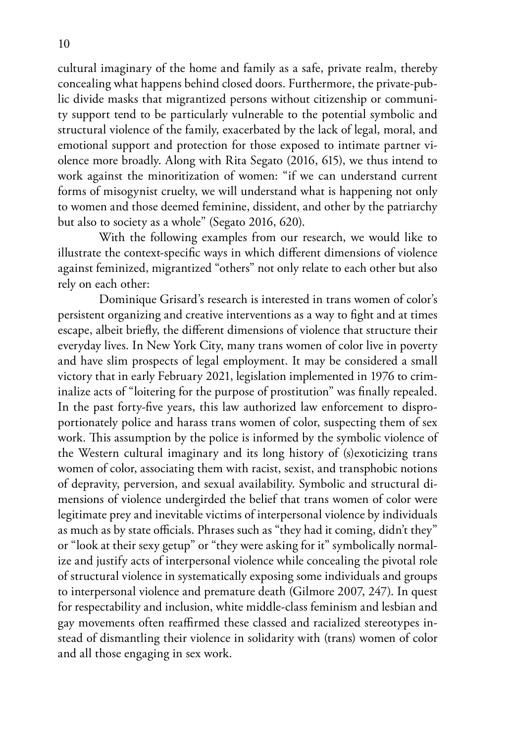cultural imaginary of the home and family as a safe, private realm, thereby concealing what happens behind closed doors. Furthermore, the private-public divide masks that migrantized persons without citizenship or community support tend to be particularly vulnerable to the potential symbolic and structural violence of the family, exacerbated by the lack of legal, moral, and emotional support and protection for those exposed to intimate partner violence more broadly. Along with Rita Segato (2016, 615), we thus intend to work against the minoritization of women: "if we can understand current forms of misogynist cruelty, we will understand what is happening not only to women and those deemed feminine, dissident, and other by the patriarchy but also to society as a whole" (Segato 2016, 620).

With the following examples from our research, we would like to illustrate the context-specific ways in which different dimensions of violence against feminized, migrantized "others" not only relate to each other but also rely on each other:

Dominique Grisard's research is interested in trans women of color's persistent organizing and creative interventions as a way to fight and at times escape, albeit briefly, the different dimensions of violence that structure their everyday lives. In New York City, many trans women of color live in poverty and have slim prospects of legal employment. It may be considered a small victory that in early February 2021, legislation implemented in 1976 to criminalize acts of "loitering for the purpose of prostitution" was finally repealed. In the past forty-five years, this law authorized law enforcement to disproportionately police and harass trans women of color, suspecting them of sex work. This assumption by the police is informed by the symbolic violence of the Western cultural imaginary and its long history of (s)exoticizing trans women of color, associating them with racist, sexist, and transphobic notions of depravity, perversion, and sexual availability. Symbolic and structural dimensions of violence undergirded the belief that trans women of color were legitimate prey and inevitable victims of interpersonal violence by individuals as much as by state officials. Phrases such as "they had it coming, didn't they" or "look at their sexy getup" or "they were asking for it" symbolically normalize and justify acts of interpersonal violence while concealing the pivotal role of structural violence in systematically exposing some individuals and groups to interpersonal violence and premature death (Gilmore 2007, 247). In quest for respectability and inclusion, white middle-class feminism and lesbian and gay movements often reaffirmed these classed and racialized stereotypes instead of dismantling their violence in solidarity with (trans) women of color and all those engaging in sex work.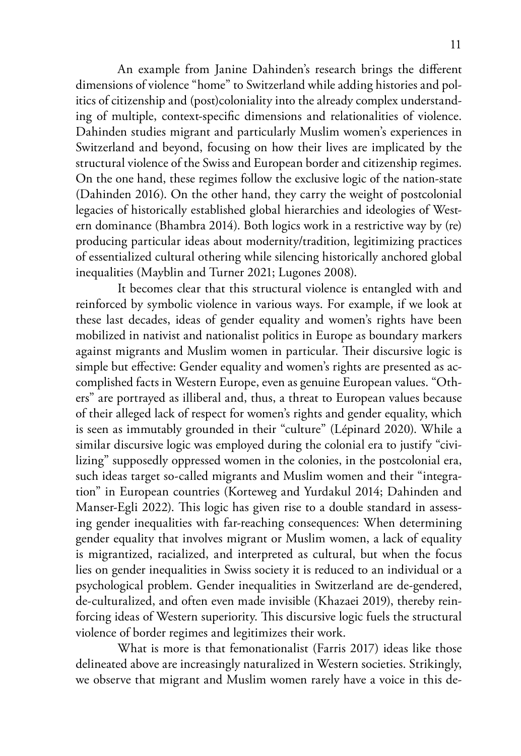An example from Janine Dahinden's research brings the different dimensions of violence "home" to Switzerland while adding histories and politics of citizenship and (post)coloniality into the already complex understanding of multiple, context-specific dimensions and relationalities of violence. Dahinden studies migrant and particularly Muslim women's experiences in Switzerland and beyond, focusing on how their lives are implicated by the structural violence of the Swiss and European border and citizenship regimes. On the one hand, these regimes follow the exclusive logic of the nation-state (Dahinden 2016). On the other hand, they carry the weight of postcolonial legacies of historically established global hierarchies and ideologies of Western dominance (Bhambra 2014). Both logics work in a restrictive way by (re)producing particular ideas about modernity/tradition, legitimizing practices of essentialized cultural othering while silencing historically anchored global inequalities (Mayblin and Turner 2021; Lugones 2008).

It becomes clear that this structural violence is entangled with and reinforced by symbolic violence in various ways. For example, if we look at these last decades, ideas of gender equality and women's rights have been mobilized in nativist and nationalist politics in Europe as boundary markers against migrants and Muslim women in particular. Their discursive logic is simple but effective: Gender equality and women's rights are presented as accomplished facts in Western Europe, even as genuine European values. "Others" are portrayed as illiberal and, thus, a threat to European values because of their alleged lack of respect for women's rights and gender equality, which is seen as immutably grounded in their "culture" (Lépinard 2020). While a similar discursive logic was employed during the colonial era to justify "civilizing" supposedly oppressed women in the colonies, in the postcolonial era, such ideas target so-called migrants and Muslim women and their "integration" in European countries (Korteweg and Yurdakul 2014; Dahinden and Manser-Egli 2022). This logic has given rise to a double standard in assessing gender inequalities with far-reaching consequences: When determining gender equality that involves migrant or Muslim women, a lack of equality is migrantized, racialized, and interpreted as cultural, but when the focus lies on gender inequalities in Swiss society it is reduced to an individual or a psychological problem. Gender inequalities in Switzerland are de-gendered, de-culturalized, and often even made invisible (Khazaei 2019), thereby reinforcing ideas of Western superiority. This discursive logic fuels the structural violence of border regimes and legitimizes their work.

What is more is that femonationalist (Farris 2017) ideas like those delineated above are increasingly naturalized in Western societies. Strikingly, we observe that migrant and Muslim women rarely have a voice in this de-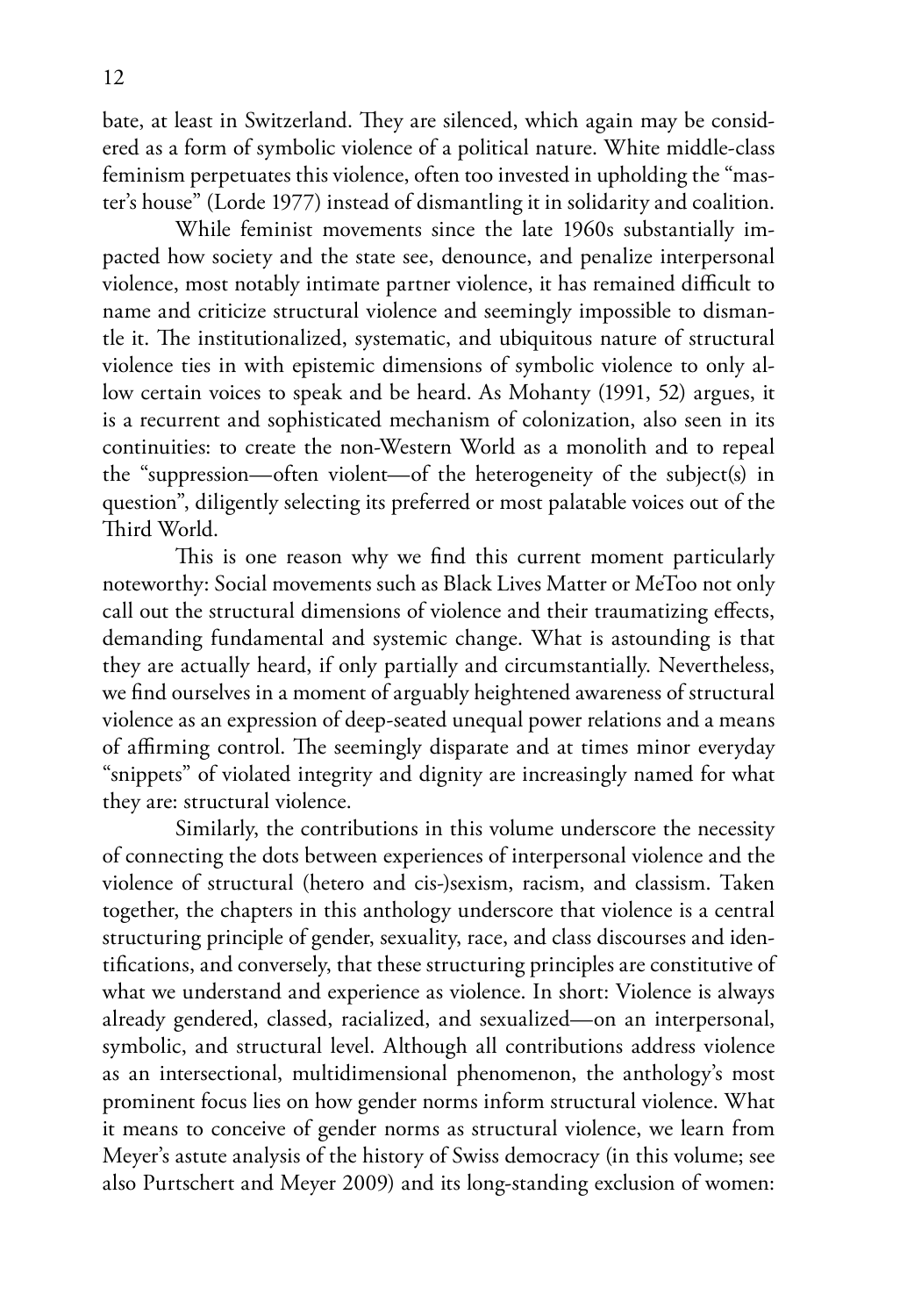bate, at least in Switzerland. They are silenced, which again may be considered as a form of symbolic violence of a political nature. White middle-class feminism perpetuates this violence, often too invested in upholding the "master's house" (Lorde 1977) instead of dismantling it in solidarity and coalition.

While feminist movements since the late 1960s substantially impacted how society and the state see, denounce, and penalize interpersonal violence, most notably intimate partner violence, it has remained difficult to name and criticize structural violence and seemingly impossible to dismantle it. The institutionalized, systematic, and ubiquitous nature of structural violence ties in with epistemic dimensions of symbolic violence to only allow certain voices to speak and be heard. As Mohanty (1991, 52) argues, it is a recurrent and sophisticated mechanism of colonization, also seen in its continuities: to create the non-Western World as a monolith and to repeal the "suppression—often violent—of the heterogeneity of the subject(s) in question", diligently selecting its preferred or most palatable voices out of the Third World.

This is one reason why we find this current moment particularly noteworthy: Social movements such as Black Lives Matter or MeToo not only call out the structural dimensions of violence and their traumatizing effects, demanding fundamental and systemic change. What is astounding is that they are actually heard, if only partially and circumstantially. Nevertheless, we find ourselves in a moment of arguably heightened awareness of structural violence as an expression of deep-seated unequal power relations and a means of affirming control. The seemingly disparate and at times minor everyday "snippets" of violated integrity and dignity are increasingly named for what they are: structural violence.

Similarly, the contributions in this volume underscore the necessity of connecting the dots between experiences of interpersonal violence and the violence of structural (hetero and cis-)sexism, racism, and classism. Taken together, the chapters in this anthology underscore that violence is a central structuring principle of gender, sexuality, race, and class discourses and identifications, and conversely, that these structuring principles are constitutive of what we understand and experience as violence. In short: Violence is always already gendered, classed, racialized, and sexualized—on an interpersonal, symbolic, and structural level. Although all contributions address violence as an intersectional, multidimensional phenomenon, the anthology's most prominent focus lies on how gender norms inform structural violence. What it means to conceive of gender norms as structural violence, we learn from Meyer's astute analysis of the history of Swiss democracy (in this volume; see also Purtschert and Meyer 2009) and its long-standing exclusion of women: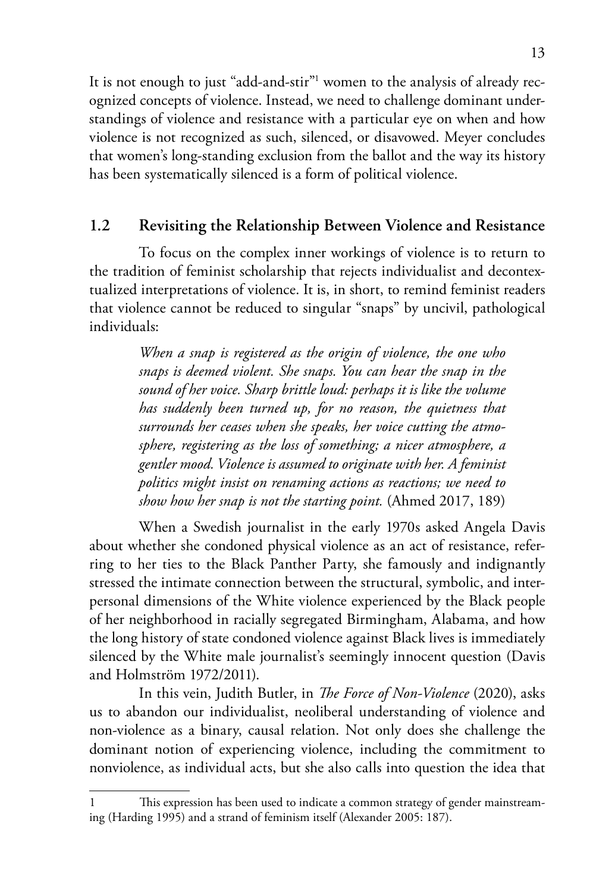It is not enough to just "add-and-stir"[1] women to the analysis of already recognized concepts of violence. Instead, we need to challenge dominant understandings of violence and resistance with a particular eye on when and how violence is not recognized as such, silenced, or disavowed. Meyer concludes that women's long-standing exclusion from the ballot and the way its history has been systematically silenced is a form of political violence.

## 1.2 Revisiting the Relationship Between Violence and Resistance

To focus on the complex inner workings of violence is to return to the tradition of feminist scholarship that rejects individualist and decontextualized interpretations of violence. It is, in short, to remind feminist readers that violence cannot be reduced to singular "snaps" by uncivil, pathological individuals:

> *When a snap is registered as the origin of violence, the one who snaps is deemed violent. She snaps. You can hear the snap in the sound of her voice. Sharp brittle loud: perhaps it is like the volume has suddenly been turned up, for no reason, the quietness that surrounds her ceases when she speaks, her voice cutting the atmosphere, registering as the loss of something; a nicer atmosphere, a gentler mood. Violence is assumed to originate with her. A feminist politics might insist on renaming actions as reactions; we need to show how her snap is not the starting point.* (Ahmed 2017, 189)

When a Swedish journalist in the early 1970s asked Angela Davis about whether she condoned physical violence as an act of resistance, referring to her ties to the Black Panther Party, she famously and indignantly stressed the intimate connection between the structural, symbolic, and interpersonal dimensions of the White violence experienced by the Black people of her neighborhood in racially segregated Birmingham, Alabama, and how the long history of state condoned violence against Black lives is immediately silenced by the White male journalist's seemingly innocent question (Davis and Holmström 1972/2011).

In this vein, Judith Butler, in *The Force of Non-Violence* (2020), asks us to abandon our individualist, neoliberal understanding of violence and non-violence as a binary, causal relation. Not only does she challenge the dominant notion of experiencing violence, including the commitment to nonviolence, as individual acts, but she also calls into question the idea that

---

[1] This expression has been used to indicate a common strategy of gender mainstreaming (Harding 1995) and a strand of feminism itself (Alexander 2005: 187).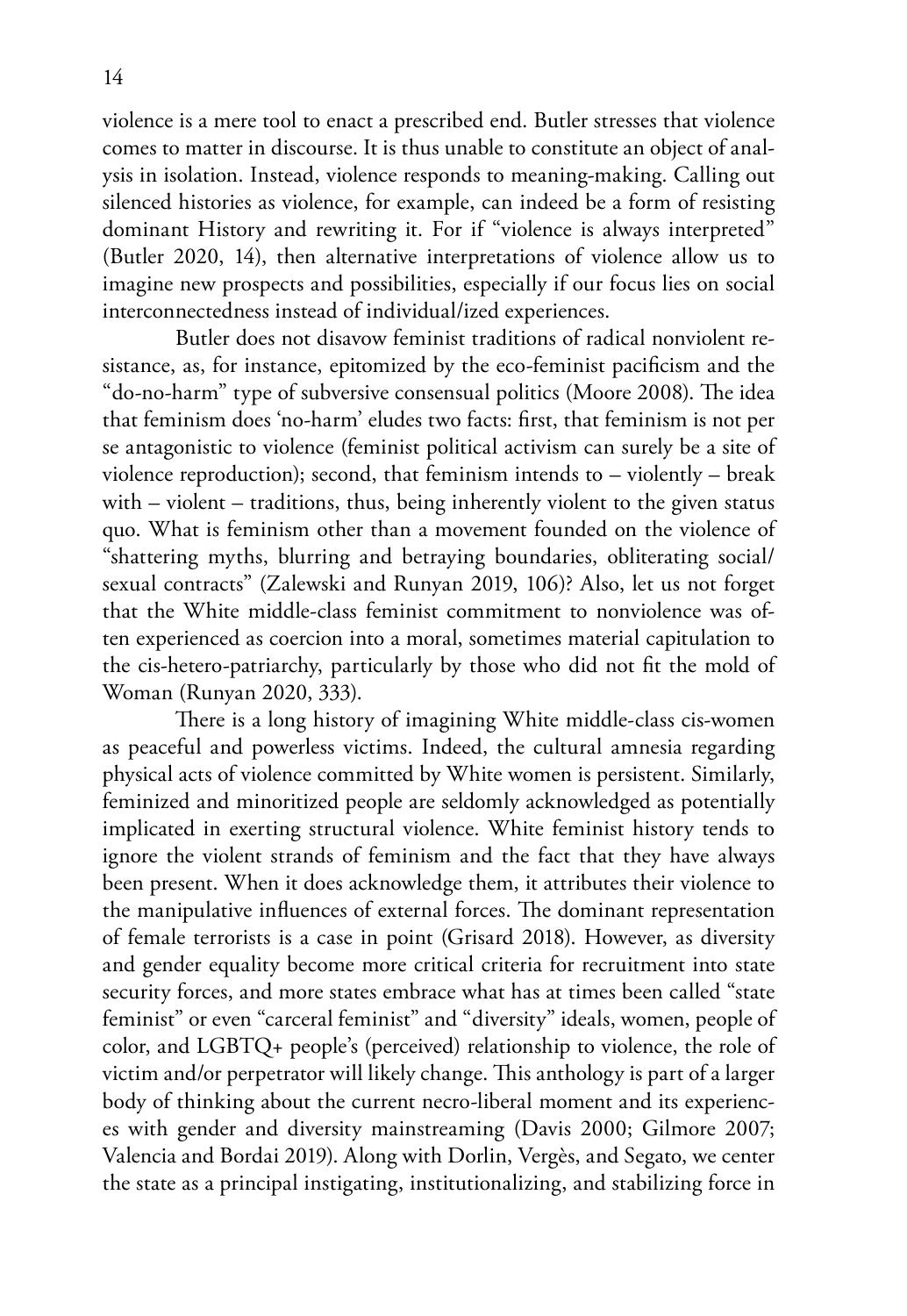violence is a mere tool to enact a prescribed end. Butler stresses that violence comes to matter in discourse. It is thus unable to constitute an object of analysis in isolation. Instead, violence responds to meaning-making. Calling out silenced histories as violence, for example, can indeed be a form of resisting dominant History and rewriting it. For if "violence is always interpreted" (Butler 2020, 14), then alternative interpretations of violence allow us to imagine new prospects and possibilities, especially if our focus lies on social interconnectedness instead of individual/ized experiences.

Butler does not disavow feminist traditions of radical nonviolent resistance, as, for instance, epitomized by the eco-feminist pacificism and the "do-no-harm" type of subversive consensual politics (Moore 2008). The idea that feminism does 'no-harm' eludes two facts: first, that feminism is not per se antagonistic to violence (feminist political activism can surely be a site of violence reproduction); second, that feminism intends to – violently – break with – violent – traditions, thus, being inherently violent to the given status quo. What is feminism other than a movement founded on the violence of "shattering myths, blurring and betraying boundaries, obliterating social/ sexual contracts" (Zalewski and Runyan 2019, 106)? Also, let us not forget that the White middle-class feminist commitment to nonviolence was often experienced as coercion into a moral, sometimes material capitulation to the cis-hetero-patriarchy, particularly by those who did not fit the mold of Woman (Runyan 2020, 333).

There is a long history of imagining White middle-class cis-women as peaceful and powerless victims. Indeed, the cultural amnesia regarding physical acts of violence committed by White women is persistent. Similarly, feminized and minoritized people are seldomly acknowledged as potentially implicated in exerting structural violence. White feminist history tends to ignore the violent strands of feminism and the fact that they have always been present. When it does acknowledge them, it attributes their violence to the manipulative influences of external forces. The dominant representation of female terrorists is a case in point (Grisard 2018). However, as diversity and gender equality become more critical criteria for recruitment into state security forces, and more states embrace what has at times been called "state feminist" or even "carceral feminist" and "diversity" ideals, women, people of color, and LGBTQ+ people's (perceived) relationship to violence, the role of victim and/or perpetrator will likely change. This anthology is part of a larger body of thinking about the current necro-liberal moment and its experiences with gender and diversity mainstreaming (Davis 2000; Gilmore 2007; Valencia and Bordai 2019). Along with Dorlin, Vergès, and Segato, we center the state as a principal instigating, institutionalizing, and stabilizing force in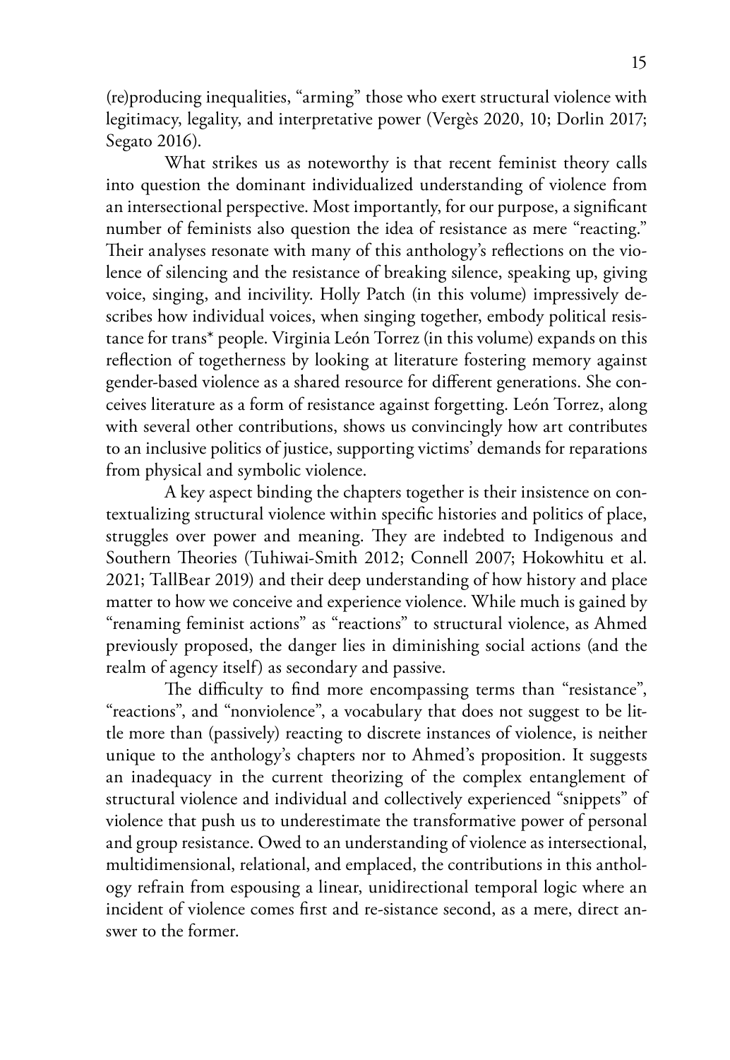(re)producing inequalities, "arming" those who exert structural violence with legitimacy, legality, and interpretative power (Vergès 2020, 10; Dorlin 2017; Segato 2016).

What strikes us as noteworthy is that recent feminist theory calls into question the dominant individualized understanding of violence from an intersectional perspective. Most importantly, for our purpose, a significant number of feminists also question the idea of resistance as mere "reacting." Their analyses resonate with many of this anthology's reflections on the violence of silencing and the resistance of breaking silence, speaking up, giving voice, singing, and incivility. Holly Patch (in this volume) impressively describes how individual voices, when singing together, embody political resistance for trans* people. Virginia León Torrez (in this volume) expands on this reflection of togetherness by looking at literature fostering memory against gender-based violence as a shared resource for different generations. She conceives literature as a form of resistance against forgetting. León Torrez, along with several other contributions, shows us convincingly how art contributes to an inclusive politics of justice, supporting victims' demands for reparations from physical and symbolic violence.

A key aspect binding the chapters together is their insistence on contextualizing structural violence within specific histories and politics of place, struggles over power and meaning. They are indebted to Indigenous and Southern Theories (Tuhiwai-Smith 2012; Connell 2007; Hokowhitu et al. 2021; TallBear 2019) and their deep understanding of how history and place matter to how we conceive and experience violence. While much is gained by "renaming feminist actions" as "reactions" to structural violence, as Ahmed previously proposed, the danger lies in diminishing social actions (and the realm of agency itself) as secondary and passive.

The difficulty to find more encompassing terms than "resistance", "reactions", and "nonviolence", a vocabulary that does not suggest to be little more than (passively) reacting to discrete instances of violence, is neither unique to the anthology's chapters nor to Ahmed's proposition. It suggests an inadequacy in the current theorizing of the complex entanglement of structural violence and individual and collectively experienced "snippets" of violence that push us to underestimate the transformative power of personal and group resistance. Owed to an understanding of violence as intersectional, multidimensional, relational, and emplaced, the contributions in this anthology refrain from espousing a linear, unidirectional temporal logic where an incident of violence comes first and re-sistance second, as a mere, direct answer to the former.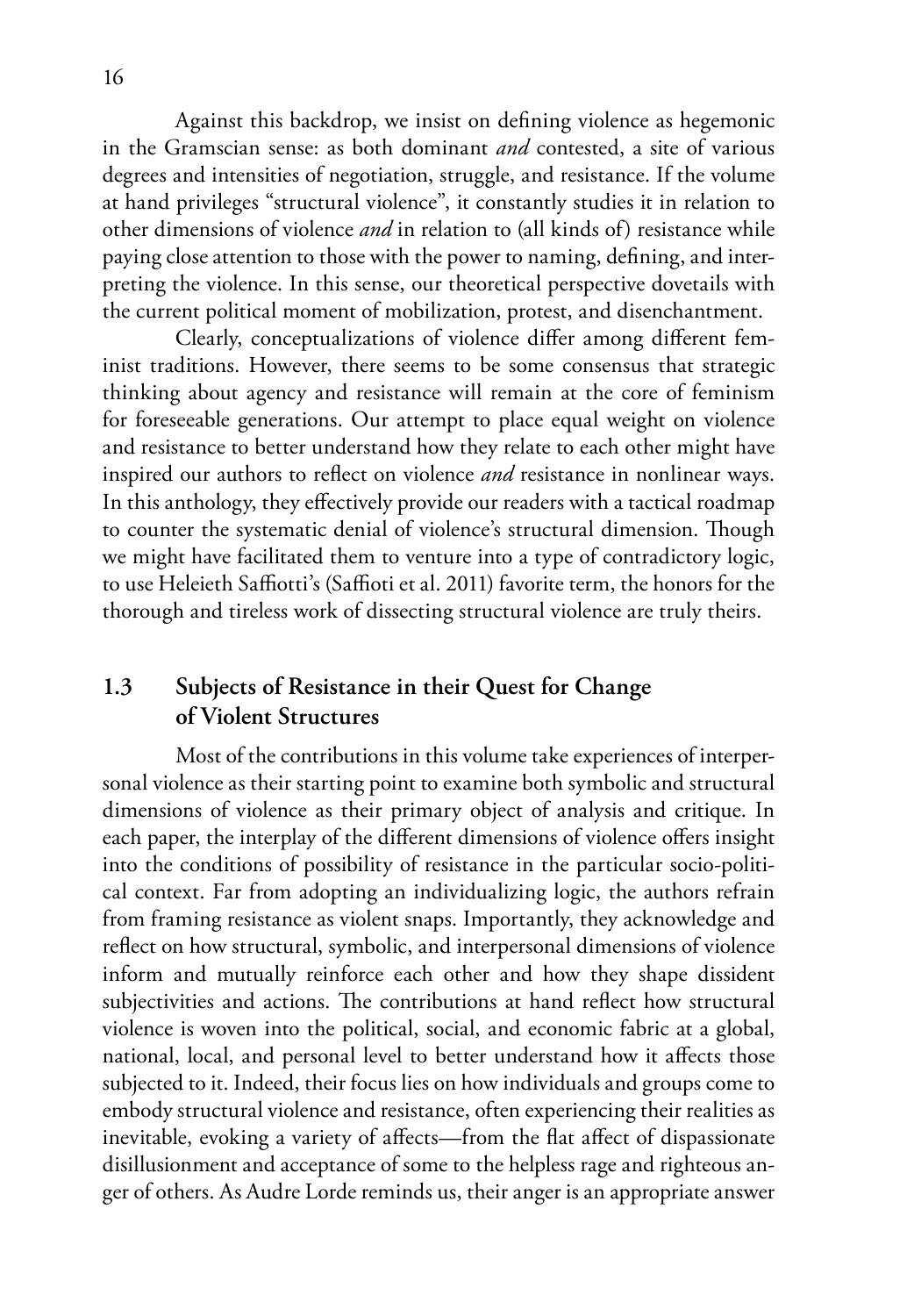Against this backdrop, we insist on defining violence as hegemonic in the Gramscian sense: as both dominant *and* contested, a site of various degrees and intensities of negotiation, struggle, and resistance. If the volume at hand privileges "structural violence", it constantly studies it in relation to other dimensions of violence *and* in relation to (all kinds of) resistance while paying close attention to those with the power to naming, defining, and interpreting the violence. In this sense, our theoretical perspective dovetails with the current political moment of mobilization, protest, and disenchantment.

Clearly, conceptualizations of violence differ among different feminist traditions. However, there seems to be some consensus that strategic thinking about agency and resistance will remain at the core of feminism for foreseeable generations. Our attempt to place equal weight on violence and resistance to better understand how they relate to each other might have inspired our authors to reflect on violence *and* resistance in nonlinear ways. In this anthology, they effectively provide our readers with a tactical roadmap to counter the systematic denial of violence's structural dimension. Though we might have facilitated them to venture into a type of contradictory logic, to use Heleieth Saffiotti's (Saffioti et al. 2011) favorite term, the honors for the thorough and tireless work of dissecting structural violence are truly theirs.

## 1.3 Subjects of Resistance in their Quest for Change of Violent Structures

Most of the contributions in this volume take experiences of interpersonal violence as their starting point to examine both symbolic and structural dimensions of violence as their primary object of analysis and critique. In each paper, the interplay of the different dimensions of violence offers insight into the conditions of possibility of resistance in the particular socio-political context. Far from adopting an individualizing logic, the authors refrain from framing resistance as violent snaps. Importantly, they acknowledge and reflect on how structural, symbolic, and interpersonal dimensions of violence inform and mutually reinforce each other and how they shape dissident subjectivities and actions. The contributions at hand reflect how structural violence is woven into the political, social, and economic fabric at a global, national, local, and personal level to better understand how it affects those subjected to it. Indeed, their focus lies on how individuals and groups come to embody structural violence and resistance, often experiencing their realities as inevitable, evoking a variety of affects—from the flat affect of dispassionate disillusionment and acceptance of some to the helpless rage and righteous anger of others. As Audre Lorde reminds us, their anger is an appropriate answer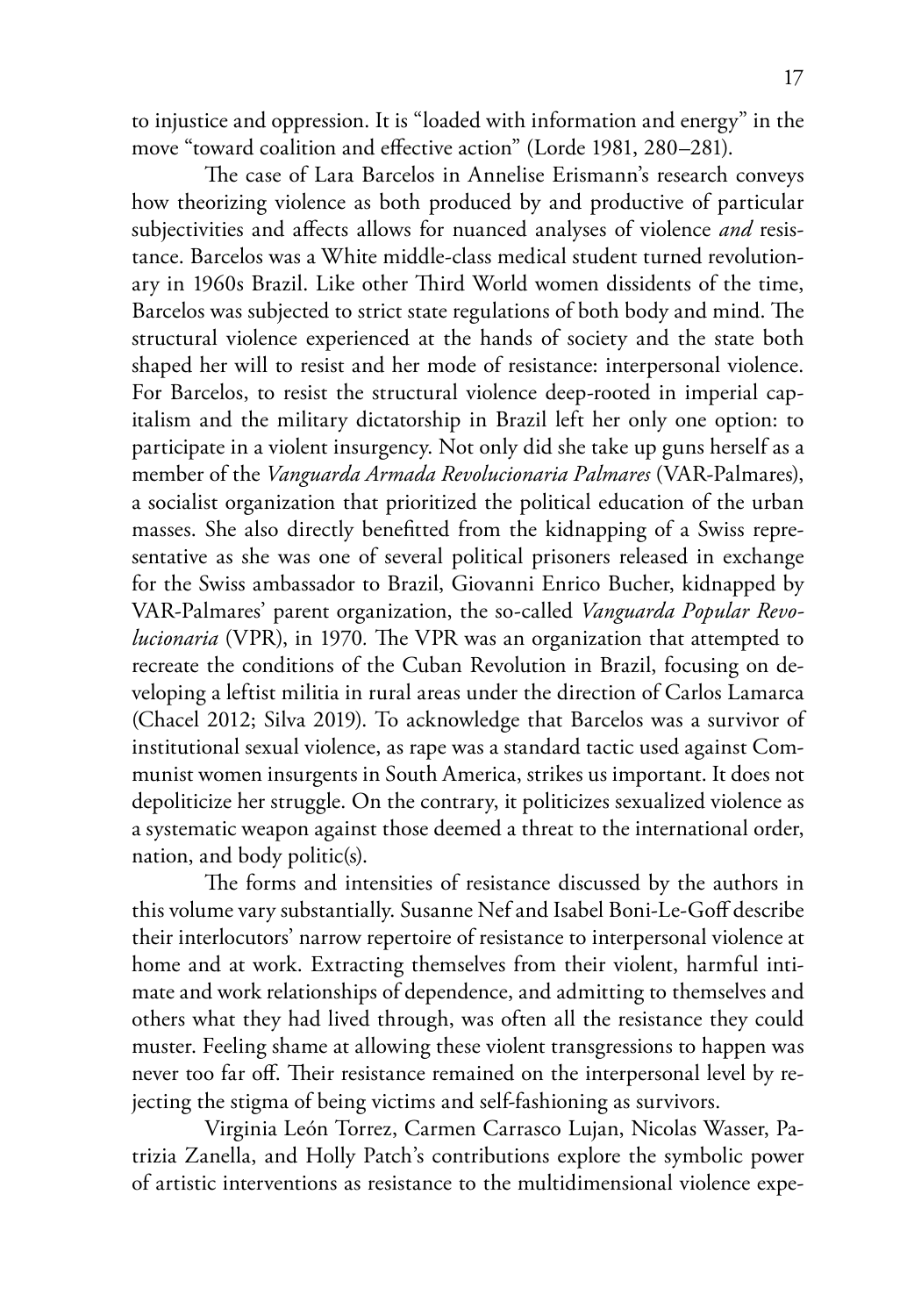to injustice and oppression. It is "loaded with information and energy" in the move "toward coalition and effective action" (Lorde 1981, 280–281).

The case of Lara Barcelos in Annelise Erismann's research conveys how theorizing violence as both produced by and productive of particular subjectivities and affects allows for nuanced analyses of violence *and* resistance. Barcelos was a White middle-class medical student turned revolutionary in 1960s Brazil. Like other Third World women dissidents of the time, Barcelos was subjected to strict state regulations of both body and mind. The structural violence experienced at the hands of society and the state both shaped her will to resist and her mode of resistance: interpersonal violence. For Barcelos, to resist the structural violence deep-rooted in imperial capitalism and the military dictatorship in Brazil left her only one option: to participate in a violent insurgency. Not only did she take up guns herself as a member of the *Vanguarda Armada Revolucionaria Palmares* (VAR-Palmares), a socialist organization that prioritized the political education of the urban masses. She also directly benefitted from the kidnapping of a Swiss representative as she was one of several political prisoners released in exchange for the Swiss ambassador to Brazil, Giovanni Enrico Bucher, kidnapped by VAR-Palmares' parent organization, the so-called *Vanguarda Popular Revolucionaria* (VPR), in 1970. The VPR was an organization that attempted to recreate the conditions of the Cuban Revolution in Brazil, focusing on developing a leftist militia in rural areas under the direction of Carlos Lamarca (Chacel 2012; Silva 2019). To acknowledge that Barcelos was a survivor of institutional sexual violence, as rape was a standard tactic used against Communist women insurgents in South America, strikes us important. It does not depoliticize her struggle. On the contrary, it politicizes sexualized violence as a systematic weapon against those deemed a threat to the international order, nation, and body politic(s).

The forms and intensities of resistance discussed by the authors in this volume vary substantially. Susanne Nef and Isabel Boni-Le-Goff describe their interlocutors' narrow repertoire of resistance to interpersonal violence at home and at work. Extracting themselves from their violent, harmful intimate and work relationships of dependence, and admitting to themselves and others what they had lived through, was often all the resistance they could muster. Feeling shame at allowing these violent transgressions to happen was never too far off. Their resistance remained on the interpersonal level by rejecting the stigma of being victims and self-fashioning as survivors.

Virginia León Torrez, Carmen Carrasco Lujan, Nicolas Wasser, Patrizia Zanella, and Holly Patch's contributions explore the symbolic power of artistic interventions as resistance to the multidimensional violence expe-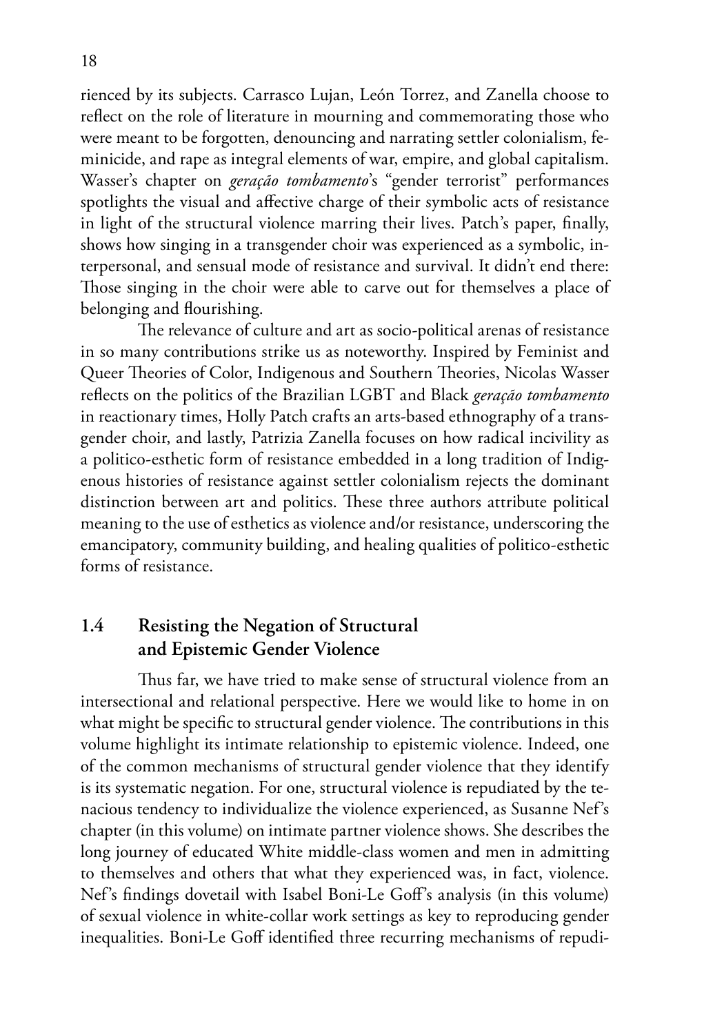rienced by its subjects. Carrasco Lujan, León Torrez, and Zanella choose to reflect on the role of literature in mourning and commemorating those who were meant to be forgotten, denouncing and narrating settler colonialism, feminicide, and rape as integral elements of war, empire, and global capitalism. Wasser's chapter on *geração tombamento*'s "gender terrorist" performances spotlights the visual and affective charge of their symbolic acts of resistance in light of the structural violence marring their lives. Patch's paper, finally, shows how singing in a transgender choir was experienced as a symbolic, interpersonal, and sensual mode of resistance and survival. It didn't end there: Those singing in the choir were able to carve out for themselves a place of belonging and flourishing.

The relevance of culture and art as socio-political arenas of resistance in so many contributions strike us as noteworthy. Inspired by Feminist and Queer Theories of Color, Indigenous and Southern Theories, Nicolas Wasser reflects on the politics of the Brazilian LGBT and Black *geração tombamento* in reactionary times, Holly Patch crafts an arts-based ethnography of a transgender choir, and lastly, Patrizia Zanella focuses on how radical incivility as a politico-esthetic form of resistance embedded in a long tradition of Indigenous histories of resistance against settler colonialism rejects the dominant distinction between art and politics. These three authors attribute political meaning to the use of esthetics as violence and/or resistance, underscoring the emancipatory, community building, and healing qualities of politico-esthetic forms of resistance.

## 1.4 Resisting the Negation of Structural and Epistemic Gender Violence

Thus far, we have tried to make sense of structural violence from an intersectional and relational perspective. Here we would like to home in on what might be specific to structural gender violence. The contributions in this volume highlight its intimate relationship to epistemic violence. Indeed, one of the common mechanisms of structural gender violence that they identify is its systematic negation. For one, structural violence is repudiated by the tenacious tendency to individualize the violence experienced, as Susanne Nef's chapter (in this volume) on intimate partner violence shows. She describes the long journey of educated White middle-class women and men in admitting to themselves and others that what they experienced was, in fact, violence. Nef's findings dovetail with Isabel Boni-Le Goff's analysis (in this volume) of sexual violence in white-collar work settings as key to reproducing gender inequalities. Boni-Le Goff identified three recurring mechanisms of repudi-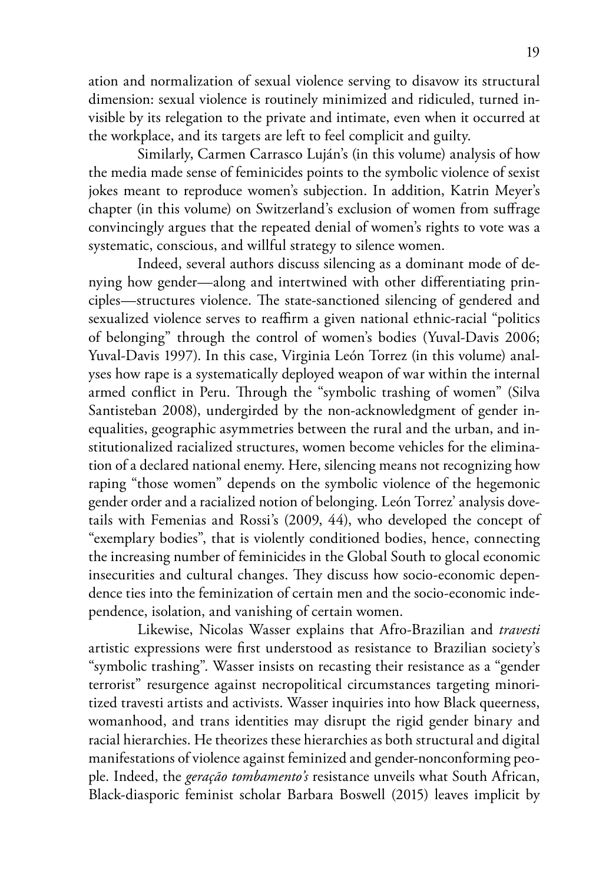ation and normalization of sexual violence serving to disavow its structural dimension: sexual violence is routinely minimized and ridiculed, turned invisible by its relegation to the private and intimate, even when it occurred at the workplace, and its targets are left to feel complicit and guilty.

Similarly, Carmen Carrasco Luján's (in this volume) analysis of how the media made sense of feminicides points to the symbolic violence of sexist jokes meant to reproduce women's subjection. In addition, Katrin Meyer's chapter (in this volume) on Switzerland's exclusion of women from suffrage convincingly argues that the repeated denial of women's rights to vote was a systematic, conscious, and willful strategy to silence women.

Indeed, several authors discuss silencing as a dominant mode of denying how gender—along and intertwined with other differentiating principles—structures violence. The state-sanctioned silencing of gendered and sexualized violence serves to reaffirm a given national ethnic-racial "politics of belonging" through the control of women's bodies (Yuval-Davis 2006; Yuval-Davis 1997). In this case, Virginia León Torrez (in this volume) analyses how rape is a systematically deployed weapon of war within the internal armed conflict in Peru. Through the "symbolic trashing of women" (Silva Santisteban 2008), undergirded by the non-acknowledgment of gender inequalities, geographic asymmetries between the rural and the urban, and institutionalized racialized structures, women become vehicles for the elimination of a declared national enemy. Here, silencing means not recognizing how raping "those women" depends on the symbolic violence of the hegemonic gender order and a racialized notion of belonging. León Torrez' analysis dovetails with Femenias and Rossi's (2009, 44), who developed the concept of "exemplary bodies", that is violently conditioned bodies, hence, connecting the increasing number of feminicides in the Global South to glocal economic insecurities and cultural changes. They discuss how socio-economic dependence ties into the feminization of certain men and the socio-economic independence, isolation, and vanishing of certain women.

Likewise, Nicolas Wasser explains that Afro-Brazilian and *travesti* artistic expressions were first understood as resistance to Brazilian society's "symbolic trashing". Wasser insists on recasting their resistance as a "gender terrorist" resurgence against necropolitical circumstances targeting minoritized travesti artists and activists. Wasser inquiries into how Black queerness, womanhood, and trans identities may disrupt the rigid gender binary and racial hierarchies. He theorizes these hierarchies as both structural and digital manifestations of violence against feminized and gender-nonconforming people. Indeed, the *geração tombamento's* resistance unveils what South African, Black-diasporic feminist scholar Barbara Boswell (2015) leaves implicit by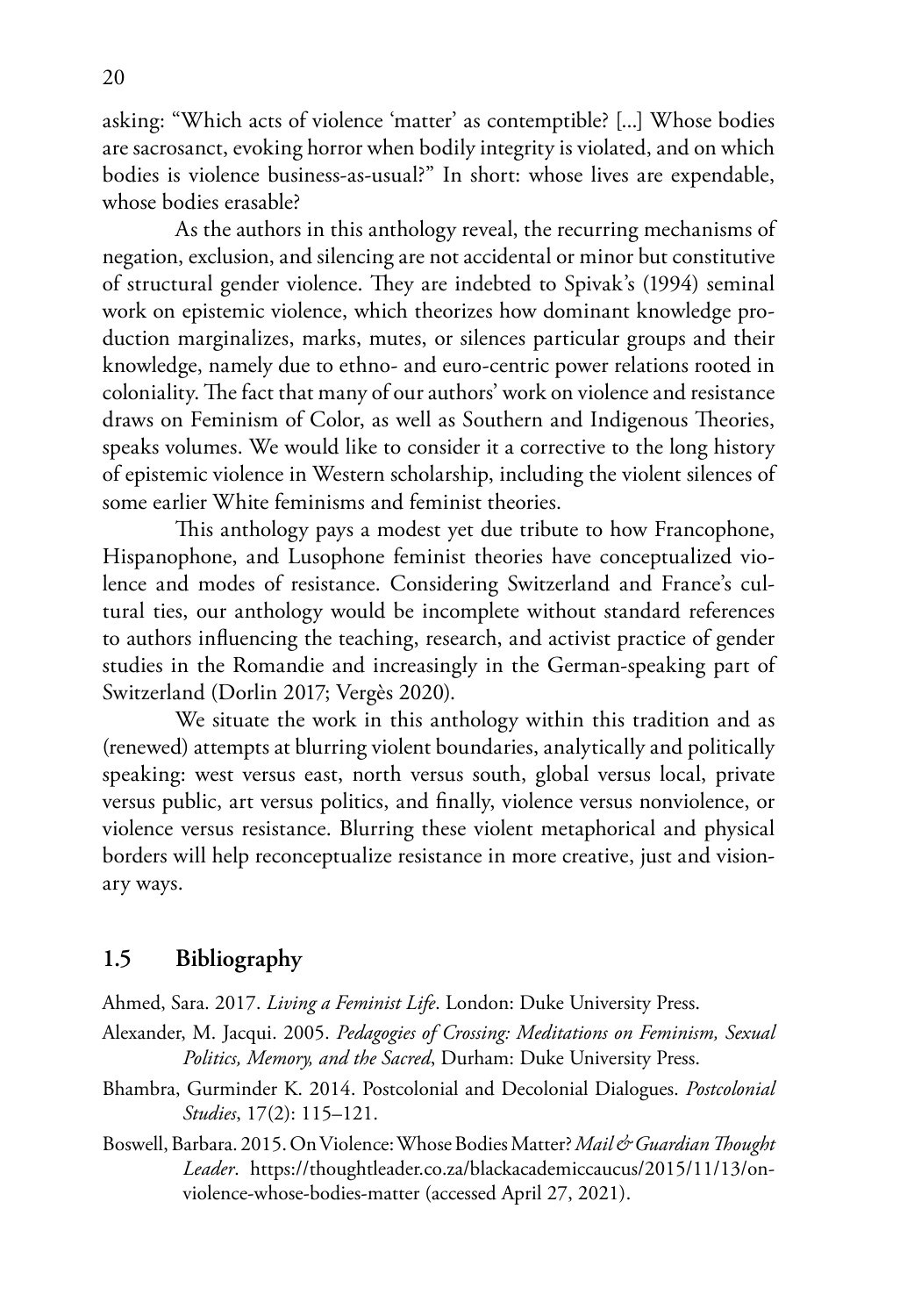asking: "Which acts of violence 'matter' as contemptible? [...] Whose bodies are sacrosanct, evoking horror when bodily integrity is violated, and on which bodies is violence business-as-usual?" In short: whose lives are expendable, whose bodies erasable?

As the authors in this anthology reveal, the recurring mechanisms of negation, exclusion, and silencing are not accidental or minor but constitutive of structural gender violence. They are indebted to Spivak's (1994) seminal work on epistemic violence, which theorizes how dominant knowledge production marginalizes, marks, mutes, or silences particular groups and their knowledge, namely due to ethno- and euro-centric power relations rooted in coloniality. The fact that many of our authors' work on violence and resistance draws on Feminism of Color, as well as Southern and Indigenous Theories, speaks volumes. We would like to consider it a corrective to the long history of epistemic violence in Western scholarship, including the violent silences of some earlier White feminisms and feminist theories.

This anthology pays a modest yet due tribute to how Francophone, Hispanophone, and Lusophone feminist theories have conceptualized violence and modes of resistance. Considering Switzerland and France's cultural ties, our anthology would be incomplete without standard references to authors influencing the teaching, research, and activist practice of gender studies in the Romandie and increasingly in the German-speaking part of Switzerland (Dorlin 2017; Vergès 2020).

We situate the work in this anthology within this tradition and as (renewed) attempts at blurring violent boundaries, analytically and politically speaking: west versus east, north versus south, global versus local, private versus public, art versus politics, and finally, violence versus nonviolence, or violence versus resistance. Blurring these violent metaphorical and physical borders will help reconceptualize resistance in more creative, just and visionary ways.

## 1.5 Bibliography

Ahmed, Sara. 2017. *Living a Feminist Life*. London: Duke University Press.

Alexander, M. Jacqui. 2005. *Pedagogies of Crossing: Meditations on Feminism, Sexual Politics, Memory, and the Sacred*, Durham: Duke University Press.

Bhambra, Gurminder K. 2014. Postcolonial and Decolonial Dialogues. *Postcolonial Studies*, 17(2): 115–121.

Boswell, Barbara. 2015. On Violence: Whose Bodies Matter? *Mail & Guardian Thought Leader*. https://thoughtleader.co.za/blackacademiccaucus/2015/11/13/on-violence-whose-bodies-matter (accessed April 27, 2021).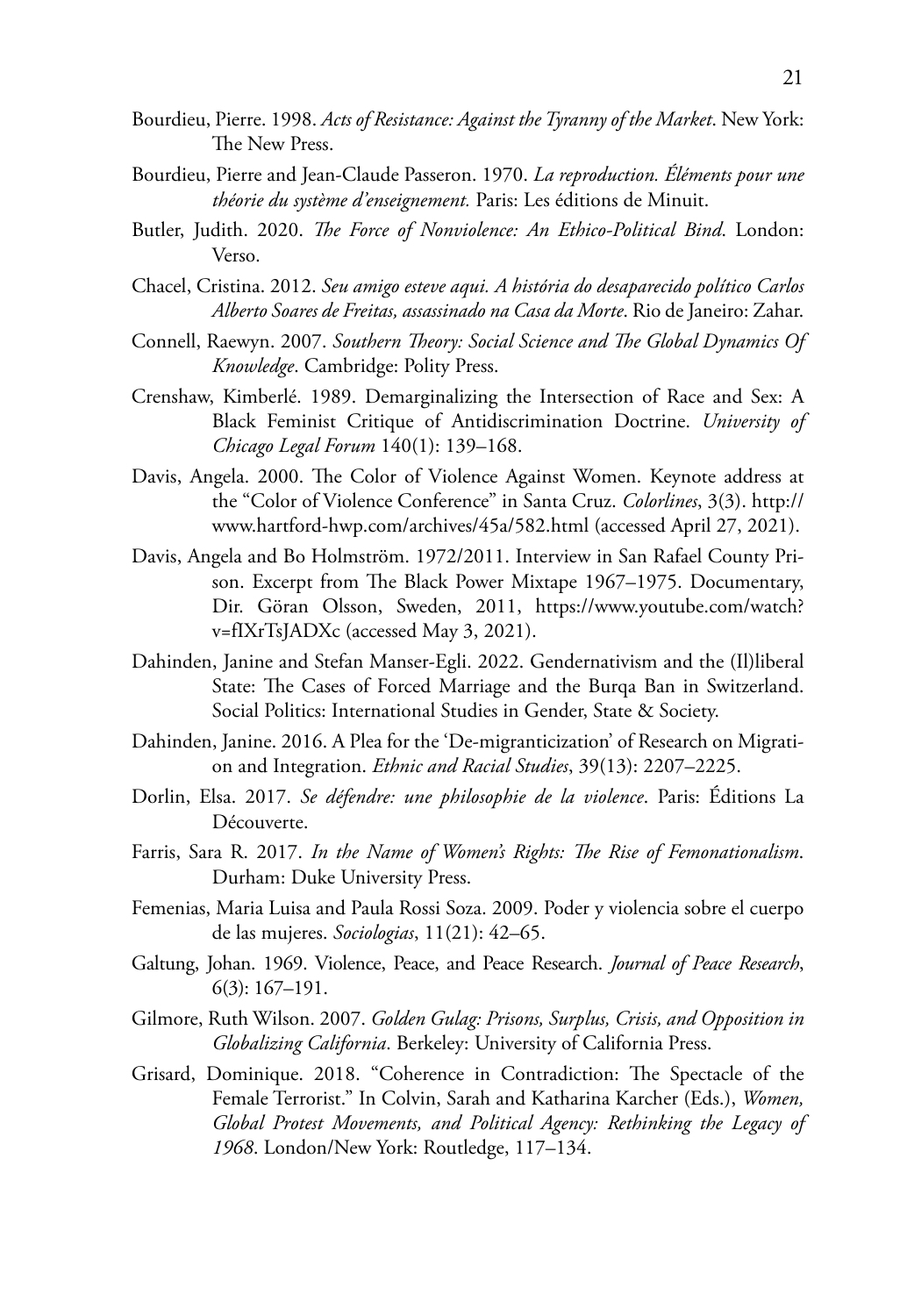Bourdieu, Pierre. 1998. *Acts of Resistance: Against the Tyranny of the Market*. New York: The New Press.

Bourdieu, Pierre and Jean-Claude Passeron. 1970. *La reproduction. Éléments pour une théorie du système d'enseignement.* Paris: Les éditions de Minuit.

Butler, Judith. 2020. *The Force of Nonviolence: An Ethico-Political Bind*. London: Verso.

Chacel, Cristina. 2012. *Seu amigo esteve aqui. A história do desaparecido político Carlos Alberto Soares de Freitas, assassinado na Casa da Morte*. Rio de Janeiro: Zahar.

Connell, Raewyn. 2007. *Southern Theory: Social Science and The Global Dynamics Of Knowledge*. Cambridge: Polity Press.

Crenshaw, Kimberlé. 1989. Demarginalizing the Intersection of Race and Sex: A Black Feminist Critique of Antidiscrimination Doctrine. *University of Chicago Legal Forum* 140(1): 139–168.

Davis, Angela. 2000. The Color of Violence Against Women. Keynote address at the "Color of Violence Conference" in Santa Cruz. *Colorlines*, 3(3). http://www.hartford-hwp.com/archives/45a/582.html (accessed April 27, 2021).

Davis, Angela and Bo Holmström. 1972/2011. Interview in San Rafael County Prison. Excerpt from The Black Power Mixtape 1967–1975. Documentary, Dir. Göran Olsson, Sweden, 2011, https://www.youtube.com/watch?v=fIXrTsJADXc (accessed May 3, 2021).

Dahinden, Janine and Stefan Manser-Egli. 2022. Gendernativism and the (Il)liberal State: The Cases of Forced Marriage and the Burqa Ban in Switzerland. Social Politics: International Studies in Gender, State & Society.

Dahinden, Janine. 2016. A Plea for the 'De-migranticization' of Research on Migration and Integration. *Ethnic and Racial Studies*, 39(13): 2207–2225.

Dorlin, Elsa. 2017. *Se défendre: une philosophie de la violence*. Paris: Éditions La Découverte.

Farris, Sara R. 2017. *In the Name of Women's Rights: The Rise of Femonationalism*. Durham: Duke University Press.

Femenias, Maria Luisa and Paula Rossi Soza. 2009. Poder y violencia sobre el cuerpo de las mujeres. *Sociologias*, 11(21): 42–65.

Galtung, Johan. 1969. Violence, Peace, and Peace Research. *Journal of Peace Research*, 6(3): 167–191.

Gilmore, Ruth Wilson. 2007. *Golden Gulag: Prisons, Surplus, Crisis, and Opposition in Globalizing California*. Berkeley: University of California Press.

Grisard, Dominique. 2018. "Coherence in Contradiction: The Spectacle of the Female Terrorist." In Colvin, Sarah and Katharina Karcher (Eds.), *Women, Global Protest Movements, and Political Agency: Rethinking the Legacy of 1968*. London/New York: Routledge, 117–134.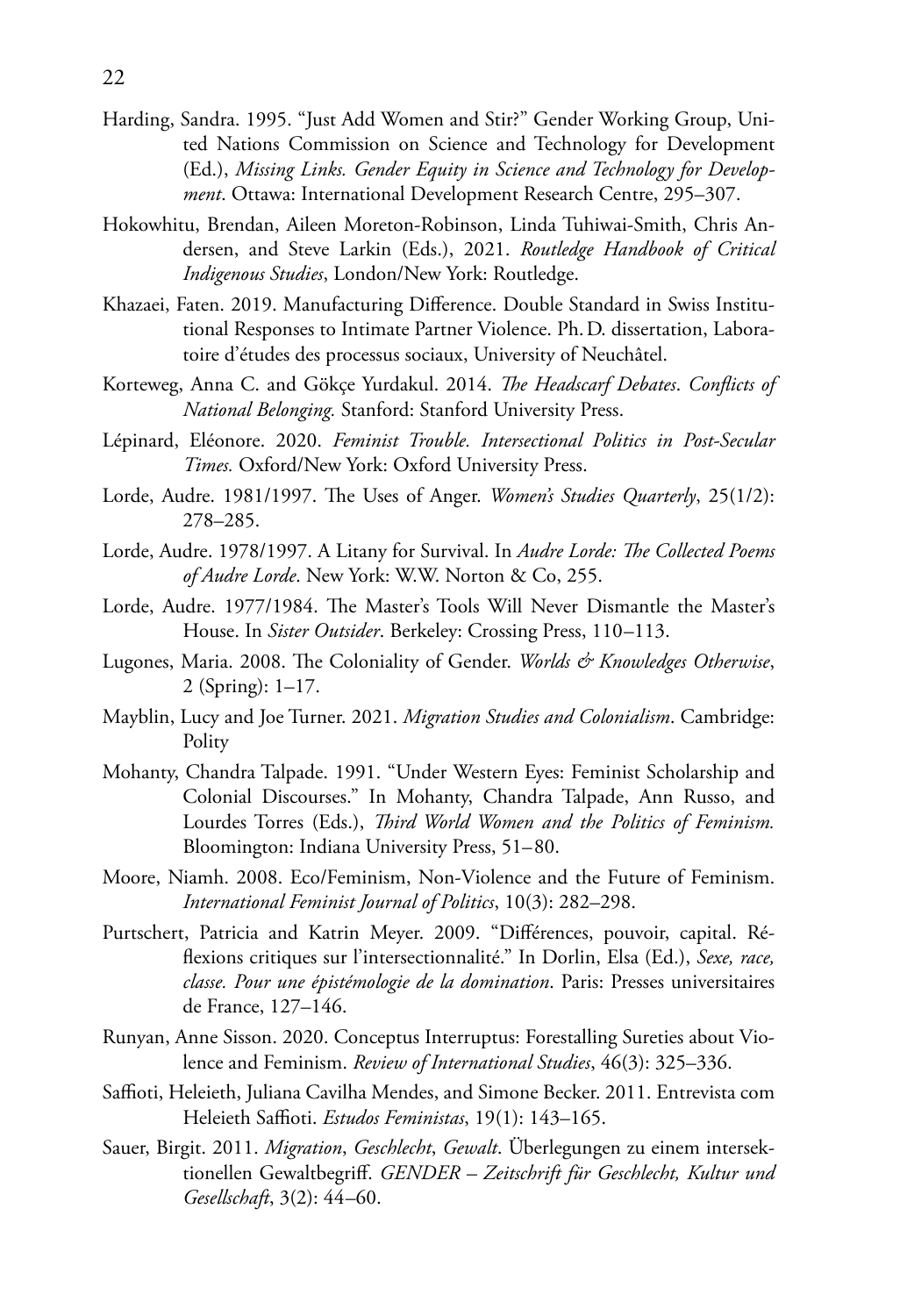Harding, Sandra. 1995. "Just Add Women and Stir?" Gender Working Group, United Nations Commission on Science and Technology for Development (Ed.), *Missing Links. Gender Equity in Science and Technology for Development*. Ottawa: International Development Research Centre, 295–307.

Hokowhitu, Brendan, Aileen Moreton-Robinson, Linda Tuhiwai-Smith, Chris Andersen, and Steve Larkin (Eds.), 2021. *Routledge Handbook of Critical Indigenous Studies*, London/New York: Routledge.

Khazaei, Faten. 2019. Manufacturing Difference. Double Standard in Swiss Institutional Responses to Intimate Partner Violence. Ph. D. dissertation, Laboratoire d'études des processus sociaux, University of Neuchâtel.

Korteweg, Anna C. and Gökçe Yurdakul. 2014. *The Headscarf Debates*. *Conflicts of National Belonging.* Stanford: Stanford University Press.

Lépinard, Eléonore. 2020. *Feminist Trouble. Intersectional Politics in Post-Secular Times.* Oxford/New York: Oxford University Press.

Lorde, Audre. 1981/1997. The Uses of Anger. *Women's Studies Quarterly*, 25(1/2): 278–285.

Lorde, Audre. 1978/1997. A Litany for Survival. In *Audre Lorde: The Collected Poems of Audre Lorde*. New York: W.W. Norton & Co, 255.

Lorde, Audre. 1977/1984. The Master's Tools Will Never Dismantle the Master's House. In *Sister Outsider*. Berkeley: Crossing Press, 110–113.

Lugones, Maria. 2008. The Coloniality of Gender. *Worlds & Knowledges Otherwise*, 2 (Spring): 1–17.

Mayblin, Lucy and Joe Turner. 2021. *Migration Studies and Colonialism*. Cambridge: Polity

Mohanty, Chandra Talpade. 1991. "Under Western Eyes: Feminist Scholarship and Colonial Discourses." In Mohanty, Chandra Talpade, Ann Russo, and Lourdes Torres (Eds.), *Third World Women and the Politics of Feminism.* Bloomington: Indiana University Press, 51–80.

Moore, Niamh. 2008. Eco/Feminism, Non-Violence and the Future of Feminism. *International Feminist Journal of Politics*, 10(3): 282–298.

Purtschert, Patricia and Katrin Meyer. 2009. "Différences, pouvoir, capital. Réflexions critiques sur l'intersectionnalité." In Dorlin, Elsa (Ed.), *Sexe, race, classe. Pour une épistémologie de la domination*. Paris: Presses universitaires de France, 127–146.

Runyan, Anne Sisson. 2020. Conceptus Interruptus: Forestalling Sureties about Violence and Feminism. *Review of International Studies*, 46(3): 325–336.

Saffioti, Heleieth, Juliana Cavilha Mendes, and Simone Becker. 2011. Entrevista com Heleieth Saffioti. *Estudos Feministas*, 19(1): 143–165.

Sauer, Birgit. 2011. *Migration*, *Geschlecht*, *Gewalt*. Überlegungen zu einem intersektionellen Gewaltbegriff. *GENDER – Zeitschrift für Geschlecht, Kultur und Gesellschaft*, 3(2): 44–60.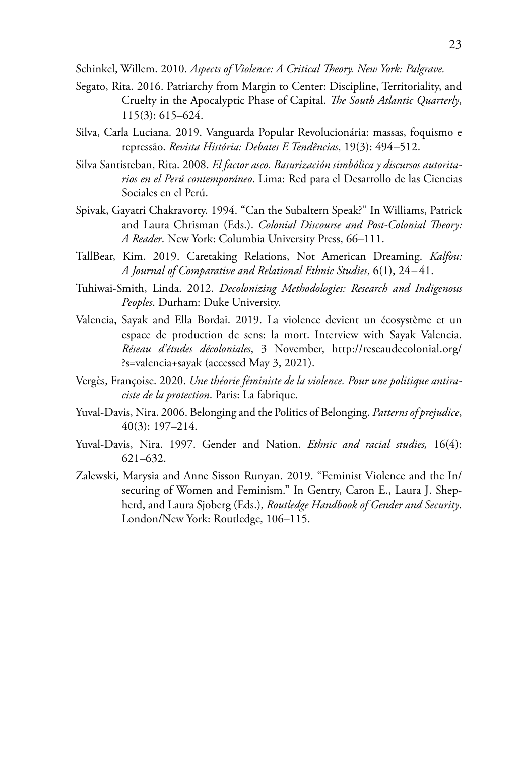Schinkel, Willem. 2010. *Aspects of Violence: A Critical Theory. New York: Palgrave.*

Segato, Rita. 2016. Patriarchy from Margin to Center: Discipline, Territoriality, and Cruelty in the Apocalyptic Phase of Capital. *The South Atlantic Quarterly*, 115(3): 615–624.

Silva, Carla Luciana. 2019. Vanguarda Popular Revolucionária: massas, foquismo e repressão. *Revista História: Debates E Tendências*, 19(3): 494–512.

Silva Santisteban, Rita. 2008. *El factor asco. Basurización simbólica y discursos autoritarios en el Perú contemporáneo*. Lima: Red para el Desarrollo de las Ciencias Sociales en el Perú.

Spivak, Gayatri Chakravorty. 1994. "Can the Subaltern Speak?" In Williams, Patrick and Laura Chrisman (Eds.). *Colonial Discourse and Post-Colonial Theory: A Reader*. New York: Columbia University Press, 66–111.

TallBear, Kim. 2019. Caretaking Relations, Not American Dreaming. *Kalfou: A Journal of Comparative and Relational Ethnic Studies*, 6(1), 24–41.

Tuhiwai-Smith, Linda. 2012. *Decolonizing Methodologies: Research and Indigenous Peoples*. Durham: Duke University.

Valencia, Sayak and Ella Bordai. 2019. La violence devient un écosystème et un espace de production de sens: la mort. Interview with Sayak Valencia. *Réseau d'études décoloniales*, 3 November, http://reseaudecolonial.org/?s=valencia+sayak (accessed May 3, 2021).

Vergès, Françoise. 2020. *Une théorie féministe de la violence. Pour une politique antiraciste de la protection*. Paris: La fabrique.

Yuval-Davis, Nira. 2006. Belonging and the Politics of Belonging. *Patterns of prejudice*, 40(3): 197–214.

Yuval-Davis, Nira. 1997. Gender and Nation. *Ethnic and racial studies,* 16(4): 621–632.

Zalewski, Marysia and Anne Sisson Runyan. 2019. "Feminist Violence and the In/securing of Women and Feminism." In Gentry, Caron E., Laura J. Shepherd, and Laura Sjoberg (Eds.), *Routledge Handbook of Gender and Security*. London/New York: Routledge, 106–115.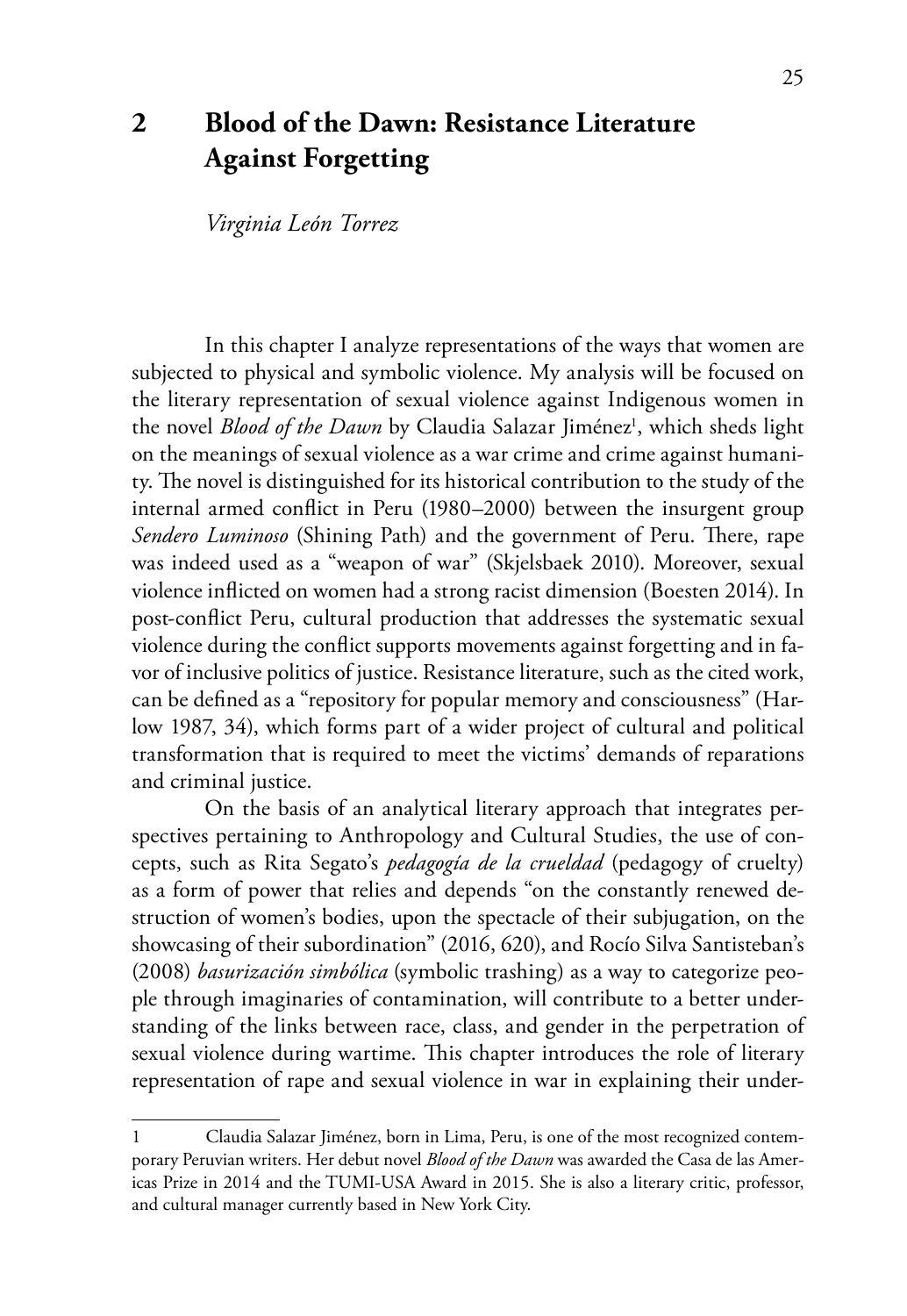# 2 Blood of the Dawn: Resistance Literature Against Forgetting

*Virginia León Torrez*

In this chapter I analyze representations of the ways that women are subjected to physical and symbolic violence. My analysis will be focused on the literary representation of sexual violence against Indigenous women in the novel *Blood of the Dawn* by Claudia Salazar Jiménez[1], which sheds light on the meanings of sexual violence as a war crime and crime against humanity. The novel is distinguished for its historical contribution to the study of the internal armed conflict in Peru (1980–2000) between the insurgent group *Sendero Luminoso* (Shining Path) and the government of Peru. There, rape was indeed used as a "weapon of war" (Skjelsbaek 2010). Moreover, sexual violence inflicted on women had a strong racist dimension (Boesten 2014). In post-conflict Peru, cultural production that addresses the systematic sexual violence during the conflict supports movements against forgetting and in favor of inclusive politics of justice. Resistance literature, such as the cited work, can be defined as a "repository for popular memory and consciousness" (Harlow 1987, 34), which forms part of a wider project of cultural and political transformation that is required to meet the victims' demands of reparations and criminal justice.

On the basis of an analytical literary approach that integrates perspectives pertaining to Anthropology and Cultural Studies, the use of concepts, such as Rita Segato's *pedagogía de la crueldad* (pedagogy of cruelty) as a form of power that relies and depends "on the constantly renewed destruction of women's bodies, upon the spectacle of their subjugation, on the showcasing of their subordination" (2016, 620), and Rocío Silva Santisteban's (2008) *basurización simbólica* (symbolic trashing) as a way to categorize people through imaginaries of contamination, will contribute to a better understanding of the links between race, class, and gender in the perpetration of sexual violence during wartime. This chapter introduces the role of literary representation of rape and sexual violence in war in explaining their under-

---

1 Claudia Salazar Jiménez, born in Lima, Peru, is one of the most recognized contemporary Peruvian writers. Her debut novel *Blood of the Dawn* was awarded the Casa de las Americas Prize in 2014 and the TUMI-USA Award in 2015. She is also a literary critic, professor, and cultural manager currently based in New York City.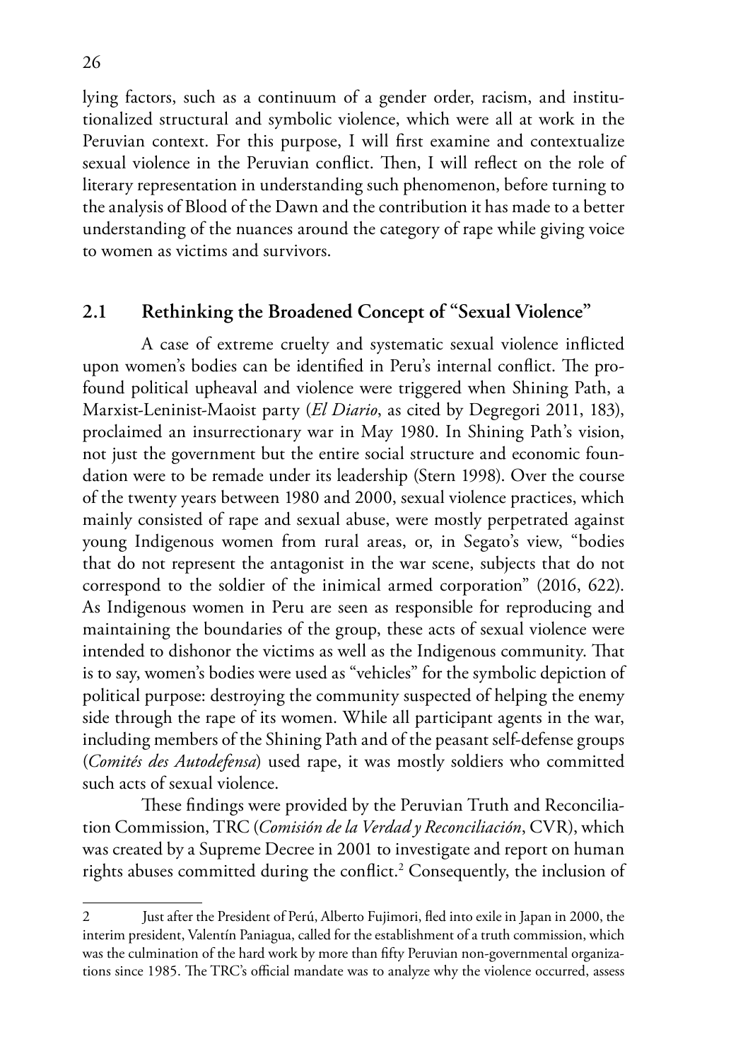lying factors, such as a continuum of a gender order, racism, and institutionalized structural and symbolic violence, which were all at work in the Peruvian context. For this purpose, I will first examine and contextualize sexual violence in the Peruvian conflict. Then, I will reflect on the role of literary representation in understanding such phenomenon, before turning to the analysis of Blood of the Dawn and the contribution it has made to a better understanding of the nuances around the category of rape while giving voice to women as victims and survivors.

## 2.1 Rethinking the Broadened Concept of "Sexual Violence"

A case of extreme cruelty and systematic sexual violence inflicted upon women's bodies can be identified in Peru's internal conflict. The profound political upheaval and violence were triggered when Shining Path, a Marxist-Leninist-Maoist party (*El Diario*, as cited by Degregori 2011, 183), proclaimed an insurrectionary war in May 1980. In Shining Path's vision, not just the government but the entire social structure and economic foundation were to be remade under its leadership (Stern 1998). Over the course of the twenty years between 1980 and 2000, sexual violence practices, which mainly consisted of rape and sexual abuse, were mostly perpetrated against young Indigenous women from rural areas, or, in Segato's view, "bodies that do not represent the antagonist in the war scene, subjects that do not correspond to the soldier of the inimical armed corporation" (2016, 622). As Indigenous women in Peru are seen as responsible for reproducing and maintaining the boundaries of the group, these acts of sexual violence were intended to dishonor the victims as well as the Indigenous community. That is to say, women's bodies were used as "vehicles" for the symbolic depiction of political purpose: destroying the community suspected of helping the enemy side through the rape of its women. While all participant agents in the war, including members of the Shining Path and of the peasant self-defense groups (*Comités des Autodefensa*) used rape, it was mostly soldiers who committed such acts of sexual violence.

These findings were provided by the Peruvian Truth and Reconciliation Commission, TRC (*Comisión de la Verdad y Reconciliación*, CVR), which was created by a Supreme Decree in 2001 to investigate and report on human rights abuses committed during the conflict.[2] Consequently, the inclusion of

---

2 Just after the President of Perú, Alberto Fujimori, fled into exile in Japan in 2000, the interim president, Valentín Paniagua, called for the establishment of a truth commission, which was the culmination of the hard work by more than fifty Peruvian non-governmental organizations since 1985. The TRC's official mandate was to analyze why the violence occurred, assess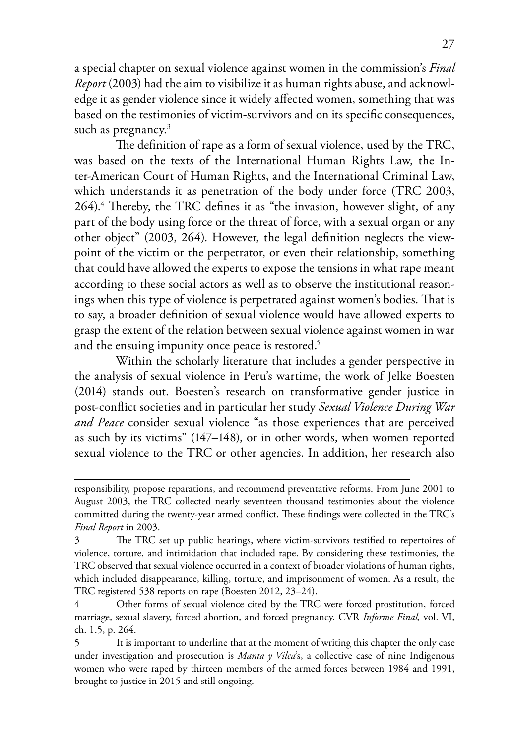a special chapter on sexual violence against women in the commission's *Final Report* (2003) had the aim to visibilize it as human rights abuse, and acknowledge it as gender violence since it widely affected women, something that was based on the testimonies of victim-survivors and on its specific consequences, such as pregnancy.[3]

The definition of rape as a form of sexual violence, used by the TRC, was based on the texts of the International Human Rights Law, the Inter-American Court of Human Rights, and the International Criminal Law, which understands it as penetration of the body under force (TRC 2003, 264).[4] Thereby, the TRC defines it as "the invasion, however slight, of any part of the body using force or the threat of force, with a sexual organ or any other object" (2003, 264). However, the legal definition neglects the viewpoint of the victim or the perpetrator, or even their relationship, something that could have allowed the experts to expose the tensions in what rape meant according to these social actors as well as to observe the institutional reasonings when this type of violence is perpetrated against women's bodies. That is to say, a broader definition of sexual violence would have allowed experts to grasp the extent of the relation between sexual violence against women in war and the ensuing impunity once peace is restored.[5]

Within the scholarly literature that includes a gender perspective in the analysis of sexual violence in Peru's wartime, the work of Jelke Boesten (2014) stands out. Boesten's research on transformative gender justice in post-conflict societies and in particular her study *Sexual Violence During War and Peace* consider sexual violence "as those experiences that are perceived as such by its victims" (147–148), or in other words, when women reported sexual violence to the TRC or other agencies. In addition, her research also

---

responsibility, propose reparations, and recommend preventative reforms. From June 2001 to August 2003, the TRC collected nearly seventeen thousand testimonies about the violence committed during the twenty-year armed conflict. These findings were collected in the TRC's *Final Report* in 2003.

3 The TRC set up public hearings, where victim-survivors testified to repertoires of violence, torture, and intimidation that included rape. By considering these testimonies, the TRC observed that sexual violence occurred in a context of broader violations of human rights, which included disappearance, killing, torture, and imprisonment of women. As a result, the TRC registered 538 reports on rape (Boesten 2012, 23–24).

4 Other forms of sexual violence cited by the TRC were forced prostitution, forced marriage, sexual slavery, forced abortion, and forced pregnancy. CVR *Informe Final,* vol. VI, ch. 1.5, p. 264.

5 It is important to underline that at the moment of writing this chapter the only case under investigation and prosecution is *Manta y Vilca*'s, a collective case of nine Indigenous women who were raped by thirteen members of the armed forces between 1984 and 1991, brought to justice in 2015 and still ongoing.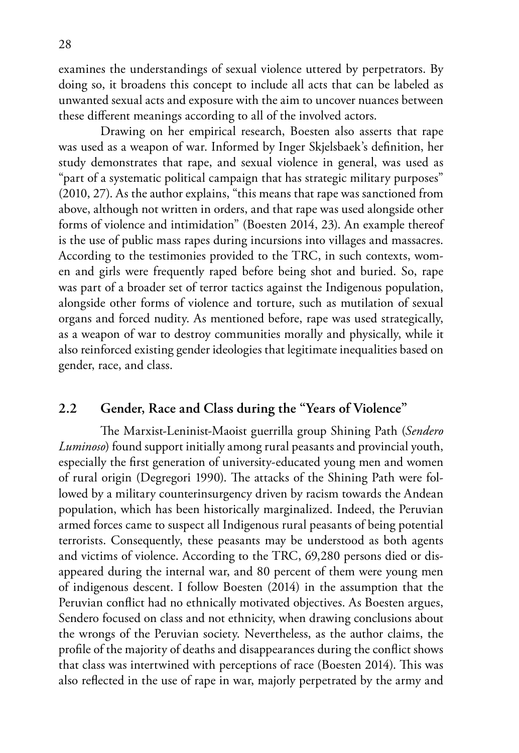examines the understandings of sexual violence uttered by perpetrators. By doing so, it broadens this concept to include all acts that can be labeled as unwanted sexual acts and exposure with the aim to uncover nuances between these different meanings according to all of the involved actors.

Drawing on her empirical research, Boesten also asserts that rape was used as a weapon of war. Informed by Inger Skjelsbaek's definition, her study demonstrates that rape, and sexual violence in general, was used as "part of a systematic political campaign that has strategic military purposes" (2010, 27). As the author explains, "this means that rape was sanctioned from above, although not written in orders, and that rape was used alongside other forms of violence and intimidation" (Boesten 2014, 23). An example thereof is the use of public mass rapes during incursions into villages and massacres. According to the testimonies provided to the TRC, in such contexts, women and girls were frequently raped before being shot and buried. So, rape was part of a broader set of terror tactics against the Indigenous population, alongside other forms of violence and torture, such as mutilation of sexual organs and forced nudity. As mentioned before, rape was used strategically, as a weapon of war to destroy communities morally and physically, while it also reinforced existing gender ideologies that legitimate inequalities based on gender, race, and class.

## 2.2 Gender, Race and Class during the "Years of Violence"

The Marxist-Leninist-Maoist guerrilla group Shining Path (*Sendero Luminoso*) found support initially among rural peasants and provincial youth, especially the first generation of university-educated young men and women of rural origin (Degregori 1990). The attacks of the Shining Path were followed by a military counterinsurgency driven by racism towards the Andean population, which has been historically marginalized. Indeed, the Peruvian armed forces came to suspect all Indigenous rural peasants of being potential terrorists. Consequently, these peasants may be understood as both agents and victims of violence. According to the TRC, 69,280 persons died or disappeared during the internal war, and 80 percent of them were young men of indigenous descent. I follow Boesten (2014) in the assumption that the Peruvian conflict had no ethnically motivated objectives. As Boesten argues, Sendero focused on class and not ethnicity, when drawing conclusions about the wrongs of the Peruvian society. Nevertheless, as the author claims, the profile of the majority of deaths and disappearances during the conflict shows that class was intertwined with perceptions of race (Boesten 2014). This was also reflected in the use of rape in war, majorly perpetrated by the army and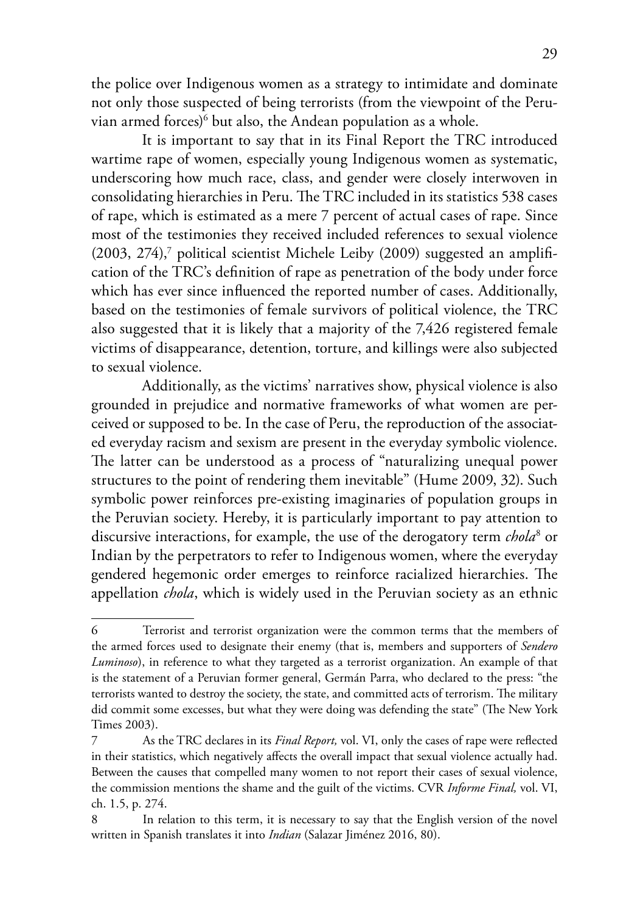the police over Indigenous women as a strategy to intimidate and dominate not only those suspected of being terrorists (from the viewpoint of the Peruvian armed forces)[6] but also, the Andean population as a whole.

It is important to say that in its Final Report the TRC introduced wartime rape of women, especially young Indigenous women as systematic, underscoring how much race, class, and gender were closely interwoven in consolidating hierarchies in Peru. The TRC included in its statistics 538 cases of rape, which is estimated as a mere 7 percent of actual cases of rape. Since most of the testimonies they received included references to sexual violence (2003, 274),[7] political scientist Michele Leiby (2009) suggested an amplification of the TRC's definition of rape as penetration of the body under force which has ever since influenced the reported number of cases. Additionally, based on the testimonies of female survivors of political violence, the TRC also suggested that it is likely that a majority of the 7,426 registered female victims of disappearance, detention, torture, and killings were also subjected to sexual violence.

Additionally, as the victims' narratives show, physical violence is also grounded in prejudice and normative frameworks of what women are perceived or supposed to be. In the case of Peru, the reproduction of the associated everyday racism and sexism are present in the everyday symbolic violence. The latter can be understood as a process of "naturalizing unequal power structures to the point of rendering them inevitable" (Hume 2009, 32). Such symbolic power reinforces pre-existing imaginaries of population groups in the Peruvian society. Hereby, it is particularly important to pay attention to discursive interactions, for example, the use of the derogatory term *chola*[8] or Indian by the perpetrators to refer to Indigenous women, where the everyday gendered hegemonic order emerges to reinforce racialized hierarchies. The appellation *chola*, which is widely used in the Peruvian society as an ethnic

---

6 Terrorist and terrorist organization were the common terms that the members of the armed forces used to designate their enemy (that is, members and supporters of *Sendero Luminoso*), in reference to what they targeted as a terrorist organization. An example of that is the statement of a Peruvian former general, Germán Parra, who declared to the press: "the terrorists wanted to destroy the society, the state, and committed acts of terrorism. The military did commit some excesses, but what they were doing was defending the state" (The New York Times 2003).

7 As the TRC declares in its *Final Report,* vol. VI, only the cases of rape were reflected in their statistics, which negatively affects the overall impact that sexual violence actually had. Between the causes that compelled many women to not report their cases of sexual violence, the commission mentions the shame and the guilt of the victims. CVR *Informe Final,* vol. VI, ch. 1.5, p. 274.

8 In relation to this term, it is necessary to say that the English version of the novel written in Spanish translates it into *Indian* (Salazar Jiménez 2016, 80).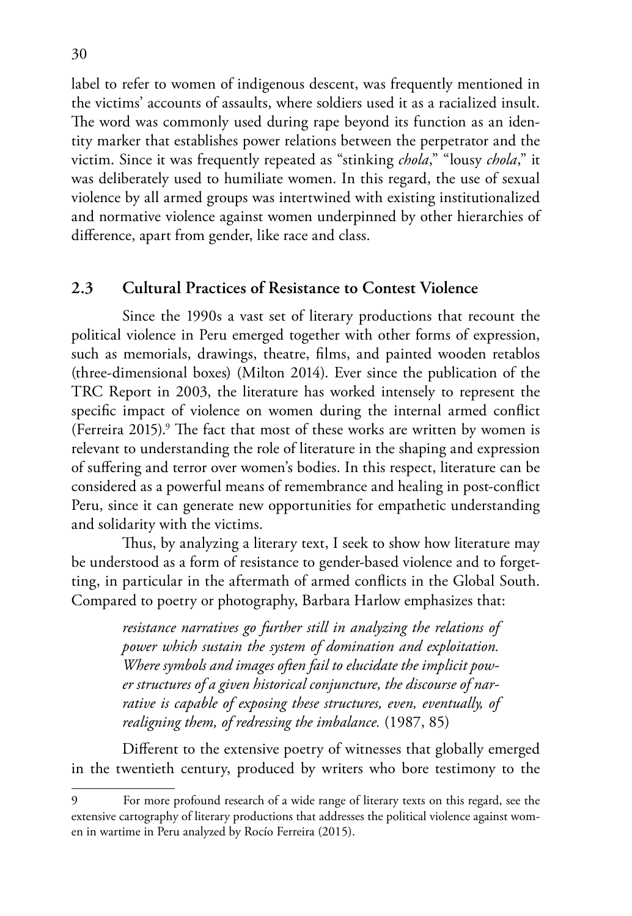label to refer to women of indigenous descent, was frequently mentioned in the victims' accounts of assaults, where soldiers used it as a racialized insult. The word was commonly used during rape beyond its function as an identity marker that establishes power relations between the perpetrator and the victim. Since it was frequently repeated as "stinking *chola*," "lousy *chola*," it was deliberately used to humiliate women. In this regard, the use of sexual violence by all armed groups was intertwined with existing institutionalized and normative violence against women underpinned by other hierarchies of difference, apart from gender, like race and class.

## 2.3 Cultural Practices of Resistance to Contest Violence

Since the 1990s a vast set of literary productions that recount the political violence in Peru emerged together with other forms of expression, such as memorials, drawings, theatre, films, and painted wooden retablos (three-dimensional boxes) (Milton 2014). Ever since the publication of the TRC Report in 2003, the literature has worked intensely to represent the specific impact of violence on women during the internal armed conflict (Ferreira 2015).[9] The fact that most of these works are written by women is relevant to understanding the role of literature in the shaping and expression of suffering and terror over women's bodies. In this respect, literature can be considered as a powerful means of remembrance and healing in post-conflict Peru, since it can generate new opportunities for empathetic understanding and solidarity with the victims.

Thus, by analyzing a literary text, I seek to show how literature may be understood as a form of resistance to gender-based violence and to forgetting, in particular in the aftermath of armed conflicts in the Global South. Compared to poetry or photography, Barbara Harlow emphasizes that:

> *resistance narratives go further still in analyzing the relations of power which sustain the system of domination and exploitation. Where symbols and images often fail to elucidate the implicit power structures of a given historical conjuncture, the discourse of narrative is capable of exposing these structures, even, eventually, of realigning them, of redressing the imbalance.* (1987, 85)

Different to the extensive poetry of witnesses that globally emerged in the twentieth century, produced by writers who bore testimony to the

---

9 For more profound research of a wide range of literary texts on this regard, see the extensive cartography of literary productions that addresses the political violence against women in wartime in Peru analyzed by Rocío Ferreira (2015).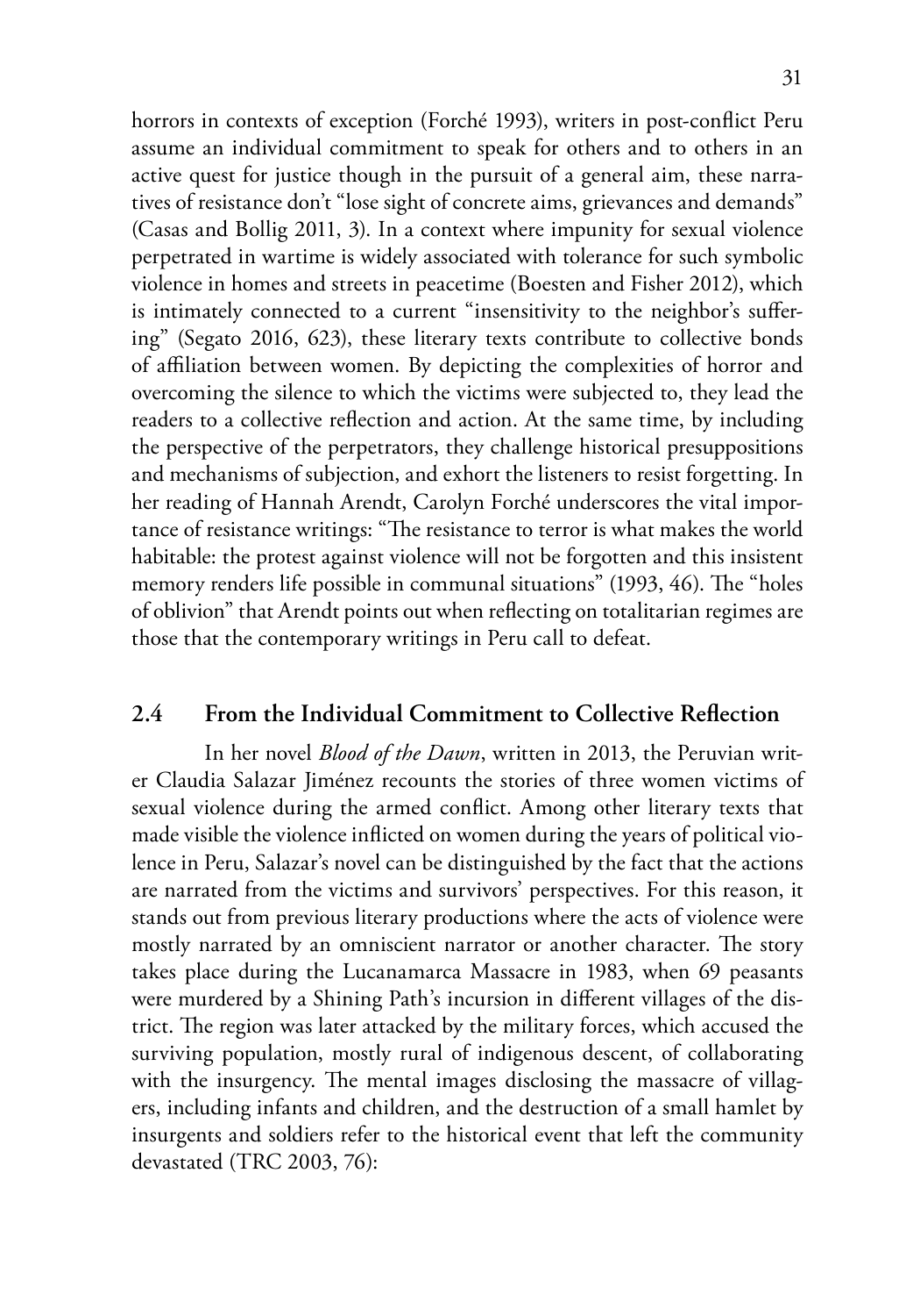horrors in contexts of exception (Forché 1993), writers in post-conflict Peru assume an individual commitment to speak for others and to others in an active quest for justice though in the pursuit of a general aim, these narratives of resistance don't "lose sight of concrete aims, grievances and demands" (Casas and Bollig 2011, 3). In a context where impunity for sexual violence perpetrated in wartime is widely associated with tolerance for such symbolic violence in homes and streets in peacetime (Boesten and Fisher 2012), which is intimately connected to a current "insensitivity to the neighbor's suffering" (Segato 2016, 623), these literary texts contribute to collective bonds of affiliation between women. By depicting the complexities of horror and overcoming the silence to which the victims were subjected to, they lead the readers to a collective reflection and action. At the same time, by including the perspective of the perpetrators, they challenge historical presuppositions and mechanisms of subjection, and exhort the listeners to resist forgetting. In her reading of Hannah Arendt, Carolyn Forché underscores the vital importance of resistance writings: "The resistance to terror is what makes the world habitable: the protest against violence will not be forgotten and this insistent memory renders life possible in communal situations" (1993, 46). The "holes of oblivion" that Arendt points out when reflecting on totalitarian regimes are those that the contemporary writings in Peru call to defeat.

## 2.4 From the Individual Commitment to Collective Reflection

In her novel *Blood of the Dawn*, written in 2013, the Peruvian writer Claudia Salazar Jiménez recounts the stories of three women victims of sexual violence during the armed conflict. Among other literary texts that made visible the violence inflicted on women during the years of political violence in Peru, Salazar's novel can be distinguished by the fact that the actions are narrated from the victims and survivors' perspectives. For this reason, it stands out from previous literary productions where the acts of violence were mostly narrated by an omniscient narrator or another character. The story takes place during the Lucanamarca Massacre in 1983, when 69 peasants were murdered by a Shining Path's incursion in different villages of the district. The region was later attacked by the military forces, which accused the surviving population, mostly rural of indigenous descent, of collaborating with the insurgency. The mental images disclosing the massacre of villagers, including infants and children, and the destruction of a small hamlet by insurgents and soldiers refer to the historical event that left the community devastated (TRC 2003, 76):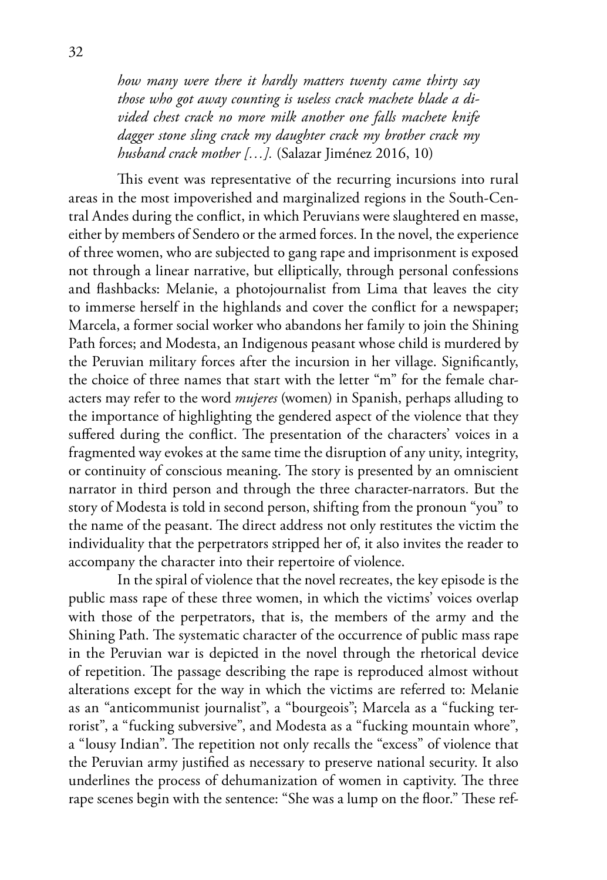> *how many were there it hardly matters twenty came thirty say those who got away counting is useless crack machete blade a divided chest crack no more milk another one falls machete knife dagger stone sling crack my daughter crack my brother crack my husband crack mother […].* (Salazar Jiménez 2016, 10)

This event was representative of the recurring incursions into rural areas in the most impoverished and marginalized regions in the South-Central Andes during the conflict, in which Peruvians were slaughtered en masse, either by members of Sendero or the armed forces. In the novel, the experience of three women, who are subjected to gang rape and imprisonment is exposed not through a linear narrative, but elliptically, through personal confessions and flashbacks: Melanie, a photojournalist from Lima that leaves the city to immerse herself in the highlands and cover the conflict for a newspaper; Marcela, a former social worker who abandons her family to join the Shining Path forces; and Modesta, an Indigenous peasant whose child is murdered by the Peruvian military forces after the incursion in her village. Significantly, the choice of three names that start with the letter "m" for the female characters may refer to the word *mujeres* (women) in Spanish, perhaps alluding to the importance of highlighting the gendered aspect of the violence that they suffered during the conflict. The presentation of the characters' voices in a fragmented way evokes at the same time the disruption of any unity, integrity, or continuity of conscious meaning. The story is presented by an omniscient narrator in third person and through the three character-narrators. But the story of Modesta is told in second person, shifting from the pronoun "you" to the name of the peasant. The direct address not only restitutes the victim the individuality that the perpetrators stripped her of, it also invites the reader to accompany the character into their repertoire of violence.

In the spiral of violence that the novel recreates, the key episode is the public mass rape of these three women, in which the victims' voices overlap with those of the perpetrators, that is, the members of the army and the Shining Path. The systematic character of the occurrence of public mass rape in the Peruvian war is depicted in the novel through the rhetorical device of repetition. The passage describing the rape is reproduced almost without alterations except for the way in which the victims are referred to: Melanie as an "anticommunist journalist", a "bourgeois"; Marcela as a "fucking terrorist", a "fucking subversive", and Modesta as a "fucking mountain whore", a "lousy Indian". The repetition not only recalls the "excess" of violence that the Peruvian army justified as necessary to preserve national security. It also underlines the process of dehumanization of women in captivity. The three rape scenes begin with the sentence: "She was a lump on the floor." These ref-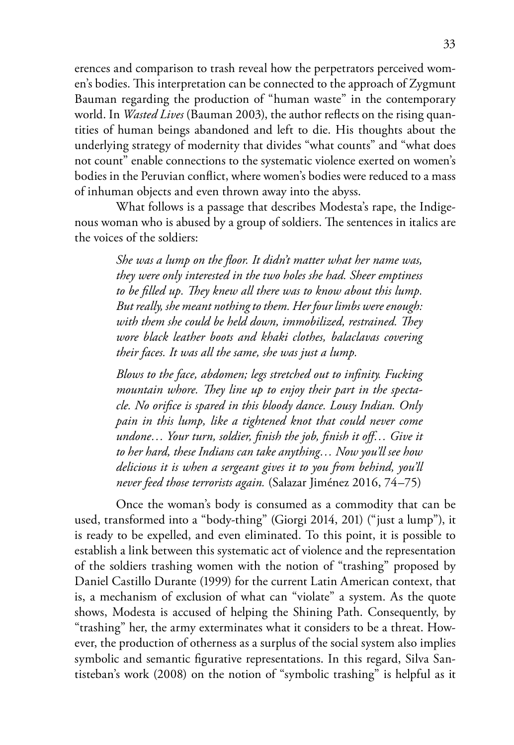erences and comparison to trash reveal how the perpetrators perceived women's bodies. This interpretation can be connected to the approach of Zygmunt Bauman regarding the production of "human waste" in the contemporary world. In *Wasted Lives* (Bauman 2003), the author reflects on the rising quantities of human beings abandoned and left to die. His thoughts about the underlying strategy of modernity that divides "what counts" and "what does not count" enable connections to the systematic violence exerted on women's bodies in the Peruvian conflict, where women's bodies were reduced to a mass of inhuman objects and even thrown away into the abyss.

What follows is a passage that describes Modesta's rape, the Indigenous woman who is abused by a group of soldiers. The sentences in italics are the voices of the soldiers:

> *She was a lump on the floor. It didn't matter what her name was, they were only interested in the two holes she had. Sheer emptiness to be filled up. They knew all there was to know about this lump. But really, she meant nothing to them. Her four limbs were enough: with them she could be held down, immobilized, restrained. They wore black leather boots and khaki clothes, balaclavas covering their faces. It was all the same, she was just a lump.*
>
> *Blows to the face, abdomen; legs stretched out to infinity. Fucking mountain whore. They line up to enjoy their part in the spectacle. No orifice is spared in this bloody dance. Lousy Indian. Only pain in this lump, like a tightened knot that could never come undone… Your turn, soldier, finish the job, finish it off… Give it to her hard, these Indians can take anything… Now you'll see how delicious it is when a sergeant gives it to you from behind, you'll never feed those terrorists again.* (Salazar Jiménez 2016, 74–75)

Once the woman's body is consumed as a commodity that can be used, transformed into a "body-thing" (Giorgi 2014, 201) ("just a lump"), it is ready to be expelled, and even eliminated. To this point, it is possible to establish a link between this systematic act of violence and the representation of the soldiers trashing women with the notion of "trashing" proposed by Daniel Castillo Durante (1999) for the current Latin American context, that is, a mechanism of exclusion of what can "violate" a system. As the quote shows, Modesta is accused of helping the Shining Path. Consequently, by "trashing" her, the army exterminates what it considers to be a threat. However, the production of otherness as a surplus of the social system also implies symbolic and semantic figurative representations. In this regard, Silva Santisteban's work (2008) on the notion of "symbolic trashing" is helpful as it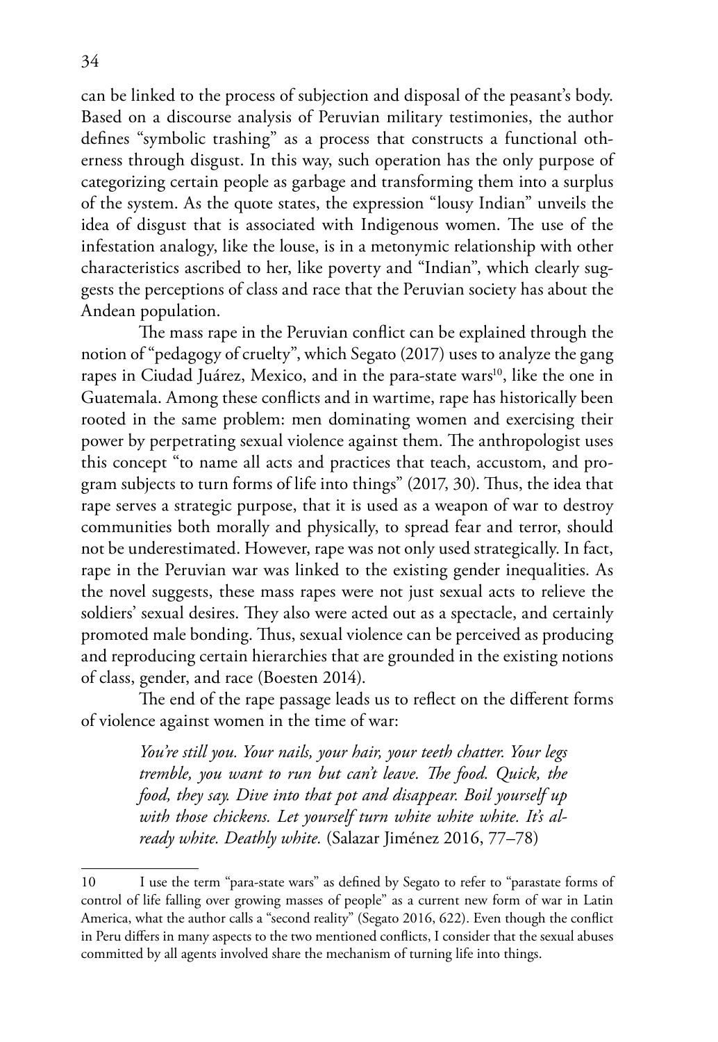can be linked to the process of subjection and disposal of the peasant's body. Based on a discourse analysis of Peruvian military testimonies, the author defines "symbolic trashing" as a process that constructs a functional otherness through disgust. In this way, such operation has the only purpose of categorizing certain people as garbage and transforming them into a surplus of the system. As the quote states, the expression "lousy Indian" unveils the idea of disgust that is associated with Indigenous women. The use of the infestation analogy, like the louse, is in a metonymic relationship with other characteristics ascribed to her, like poverty and "Indian", which clearly suggests the perceptions of class and race that the Peruvian society has about the Andean population.

The mass rape in the Peruvian conflict can be explained through the notion of "pedagogy of cruelty", which Segato (2017) uses to analyze the gang rapes in Ciudad Juárez, Mexico, and in the para-state wars[10], like the one in Guatemala. Among these conflicts and in wartime, rape has historically been rooted in the same problem: men dominating women and exercising their power by perpetrating sexual violence against them. The anthropologist uses this concept "to name all acts and practices that teach, accustom, and program subjects to turn forms of life into things" (2017, 30). Thus, the idea that rape serves a strategic purpose, that it is used as a weapon of war to destroy communities both morally and physically, to spread fear and terror, should not be underestimated. However, rape was not only used strategically. In fact, rape in the Peruvian war was linked to the existing gender inequalities. As the novel suggests, these mass rapes were not just sexual acts to relieve the soldiers' sexual desires. They also were acted out as a spectacle, and certainly promoted male bonding. Thus, sexual violence can be perceived as producing and reproducing certain hierarchies that are grounded in the existing notions of class, gender, and race (Boesten 2014).

The end of the rape passage leads us to reflect on the different forms of violence against women in the time of war:

> *You're still you. Your nails, your hair, your teeth chatter. Your legs tremble, you want to run but can't leave. The food. Quick, the food, they say. Dive into that pot and disappear. Boil yourself up with those chickens. Let yourself turn white white white. It's already white. Deathly white.* (Salazar Jiménez 2016, 77–78)

---

10 I use the term "para-state wars" as defined by Segato to refer to "parastate forms of control of life falling over growing masses of people" as a current new form of war in Latin America, what the author calls a "second reality" (Segato 2016, 622). Even though the conflict in Peru differs in many aspects to the two mentioned conflicts, I consider that the sexual abuses committed by all agents involved share the mechanism of turning life into things.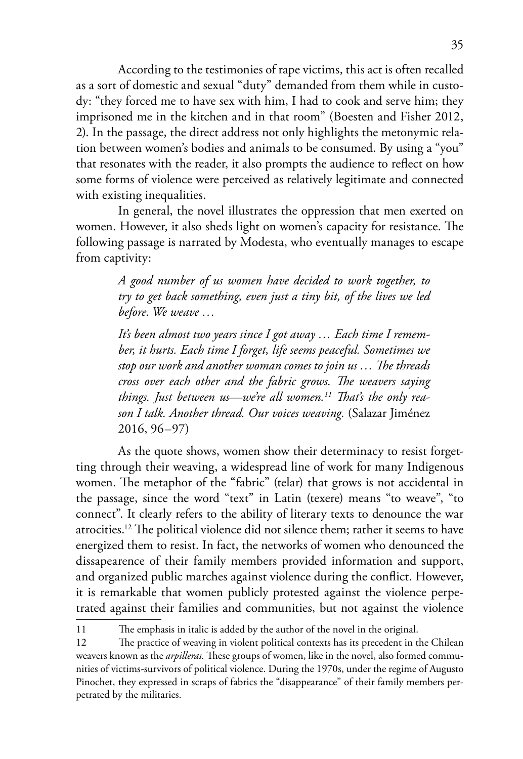According to the testimonies of rape victims, this act is often recalled as a sort of domestic and sexual "duty" demanded from them while in custody: "they forced me to have sex with him, I had to cook and serve him; they imprisoned me in the kitchen and in that room" (Boesten and Fisher 2012, 2). In the passage, the direct address not only highlights the metonymic relation between women's bodies and animals to be consumed. By using a "you" that resonates with the reader, it also prompts the audience to reflect on how some forms of violence were perceived as relatively legitimate and connected with existing inequalities.

In general, the novel illustrates the oppression that men exerted on women. However, it also sheds light on women's capacity for resistance. The following passage is narrated by Modesta, who eventually manages to escape from captivity:

> *A good number of us women have decided to work together, to try to get back something, even just a tiny bit, of the lives we led before. We weave …*
>
> *It's been almost two years since I got away … Each time I remember, it hurts. Each time I forget, life seems peaceful. Sometimes we stop our work and another woman comes to join us … The threads cross over each other and the fabric grows. The weavers saying things. Just between us—we're all women.*[11] *That's the only reason I talk. Another thread. Our voices weaving.* (Salazar Jiménez 2016, 96–97)

As the quote shows, women show their determinacy to resist forgetting through their weaving, a widespread line of work for many Indigenous women. The metaphor of the "fabric" (telar) that grows is not accidental in the passage, since the word "text" in Latin (texere) means "to weave", "to connect". It clearly refers to the ability of literary texts to denounce the war atrocities.[12] The political violence did not silence them; rather it seems to have energized them to resist. In fact, the networks of women who denounced the dissapearence of their family members provided information and support, and organized public marches against violence during the conflict. However, it is remarkable that women publicly protested against the violence perpetrated against their families and communities, but not against the violence

11 The emphasis in italic is added by the author of the novel in the original.

12 The practice of weaving in violent political contexts has its precedent in the Chilean weavers known as the *arpilleras.* These groups of women, like in the novel, also formed communities of victims-survivors of political violence. During the 1970s, under the regime of Augusto Pinochet, they expressed in scraps of fabrics the "disappearance" of their family members perpetrated by the militaries.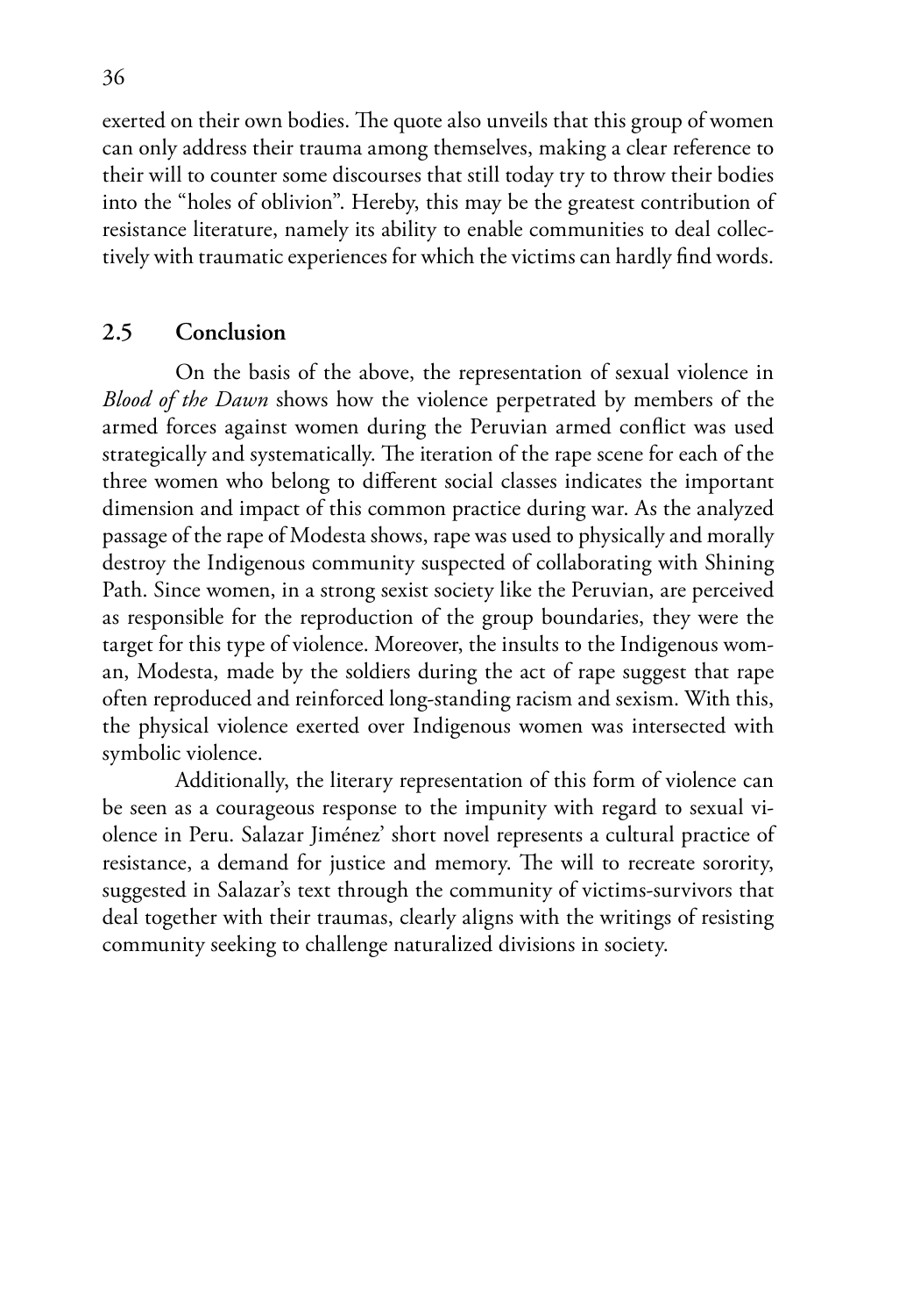exerted on their own bodies. The quote also unveils that this group of women can only address their trauma among themselves, making a clear reference to their will to counter some discourses that still today try to throw their bodies into the "holes of oblivion". Hereby, this may be the greatest contribution of resistance literature, namely its ability to enable communities to deal collectively with traumatic experiences for which the victims can hardly find words.

## 2.5 Conclusion

On the basis of the above, the representation of sexual violence in *Blood of the Dawn* shows how the violence perpetrated by members of the armed forces against women during the Peruvian armed conflict was used strategically and systematically. The iteration of the rape scene for each of the three women who belong to different social classes indicates the important dimension and impact of this common practice during war. As the analyzed passage of the rape of Modesta shows, rape was used to physically and morally destroy the Indigenous community suspected of collaborating with Shining Path. Since women, in a strong sexist society like the Peruvian, are perceived as responsible for the reproduction of the group boundaries, they were the target for this type of violence. Moreover, the insults to the Indigenous woman, Modesta, made by the soldiers during the act of rape suggest that rape often reproduced and reinforced long-standing racism and sexism. With this, the physical violence exerted over Indigenous women was intersected with symbolic violence.

Additionally, the literary representation of this form of violence can be seen as a courageous response to the impunity with regard to sexual violence in Peru. Salazar Jiménez' short novel represents a cultural practice of resistance, a demand for justice and memory. The will to recreate sorority, suggested in Salazar's text through the community of victims-survivors that deal together with their traumas, clearly aligns with the writings of resisting community seeking to challenge naturalized divisions in society.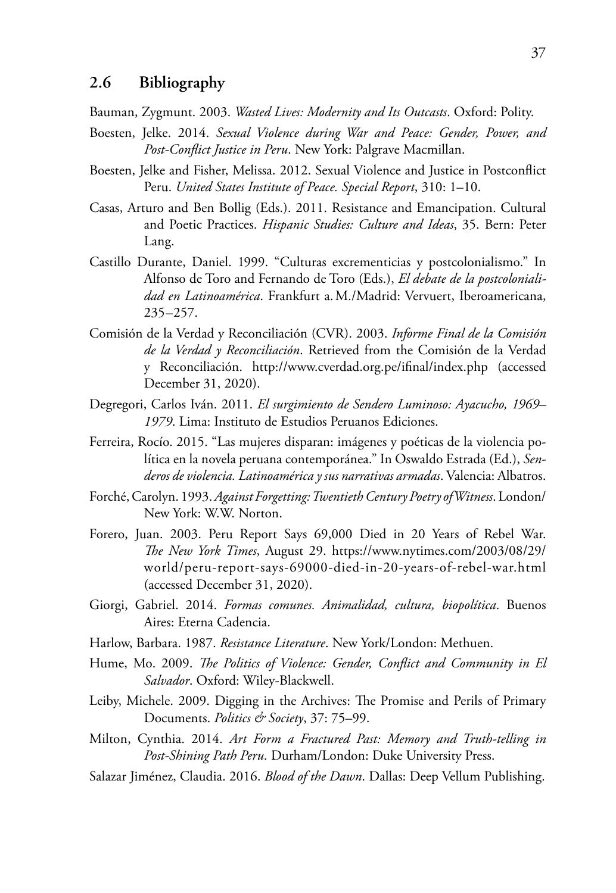## 2.6 Bibliography

Bauman, Zygmunt. 2003. *Wasted Lives: Modernity and Its Outcasts*. Oxford: Polity.

Boesten, Jelke. 2014. *Sexual Violence during War and Peace: Gender, Power, and Post-Conflict Justice in Peru*. New York: Palgrave Macmillan.

Boesten, Jelke and Fisher, Melissa. 2012. Sexual Violence and Justice in Postconflict Peru. *United States Institute of Peace. Special Report*, 310: 1–10.

Casas, Arturo and Ben Bollig (Eds.). 2011. Resistance and Emancipation. Cultural and Poetic Practices. *Hispanic Studies: Culture and Ideas*, 35. Bern: Peter Lang.

Castillo Durante, Daniel. 1999. "Culturas excrementicias y postcolonialismo." In Alfonso de Toro and Fernando de Toro (Eds.), *El debate de la postcolonialidad en Latinoamérica*. Frankfurt a. M./Madrid: Vervuert, Iberoamericana, 235–257.

Comisión de la Verdad y Reconciliación (CVR). 2003. *Informe Final de la Comisión de la Verdad y Reconciliación*. Retrieved from the Comisión de la Verdad y Reconciliación. http://www.cverdad.org.pe/ifinal/index.php (accessed December 31, 2020).

Degregori, Carlos Iván. 2011. *El surgimiento de Sendero Luminoso: Ayacucho, 1969–1979*. Lima: Instituto de Estudios Peruanos Ediciones.

Ferreira, Rocío. 2015. "Las mujeres disparan: imágenes y poéticas de la violencia política en la novela peruana contemporánea." In Oswaldo Estrada (Ed.), *Senderos de violencia. Latinoamérica y sus narrativas armadas*. Valencia: Albatros.

Forché, Carolyn. 1993. *Against Forgetting: Twentieth Century Poetry of Witness*. London/New York: W.W. Norton.

Forero, Juan. 2003. Peru Report Says 69,000 Died in 20 Years of Rebel War. *The New York Times*, August 29. https://www.nytimes.com/2003/08/29/world/peru-report-says-69000-died-in-20-years-of-rebel-war.html (accessed December 31, 2020).

Giorgi, Gabriel. 2014. *Formas comunes. Animalidad, cultura, biopolítica*. Buenos Aires: Eterna Cadencia.

Harlow, Barbara. 1987. *Resistance Literature*. New York/London: Methuen.

Hume, Mo. 2009. *The Politics of Violence: Gender, Conflict and Community in El Salvador*. Oxford: Wiley-Blackwell.

Leiby, Michele. 2009. Digging in the Archives: The Promise and Perils of Primary Documents. *Politics & Society*, 37: 75–99.

Milton, Cynthia. 2014. *Art Form a Fractured Past: Memory and Truth-telling in Post-Shining Path Peru*. Durham/London: Duke University Press.

Salazar Jiménez, Claudia. 2016. *Blood of the Dawn*. Dallas: Deep Vellum Publishing.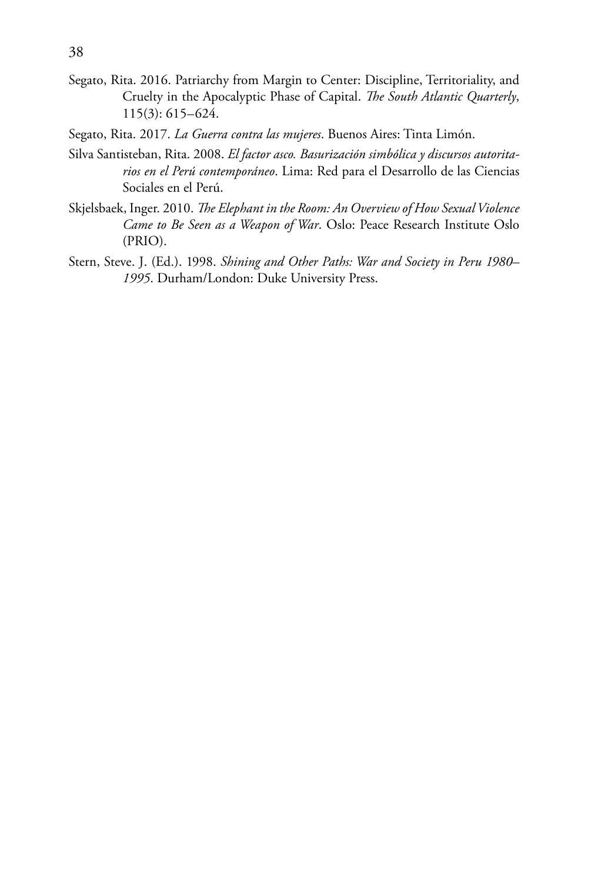Segato, Rita. 2016. Patriarchy from Margin to Center: Discipline, Territoriality, and Cruelty in the Apocalyptic Phase of Capital. *The South Atlantic Quarterly*, 115(3): 615–624.

Segato, Rita. 2017. *La Guerra contra las mujeres*. Buenos Aires: Tinta Limón.

Silva Santisteban, Rita. 2008. *El factor asco. Basurización simbólica y discursos autoritarios en el Perú contemporáneo*. Lima: Red para el Desarrollo de las Ciencias Sociales en el Perú.

Skjelsbaek, Inger. 2010. *The Elephant in the Room: An Overview of How Sexual Violence Came to Be Seen as a Weapon of War*. Oslo: Peace Research Institute Oslo (PRIO).

Stern, Steve. J. (Ed.). 1998. *Shining and Other Paths: War and Society in Peru 1980–1995*. Durham/London: Duke University Press.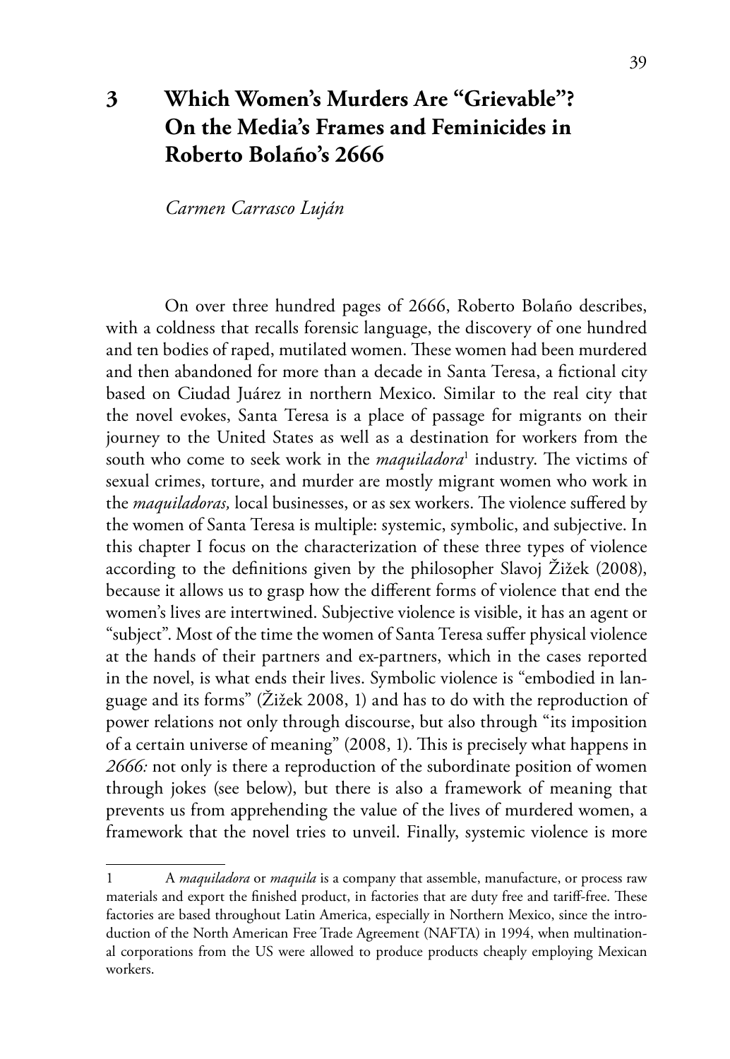# 3 Which Women's Murders Are "Grievable"? On the Media's Frames and Feminicides in Roberto Bolaño's 2666

*Carmen Carrasco Luján*

On over three hundred pages of 2666, Roberto Bolaño describes, with a coldness that recalls forensic language, the discovery of one hundred and ten bodies of raped, mutilated women. These women had been murdered and then abandoned for more than a decade in Santa Teresa, a fictional city based on Ciudad Juárez in northern Mexico. Similar to the real city that the novel evokes, Santa Teresa is a place of passage for migrants on their journey to the United States as well as a destination for workers from the south who come to seek work in the *maquiladora*[1] industry. The victims of sexual crimes, torture, and murder are mostly migrant women who work in the *maquiladoras,* local businesses, or as sex workers. The violence suffered by the women of Santa Teresa is multiple: systemic, symbolic, and subjective. In this chapter I focus on the characterization of these three types of violence according to the definitions given by the philosopher Slavoj Žižek (2008), because it allows us to grasp how the different forms of violence that end the women's lives are intertwined. Subjective violence is visible, it has an agent or "subject". Most of the time the women of Santa Teresa suffer physical violence at the hands of their partners and ex-partners, which in the cases reported in the novel, is what ends their lives. Symbolic violence is "embodied in language and its forms" (Žižek 2008, 1) and has to do with the reproduction of power relations not only through discourse, but also through "its imposition of a certain universe of meaning" (2008, 1). This is precisely what happens in *2666:* not only is there a reproduction of the subordinate position of women through jokes (see below), but there is also a framework of meaning that prevents us from apprehending the value of the lives of murdered women, a framework that the novel tries to unveil. Finally, systemic violence is more

---

1 A *maquiladora* or *maquila* is a company that assemble, manufacture, or process raw materials and export the finished product, in factories that are duty free and tariff-free. These factories are based throughout Latin America, especially in Northern Mexico, since the introduction of the North American Free Trade Agreement (NAFTA) in 1994, when multinational corporations from the US were allowed to produce products cheaply employing Mexican workers.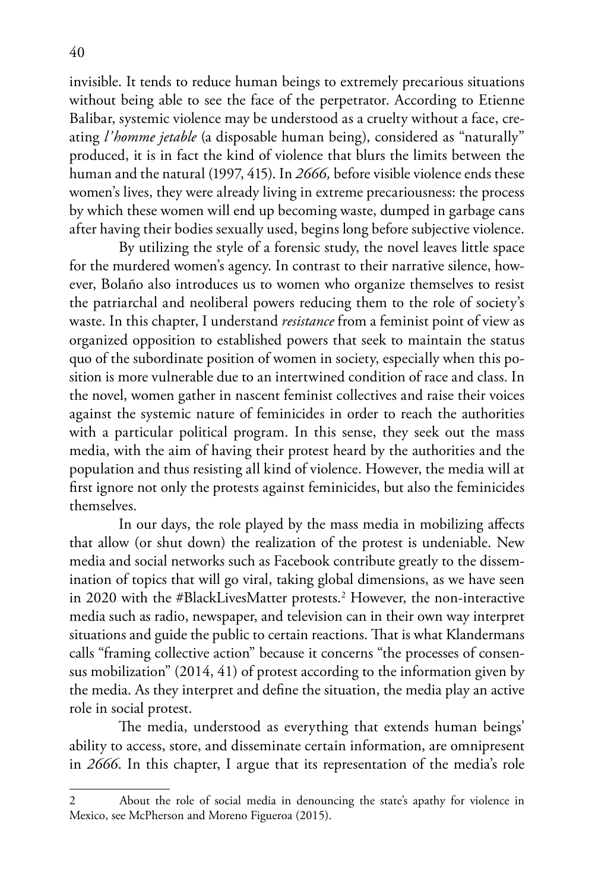invisible. It tends to reduce human beings to extremely precarious situations without being able to see the face of the perpetrator. According to Etienne Balibar, systemic violence may be understood as a cruelty without a face, creating *l'homme jetable* (a disposable human being), considered as "naturally" produced, it is in fact the kind of violence that blurs the limits between the human and the natural (1997, 415). In *2666,* before visible violence ends these women's lives, they were already living in extreme precariousness: the process by which these women will end up becoming waste, dumped in garbage cans after having their bodies sexually used, begins long before subjective violence.

By utilizing the style of a forensic study, the novel leaves little space for the murdered women's agency. In contrast to their narrative silence, however, Bolaño also introduces us to women who organize themselves to resist the patriarchal and neoliberal powers reducing them to the role of society's waste. In this chapter, I understand *resistance* from a feminist point of view as organized opposition to established powers that seek to maintain the status quo of the subordinate position of women in society, especially when this position is more vulnerable due to an intertwined condition of race and class. In the novel, women gather in nascent feminist collectives and raise their voices against the systemic nature of feminicides in order to reach the authorities with a particular political program. In this sense, they seek out the mass media, with the aim of having their protest heard by the authorities and the population and thus resisting all kind of violence. However, the media will at first ignore not only the protests against feminicides, but also the feminicides themselves.

In our days, the role played by the mass media in mobilizing affects that allow (or shut down) the realization of the protest is undeniable. New media and social networks such as Facebook contribute greatly to the dissemination of topics that will go viral, taking global dimensions, as we have seen in 2020 with the #BlackLivesMatter protests.[2] However, the non-interactive media such as radio, newspaper, and television can in their own way interpret situations and guide the public to certain reactions. That is what Klandermans calls "framing collective action" because it concerns "the processes of consensus mobilization" (2014, 41) of protest according to the information given by the media. As they interpret and define the situation, the media play an active role in social protest.

The media, understood as everything that extends human beings' ability to access, store, and disseminate certain information, are omnipresent in *2666*. In this chapter, I argue that its representation of the media's role

---

2 About the role of social media in denouncing the state's apathy for violence in Mexico, see McPherson and Moreno Figueroa (2015).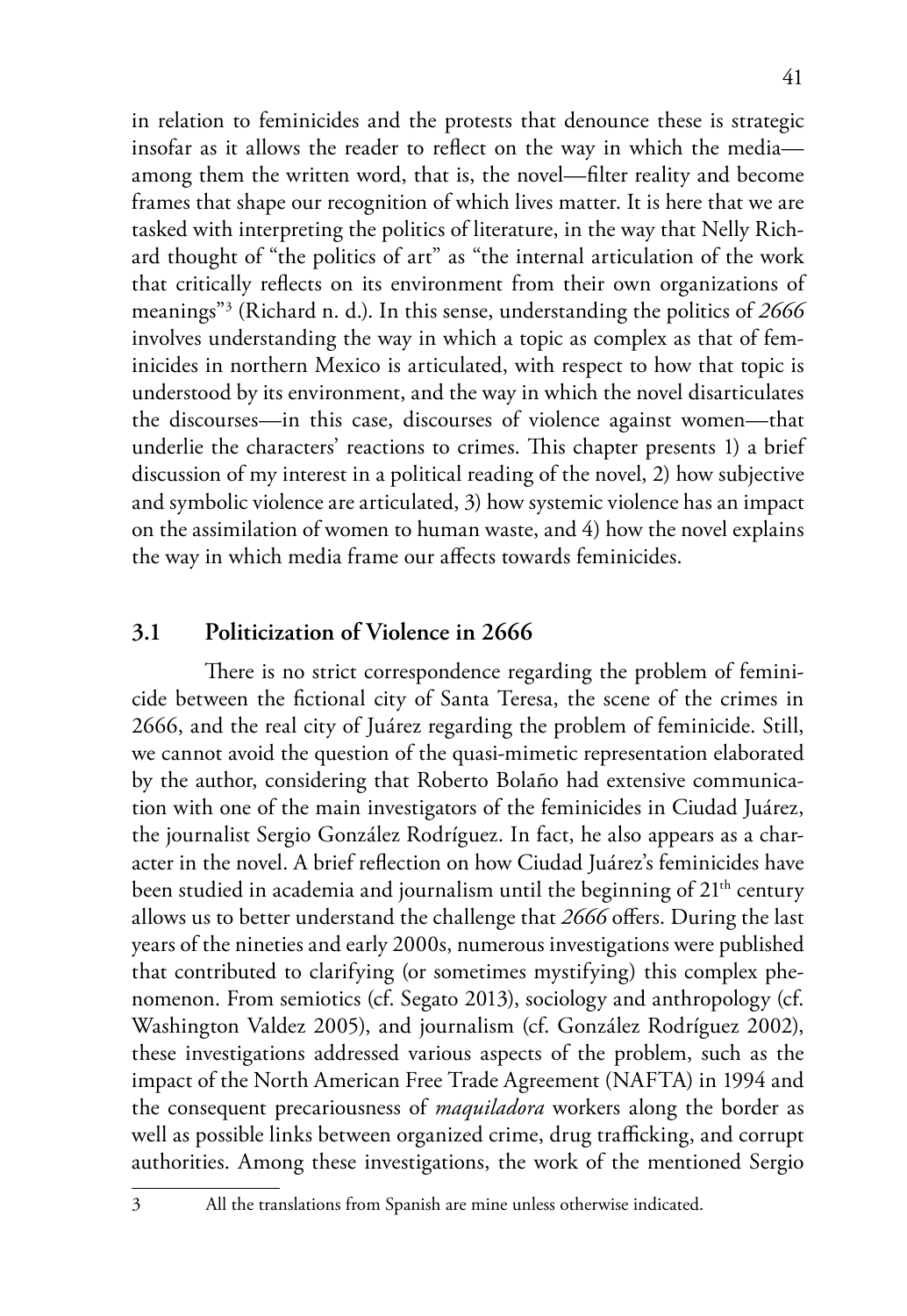in relation to feminicides and the protests that denounce these is strategic insofar as it allows the reader to reflect on the way in which the media—among them the written word, that is, the novel—filter reality and become frames that shape our recognition of which lives matter. It is here that we are tasked with interpreting the politics of literature, in the way that Nelly Richard thought of "the politics of art" as "the internal articulation of the work that critically reflects on its environment from their own organizations of meanings"[3] (Richard n. d.). In this sense, understanding the politics of *2666* involves understanding the way in which a topic as complex as that of feminicides in northern Mexico is articulated, with respect to how that topic is understood by its environment, and the way in which the novel disarticulates the discourses—in this case, discourses of violence against women—that underlie the characters' reactions to crimes. This chapter presents 1) a brief discussion of my interest in a political reading of the novel, 2) how subjective and symbolic violence are articulated, 3) how systemic violence has an impact on the assimilation of women to human waste, and 4) how the novel explains the way in which media frame our affects towards feminicides.

## 3.1 Politicization of Violence in 2666

There is no strict correspondence regarding the problem of feminicide between the fictional city of Santa Teresa, the scene of the crimes in 2666, and the real city of Juárez regarding the problem of feminicide. Still, we cannot avoid the question of the quasi-mimetic representation elaborated by the author, considering that Roberto Bolaño had extensive communication with one of the main investigators of the feminicides in Ciudad Juárez, the journalist Sergio González Rodríguez. In fact, he also appears as a character in the novel. A brief reflection on how Ciudad Juárez's feminicides have been studied in academia and journalism until the beginning of 21th century allows us to better understand the challenge that *2666* offers. During the last years of the nineties and early 2000s, numerous investigations were published that contributed to clarifying (or sometimes mystifying) this complex phenomenon. From semiotics (cf. Segato 2013), sociology and anthropology (cf. Washington Valdez 2005), and journalism (cf. González Rodríguez 2002), these investigations addressed various aspects of the problem, such as the impact of the North American Free Trade Agreement (NAFTA) in 1994 and the consequent precariousness of *maquiladora* workers along the border as well as possible links between organized crime, drug trafficking, and corrupt authorities. Among these investigations, the work of the mentioned Sergio

3 All the translations from Spanish are mine unless otherwise indicated.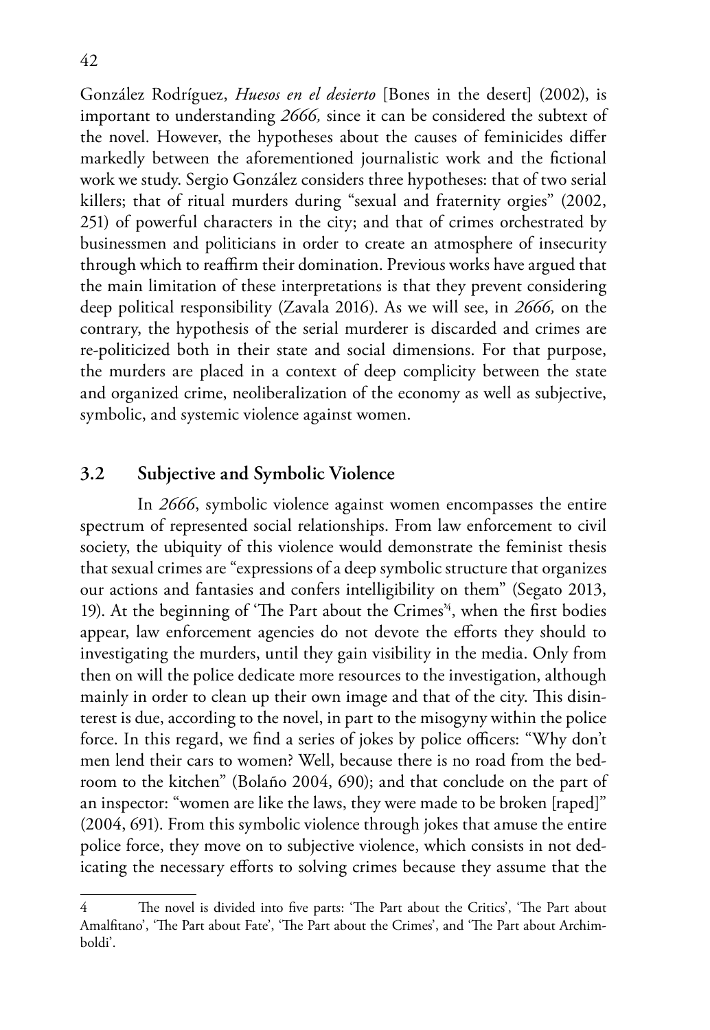González Rodríguez, *Huesos en el desierto* [Bones in the desert] (2002), is important to understanding *2666,* since it can be considered the subtext of the novel. However, the hypotheses about the causes of feminicides differ markedly between the aforementioned journalistic work and the fictional work we study. Sergio González considers three hypotheses: that of two serial killers; that of ritual murders during "sexual and fraternity orgies" (2002, 251) of powerful characters in the city; and that of crimes orchestrated by businessmen and politicians in order to create an atmosphere of insecurity through which to reaffirm their domination. Previous works have argued that the main limitation of these interpretations is that they prevent considering deep political responsibility (Zavala 2016). As we will see, in *2666,* on the contrary, the hypothesis of the serial murderer is discarded and crimes are re-politicized both in their state and social dimensions. For that purpose, the murders are placed in a context of deep complicity between the state and organized crime, neoliberalization of the economy as well as subjective, symbolic, and systemic violence against women.

## 3.2 Subjective and Symbolic Violence

In *2666*, symbolic violence against women encompasses the entire spectrum of represented social relationships. From law enforcement to civil society, the ubiquity of this violence would demonstrate the feminist thesis that sexual crimes are "expressions of a deep symbolic structure that organizes our actions and fantasies and confers intelligibility on them" (Segato 2013, 19). At the beginning of 'The Part about the Crimes'[4], when the first bodies appear, law enforcement agencies do not devote the efforts they should to investigating the murders, until they gain visibility in the media. Only from then on will the police dedicate more resources to the investigation, although mainly in order to clean up their own image and that of the city. This disinterest is due, according to the novel, in part to the misogyny within the police force. In this regard, we find a series of jokes by police officers: "Why don't men lend their cars to women? Well, because there is no road from the bedroom to the kitchen" (Bolaño 2004, 690); and that conclude on the part of an inspector: "women are like the laws, they were made to be broken [raped]" (2004, 691). From this symbolic violence through jokes that amuse the entire police force, they move on to subjective violence, which consists in not dedicating the necessary efforts to solving crimes because they assume that the

---

4 The novel is divided into five parts: 'The Part about the Critics', 'The Part about Amalfitano', 'The Part about Fate', 'The Part about the Crimes', and 'The Part about Archimboldi'.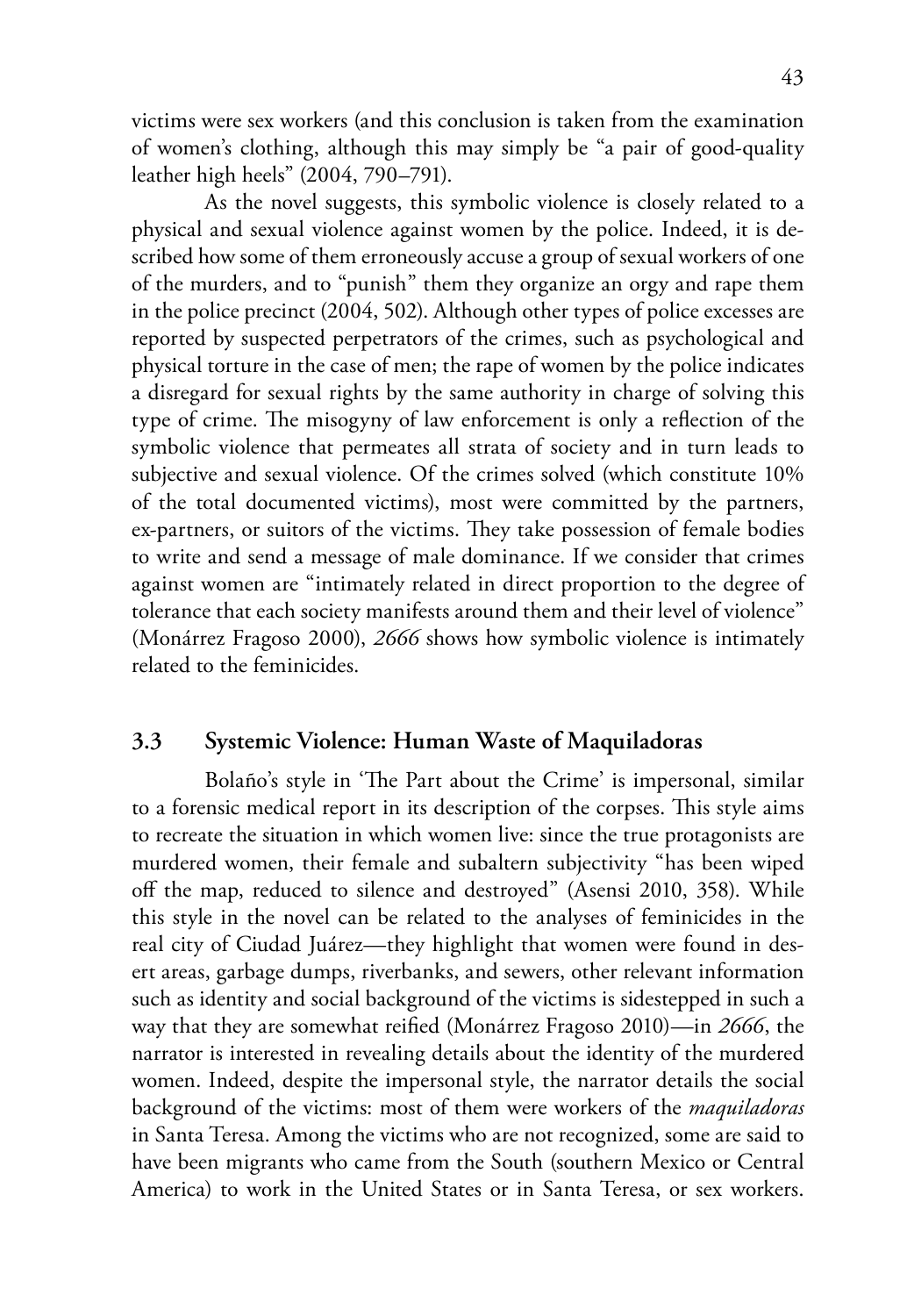victims were sex workers (and this conclusion is taken from the examination of women's clothing, although this may simply be "a pair of good-quality leather high heels" (2004, 790–791).

As the novel suggests, this symbolic violence is closely related to a physical and sexual violence against women by the police. Indeed, it is described how some of them erroneously accuse a group of sexual workers of one of the murders, and to "punish" them they organize an orgy and rape them in the police precinct (2004, 502). Although other types of police excesses are reported by suspected perpetrators of the crimes, such as psychological and physical torture in the case of men; the rape of women by the police indicates a disregard for sexual rights by the same authority in charge of solving this type of crime. The misogyny of law enforcement is only a reflection of the symbolic violence that permeates all strata of society and in turn leads to subjective and sexual violence. Of the crimes solved (which constitute 10% of the total documented victims), most were committed by the partners, ex-partners, or suitors of the victims. They take possession of female bodies to write and send a message of male dominance. If we consider that crimes against women are "intimately related in direct proportion to the degree of tolerance that each society manifests around them and their level of violence" (Monárrez Fragoso 2000), *2666* shows how symbolic violence is intimately related to the feminicides.

### 3.3 Systemic Violence: Human Waste of Maquiladoras

Bolaño's style in 'The Part about the Crime' is impersonal, similar to a forensic medical report in its description of the corpses. This style aims to recreate the situation in which women live: since the true protagonists are murdered women, their female and subaltern subjectivity "has been wiped off the map, reduced to silence and destroyed" (Asensi 2010, 358). While this style in the novel can be related to the analyses of feminicides in the real city of Ciudad Juárez—they highlight that women were found in desert areas, garbage dumps, riverbanks, and sewers, other relevant information such as identity and social background of the victims is sidestepped in such a way that they are somewhat reified (Monárrez Fragoso 2010)—in *2666*, the narrator is interested in revealing details about the identity of the murdered women. Indeed, despite the impersonal style, the narrator details the social background of the victims: most of them were workers of the *maquiladoras* in Santa Teresa. Among the victims who are not recognized, some are said to have been migrants who came from the South (southern Mexico or Central America) to work in the United States or in Santa Teresa, or sex workers.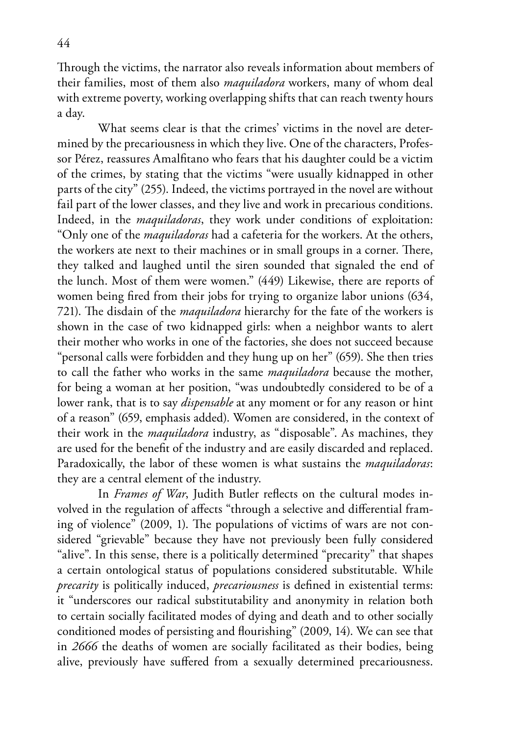Through the victims, the narrator also reveals information about members of their families, most of them also *maquiladora* workers, many of whom deal with extreme poverty, working overlapping shifts that can reach twenty hours a day.

What seems clear is that the crimes' victims in the novel are determined by the precariousness in which they live. One of the characters, Professor Pérez, reassures Amalfitano who fears that his daughter could be a victim of the crimes, by stating that the victims "were usually kidnapped in other parts of the city" (255). Indeed, the victims portrayed in the novel are without fail part of the lower classes, and they live and work in precarious conditions. Indeed, in the *maquiladoras*, they work under conditions of exploitation: "Only one of the *maquiladoras* had a cafeteria for the workers. At the others, the workers ate next to their machines or in small groups in a corner. There, they talked and laughed until the siren sounded that signaled the end of the lunch. Most of them were women." (449) Likewise, there are reports of women being fired from their jobs for trying to organize labor unions (634, 721). The disdain of the *maquiladora* hierarchy for the fate of the workers is shown in the case of two kidnapped girls: when a neighbor wants to alert their mother who works in one of the factories, she does not succeed because "personal calls were forbidden and they hung up on her" (659). She then tries to call the father who works in the same *maquiladora* because the mother, for being a woman at her position, "was undoubtedly considered to be of a lower rank, that is to say *dispensable* at any moment or for any reason or hint of a reason" (659, emphasis added). Women are considered, in the context of their work in the *maquiladora* industry, as "disposable". As machines, they are used for the benefit of the industry and are easily discarded and replaced. Paradoxically, the labor of these women is what sustains the *maquiladoras*: they are a central element of the industry.

In *Frames of War*, Judith Butler reflects on the cultural modes involved in the regulation of affects "through a selective and differential framing of violence" (2009, 1). The populations of victims of wars are not considered "grievable" because they have not previously been fully considered "alive". In this sense, there is a politically determined "precarity" that shapes a certain ontological status of populations considered substitutable. While *precarity* is politically induced, *precariousness* is defined in existential terms: it "underscores our radical substitutability and anonymity in relation both to certain socially facilitated modes of dying and death and to other socially conditioned modes of persisting and flourishing" (2009, 14). We can see that in *2666* the deaths of women are socially facilitated as their bodies, being alive, previously have suffered from a sexually determined precariousness.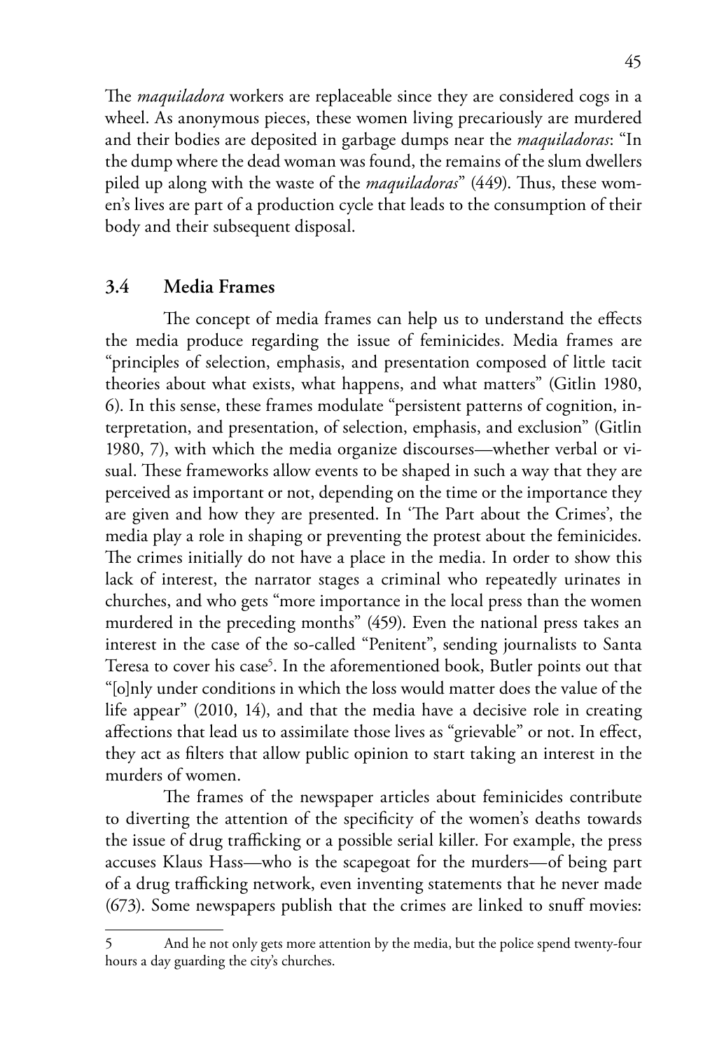The *maquiladora* workers are replaceable since they are considered cogs in a wheel. As anonymous pieces, these women living precariously are murdered and their bodies are deposited in garbage dumps near the *maquiladoras*: "In the dump where the dead woman was found, the remains of the slum dwellers piled up along with the waste of the *maquiladoras*" (449). Thus, these women's lives are part of a production cycle that leads to the consumption of their body and their subsequent disposal.

### 3.4 Media Frames

The concept of media frames can help us to understand the effects the media produce regarding the issue of feminicides. Media frames are "principles of selection, emphasis, and presentation composed of little tacit theories about what exists, what happens, and what matters" (Gitlin 1980, 6). In this sense, these frames modulate "persistent patterns of cognition, interpretation, and presentation, of selection, emphasis, and exclusion" (Gitlin 1980, 7), with which the media organize discourses—whether verbal or visual. These frameworks allow events to be shaped in such a way that they are perceived as important or not, depending on the time or the importance they are given and how they are presented. In 'The Part about the Crimes', the media play a role in shaping or preventing the protest about the feminicides. The crimes initially do not have a place in the media. In order to show this lack of interest, the narrator stages a criminal who repeatedly urinates in churches, and who gets "more importance in the local press than the women murdered in the preceding months" (459). Even the national press takes an interest in the case of the so-called "Penitent", sending journalists to Santa Teresa to cover his case[5]. In the aforementioned book, Butler points out that "[o]nly under conditions in which the loss would matter does the value of the life appear" (2010, 14), and that the media have a decisive role in creating affections that lead us to assimilate those lives as "grievable" or not. In effect, they act as filters that allow public opinion to start taking an interest in the murders of women.

The frames of the newspaper articles about feminicides contribute to diverting the attention of the specificity of the women's deaths towards the issue of drug trafficking or a possible serial killer. For example, the press accuses Klaus Hass—who is the scapegoat for the murders—of being part of a drug trafficking network, even inventing statements that he never made (673). Some newspapers publish that the crimes are linked to snuff movies:

---

5 And he not only gets more attention by the media, but the police spend twenty-four hours a day guarding the city's churches.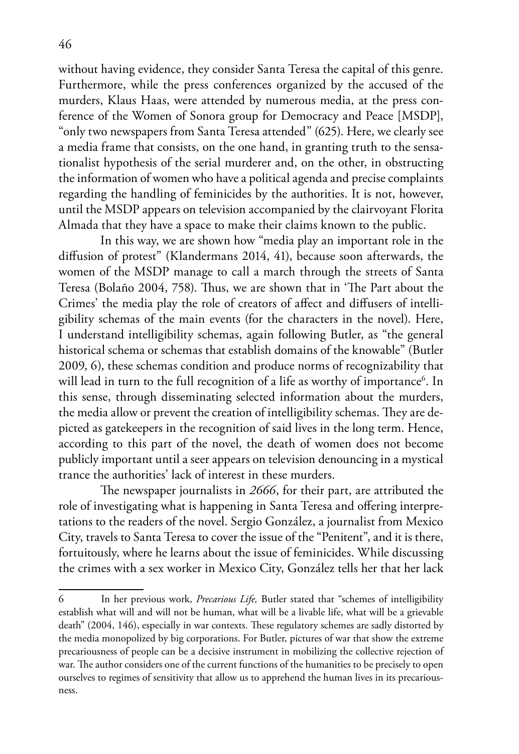without having evidence, they consider Santa Teresa the capital of this genre. Furthermore, while the press conferences organized by the accused of the murders, Klaus Haas, were attended by numerous media, at the press conference of the Women of Sonora group for Democracy and Peace [MSDP], "only two newspapers from Santa Teresa attended" (625). Here, we clearly see a media frame that consists, on the one hand, in granting truth to the sensationalist hypothesis of the serial murderer and, on the other, in obstructing the information of women who have a political agenda and precise complaints regarding the handling of feminicides by the authorities. It is not, however, until the MSDP appears on television accompanied by the clairvoyant Florita Almada that they have a space to make their claims known to the public.

In this way, we are shown how "media play an important role in the diffusion of protest" (Klandermans 2014, 41), because soon afterwards, the women of the MSDP manage to call a march through the streets of Santa Teresa (Bolaño 2004, 758). Thus, we are shown that in 'The Part about the Crimes' the media play the role of creators of affect and diffusers of intelligibility schemas of the main events (for the characters in the novel). Here, I understand intelligibility schemas, again following Butler, as "the general historical schema or schemas that establish domains of the knowable" (Butler 2009, 6), these schemas condition and produce norms of recognizability that will lead in turn to the full recognition of a life as worthy of importance[6]. In this sense, through disseminating selected information about the murders, the media allow or prevent the creation of intelligibility schemas. They are depicted as gatekeepers in the recognition of said lives in the long term. Hence, according to this part of the novel, the death of women does not become publicly important until a seer appears on television denouncing in a mystical trance the authorities' lack of interest in these murders.

The newspaper journalists in *2666*, for their part, are attributed the role of investigating what is happening in Santa Teresa and offering interpretations to the readers of the novel. Sergio González, a journalist from Mexico City, travels to Santa Teresa to cover the issue of the "Penitent", and it is there, fortuitously, where he learns about the issue of feminicides. While discussing the crimes with a sex worker in Mexico City, González tells her that her lack

---

6 In her previous work, *Precarious Life,* Butler stated that "schemes of intelligibility establish what will and will not be human, what will be a livable life, what will be a grievable death" (2004, 146), especially in war contexts. These regulatory schemes are sadly distorted by the media monopolized by big corporations. For Butler, pictures of war that show the extreme precariousness of people can be a decisive instrument in mobilizing the collective rejection of war. The author considers one of the current functions of the humanities to be precisely to open ourselves to regimes of sensitivity that allow us to apprehend the human lives in its precariousness.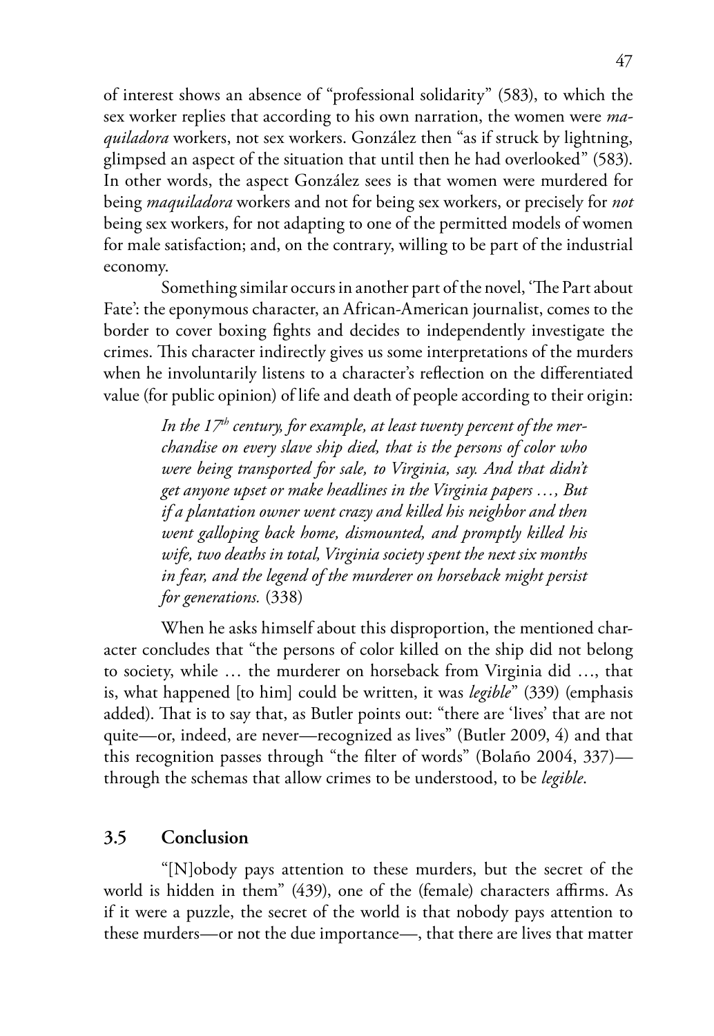of interest shows an absence of "professional solidarity" (583), to which the sex worker replies that according to his own narration, the women were *maquiladora* workers, not sex workers. González then "as if struck by lightning, glimpsed an aspect of the situation that until then he had overlooked" (583). In other words, the aspect González sees is that women were murdered for being *maquiladora* workers and not for being sex workers, or precisely for *not* being sex workers, for not adapting to one of the permitted models of women for male satisfaction; and, on the contrary, willing to be part of the industrial economy.

Something similar occurs in another part of the novel, 'The Part about Fate': the eponymous character, an African-American journalist, comes to the border to cover boxing fights and decides to independently investigate the crimes. This character indirectly gives us some interpretations of the murders when he involuntarily listens to a character's reflection on the differentiated value (for public opinion) of life and death of people according to their origin:

> *In the 17th century, for example, at least twenty percent of the merchandise on every slave ship died, that is the persons of color who were being transported for sale, to Virginia, say. And that didn't get anyone upset or make headlines in the Virginia papers …, But if a plantation owner went crazy and killed his neighbor and then went galloping back home, dismounted, and promptly killed his wife, two deaths in total, Virginia society spent the next six months in fear, and the legend of the murderer on horseback might persist for generations.* (338)

When he asks himself about this disproportion, the mentioned character concludes that "the persons of color killed on the ship did not belong to society, while … the murderer on horseback from Virginia did …, that is, what happened [to him] could be written, it was *legible*" (339) (emphasis added). That is to say that, as Butler points out: "there are 'lives' that are not quite—or, indeed, are never—recognized as lives" (Butler 2009, 4) and that this recognition passes through "the filter of words" (Bolaño 2004, 337)—through the schemas that allow crimes to be understood, to be *legible*.

## 3.5 Conclusion

"[N]obody pays attention to these murders, but the secret of the world is hidden in them" (439), one of the (female) characters affirms. As if it were a puzzle, the secret of the world is that nobody pays attention to these murders—or not the due importance—, that there are lives that matter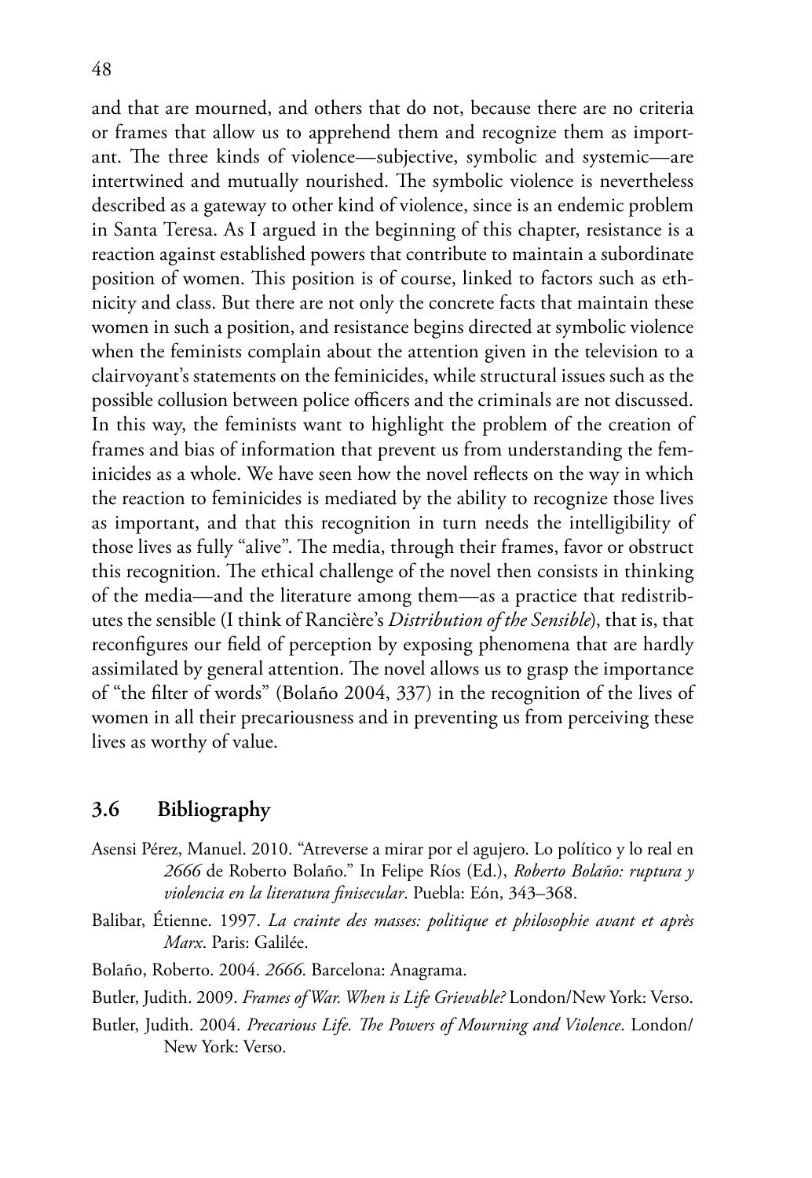and that are mourned, and others that do not, because there are no criteria or frames that allow us to apprehend them and recognize them as important. The three kinds of violence—subjective, symbolic and systemic—are intertwined and mutually nourished. The symbolic violence is nevertheless described as a gateway to other kind of violence, since is an endemic problem in Santa Teresa. As I argued in the beginning of this chapter, resistance is a reaction against established powers that contribute to maintain a subordinate position of women. This position is of course, linked to factors such as ethnicity and class. But there are not only the concrete facts that maintain these women in such a position, and resistance begins directed at symbolic violence when the feminists complain about the attention given in the television to a clairvoyant's statements on the feminicides, while structural issues such as the possible collusion between police officers and the criminals are not discussed. In this way, the feminists want to highlight the problem of the creation of frames and bias of information that prevent us from understanding the feminicides as a whole. We have seen how the novel reflects on the way in which the reaction to feminicides is mediated by the ability to recognize those lives as important, and that this recognition in turn needs the intelligibility of those lives as fully "alive". The media, through their frames, favor or obstruct this recognition. The ethical challenge of the novel then consists in thinking of the media—and the literature among them—as a practice that redistributes the sensible (I think of Rancière's *Distribution of the Sensible*), that is, that reconfigures our field of perception by exposing phenomena that are hardly assimilated by general attention. The novel allows us to grasp the importance of "the filter of words" (Bolaño 2004, 337) in the recognition of the lives of women in all their precariousness and in preventing us from perceiving these lives as worthy of value.

## 3.6 Bibliography

Asensi Pérez, Manuel. 2010. "Atreverse a mirar por el agujero. Lo político y lo real en *2666* de Roberto Bolaño." In Felipe Ríos (Ed.), *Roberto Bolaño: ruptura y violencia en la literatura finisecular*. Puebla: Eón, 343–368.

Balibar, Étienne. 1997. *La crainte des masses: politique et philosophie avant et après Marx*. Paris: Galilée.

Bolaño, Roberto. 2004. *2666*. Barcelona: Anagrama.

Butler, Judith. 2009. *Frames of War. When is Life Grievable?* London/New York: Verso.

Butler, Judith. 2004. *Precarious Life. The Powers of Mourning and Violence*. London/New York: Verso.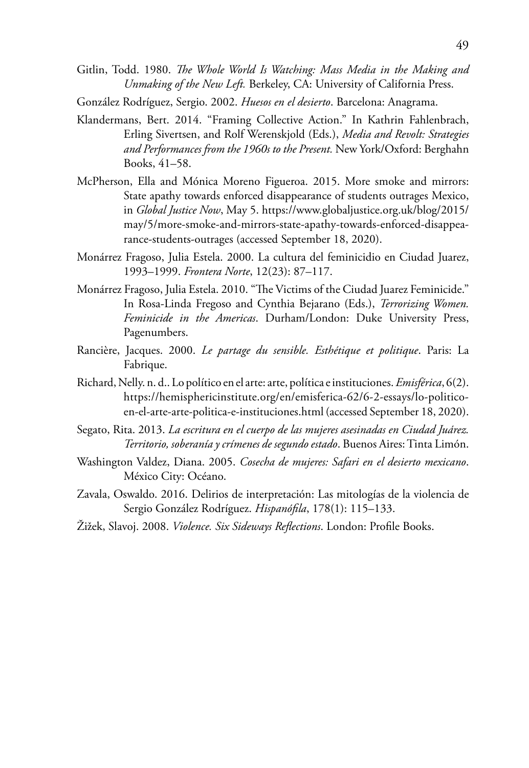Gitlin, Todd. 1980. *The Whole World Is Watching: Mass Media in the Making and Unmaking of the New Left.* Berkeley, CA: University of California Press.

González Rodríguez, Sergio. 2002. *Huesos en el desierto*. Barcelona: Anagrama.

Klandermans, Bert. 2014. "Framing Collective Action." In Kathrin Fahlenbrach, Erling Sivertsen, and Rolf Werenskjold (Eds.), *Media and Revolt: Strategies and Performances from the 1960s to the Present.* New York/Oxford: Berghahn Books, 41–58.

McPherson, Ella and Mónica Moreno Figueroa. 2015. More smoke and mirrors: State apathy towards enforced disappearance of students outrages Mexico, in *Global Justice Now*, May 5. https://www.globaljustice.org.uk/blog/2015/may/5/more-smoke-and-mirrors-state-apathy-towards-enforced-disappearance-students-outrages (accessed September 18, 2020).

Monárrez Fragoso, Julia Estela. 2000. La cultura del feminicidio en Ciudad Juarez, 1993–1999. *Frontera Norte*, 12(23): 87–117.

Monárrez Fragoso, Julia Estela. 2010. "The Victims of the Ciudad Juarez Feminicide." In Rosa-Linda Fregoso and Cynthia Bejarano (Eds.), *Terrorizing Women. Feminicide in the Americas*. Durham/London: Duke University Press, Pagenumbers.

Rancière, Jacques. 2000. *Le partage du sensible. Esthétique et politique*. Paris: La Fabrique.

Richard, Nelly. n. d.. Lo político en el arte: arte, política e instituciones. *Emisférica*, 6(2). https://hemisphericinstitute.org/en/emisferica-62/6-2-essays/lo-politico-en-el-arte-arte-politica-e-instituciones.html (accessed September 18, 2020).

Segato, Rita. 2013. *La escritura en el cuerpo de las mujeres asesinadas en Ciudad Juárez. Territorio, soberanía y crímenes de segundo estado*. Buenos Aires: Tinta Limón.

Washington Valdez, Diana. 2005. *Cosecha de mujeres: Safari en el desierto mexicano*. México City: Océano.

Zavala, Oswaldo. 2016. Delirios de interpretación: Las mitologías de la violencia de Sergio González Rodríguez. *Hispanófila*, 178(1): 115–133.

Žižek, Slavoj. 2008. *Violence. Six Sideways Reflections*. London: Profile Books.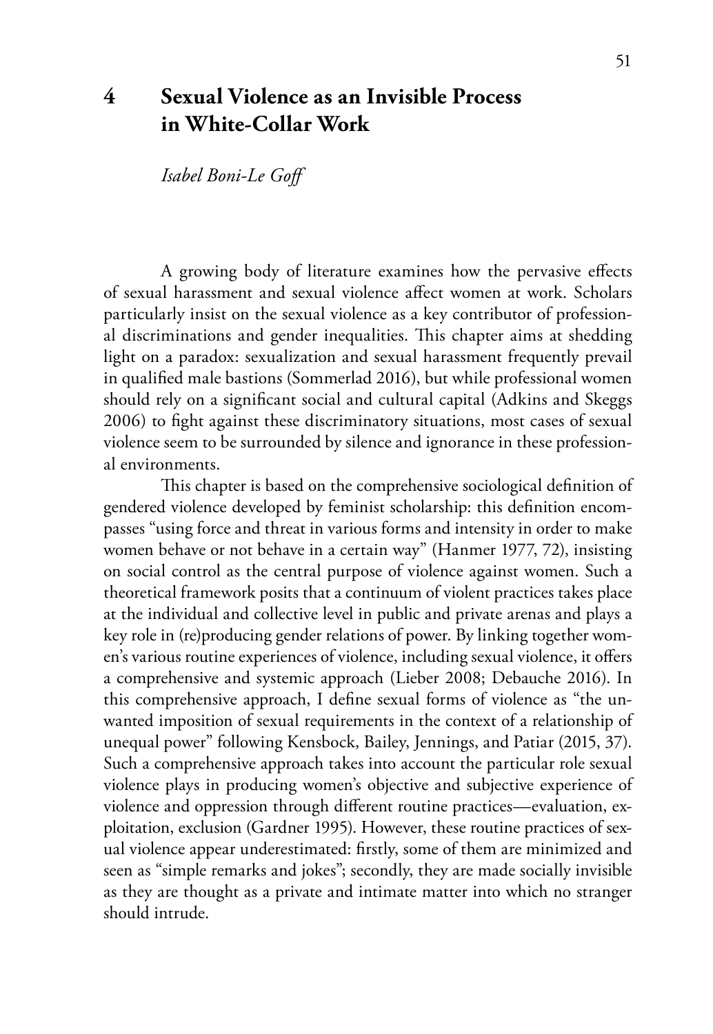# 4 Sexual Violence as an Invisible Process in White-Collar Work

*Isabel Boni-Le Goff*

A growing body of literature examines how the pervasive effects of sexual harassment and sexual violence affect women at work. Scholars particularly insist on the sexual violence as a key contributor of professional discriminations and gender inequalities. This chapter aims at shedding light on a paradox: sexualization and sexual harassment frequently prevail in qualified male bastions (Sommerlad 2016), but while professional women should rely on a significant social and cultural capital (Adkins and Skeggs 2006) to fight against these discriminatory situations, most cases of sexual violence seem to be surrounded by silence and ignorance in these professional environments.

This chapter is based on the comprehensive sociological definition of gendered violence developed by feminist scholarship: this definition encompasses "using force and threat in various forms and intensity in order to make women behave or not behave in a certain way" (Hanmer 1977, 72), insisting on social control as the central purpose of violence against women. Such a theoretical framework posits that a continuum of violent practices takes place at the individual and collective level in public and private arenas and plays a key role in (re)producing gender relations of power. By linking together women's various routine experiences of violence, including sexual violence, it offers a comprehensive and systemic approach (Lieber 2008; Debauche 2016). In this comprehensive approach, I define sexual forms of violence as "the unwanted imposition of sexual requirements in the context of a relationship of unequal power" following Kensbock, Bailey, Jennings, and Patiar (2015, 37). Such a comprehensive approach takes into account the particular role sexual violence plays in producing women's objective and subjective experience of violence and oppression through different routine practices—evaluation, exploitation, exclusion (Gardner 1995). However, these routine practices of sexual violence appear underestimated: firstly, some of them are minimized and seen as "simple remarks and jokes"; secondly, they are made socially invisible as they are thought as a private and intimate matter into which no stranger should intrude.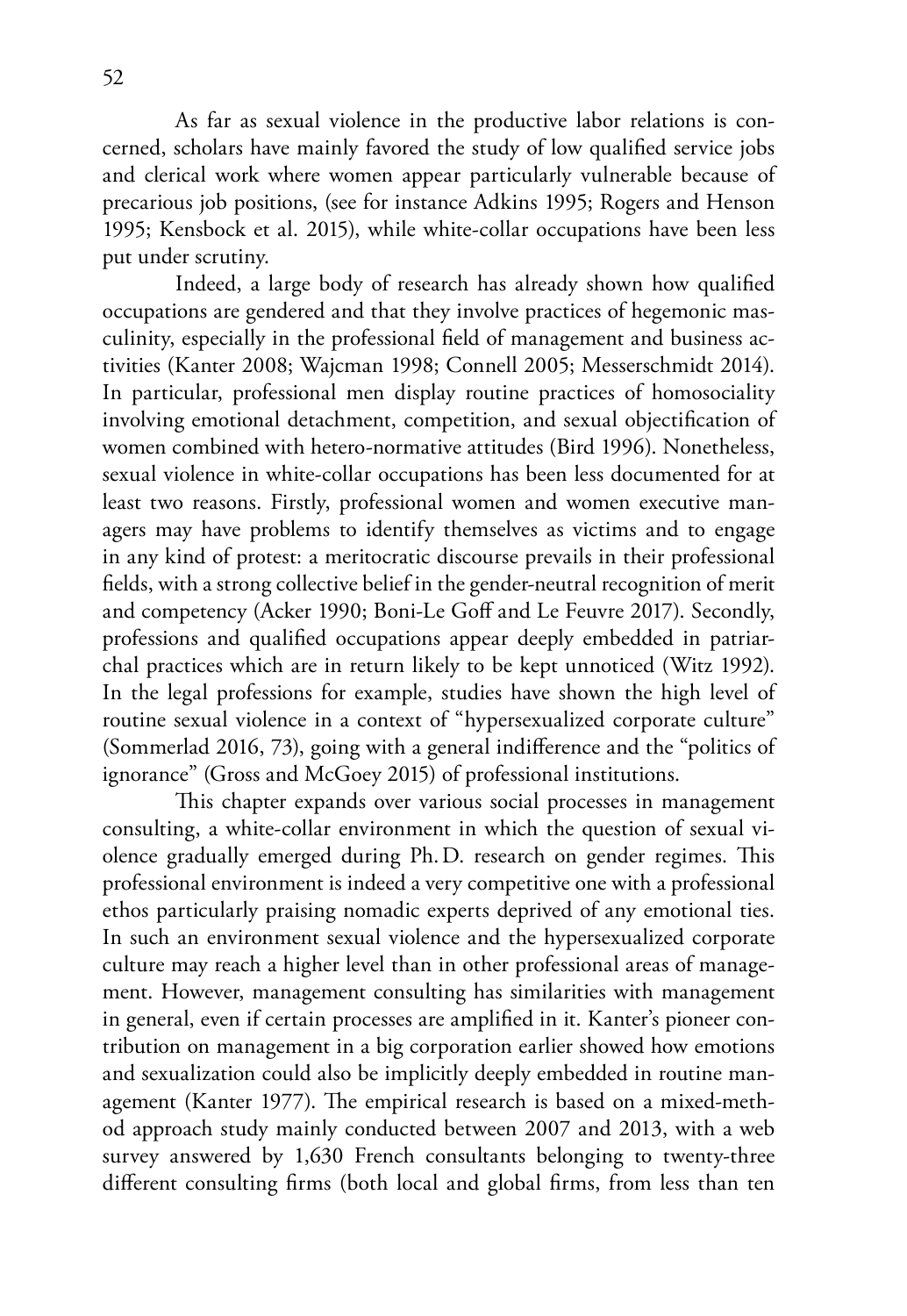As far as sexual violence in the productive labor relations is concerned, scholars have mainly favored the study of low qualified service jobs and clerical work where women appear particularly vulnerable because of precarious job positions, (see for instance Adkins 1995; Rogers and Henson 1995; Kensbock et al. 2015), while white-collar occupations have been less put under scrutiny.

Indeed, a large body of research has already shown how qualified occupations are gendered and that they involve practices of hegemonic masculinity, especially in the professional field of management and business activities (Kanter 2008; Wajcman 1998; Connell 2005; Messerschmidt 2014). In particular, professional men display routine practices of homosociality involving emotional detachment, competition, and sexual objectification of women combined with hetero-normative attitudes (Bird 1996). Nonetheless, sexual violence in white-collar occupations has been less documented for at least two reasons. Firstly, professional women and women executive managers may have problems to identify themselves as victims and to engage in any kind of protest: a meritocratic discourse prevails in their professional fields, with a strong collective belief in the gender-neutral recognition of merit and competency (Acker 1990; Boni-Le Goff and Le Feuvre 2017). Secondly, professions and qualified occupations appear deeply embedded in patriarchal practices which are in return likely to be kept unnoticed (Witz 1992). In the legal professions for example, studies have shown the high level of routine sexual violence in a context of "hypersexualized corporate culture" (Sommerlad 2016, 73), going with a general indifference and the "politics of ignorance" (Gross and McGoey 2015) of professional institutions.

This chapter expands over various social processes in management consulting, a white-collar environment in which the question of sexual violence gradually emerged during Ph. D. research on gender regimes. This professional environment is indeed a very competitive one with a professional ethos particularly praising nomadic experts deprived of any emotional ties. In such an environment sexual violence and the hypersexualized corporate culture may reach a higher level than in other professional areas of management. However, management consulting has similarities with management in general, even if certain processes are amplified in it. Kanter's pioneer contribution on management in a big corporation earlier showed how emotions and sexualization could also be implicitly deeply embedded in routine management (Kanter 1977). The empirical research is based on a mixed-method approach study mainly conducted between 2007 and 2013, with a web survey answered by 1,630 French consultants belonging to twenty-three different consulting firms (both local and global firms, from less than ten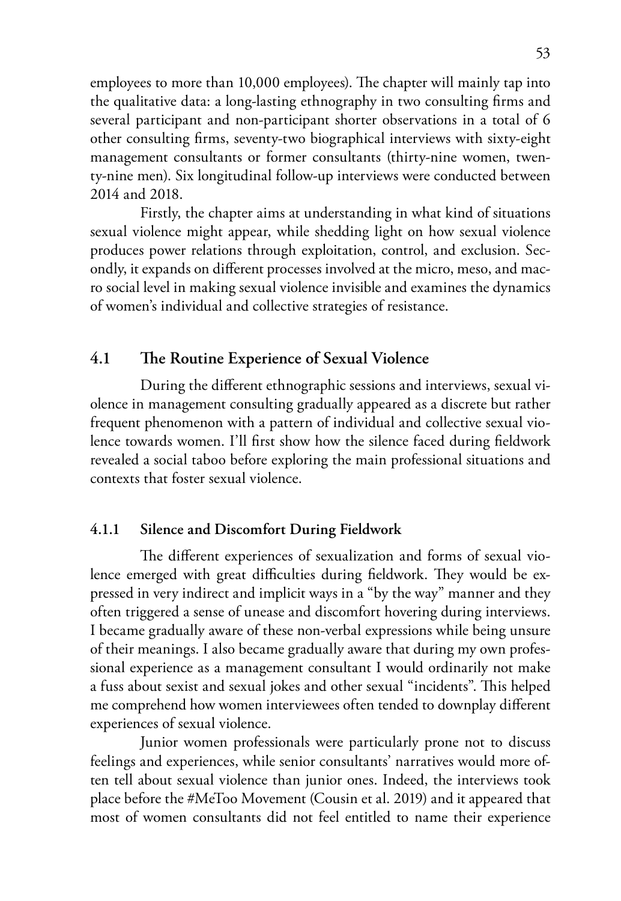employees to more than 10,000 employees). The chapter will mainly tap into the qualitative data: a long-lasting ethnography in two consulting firms and several participant and non-participant shorter observations in a total of 6 other consulting firms, seventy-two biographical interviews with sixty-eight management consultants or former consultants (thirty-nine women, twenty-nine men). Six longitudinal follow-up interviews were conducted between 2014 and 2018.

Firstly, the chapter aims at understanding in what kind of situations sexual violence might appear, while shedding light on how sexual violence produces power relations through exploitation, control, and exclusion. Secondly, it expands on different processes involved at the micro, meso, and macro social level in making sexual violence invisible and examines the dynamics of women's individual and collective strategies of resistance.

## 4.1 The Routine Experience of Sexual Violence

During the different ethnographic sessions and interviews, sexual violence in management consulting gradually appeared as a discrete but rather frequent phenomenon with a pattern of individual and collective sexual violence towards women. I'll first show how the silence faced during fieldwork revealed a social taboo before exploring the main professional situations and contexts that foster sexual violence.

### 4.1.1 Silence and Discomfort During Fieldwork

The different experiences of sexualization and forms of sexual violence emerged with great difficulties during fieldwork. They would be expressed in very indirect and implicit ways in a "by the way" manner and they often triggered a sense of unease and discomfort hovering during interviews. I became gradually aware of these non-verbal expressions while being unsure of their meanings. I also became gradually aware that during my own professional experience as a management consultant I would ordinarily not make a fuss about sexist and sexual jokes and other sexual "incidents". This helped me comprehend how women interviewees often tended to downplay different experiences of sexual violence.

Junior women professionals were particularly prone not to discuss feelings and experiences, while senior consultants' narratives would more often tell about sexual violence than junior ones. Indeed, the interviews took place before the #MeToo Movement (Cousin et al. 2019) and it appeared that most of women consultants did not feel entitled to name their experience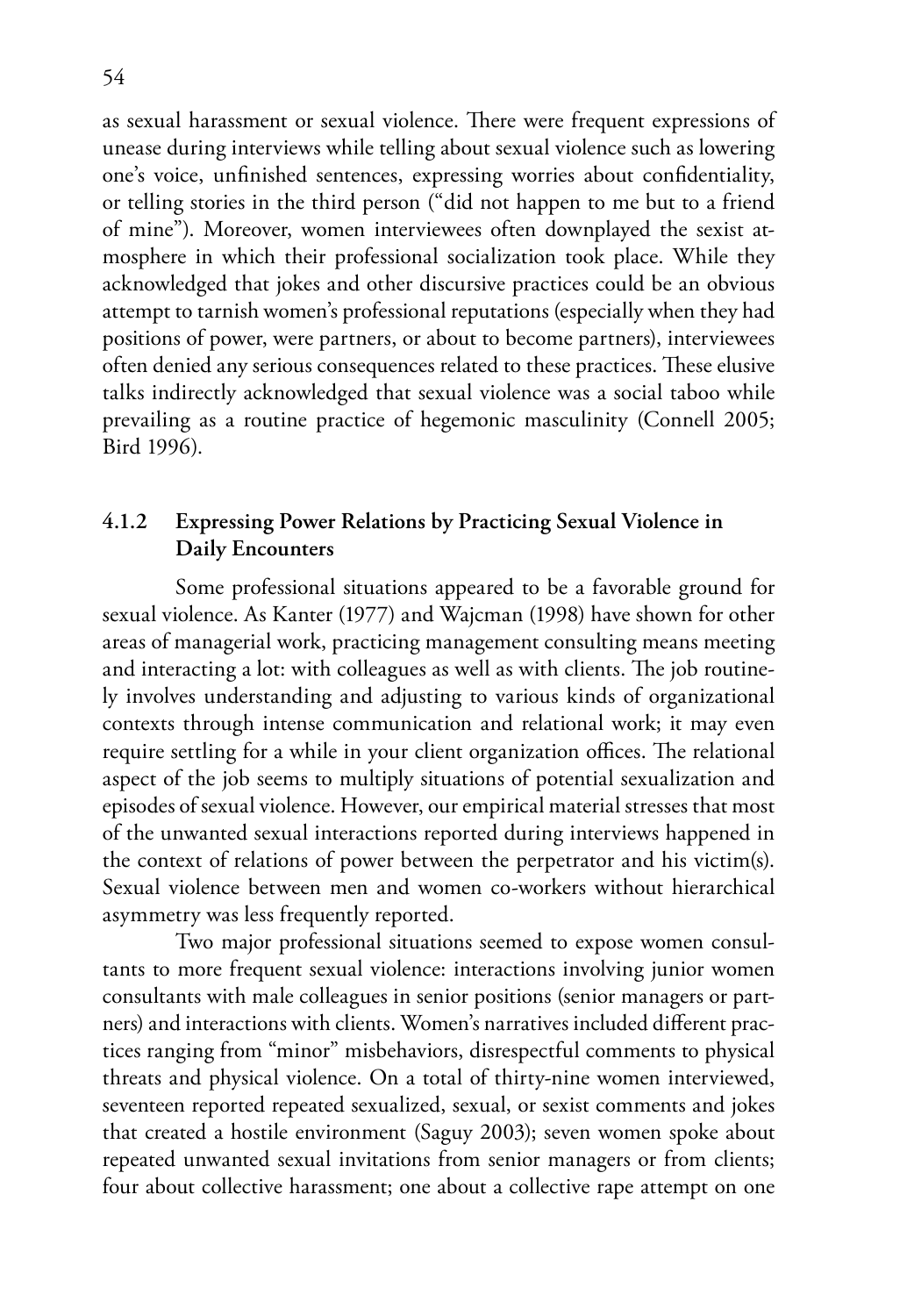as sexual harassment or sexual violence. There were frequent expressions of unease during interviews while telling about sexual violence such as lowering one's voice, unfinished sentences, expressing worries about confidentiality, or telling stories in the third person ("did not happen to me but to a friend of mine"). Moreover, women interviewees often downplayed the sexist atmosphere in which their professional socialization took place. While they acknowledged that jokes and other discursive practices could be an obvious attempt to tarnish women's professional reputations (especially when they had positions of power, were partners, or about to become partners), interviewees often denied any serious consequences related to these practices. These elusive talks indirectly acknowledged that sexual violence was a social taboo while prevailing as a routine practice of hegemonic masculinity (Connell 2005; Bird 1996).

### 4.1.2 Expressing Power Relations by Practicing Sexual Violence in Daily Encounters

Some professional situations appeared to be a favorable ground for sexual violence. As Kanter (1977) and Wajcman (1998) have shown for other areas of managerial work, practicing management consulting means meeting and interacting a lot: with colleagues as well as with clients. The job routinely involves understanding and adjusting to various kinds of organizational contexts through intense communication and relational work; it may even require settling for a while in your client organization offices. The relational aspect of the job seems to multiply situations of potential sexualization and episodes of sexual violence. However, our empirical material stresses that most of the unwanted sexual interactions reported during interviews happened in the context of relations of power between the perpetrator and his victim(s). Sexual violence between men and women co-workers without hierarchical asymmetry was less frequently reported.

Two major professional situations seemed to expose women consultants to more frequent sexual violence: interactions involving junior women consultants with male colleagues in senior positions (senior managers or partners) and interactions with clients. Women's narratives included different practices ranging from "minor" misbehaviors, disrespectful comments to physical threats and physical violence. On a total of thirty-nine women interviewed, seventeen reported repeated sexualized, sexual, or sexist comments and jokes that created a hostile environment (Saguy 2003); seven women spoke about repeated unwanted sexual invitations from senior managers or from clients; four about collective harassment; one about a collective rape attempt on one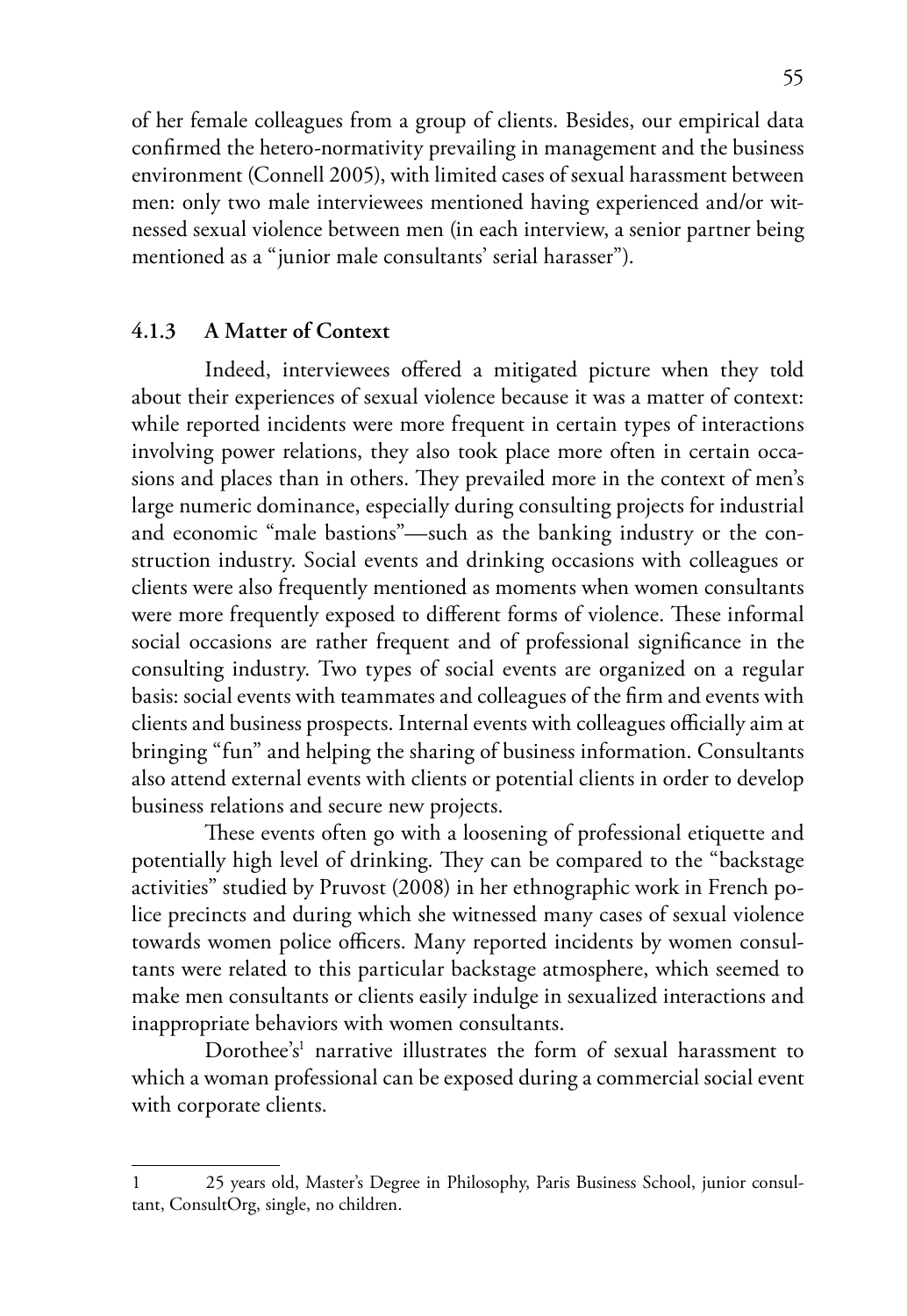of her female colleagues from a group of clients. Besides, our empirical data confirmed the hetero-normativity prevailing in management and the business environment (Connell 2005), with limited cases of sexual harassment between men: only two male interviewees mentioned having experienced and/or witnessed sexual violence between men (in each interview, a senior partner being mentioned as a "junior male consultants' serial harasser").

### 4.1.3 A Matter of Context

Indeed, interviewees offered a mitigated picture when they told about their experiences of sexual violence because it was a matter of context: while reported incidents were more frequent in certain types of interactions involving power relations, they also took place more often in certain occasions and places than in others. They prevailed more in the context of men's large numeric dominance, especially during consulting projects for industrial and economic "male bastions"—such as the banking industry or the construction industry. Social events and drinking occasions with colleagues or clients were also frequently mentioned as moments when women consultants were more frequently exposed to different forms of violence. These informal social occasions are rather frequent and of professional significance in the consulting industry. Two types of social events are organized on a regular basis: social events with teammates and colleagues of the firm and events with clients and business prospects. Internal events with colleagues officially aim at bringing "fun" and helping the sharing of business information. Consultants also attend external events with clients or potential clients in order to develop business relations and secure new projects.

These events often go with a loosening of professional etiquette and potentially high level of drinking. They can be compared to the "backstage activities" studied by Pruvost (2008) in her ethnographic work in French police precincts and during which she witnessed many cases of sexual violence towards women police officers. Many reported incidents by women consultants were related to this particular backstage atmosphere, which seemed to make men consultants or clients easily indulge in sexualized interactions and inappropriate behaviors with women consultants.

Dorothee's[1] narrative illustrates the form of sexual harassment to which a woman professional can be exposed during a commercial social event with corporate clients.

---

1 25 years old, Master's Degree in Philosophy, Paris Business School, junior consultant, ConsultOrg, single, no children.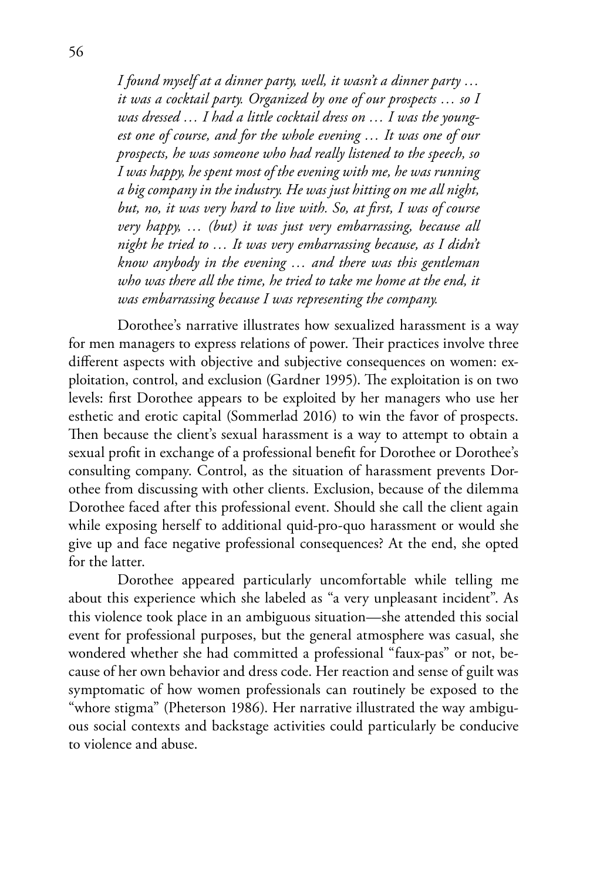> *I found myself at a dinner party, well, it wasn't a dinner party … it was a cocktail party. Organized by one of our prospects … so I was dressed … I had a little cocktail dress on … I was the youngest one of course, and for the whole evening … It was one of our prospects, he was someone who had really listened to the speech, so I was happy, he spent most of the evening with me, he was running a big company in the industry. He was just hitting on me all night, but, no, it was very hard to live with. So, at first, I was of course very happy, … (but) it was just very embarrassing, because all night he tried to … It was very embarrassing because, as I didn't know anybody in the evening … and there was this gentleman who was there all the time, he tried to take me home at the end, it was embarrassing because I was representing the company.*

Dorothee's narrative illustrates how sexualized harassment is a way for men managers to express relations of power. Their practices involve three different aspects with objective and subjective consequences on women: exploitation, control, and exclusion (Gardner 1995). The exploitation is on two levels: first Dorothee appears to be exploited by her managers who use her esthetic and erotic capital (Sommerlad 2016) to win the favor of prospects. Then because the client's sexual harassment is a way to attempt to obtain a sexual profit in exchange of a professional benefit for Dorothee or Dorothee's consulting company. Control, as the situation of harassment prevents Dorothee from discussing with other clients. Exclusion, because of the dilemma Dorothee faced after this professional event. Should she call the client again while exposing herself to additional quid-pro-quo harassment or would she give up and face negative professional consequences? At the end, she opted for the latter.

Dorothee appeared particularly uncomfortable while telling me about this experience which she labeled as "a very unpleasant incident". As this violence took place in an ambiguous situation—she attended this social event for professional purposes, but the general atmosphere was casual, she wondered whether she had committed a professional "faux-pas" or not, because of her own behavior and dress code. Her reaction and sense of guilt was symptomatic of how women professionals can routinely be exposed to the "whore stigma" (Pheterson 1986). Her narrative illustrated the way ambiguous social contexts and backstage activities could particularly be conducive to violence and abuse.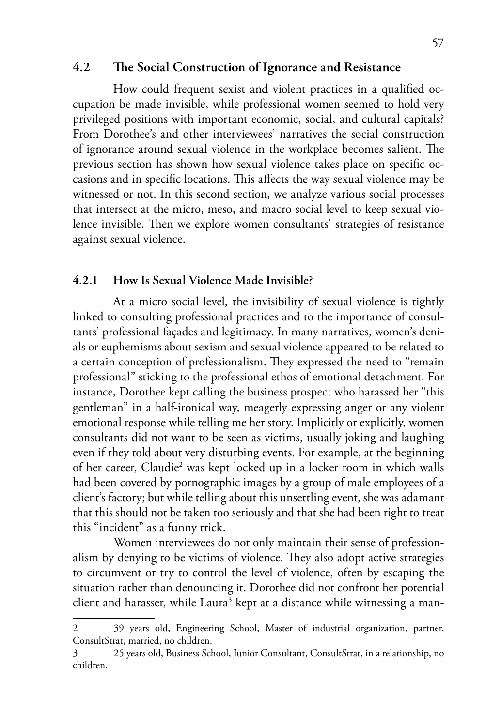## 4.2 The Social Construction of Ignorance and Resistance

How could frequent sexist and violent practices in a qualified occupation be made invisible, while professional women seemed to hold very privileged positions with important economic, social, and cultural capitals? From Dorothee's and other interviewees' narratives the social construction of ignorance around sexual violence in the workplace becomes salient. The previous section has shown how sexual violence takes place on specific occasions and in specific locations. This affects the way sexual violence may be witnessed or not. In this second section, we analyze various social processes that intersect at the micro, meso, and macro social level to keep sexual violence invisible. Then we explore women consultants' strategies of resistance against sexual violence.

### 4.2.1 How Is Sexual Violence Made Invisible?

At a micro social level, the invisibility of sexual violence is tightly linked to consulting professional practices and to the importance of consultants' professional façades and legitimacy. In many narratives, women's denials or euphemisms about sexism and sexual violence appeared to be related to a certain conception of professionalism. They expressed the need to "remain professional" sticking to the professional ethos of emotional detachment. For instance, Dorothee kept calling the business prospect who harassed her "this gentleman" in a half-ironical way, meagerly expressing anger or any violent emotional response while telling me her story. Implicitly or explicitly, women consultants did not want to be seen as victims, usually joking and laughing even if they told about very disturbing events. For example, at the beginning of her career, Claudie[2] was kept locked up in a locker room in which walls had been covered by pornographic images by a group of male employees of a client's factory; but while telling about this unsettling event, she was adamant that this should not be taken too seriously and that she had been right to treat this "incident" as a funny trick.

Women interviewees do not only maintain their sense of professionalism by denying to be victims of violence. They also adopt active strategies to circumvent or try to control the level of violence, often by escaping the situation rather than denouncing it. Dorothee did not confront her potential client and harasser, while Laura[3] kept at a distance while witnessing a man-

---

2 39 years old, Engineering School, Master of industrial organization, partner, ConsultStrat, married, no children.

3 25 years old, Business School, Junior Consultant, ConsultStrat, in a relationship, no children.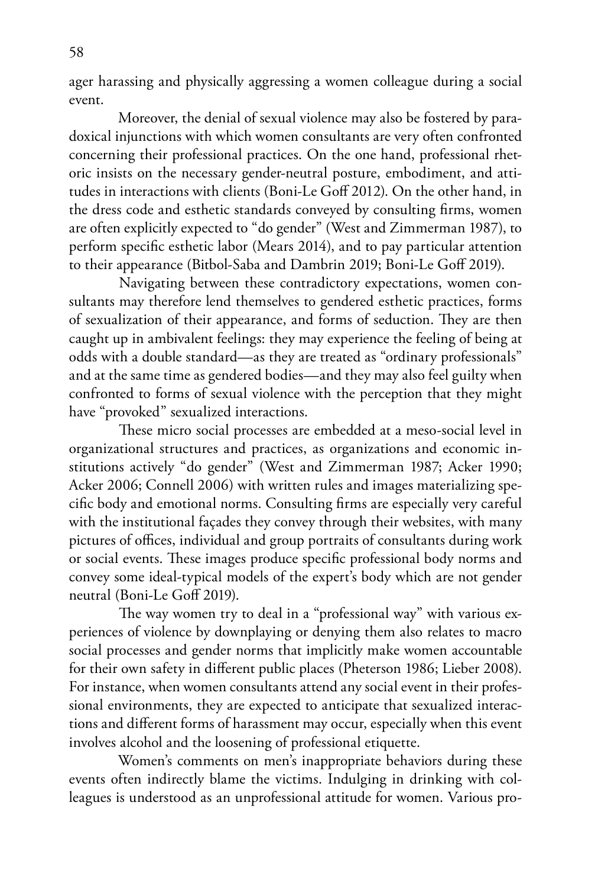ager harassing and physically aggressing a women colleague during a social event.

Moreover, the denial of sexual violence may also be fostered by paradoxical injunctions with which women consultants are very often confronted concerning their professional practices. On the one hand, professional rhetoric insists on the necessary gender-neutral posture, embodiment, and attitudes in interactions with clients (Boni-Le Goff 2012). On the other hand, in the dress code and esthetic standards conveyed by consulting firms, women are often explicitly expected to "do gender" (West and Zimmerman 1987), to perform specific esthetic labor (Mears 2014), and to pay particular attention to their appearance (Bitbol-Saba and Dambrin 2019; Boni-Le Goff 2019).

Navigating between these contradictory expectations, women consultants may therefore lend themselves to gendered esthetic practices, forms of sexualization of their appearance, and forms of seduction. They are then caught up in ambivalent feelings: they may experience the feeling of being at odds with a double standard—as they are treated as "ordinary professionals" and at the same time as gendered bodies—and they may also feel guilty when confronted to forms of sexual violence with the perception that they might have "provoked" sexualized interactions.

These micro social processes are embedded at a meso-social level in organizational structures and practices, as organizations and economic institutions actively "do gender" (West and Zimmerman 1987; Acker 1990; Acker 2006; Connell 2006) with written rules and images materializing specific body and emotional norms. Consulting firms are especially very careful with the institutional façades they convey through their websites, with many pictures of offices, individual and group portraits of consultants during work or social events. These images produce specific professional body norms and convey some ideal-typical models of the expert's body which are not gender neutral (Boni-Le Goff 2019).

The way women try to deal in a "professional way" with various experiences of violence by downplaying or denying them also relates to macro social processes and gender norms that implicitly make women accountable for their own safety in different public places (Pheterson 1986; Lieber 2008). For instance, when women consultants attend any social event in their professional environments, they are expected to anticipate that sexualized interactions and different forms of harassment may occur, especially when this event involves alcohol and the loosening of professional etiquette.

Women's comments on men's inappropriate behaviors during these events often indirectly blame the victims. Indulging in drinking with colleagues is understood as an unprofessional attitude for women. Various pro-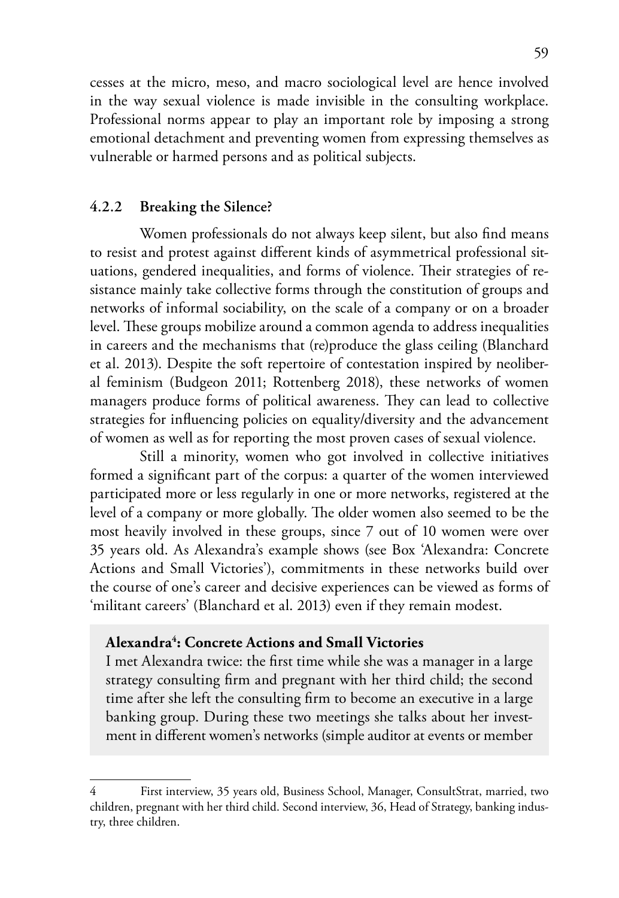cesses at the micro, meso, and macro sociological level are hence involved in the way sexual violence is made invisible in the consulting workplace. Professional norms appear to play an important role by imposing a strong emotional detachment and preventing women from expressing themselves as vulnerable or harmed persons and as political subjects.

### 4.2.2 Breaking the Silence?

Women professionals do not always keep silent, but also find means to resist and protest against different kinds of asymmetrical professional situations, gendered inequalities, and forms of violence. Their strategies of resistance mainly take collective forms through the constitution of groups and networks of informal sociability, on the scale of a company or on a broader level. These groups mobilize around a common agenda to address inequalities in careers and the mechanisms that (re)produce the glass ceiling (Blanchard et al. 2013). Despite the soft repertoire of contestation inspired by neoliberal feminism (Budgeon 2011; Rottenberg 2018), these networks of women managers produce forms of political awareness. They can lead to collective strategies for influencing policies on equality/diversity and the advancement of women as well as for reporting the most proven cases of sexual violence.

Still a minority, women who got involved in collective initiatives formed a significant part of the corpus: a quarter of the women interviewed participated more or less regularly in one or more networks, registered at the level of a company or more globally. The older women also seemed to be the most heavily involved in these groups, since 7 out of 10 women were over 35 years old. As Alexandra's example shows (see Box 'Alexandra: Concrete Actions and Small Victories'), commitments in these networks build over the course of one's career and decisive experiences can be viewed as forms of 'militant careers' (Blanchard et al. 2013) even if they remain modest.

**Alexandra[4]: Concrete Actions and Small Victories**

I met Alexandra twice: the first time while she was a manager in a large strategy consulting firm and pregnant with her third child; the second time after she left the consulting firm to become an executive in a large banking group. During these two meetings she talks about her investment in different women's networks (simple auditor at events or member

---

4 First interview, 35 years old, Business School, Manager, ConsultStrat, married, two children, pregnant with her third child. Second interview, 36, Head of Strategy, banking industry, three children.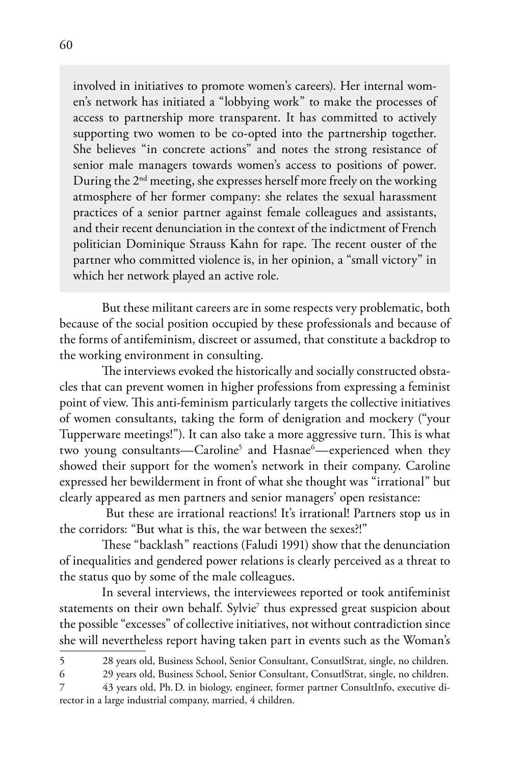involved in initiatives to promote women's careers). Her internal women's network has initiated a "lobbying work" to make the processes of access to partnership more transparent. It has committed to actively supporting two women to be co-opted into the partnership together. She believes "in concrete actions" and notes the strong resistance of senior male managers towards women's access to positions of power. During the 2nd meeting, she expresses herself more freely on the working atmosphere of her former company: she relates the sexual harassment practices of a senior partner against female colleagues and assistants, and their recent denunciation in the context of the indictment of French politician Dominique Strauss Kahn for rape. The recent ouster of the partner who committed violence is, in her opinion, a "small victory" in which her network played an active role.

But these militant careers are in some respects very problematic, both because of the social position occupied by these professionals and because of the forms of antifeminism, discreet or assumed, that constitute a backdrop to the working environment in consulting.

The interviews evoked the historically and socially constructed obstacles that can prevent women in higher professions from expressing a feminist point of view. This anti-feminism particularly targets the collective initiatives of women consultants, taking the form of denigration and mockery ("your Tupperware meetings!"). It can also take a more aggressive turn. This is what two young consultants—Caroline[5] and Hasnae[6]—experienced when they showed their support for the women's network in their company. Caroline expressed her bewilderment in front of what she thought was "irrational" but clearly appeared as men partners and senior managers' open resistance:

But these are irrational reactions! It's irrational! Partners stop us in the corridors: "But what is this, the war between the sexes?!"

These "backlash" reactions (Faludi 1991) show that the denunciation of inequalities and gendered power relations is clearly perceived as a threat to the status quo by some of the male colleagues.

In several interviews, the interviewees reported or took antifeminist statements on their own behalf. Sylvie[7] thus expressed great suspicion about the possible "excesses" of collective initiatives, not without contradiction since she will nevertheless report having taken part in events such as the Woman's

---

5 28 years old, Business School, Senior Consultant, ConsutlStrat, single, no children.

6 29 years old, Business School, Senior Consultant, ConsutlStrat, single, no children.

7 43 years old, Ph. D. in biology, engineer, former partner ConsultInfo, executive director in a large industrial company, married, 4 children.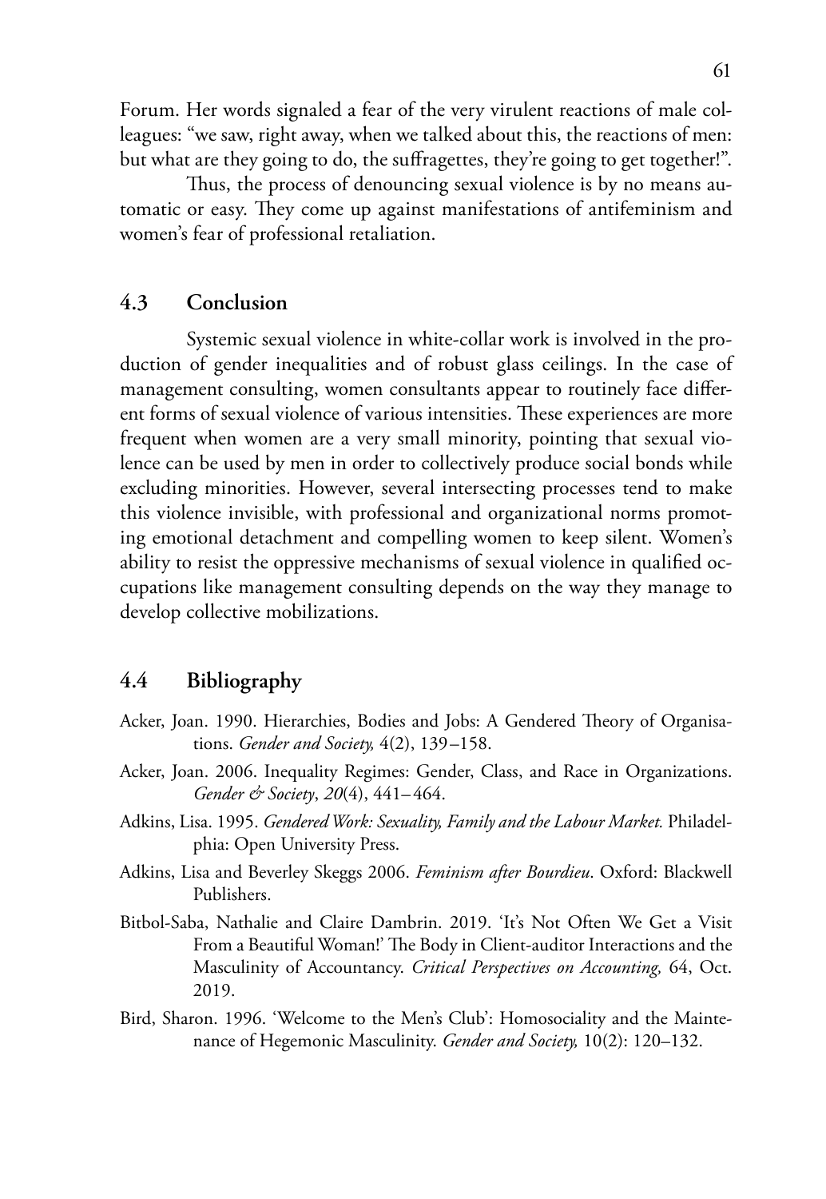Forum. Her words signaled a fear of the very virulent reactions of male colleagues: "we saw, right away, when we talked about this, the reactions of men: but what are they going to do, the suffragettes, they're going to get together!".

Thus, the process of denouncing sexual violence is by no means automatic or easy. They come up against manifestations of antifeminism and women's fear of professional retaliation.

## 4.3 Conclusion

Systemic sexual violence in white-collar work is involved in the production of gender inequalities and of robust glass ceilings. In the case of management consulting, women consultants appear to routinely face different forms of sexual violence of various intensities. These experiences are more frequent when women are a very small minority, pointing that sexual violence can be used by men in order to collectively produce social bonds while excluding minorities. However, several intersecting processes tend to make this violence invisible, with professional and organizational norms promoting emotional detachment and compelling women to keep silent. Women's ability to resist the oppressive mechanisms of sexual violence in qualified occupations like management consulting depends on the way they manage to develop collective mobilizations.

## 4.4 Bibliography

Acker, Joan. 1990. Hierarchies, Bodies and Jobs: A Gendered Theory of Organisations. *Gender and Society,* 4(2), 139–158.

Acker, Joan. 2006. Inequality Regimes: Gender, Class, and Race in Organizations. *Gender & Society*, *20*(4), 441–464.

Adkins, Lisa. 1995. *Gendered Work: Sexuality, Family and the Labour Market.* Philadelphia: Open University Press.

Adkins, Lisa and Beverley Skeggs 2006. *Feminism after Bourdieu*. Oxford: Blackwell Publishers.

Bitbol-Saba, Nathalie and Claire Dambrin. 2019. 'It's Not Often We Get a Visit From a Beautiful Woman!' The Body in Client-auditor Interactions and the Masculinity of Accountancy. *Critical Perspectives on Accounting,* 64, Oct. 2019.

Bird, Sharon. 1996. 'Welcome to the Men's Club': Homosociality and the Maintenance of Hegemonic Masculinity. *Gender and Society,* 10(2): 120–132.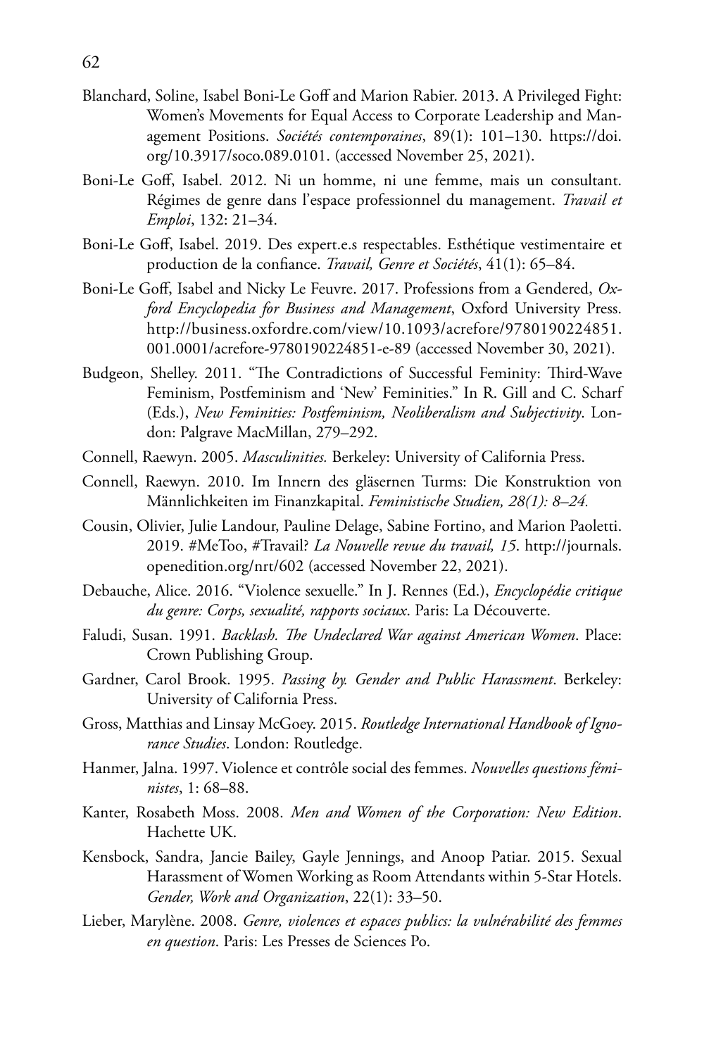Blanchard, Soline, Isabel Boni-Le Goff and Marion Rabier. 2013. A Privileged Fight: Women's Movements for Equal Access to Corporate Leadership and Management Positions. *Sociétés contemporaines*, 89(1): 101–130. https://doi.org/10.3917/soco.089.0101. (accessed November 25, 2021).

Boni-Le Goff, Isabel. 2012. Ni un homme, ni une femme, mais un consultant. Régimes de genre dans l'espace professionnel du management. *Travail et Emploi*, 132: 21–34.

Boni-Le Goff, Isabel. 2019. Des expert.e.s respectables. Esthétique vestimentaire et production de la confiance. *Travail, Genre et Sociétés*, 41(1): 65–84.

Boni-Le Goff, Isabel and Nicky Le Feuvre. 2017. Professions from a Gendered, *Oxford Encyclopedia for Business and Management*, Oxford University Press. http://business.oxfordre.com/view/10.1093/acrefore/9780190224851.001.0001/acrefore-9780190224851-e-89 (accessed November 30, 2021).

Budgeon, Shelley. 2011. "The Contradictions of Successful Feminity: Third-Wave Feminism, Postfeminism and 'New' Feminities." In R. Gill and C. Scharf (Eds.), *New Feminities: Postfeminism, Neoliberalism and Subjectivity*. London: Palgrave MacMillan, 279–292.

Connell, Raewyn. 2005. *Masculinities.* Berkeley: University of California Press.

Connell, Raewyn. 2010. Im Innern des gläsernen Turms: Die Konstruktion von Männlichkeiten im Finanzkapital. *Feministische Studien, 28(1): 8–24.*

Cousin, Olivier, Julie Landour, Pauline Delage, Sabine Fortino, and Marion Paoletti. 2019. #MeToo, #Travail? *La Nouvelle revue du travail, 15*. http://journals.openedition.org/nrt/602 (accessed November 22, 2021).

Debauche, Alice. 2016. "Violence sexuelle." In J. Rennes (Ed.), *Encyclopédie critique du genre: Corps, sexualité, rapports sociaux*. Paris: La Découverte.

Faludi, Susan. 1991. *Backlash. The Undeclared War against American Women*. Place: Crown Publishing Group.

Gardner, Carol Brook. 1995. *Passing by. Gender and Public Harassment*. Berkeley: University of California Press.

Gross, Matthias and Linsay McGoey. 2015. *Routledge International Handbook of Ignorance Studies*. London: Routledge.

Hanmer, Jalna. 1997. Violence et contrôle social des femmes. *Nouvelles questions féministes*, 1: 68–88.

Kanter, Rosabeth Moss. 2008. *Men and Women of the Corporation: New Edition*. Hachette UK.

Kensbock, Sandra, Jancie Bailey, Gayle Jennings, and Anoop Patiar. 2015. Sexual Harassment of Women Working as Room Attendants within 5-Star Hotels. *Gender, Work and Organization*, 22(1): 33–50.

Lieber, Marylène. 2008. *Genre, violences et espaces publics: la vulnérabilité des femmes en question*. Paris: Les Presses de Sciences Po.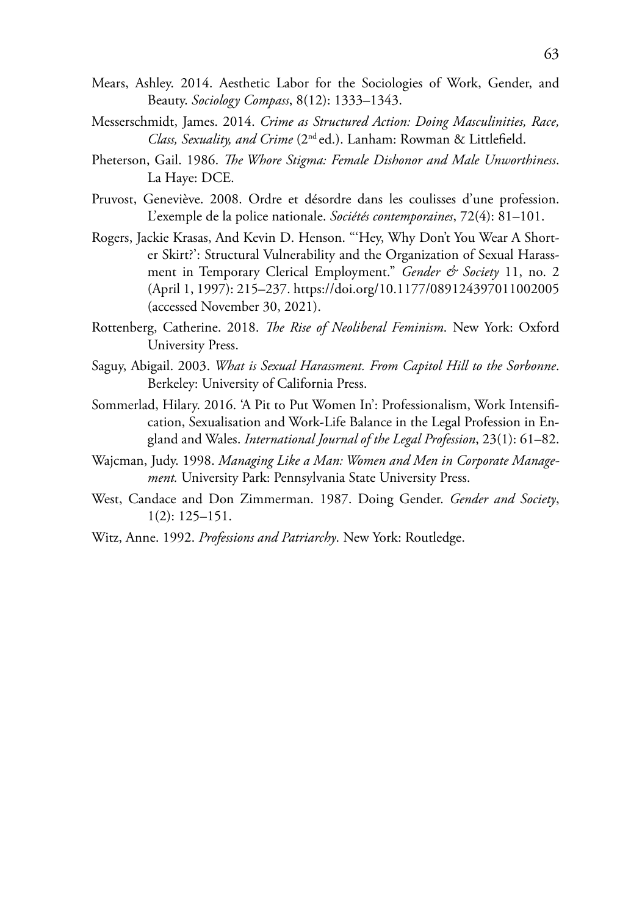Mears, Ashley. 2014. Aesthetic Labor for the Sociologies of Work, Gender, and Beauty. *Sociology Compass*, 8(12): 1333–1343.

Messerschmidt, James. 2014. *Crime as Structured Action: Doing Masculinities, Race, Class, Sexuality, and Crime* (2nd ed.). Lanham: Rowman & Littlefield.

Pheterson, Gail. 1986. *The Whore Stigma: Female Dishonor and Male Unworthiness*. La Haye: DCE.

Pruvost, Geneviève. 2008. Ordre et désordre dans les coulisses d'une profession. L'exemple de la police nationale. *Sociétés contemporaines*, 72(4): 81–101.

Rogers, Jackie Krasas, And Kevin D. Henson. "'Hey, Why Don't You Wear A Shorter Skirt?': Structural Vulnerability and the Organization of Sexual Harassment in Temporary Clerical Employment." *Gender & Society* 11, no. 2 (April 1, 1997): 215–237. https://doi.org/10.1177/089124397011002005 (accessed November 30, 2021).

Rottenberg, Catherine. 2018. *The Rise of Neoliberal Feminism*. New York: Oxford University Press.

Saguy, Abigail. 2003. *What is Sexual Harassment. From Capitol Hill to the Sorbonne*. Berkeley: University of California Press.

Sommerlad, Hilary. 2016. 'A Pit to Put Women In': Professionalism, Work Intensification, Sexualisation and Work-Life Balance in the Legal Profession in England and Wales. *International Journal of the Legal Profession*, 23(1): 61–82.

Wajcman, Judy. 1998. *Managing Like a Man: Women and Men in Corporate Management.* University Park: Pennsylvania State University Press.

West, Candace and Don Zimmerman. 1987. Doing Gender. *Gender and Society*, 1(2): 125–151.

Witz, Anne. 1992. *Professions and Patriarchy*. New York: Routledge.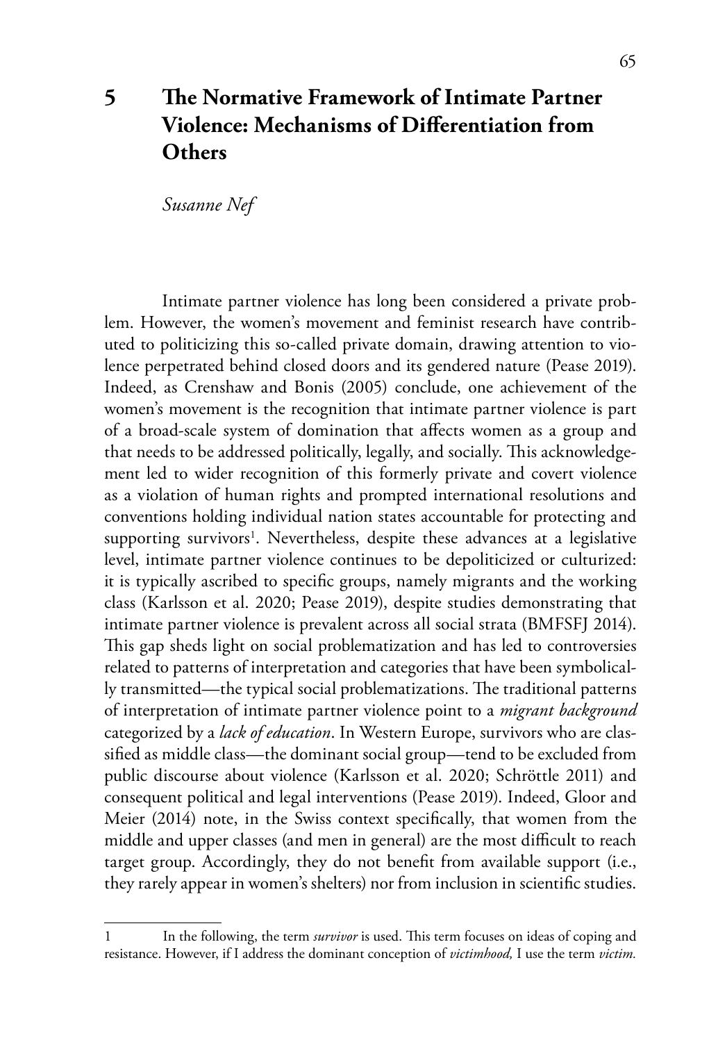# 5 The Normative Framework of Intimate Partner Violence: Mechanisms of Differentiation from Others

*Susanne Nef*

Intimate partner violence has long been considered a private problem. However, the women's movement and feminist research have contributed to politicizing this so-called private domain, drawing attention to violence perpetrated behind closed doors and its gendered nature (Pease 2019). Indeed, as Crenshaw and Bonis (2005) conclude, one achievement of the women's movement is the recognition that intimate partner violence is part of a broad-scale system of domination that affects women as a group and that needs to be addressed politically, legally, and socially. This acknowledgement led to wider recognition of this formerly private and covert violence as a violation of human rights and prompted international resolutions and conventions holding individual nation states accountable for protecting and supporting survivors[1]. Nevertheless, despite these advances at a legislative level, intimate partner violence continues to be depoliticized or culturized: it is typically ascribed to specific groups, namely migrants and the working class (Karlsson et al. 2020; Pease 2019), despite studies demonstrating that intimate partner violence is prevalent across all social strata (BMFSFJ 2014). This gap sheds light on social problematization and has led to controversies related to patterns of interpretation and categories that have been symbolically transmitted—the typical social problematizations. The traditional patterns of interpretation of intimate partner violence point to a *migrant background* categorized by a *lack of education*. In Western Europe, survivors who are classified as middle class—the dominant social group—tend to be excluded from public discourse about violence (Karlsson et al. 2020; Schröttle 2011) and consequent political and legal interventions (Pease 2019). Indeed, Gloor and Meier (2014) note, in the Swiss context specifically, that women from the middle and upper classes (and men in general) are the most difficult to reach target group. Accordingly, they do not benefit from available support (i.e., they rarely appear in women's shelters) nor from inclusion in scientific studies.

---

1 In the following, the term *survivor* is used. This term focuses on ideas of coping and resistance. However, if I address the dominant conception of *victimhood,* I use the term *victim.*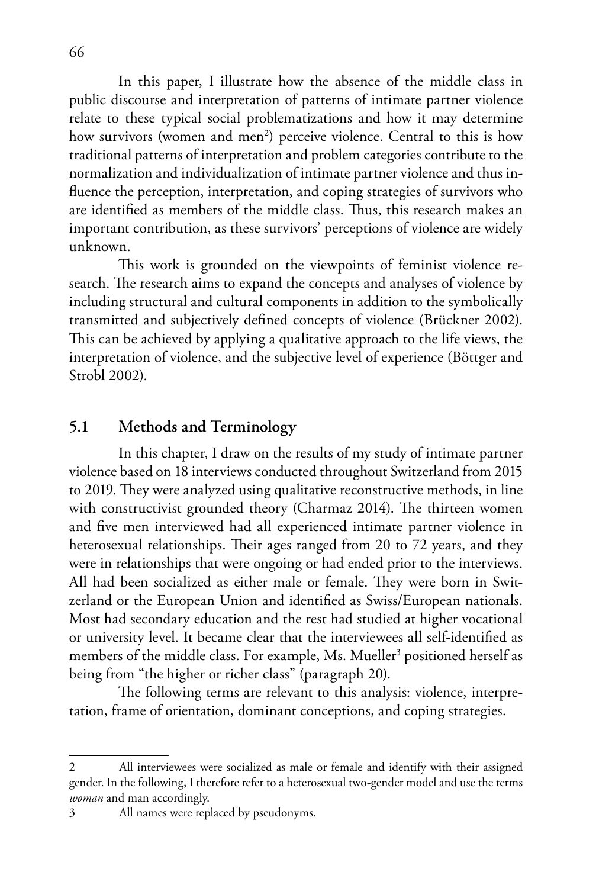In this paper, I illustrate how the absence of the middle class in public discourse and interpretation of patterns of intimate partner violence relate to these typical social problematizations and how it may determine how survivors (women and men[2]) perceive violence. Central to this is how traditional patterns of interpretation and problem categories contribute to the normalization and individualization of intimate partner violence and thus influence the perception, interpretation, and coping strategies of survivors who are identified as members of the middle class. Thus, this research makes an important contribution, as these survivors' perceptions of violence are widely unknown.

This work is grounded on the viewpoints of feminist violence research. The research aims to expand the concepts and analyses of violence by including structural and cultural components in addition to the symbolically transmitted and subjectively defined concepts of violence (Brückner 2002). This can be achieved by applying a qualitative approach to the life views, the interpretation of violence, and the subjective level of experience (Böttger and Strobl 2002).

## 5.1 Methods and Terminology

In this chapter, I draw on the results of my study of intimate partner violence based on 18 interviews conducted throughout Switzerland from 2015 to 2019. They were analyzed using qualitative reconstructive methods, in line with constructivist grounded theory (Charmaz 2014). The thirteen women and five men interviewed had all experienced intimate partner violence in heterosexual relationships. Their ages ranged from 20 to 72 years, and they were in relationships that were ongoing or had ended prior to the interviews. All had been socialized as either male or female. They were born in Switzerland or the European Union and identified as Swiss/European nationals. Most had secondary education and the rest had studied at higher vocational or university level. It became clear that the interviewees all self-identified as members of the middle class. For example, Ms. Mueller[3] positioned herself as being from "the higher or richer class" (paragraph 20).

The following terms are relevant to this analysis: violence, interpretation, frame of orientation, dominant conceptions, and coping strategies.

---

2 All interviewees were socialized as male or female and identify with their assigned gender. In the following, I therefore refer to a heterosexual two-gender model and use the terms *woman* and man accordingly.

3 All names were replaced by pseudonyms.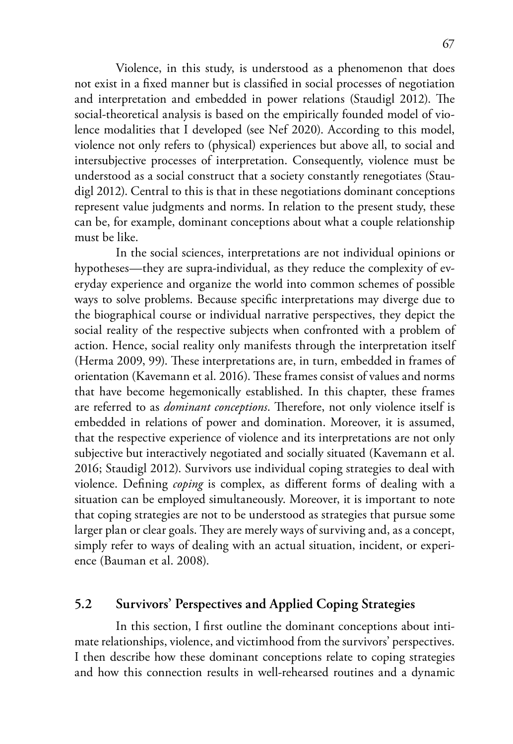Violence, in this study, is understood as a phenomenon that does not exist in a fixed manner but is classified in social processes of negotiation and interpretation and embedded in power relations (Staudigl 2012). The social-theoretical analysis is based on the empirically founded model of violence modalities that I developed (see Nef 2020). According to this model, violence not only refers to (physical) experiences but above all, to social and intersubjective processes of interpretation. Consequently, violence must be understood as a social construct that a society constantly renegotiates (Staudigl 2012). Central to this is that in these negotiations dominant conceptions represent value judgments and norms. In relation to the present study, these can be, for example, dominant conceptions about what a couple relationship must be like.

In the social sciences, interpretations are not individual opinions or hypotheses—they are supra-individual, as they reduce the complexity of everyday experience and organize the world into common schemes of possible ways to solve problems. Because specific interpretations may diverge due to the biographical course or individual narrative perspectives, they depict the social reality of the respective subjects when confronted with a problem of action. Hence, social reality only manifests through the interpretation itself (Herma 2009, 99). These interpretations are, in turn, embedded in frames of orientation (Kavemann et al. 2016). These frames consist of values and norms that have become hegemonically established. In this chapter, these frames are referred to as *dominant conceptions*. Therefore, not only violence itself is embedded in relations of power and domination. Moreover, it is assumed, that the respective experience of violence and its interpretations are not only subjective but interactively negotiated and socially situated (Kavemann et al. 2016; Staudigl 2012). Survivors use individual coping strategies to deal with violence. Defining *coping* is complex, as different forms of dealing with a situation can be employed simultaneously. Moreover, it is important to note that coping strategies are not to be understood as strategies that pursue some larger plan or clear goals. They are merely ways of surviving and, as a concept, simply refer to ways of dealing with an actual situation, incident, or experience (Bauman et al. 2008).

## 5.2 Survivors' Perspectives and Applied Coping Strategies

In this section, I first outline the dominant conceptions about intimate relationships, violence, and victimhood from the survivors' perspectives. I then describe how these dominant conceptions relate to coping strategies and how this connection results in well-rehearsed routines and a dynamic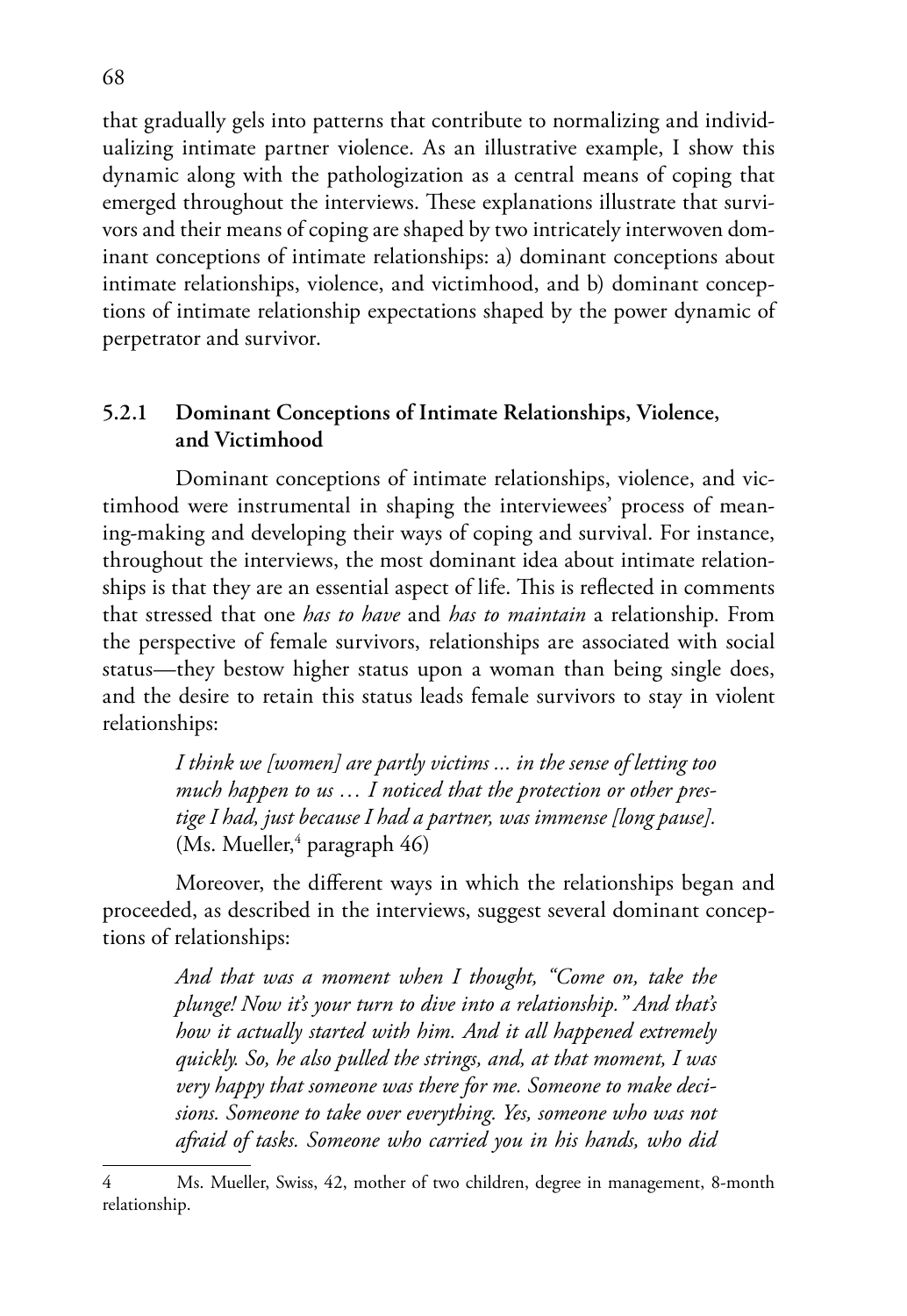that gradually gels into patterns that contribute to normalizing and individualizing intimate partner violence. As an illustrative example, I show this dynamic along with the pathologization as a central means of coping that emerged throughout the interviews. These explanations illustrate that survivors and their means of coping are shaped by two intricately interwoven dominant conceptions of intimate relationships: a) dominant conceptions about intimate relationships, violence, and victimhood, and b) dominant conceptions of intimate relationship expectations shaped by the power dynamic of perpetrator and survivor.

### 5.2.1 Dominant Conceptions of Intimate Relationships, Violence, and Victimhood

Dominant conceptions of intimate relationships, violence, and victimhood were instrumental in shaping the interviewees' process of meaning-making and developing their ways of coping and survival. For instance, throughout the interviews, the most dominant idea about intimate relationships is that they are an essential aspect of life. This is reflected in comments that stressed that one *has to have* and *has to maintain* a relationship. From the perspective of female survivors, relationships are associated with social status—they bestow higher status upon a woman than being single does, and the desire to retain this status leads female survivors to stay in violent relationships:

> *I think we [women] are partly victims ... in the sense of letting too much happen to us … I noticed that the protection or other prestige I had, just because I had a partner, was immense [long pause].* (Ms. Mueller,[4] paragraph 46)

Moreover, the different ways in which the relationships began and proceeded, as described in the interviews, suggest several dominant conceptions of relationships:

> *And that was a moment when I thought, "Come on, take the plunge! Now it's your turn to dive into a relationship." And that's how it actually started with him. And it all happened extremely quickly. So, he also pulled the strings, and, at that moment, I was very happy that someone was there for me. Someone to make decisions. Someone to take over everything. Yes, someone who was not afraid of tasks. Someone who carried you in his hands, who did*

---

4 Ms. Mueller, Swiss, 42, mother of two children, degree in management, 8-month relationship.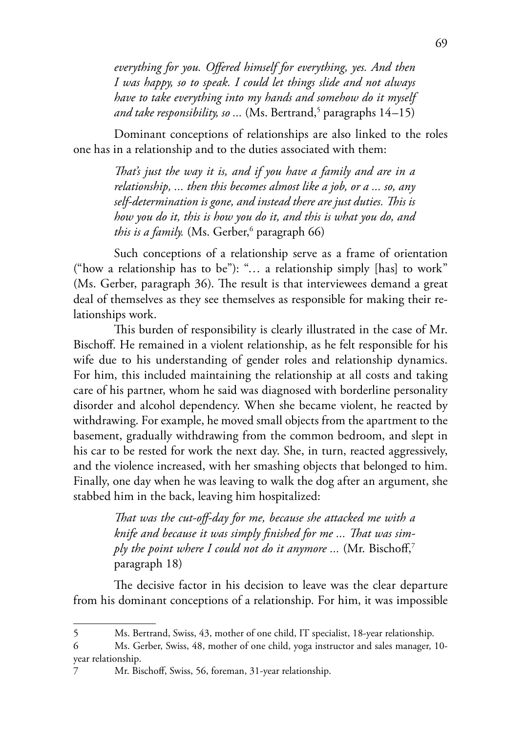*everything for you. Offered himself for everything, yes. And then I was happy, so to speak. I could let things slide and not always have to take everything into my hands and somehow do it myself and take responsibility, so ...* (Ms. Bertrand,[5] paragraphs 14–15)

Dominant conceptions of relationships are also linked to the roles one has in a relationship and to the duties associated with them:

> *That's just the way it is, and if you have a family and are in a relationship, ... then this becomes almost like a job, or a ... so, any self-determination is gone, and instead there are just duties. This is how you do it, this is how you do it, and this is what you do, and this is a family.* (Ms. Gerber,[6] paragraph 66)

Such conceptions of a relationship serve as a frame of orientation ("how a relationship has to be"): "… a relationship simply [has] to work" (Ms. Gerber, paragraph 36). The result is that interviewees demand a great deal of themselves as they see themselves as responsible for making their relationships work.

This burden of responsibility is clearly illustrated in the case of Mr. Bischoff. He remained in a violent relationship, as he felt responsible for his wife due to his understanding of gender roles and relationship dynamics. For him, this included maintaining the relationship at all costs and taking care of his partner, whom he said was diagnosed with borderline personality disorder and alcohol dependency. When she became violent, he reacted by withdrawing. For example, he moved small objects from the apartment to the basement, gradually withdrawing from the common bedroom, and slept in his car to be rested for work the next day. She, in turn, reacted aggressively, and the violence increased, with her smashing objects that belonged to him. Finally, one day when he was leaving to walk the dog after an argument, she stabbed him in the back, leaving him hospitalized:

> *That was the cut-off-day for me, because she attacked me with a knife and because it was simply finished for me ... That was simply the point where I could not do it anymore ...* (Mr. Bischoff,[7] paragraph 18)

The decisive factor in his decision to leave was the clear departure from his dominant conceptions of a relationship. For him, it was impossible

---

5 Ms. Bertrand, Swiss, 43, mother of one child, IT specialist, 18-year relationship.

6 Ms. Gerber, Swiss, 48, mother of one child, yoga instructor and sales manager, 10-year relationship.

7 Mr. Bischoff, Swiss, 56, foreman, 31-year relationship.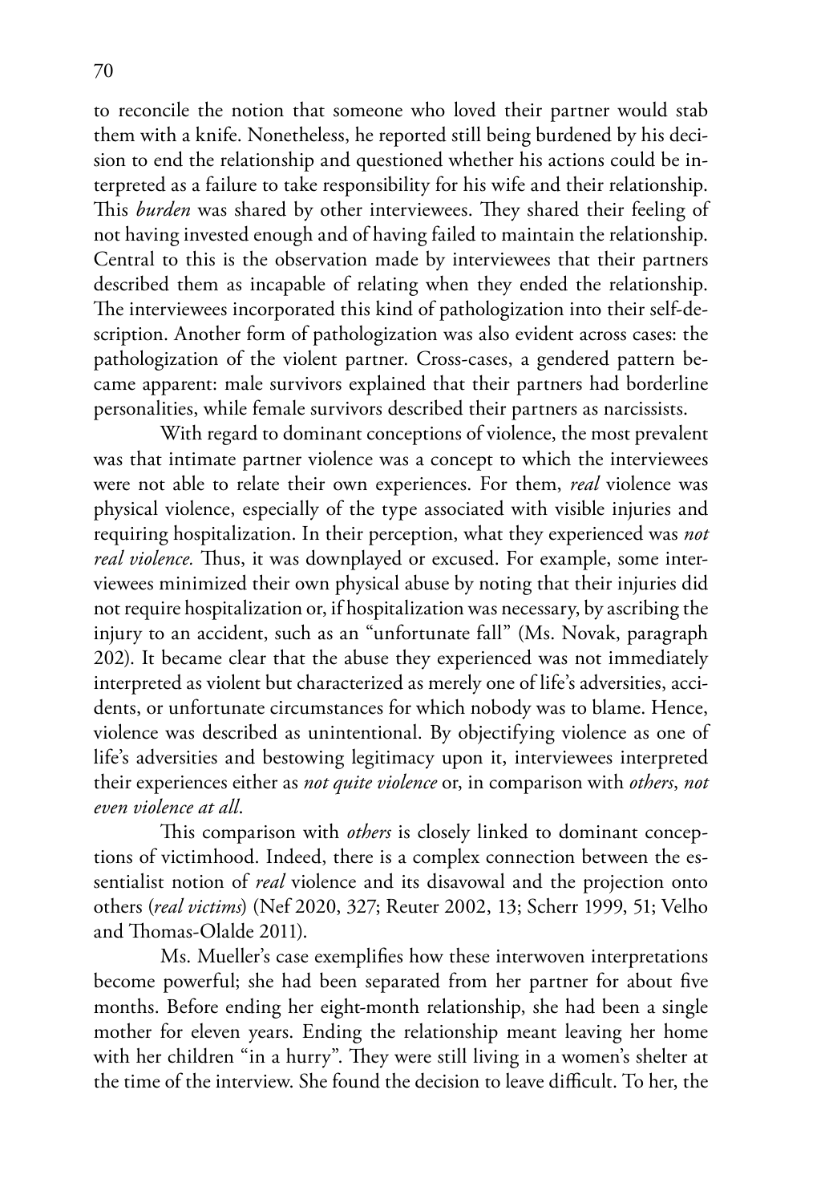to reconcile the notion that someone who loved their partner would stab them with a knife. Nonetheless, he reported still being burdened by his decision to end the relationship and questioned whether his actions could be interpreted as a failure to take responsibility for his wife and their relationship. This *burden* was shared by other interviewees. They shared their feeling of not having invested enough and of having failed to maintain the relationship. Central to this is the observation made by interviewees that their partners described them as incapable of relating when they ended the relationship. The interviewees incorporated this kind of pathologization into their self-description. Another form of pathologization was also evident across cases: the pathologization of the violent partner. Cross-cases, a gendered pattern became apparent: male survivors explained that their partners had borderline personalities, while female survivors described their partners as narcissists.

With regard to dominant conceptions of violence, the most prevalent was that intimate partner violence was a concept to which the interviewees were not able to relate their own experiences. For them, *real* violence was physical violence, especially of the type associated with visible injuries and requiring hospitalization. In their perception, what they experienced was *not real violence.* Thus, it was downplayed or excused. For example, some interviewees minimized their own physical abuse by noting that their injuries did not require hospitalization or, if hospitalization was necessary, by ascribing the injury to an accident, such as an "unfortunate fall" (Ms. Novak, paragraph 202). It became clear that the abuse they experienced was not immediately interpreted as violent but characterized as merely one of life's adversities, accidents, or unfortunate circumstances for which nobody was to blame. Hence, violence was described as unintentional. By objectifying violence as one of life's adversities and bestowing legitimacy upon it, interviewees interpreted their experiences either as *not quite violence* or, in comparison with *others*, *not even violence at all*.

This comparison with *others* is closely linked to dominant conceptions of victimhood. Indeed, there is a complex connection between the essentialist notion of *real* violence and its disavowal and the projection onto others (*real victims*) (Nef 2020, 327; Reuter 2002, 13; Scherr 1999, 51; Velho and Thomas-Olalde 2011).

Ms. Mueller's case exemplifies how these interwoven interpretations become powerful; she had been separated from her partner for about five months. Before ending her eight-month relationship, she had been a single mother for eleven years. Ending the relationship meant leaving her home with her children "in a hurry". They were still living in a women's shelter at the time of the interview. She found the decision to leave difficult. To her, the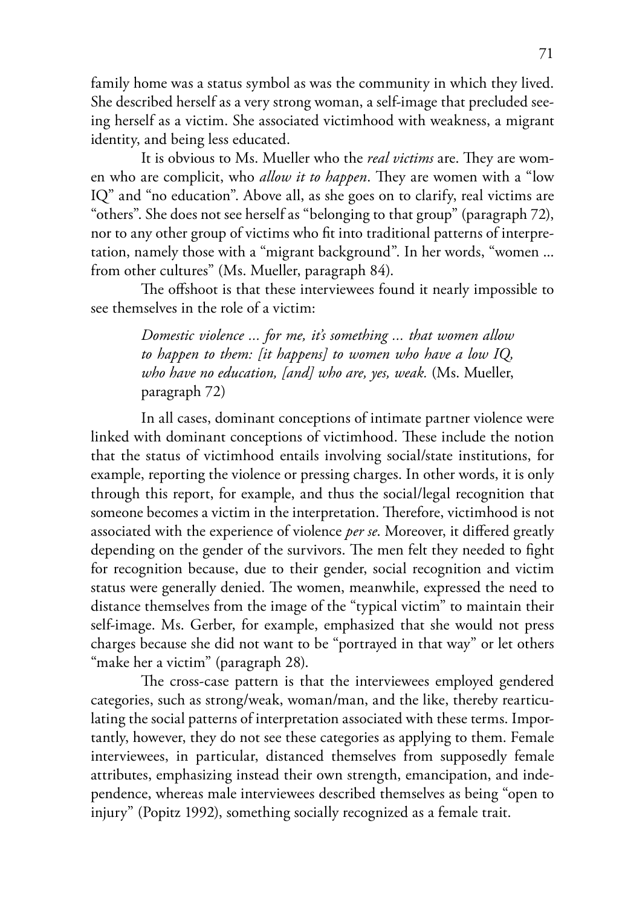family home was a status symbol as was the community in which they lived. She described herself as a very strong woman, a self-image that precluded seeing herself as a victim. She associated victimhood with weakness, a migrant identity, and being less educated.

It is obvious to Ms. Mueller who the *real victims* are. They are women who are complicit, who *allow it to happen*. They are women with a "low IQ" and "no education". Above all, as she goes on to clarify, real victims are "others". She does not see herself as "belonging to that group" (paragraph 72), nor to any other group of victims who fit into traditional patterns of interpretation, namely those with a "migrant background". In her words, "women ... from other cultures" (Ms. Mueller, paragraph 84).

The offshoot is that these interviewees found it nearly impossible to see themselves in the role of a victim:

> *Domestic violence ... for me, it's something ... that women allow to happen to them: [it happens] to women who have a low IQ, who have no education, [and] who are, yes, weak.* (Ms. Mueller, paragraph 72)

In all cases, dominant conceptions of intimate partner violence were linked with dominant conceptions of victimhood. These include the notion that the status of victimhood entails involving social/state institutions, for example, reporting the violence or pressing charges. In other words, it is only through this report, for example, and thus the social/legal recognition that someone becomes a victim in the interpretation. Therefore, victimhood is not associated with the experience of violence *per se*. Moreover, it differed greatly depending on the gender of the survivors. The men felt they needed to fight for recognition because, due to their gender, social recognition and victim status were generally denied. The women, meanwhile, expressed the need to distance themselves from the image of the "typical victim" to maintain their self-image. Ms. Gerber, for example, emphasized that she would not press charges because she did not want to be "portrayed in that way" or let others "make her a victim" (paragraph 28).

The cross-case pattern is that the interviewees employed gendered categories, such as strong/weak, woman/man, and the like, thereby rearticulating the social patterns of interpretation associated with these terms. Importantly, however, they do not see these categories as applying to them. Female interviewees, in particular, distanced themselves from supposedly female attributes, emphasizing instead their own strength, emancipation, and independence, whereas male interviewees described themselves as being "open to injury" (Popitz 1992), something socially recognized as a female trait.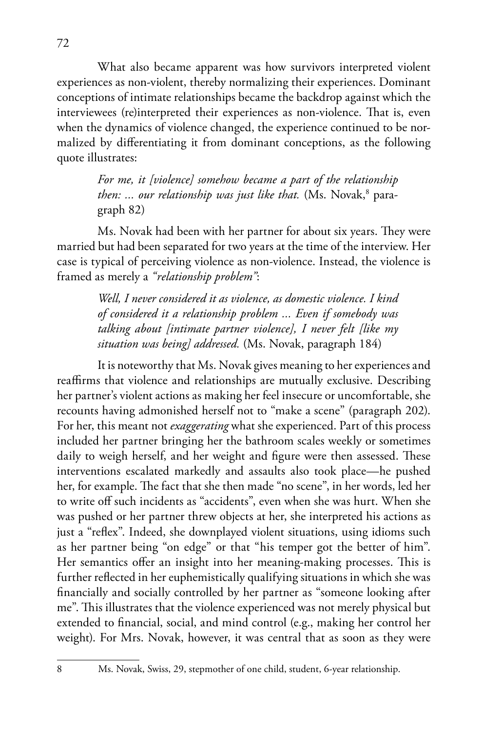What also became apparent was how survivors interpreted violent experiences as non-violent, thereby normalizing their experiences. Dominant conceptions of intimate relationships became the backdrop against which the interviewees (re)interpreted their experiences as non-violence. That is, even when the dynamics of violence changed, the experience continued to be normalized by differentiating it from dominant conceptions, as the following quote illustrates:

> *For me, it [violence] somehow became a part of the relationship then: ... our relationship was just like that.* (Ms. Novak,[8] paragraph 82)

Ms. Novak had been with her partner for about six years. They were married but had been separated for two years at the time of the interview. Her case is typical of perceiving violence as non-violence. Instead, the violence is framed as merely a *"relationship problem"*:

> *Well, I never considered it as violence, as domestic violence. I kind of considered it a relationship problem ... Even if somebody was talking about [intimate partner violence], I never felt [like my situation was being] addressed.* (Ms. Novak, paragraph 184)

It is noteworthy that Ms. Novak gives meaning to her experiences and reaffirms that violence and relationships are mutually exclusive. Describing her partner's violent actions as making her feel insecure or uncomfortable, she recounts having admonished herself not to "make a scene" (paragraph 202). For her, this meant not *exaggerating* what she experienced. Part of this process included her partner bringing her the bathroom scales weekly or sometimes daily to weigh herself, and her weight and figure were then assessed. These interventions escalated markedly and assaults also took place—he pushed her, for example. The fact that she then made "no scene", in her words, led her to write off such incidents as "accidents", even when she was hurt. When she was pushed or her partner threw objects at her, she interpreted his actions as just a "reflex". Indeed, she downplayed violent situations, using idioms such as her partner being "on edge" or that "his temper got the better of him". Her semantics offer an insight into her meaning-making processes. This is further reflected in her euphemistically qualifying situations in which she was financially and socially controlled by her partner as "someone looking after me". This illustrates that the violence experienced was not merely physical but extended to financial, social, and mind control (e.g., making her control her weight). For Mrs. Novak, however, it was central that as soon as they were

---

[8] Ms. Novak, Swiss, 29, stepmother of one child, student, 6-year relationship.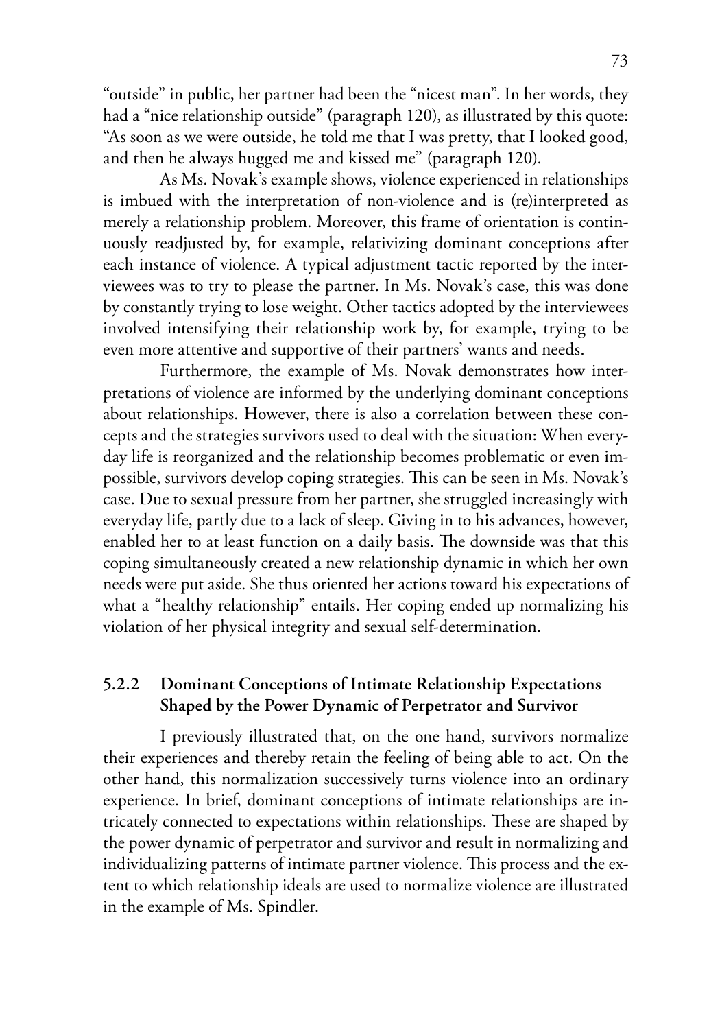"outside" in public, her partner had been the "nicest man". In her words, they had a "nice relationship outside" (paragraph 120), as illustrated by this quote: "As soon as we were outside, he told me that I was pretty, that I looked good, and then he always hugged me and kissed me" (paragraph 120).

As Ms. Novak's example shows, violence experienced in relationships is imbued with the interpretation of non-violence and is (re)interpreted as merely a relationship problem. Moreover, this frame of orientation is continuously readjusted by, for example, relativizing dominant conceptions after each instance of violence. A typical adjustment tactic reported by the interviewees was to try to please the partner. In Ms. Novak's case, this was done by constantly trying to lose weight. Other tactics adopted by the interviewees involved intensifying their relationship work by, for example, trying to be even more attentive and supportive of their partners' wants and needs.

Furthermore, the example of Ms. Novak demonstrates how interpretations of violence are informed by the underlying dominant conceptions about relationships. However, there is also a correlation between these concepts and the strategies survivors used to deal with the situation: When everyday life is reorganized and the relationship becomes problematic or even impossible, survivors develop coping strategies. This can be seen in Ms. Novak's case. Due to sexual pressure from her partner, she struggled increasingly with everyday life, partly due to a lack of sleep. Giving in to his advances, however, enabled her to at least function on a daily basis. The downside was that this coping simultaneously created a new relationship dynamic in which her own needs were put aside. She thus oriented her actions toward his expectations of what a "healthy relationship" entails. Her coping ended up normalizing his violation of her physical integrity and sexual self-determination.

### 5.2.2 Dominant Conceptions of Intimate Relationship Expectations Shaped by the Power Dynamic of Perpetrator and Survivor

I previously illustrated that, on the one hand, survivors normalize their experiences and thereby retain the feeling of being able to act. On the other hand, this normalization successively turns violence into an ordinary experience. In brief, dominant conceptions of intimate relationships are intricately connected to expectations within relationships. These are shaped by the power dynamic of perpetrator and survivor and result in normalizing and individualizing patterns of intimate partner violence. This process and the extent to which relationship ideals are used to normalize violence are illustrated in the example of Ms. Spindler.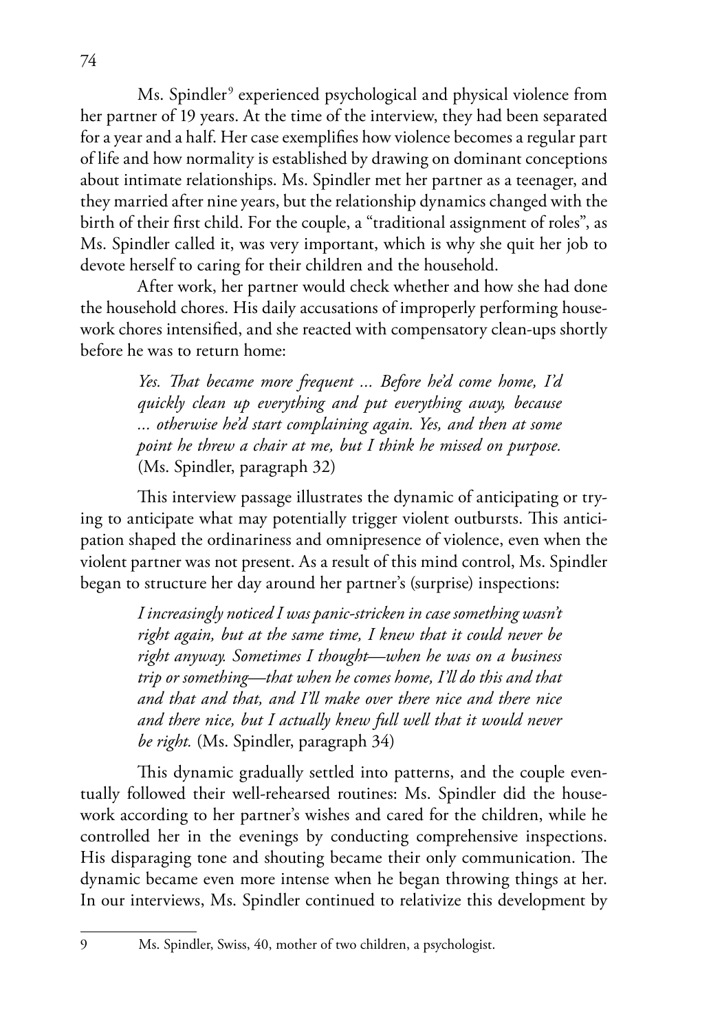Ms. Spindler[9] experienced psychological and physical violence from her partner of 19 years. At the time of the interview, they had been separated for a year and a half. Her case exemplifies how violence becomes a regular part of life and how normality is established by drawing on dominant conceptions about intimate relationships. Ms. Spindler met her partner as a teenager, and they married after nine years, but the relationship dynamics changed with the birth of their first child. For the couple, a "traditional assignment of roles", as Ms. Spindler called it, was very important, which is why she quit her job to devote herself to caring for their children and the household.

After work, her partner would check whether and how she had done the household chores. His daily accusations of improperly performing housework chores intensified, and she reacted with compensatory clean-ups shortly before he was to return home:

> *Yes. That became more frequent ... Before he'd come home, I'd quickly clean up everything and put everything away, because ... otherwise he'd start complaining again. Yes, and then at some point he threw a chair at me, but I think he missed on purpose.* (Ms. Spindler, paragraph 32)

This interview passage illustrates the dynamic of anticipating or trying to anticipate what may potentially trigger violent outbursts. This anticipation shaped the ordinariness and omnipresence of violence, even when the violent partner was not present. As a result of this mind control, Ms. Spindler began to structure her day around her partner's (surprise) inspections:

> *I increasingly noticed I was panic-stricken in case something wasn't right again, but at the same time, I knew that it could never be right anyway. Sometimes I thought—when he was on a business trip or something—that when he comes home, I'll do this and that and that and that, and I'll make over there nice and there nice and there nice, but I actually knew full well that it would never be right.* (Ms. Spindler, paragraph 34)

This dynamic gradually settled into patterns, and the couple eventually followed their well-rehearsed routines: Ms. Spindler did the housework according to her partner's wishes and cared for the children, while he controlled her in the evenings by conducting comprehensive inspections. His disparaging tone and shouting became their only communication. The dynamic became even more intense when he began throwing things at her. In our interviews, Ms. Spindler continued to relativize this development by

---

[9] Ms. Spindler, Swiss, 40, mother of two children, a psychologist.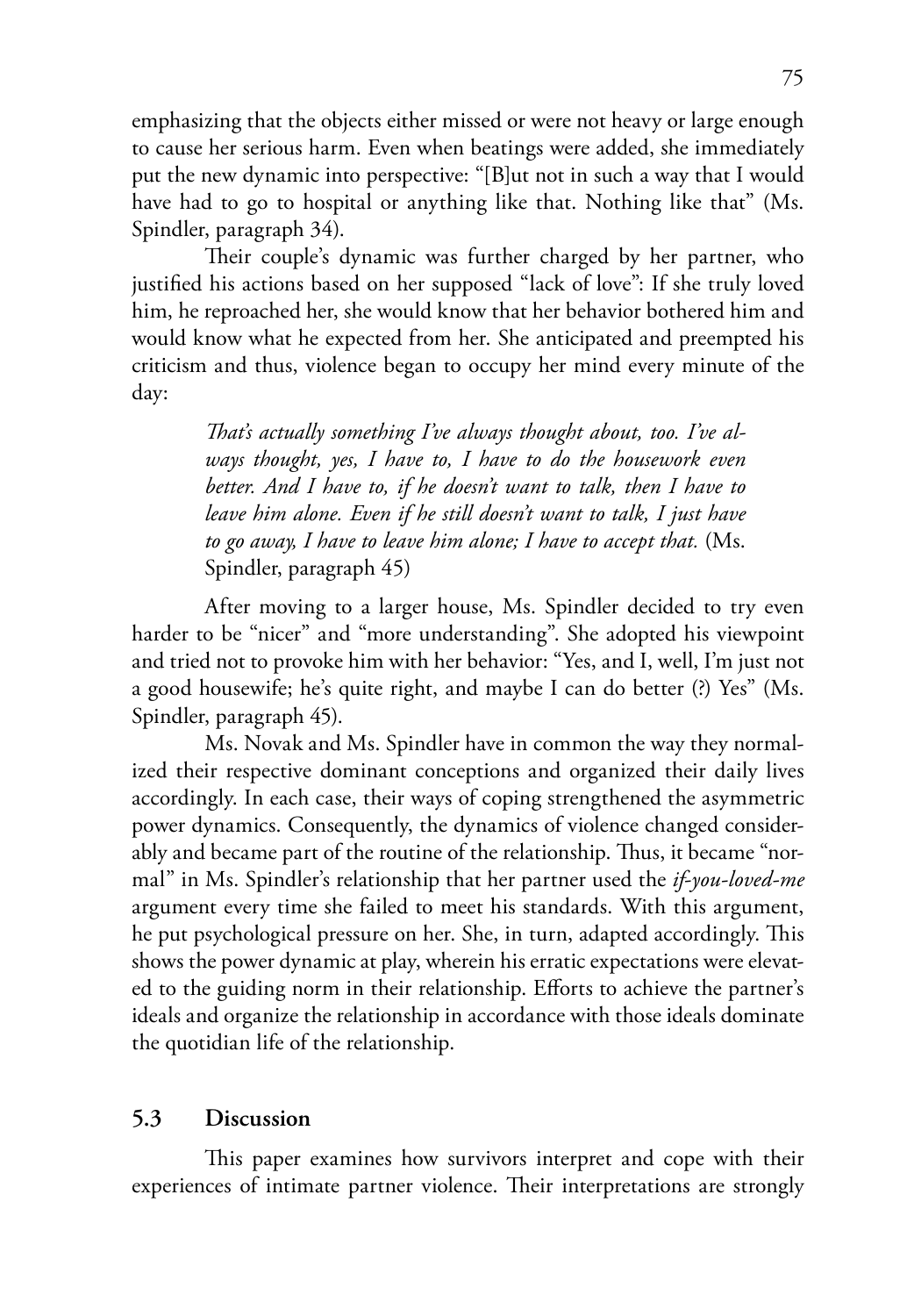emphasizing that the objects either missed or were not heavy or large enough to cause her serious harm. Even when beatings were added, she immediately put the new dynamic into perspective: "[B]ut not in such a way that I would have had to go to hospital or anything like that. Nothing like that" (Ms. Spindler, paragraph 34).

Their couple's dynamic was further charged by her partner, who justified his actions based on her supposed "lack of love": If she truly loved him, he reproached her, she would know that her behavior bothered him and would know what he expected from her. She anticipated and preempted his criticism and thus, violence began to occupy her mind every minute of the day:

> *That's actually something I've always thought about, too. I've always thought, yes, I have to, I have to do the housework even better. And I have to, if he doesn't want to talk, then I have to leave him alone. Even if he still doesn't want to talk, I just have to go away, I have to leave him alone; I have to accept that.* (Ms. Spindler, paragraph 45)

After moving to a larger house, Ms. Spindler decided to try even harder to be "nicer" and "more understanding". She adopted his viewpoint and tried not to provoke him with her behavior: "Yes, and I, well, I'm just not a good housewife; he's quite right, and maybe I can do better (?) Yes" (Ms. Spindler, paragraph 45).

Ms. Novak and Ms. Spindler have in common the way they normalized their respective dominant conceptions and organized their daily lives accordingly. In each case, their ways of coping strengthened the asymmetric power dynamics. Consequently, the dynamics of violence changed considerably and became part of the routine of the relationship. Thus, it became "normal" in Ms. Spindler's relationship that her partner used the *if-you-loved-me* argument every time she failed to meet his standards. With this argument, he put psychological pressure on her. She, in turn, adapted accordingly. This shows the power dynamic at play, wherein his erratic expectations were elevated to the guiding norm in their relationship. Efforts to achieve the partner's ideals and organize the relationship in accordance with those ideals dominate the quotidian life of the relationship.

## 5.3 Discussion

This paper examines how survivors interpret and cope with their experiences of intimate partner violence. Their interpretations are strongly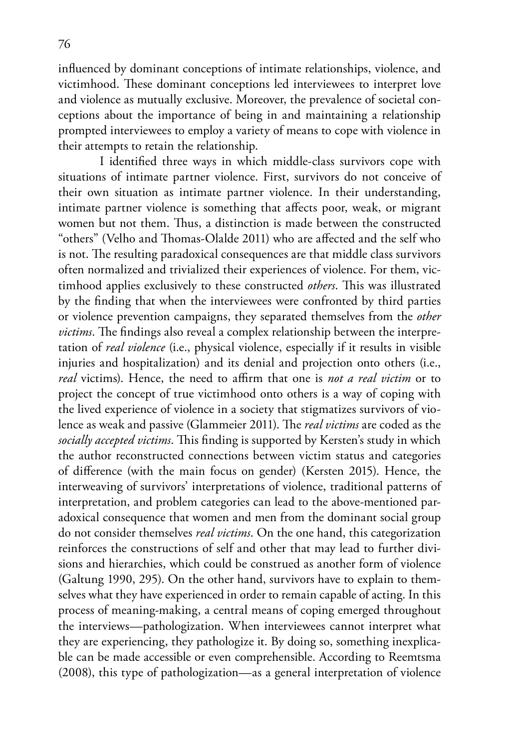influenced by dominant conceptions of intimate relationships, violence, and victimhood. These dominant conceptions led interviewees to interpret love and violence as mutually exclusive. Moreover, the prevalence of societal conceptions about the importance of being in and maintaining a relationship prompted interviewees to employ a variety of means to cope with violence in their attempts to retain the relationship.

I identified three ways in which middle-class survivors cope with situations of intimate partner violence. First, survivors do not conceive of their own situation as intimate partner violence. In their understanding, intimate partner violence is something that affects poor, weak, or migrant women but not them. Thus, a distinction is made between the constructed "others" (Velho and Thomas-Olalde 2011) who are affected and the self who is not. The resulting paradoxical consequences are that middle class survivors often normalized and trivialized their experiences of violence. For them, victimhood applies exclusively to these constructed *others*. This was illustrated by the finding that when the interviewees were confronted by third parties or violence prevention campaigns, they separated themselves from the *other victims*. The findings also reveal a complex relationship between the interpretation of *real violence* (i.e., physical violence, especially if it results in visible injuries and hospitalization) and its denial and projection onto others (i.e., *real* victims). Hence, the need to affirm that one is *not a real victim* or to project the concept of true victimhood onto others is a way of coping with the lived experience of violence in a society that stigmatizes survivors of violence as weak and passive (Glammeier 2011). The *real victims* are coded as the *socially accepted victims*. This finding is supported by Kersten's study in which the author reconstructed connections between victim status and categories of difference (with the main focus on gender) (Kersten 2015). Hence, the interweaving of survivors' interpretations of violence, traditional patterns of interpretation, and problem categories can lead to the above-mentioned paradoxical consequence that women and men from the dominant social group do not consider themselves *real victims*. On the one hand, this categorization reinforces the constructions of self and other that may lead to further divisions and hierarchies, which could be construed as another form of violence (Galtung 1990, 295). On the other hand, survivors have to explain to themselves what they have experienced in order to remain capable of acting. In this process of meaning-making, a central means of coping emerged throughout the interviews—pathologization. When interviewees cannot interpret what they are experiencing, they pathologize it. By doing so, something inexplicable can be made accessible or even comprehensible. According to Reemtsma (2008), this type of pathologization—as a general interpretation of violence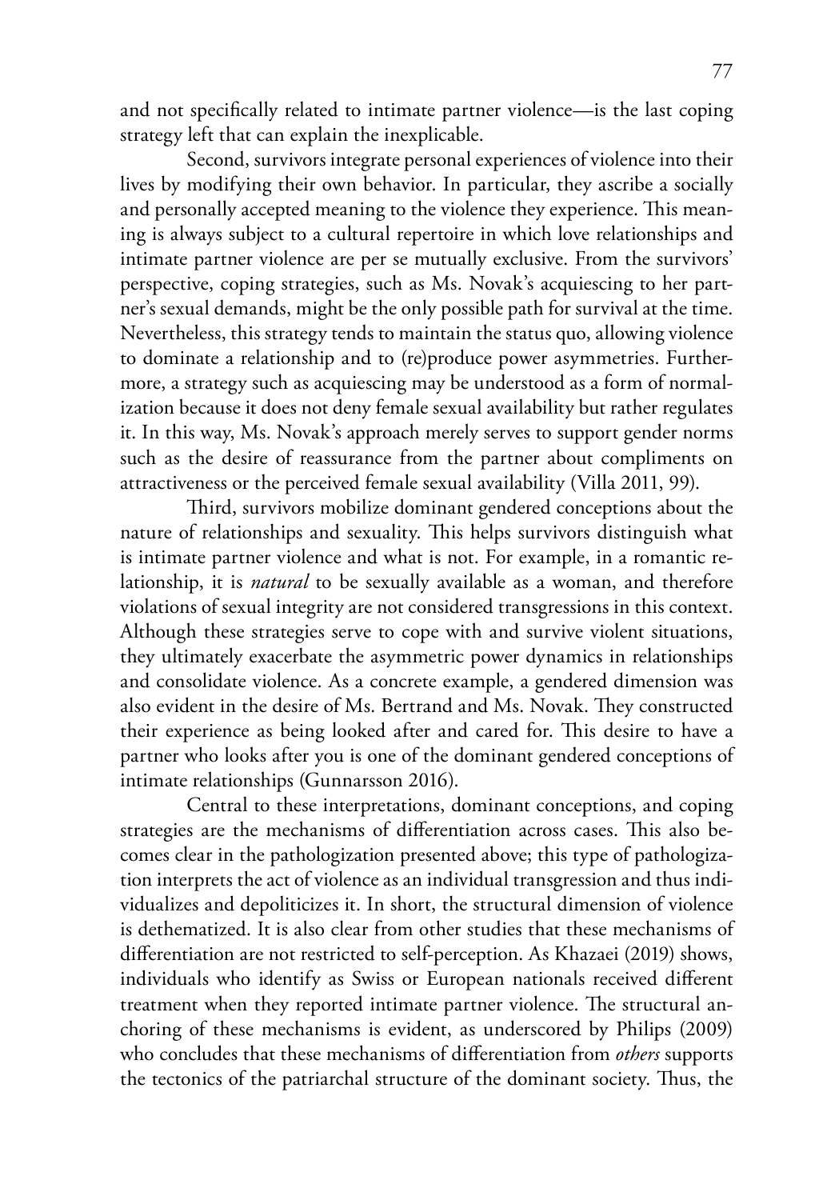and not specifically related to intimate partner violence—is the last coping strategy left that can explain the inexplicable.

Second, survivors integrate personal experiences of violence into their lives by modifying their own behavior. In particular, they ascribe a socially and personally accepted meaning to the violence they experience. This meaning is always subject to a cultural repertoire in which love relationships and intimate partner violence are per se mutually exclusive. From the survivors' perspective, coping strategies, such as Ms. Novak's acquiescing to her partner's sexual demands, might be the only possible path for survival at the time. Nevertheless, this strategy tends to maintain the status quo, allowing violence to dominate a relationship and to (re)produce power asymmetries. Furthermore, a strategy such as acquiescing may be understood as a form of normalization because it does not deny female sexual availability but rather regulates it. In this way, Ms. Novak's approach merely serves to support gender norms such as the desire of reassurance from the partner about compliments on attractiveness or the perceived female sexual availability (Villa 2011, 99).

Third, survivors mobilize dominant gendered conceptions about the nature of relationships and sexuality. This helps survivors distinguish what is intimate partner violence and what is not. For example, in a romantic relationship, it is *natural* to be sexually available as a woman, and therefore violations of sexual integrity are not considered transgressions in this context. Although these strategies serve to cope with and survive violent situations, they ultimately exacerbate the asymmetric power dynamics in relationships and consolidate violence. As a concrete example, a gendered dimension was also evident in the desire of Ms. Bertrand and Ms. Novak. They constructed their experience as being looked after and cared for. This desire to have a partner who looks after you is one of the dominant gendered conceptions of intimate relationships (Gunnarsson 2016).

Central to these interpretations, dominant conceptions, and coping strategies are the mechanisms of differentiation across cases. This also becomes clear in the pathologization presented above; this type of pathologization interprets the act of violence as an individual transgression and thus individualizes and depoliticizes it. In short, the structural dimension of violence is dethematized. It is also clear from other studies that these mechanisms of differentiation are not restricted to self-perception. As Khazaei (2019) shows, individuals who identify as Swiss or European nationals received different treatment when they reported intimate partner violence. The structural anchoring of these mechanisms is evident, as underscored by Philips (2009) who concludes that these mechanisms of differentiation from *others* supports the tectonics of the patriarchal structure of the dominant society. Thus, the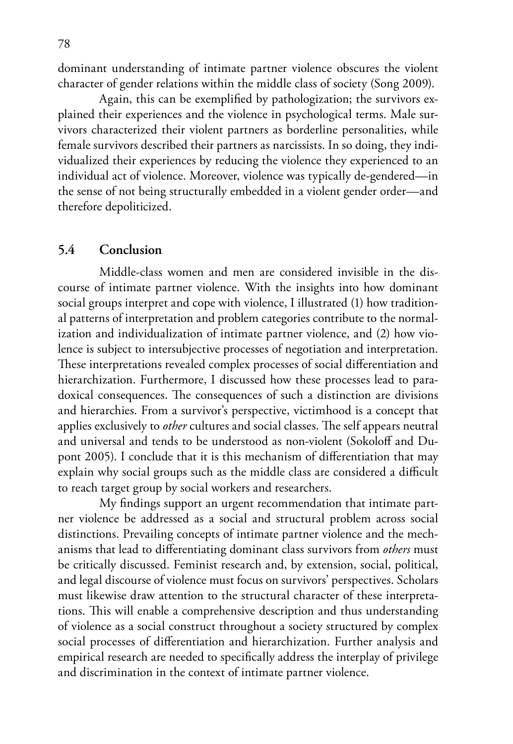dominant understanding of intimate partner violence obscures the violent character of gender relations within the middle class of society (Song 2009).

Again, this can be exemplified by pathologization; the survivors explained their experiences and the violence in psychological terms. Male survivors characterized their violent partners as borderline personalities, while female survivors described their partners as narcissists. In so doing, they individualized their experiences by reducing the violence they experienced to an individual act of violence. Moreover, violence was typically de-gendered—in the sense of not being structurally embedded in a violent gender order—and therefore depoliticized.

## 5.4 Conclusion

Middle-class women and men are considered invisible in the discourse of intimate partner violence. With the insights into how dominant social groups interpret and cope with violence, I illustrated (1) how traditional patterns of interpretation and problem categories contribute to the normalization and individualization of intimate partner violence, and (2) how violence is subject to intersubjective processes of negotiation and interpretation. These interpretations revealed complex processes of social differentiation and hierarchization. Furthermore, I discussed how these processes lead to paradoxical consequences. The consequences of such a distinction are divisions and hierarchies. From a survivor's perspective, victimhood is a concept that applies exclusively to *other* cultures and social classes. The self appears neutral and universal and tends to be understood as non-violent (Sokoloff and Dupont 2005). I conclude that it is this mechanism of differentiation that may explain why social groups such as the middle class are considered a difficult to reach target group by social workers and researchers.

My findings support an urgent recommendation that intimate partner violence be addressed as a social and structural problem across social distinctions. Prevailing concepts of intimate partner violence and the mechanisms that lead to differentiating dominant class survivors from *others* must be critically discussed. Feminist research and, by extension, social, political, and legal discourse of violence must focus on survivors' perspectives. Scholars must likewise draw attention to the structural character of these interpretations. This will enable a comprehensive description and thus understanding of violence as a social construct throughout a society structured by complex social processes of differentiation and hierarchization. Further analysis and empirical research are needed to specifically address the interplay of privilege and discrimination in the context of intimate partner violence.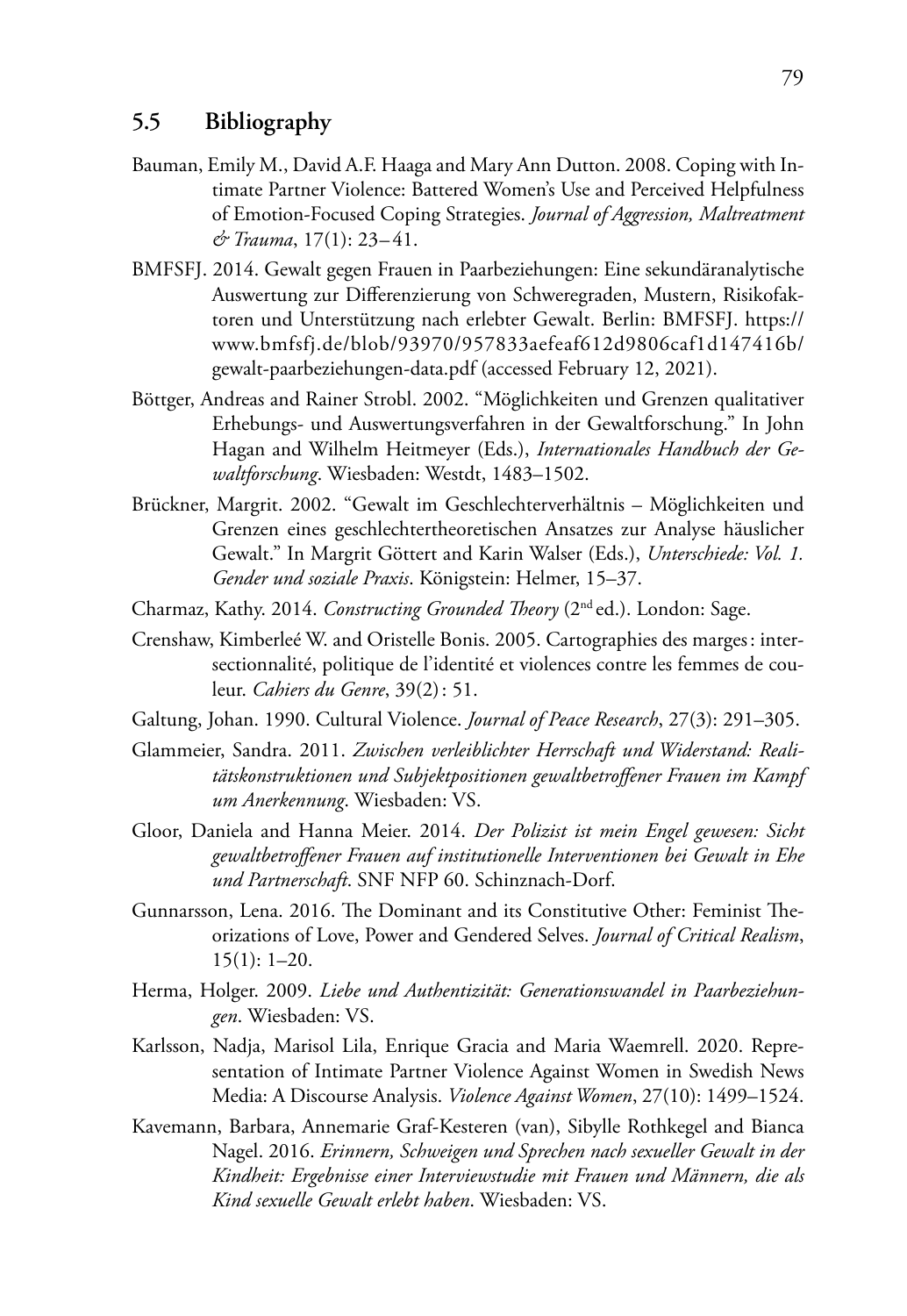## 5.5 Bibliography

Bauman, Emily M., David A.F. Haaga and Mary Ann Dutton. 2008. Coping with Intimate Partner Violence: Battered Women's Use and Perceived Helpfulness of Emotion-Focused Coping Strategies. *Journal of Aggression, Maltreatment & Trauma*, 17(1): 23–41.

BMFSFJ. 2014. Gewalt gegen Frauen in Paarbeziehungen: Eine sekundäranalytische Auswertung zur Differenzierung von Schweregraden, Mustern, Risikofaktoren und Unterstützung nach erlebter Gewalt. Berlin: BMFSFJ. https://www.bmfsfj.de/blob/93970/957833aefeaf612d9806caf1d147416b/gewalt-paarbeziehungen-data.pdf (accessed February 12, 2021).

Böttger, Andreas and Rainer Strobl. 2002. "Möglichkeiten und Grenzen qualitativer Erhebungs- und Auswertungsverfahren in der Gewaltforschung." In John Hagan and Wilhelm Heitmeyer (Eds.), *Internationales Handbuch der Gewaltforschung*. Wiesbaden: Westdt, 1483–1502.

Brückner, Margrit. 2002. "Gewalt im Geschlechterverhältnis – Möglichkeiten und Grenzen eines geschlechtertheoretischen Ansatzes zur Analyse häuslicher Gewalt." In Margrit Göttert and Karin Walser (Eds.), *Unterschiede: Vol. 1. Gender und soziale Praxis*. Königstein: Helmer, 15–37.

Charmaz, Kathy. 2014. *Constructing Grounded Theory* (2nd ed.). London: Sage.

Crenshaw, Kimberleé W. and Oristelle Bonis. 2005. Cartographies des marges : intersectionnalité, politique de l'identité et violences contre les femmes de couleur. *Cahiers du Genre*, 39(2) : 51.

Galtung, Johan. 1990. Cultural Violence. *Journal of Peace Research*, 27(3): 291–305.

Glammeier, Sandra. 2011. *Zwischen verleiblichter Herrschaft und Widerstand: Realitätskonstruktionen und Subjektpositionen gewaltbetroffener Frauen im Kampf um Anerkennung*. Wiesbaden: VS.

Gloor, Daniela and Hanna Meier. 2014. *Der Polizist ist mein Engel gewesen: Sicht gewaltbetroffener Frauen auf institutionelle Interventionen bei Gewalt in Ehe und Partnerschaft*. SNF NFP 60. Schinznach-Dorf.

Gunnarsson, Lena. 2016. The Dominant and its Constitutive Other: Feminist Theorizations of Love, Power and Gendered Selves. *Journal of Critical Realism*, 15(1): 1–20.

Herma, Holger. 2009. *Liebe und Authentizität: Generationswandel in Paarbeziehungen*. Wiesbaden: VS.

Karlsson, Nadja, Marisol Lila, Enrique Gracia and Maria Waemrell. 2020. Representation of Intimate Partner Violence Against Women in Swedish News Media: A Discourse Analysis. *Violence Against Women*, 27(10): 1499–1524.

Kavemann, Barbara, Annemarie Graf-Kesteren (van), Sibylle Rothkegel and Bianca Nagel. 2016. *Erinnern, Schweigen und Sprechen nach sexueller Gewalt in der Kindheit: Ergebnisse einer Interviewstudie mit Frauen und Männern, die als Kind sexuelle Gewalt erlebt haben*. Wiesbaden: VS.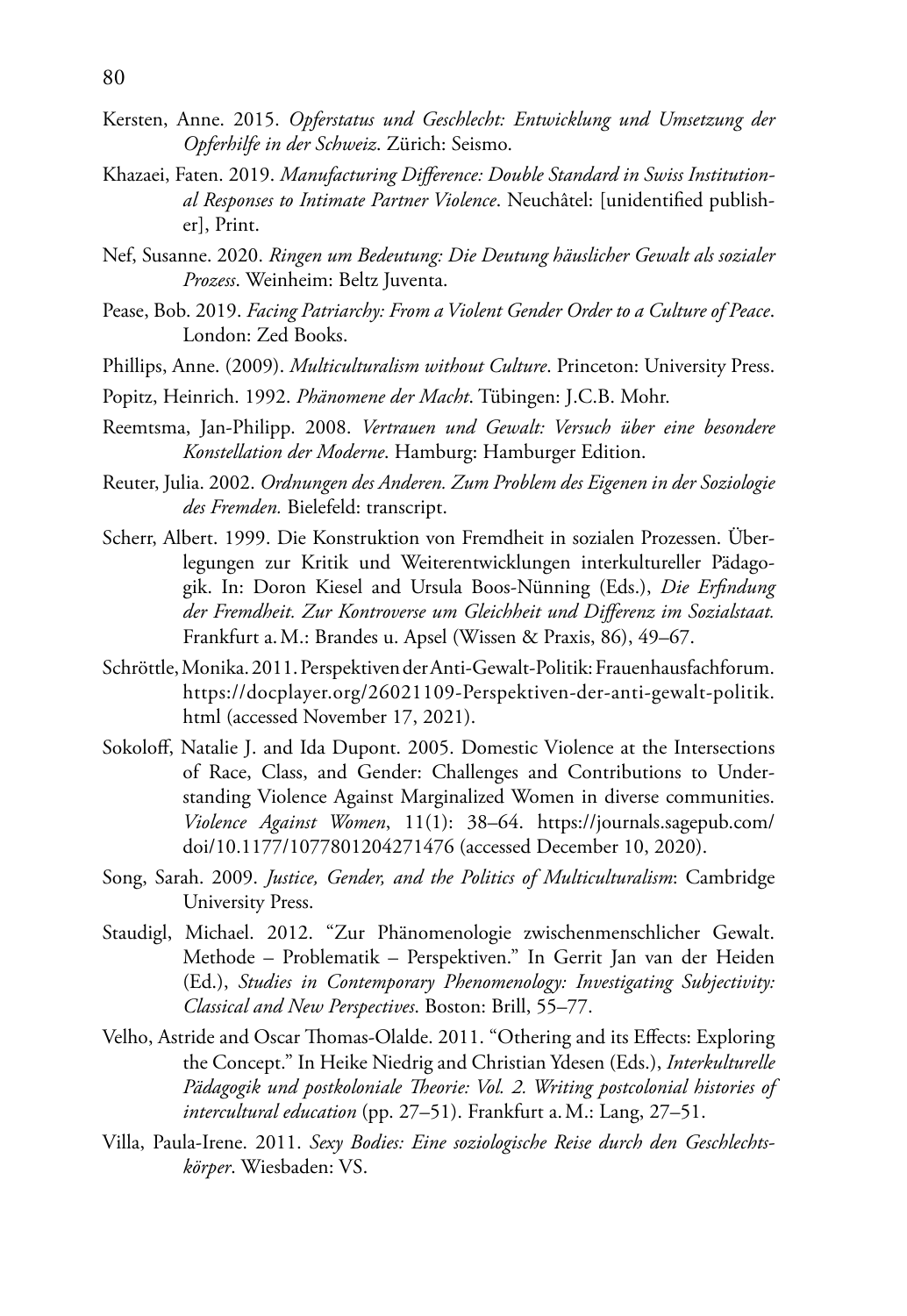Kersten, Anne. 2015. *Opferstatus und Geschlecht: Entwicklung und Umsetzung der Opferhilfe in der Schweiz*. Zürich: Seismo.

Khazaei, Faten. 2019. *Manufacturing Difference: Double Standard in Swiss Institutional Responses to Intimate Partner Violence*. Neuchâtel: [unidentified publisher], Print.

Nef, Susanne. 2020. *Ringen um Bedeutung: Die Deutung häuslicher Gewalt als sozialer Prozess*. Weinheim: Beltz Juventa.

Pease, Bob. 2019. *Facing Patriarchy: From a Violent Gender Order to a Culture of Peace*. London: Zed Books.

Phillips, Anne. (2009). *Multiculturalism without Culture*. Princeton: University Press.

Popitz, Heinrich. 1992. *Phänomene der Macht*. Tübingen: J.C.B. Mohr.

Reemtsma, Jan-Philipp. 2008. *Vertrauen und Gewalt: Versuch über eine besondere Konstellation der Moderne*. Hamburg: Hamburger Edition.

Reuter, Julia. 2002. *Ordnungen des Anderen. Zum Problem des Eigenen in der Soziologie des Fremden.* Bielefeld: transcript.

Scherr, Albert. 1999. Die Konstruktion von Fremdheit in sozialen Prozessen. Überlegungen zur Kritik und Weiterentwicklungen interkultureller Pädagogik. In: Doron Kiesel and Ursula Boos-Nünning (Eds.), *Die Erfindung der Fremdheit. Zur Kontroverse um Gleichheit und Differenz im Sozialstaat.* Frankfurt a. M.: Brandes u. Apsel (Wissen & Praxis, 86), 49–67.

Schröttle, Monika. 2011. Perspektiven der Anti-Gewalt-Politik: Frauenhausfachforum. https://docplayer.org/26021109-Perspektiven-der-anti-gewalt-politik.html (accessed November 17, 2021).

Sokoloff, Natalie J. and Ida Dupont. 2005. Domestic Violence at the Intersections of Race, Class, and Gender: Challenges and Contributions to Understanding Violence Against Marginalized Women in diverse communities. *Violence Against Women*, 11(1): 38–64. https://journals.sagepub.com/doi/10.1177/1077801204271476 (accessed December 10, 2020).

Song, Sarah. 2009. *Justice, Gender, and the Politics of Multiculturalism*: Cambridge University Press.

Staudigl, Michael. 2012. "Zur Phänomenologie zwischenmenschlicher Gewalt. Methode – Problematik – Perspektiven." In Gerrit Jan van der Heiden (Ed.), *Studies in Contemporary Phenomenology: Investigating Subjectivity: Classical and New Perspectives*. Boston: Brill, 55–77.

Velho, Astride and Oscar Thomas-Olalde. 2011. "Othering and its Effects: Exploring the Concept." In Heike Niedrig and Christian Ydesen (Eds.), *Interkulturelle Pädagogik und postkoloniale Theorie: Vol. 2. Writing postcolonial histories of intercultural education* (pp. 27–51). Frankfurt a. M.: Lang, 27–51.

Villa, Paula-Irene. 2011. *Sexy Bodies: Eine soziologische Reise durch den Geschlechtskörper*. Wiesbaden: VS.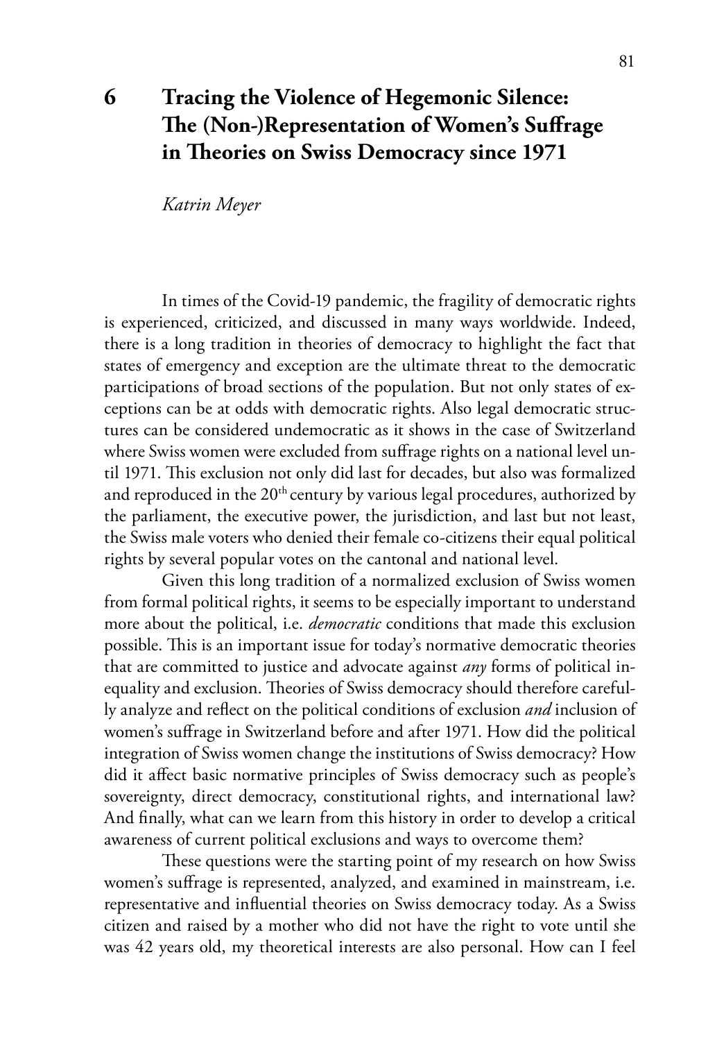# 6 Tracing the Violence of Hegemonic Silence: The (Non-)Representation of Women's Suffrage in Theories on Swiss Democracy since 1971

*Katrin Meyer*

In times of the Covid-19 pandemic, the fragility of democratic rights is experienced, criticized, and discussed in many ways worldwide. Indeed, there is a long tradition in theories of democracy to highlight the fact that states of emergency and exception are the ultimate threat to the democratic participations of broad sections of the population. But not only states of exceptions can be at odds with democratic rights. Also legal democratic structures can be considered undemocratic as it shows in the case of Switzerland where Swiss women were excluded from suffrage rights on a national level until 1971. This exclusion not only did last for decades, but also was formalized and reproduced in the 20th century by various legal procedures, authorized by the parliament, the executive power, the jurisdiction, and last but not least, the Swiss male voters who denied their female co-citizens their equal political rights by several popular votes on the cantonal and national level.

Given this long tradition of a normalized exclusion of Swiss women from formal political rights, it seems to be especially important to understand more about the political, i.e. *democratic* conditions that made this exclusion possible. This is an important issue for today's normative democratic theories that are committed to justice and advocate against *any* forms of political inequality and exclusion. Theories of Swiss democracy should therefore carefully analyze and reflect on the political conditions of exclusion *and* inclusion of women's suffrage in Switzerland before and after 1971. How did the political integration of Swiss women change the institutions of Swiss democracy? How did it affect basic normative principles of Swiss democracy such as people's sovereignty, direct democracy, constitutional rights, and international law? And finally, what can we learn from this history in order to develop a critical awareness of current political exclusions and ways to overcome them?

These questions were the starting point of my research on how Swiss women's suffrage is represented, analyzed, and examined in mainstream, i.e. representative and influential theories on Swiss democracy today. As a Swiss citizen and raised by a mother who did not have the right to vote until she was 42 years old, my theoretical interests are also personal. How can I feel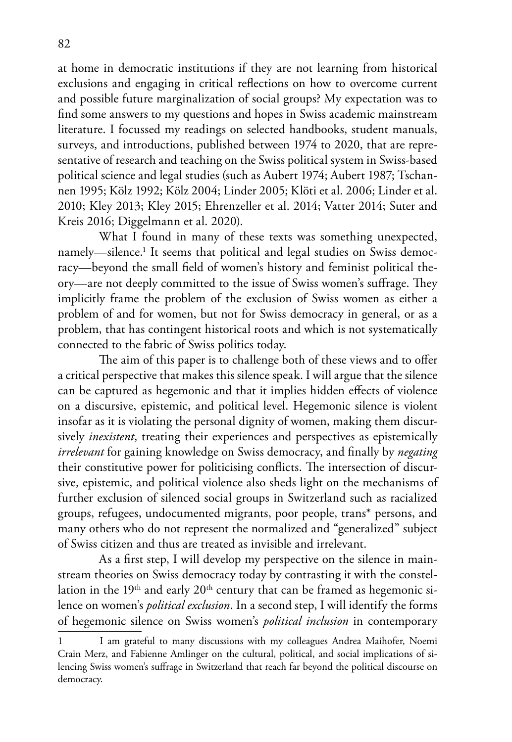at home in democratic institutions if they are not learning from historical exclusions and engaging in critical reflections on how to overcome current and possible future marginalization of social groups? My expectation was to find some answers to my questions and hopes in Swiss academic mainstream literature. I focussed my readings on selected handbooks, student manuals, surveys, and introductions, published between 1974 to 2020, that are representative of research and teaching on the Swiss political system in Swiss-based political science and legal studies (such as Aubert 1974; Aubert 1987; Tschannen 1995; Kölz 1992; Kölz 2004; Linder 2005; Klöti et al. 2006; Linder et al. 2010; Kley 2013; Kley 2015; Ehrenzeller et al. 2014; Vatter 2014; Suter and Kreis 2016; Diggelmann et al. 2020).

What I found in many of these texts was something unexpected, namely—silence.[1] It seems that political and legal studies on Swiss democracy—beyond the small field of women's history and feminist political theory—are not deeply committed to the issue of Swiss women's suffrage. They implicitly frame the problem of the exclusion of Swiss women as either a problem of and for women, but not for Swiss democracy in general, or as a problem, that has contingent historical roots and which is not systematically connected to the fabric of Swiss politics today.

The aim of this paper is to challenge both of these views and to offer a critical perspective that makes this silence speak. I will argue that the silence can be captured as hegemonic and that it implies hidden effects of violence on a discursive, epistemic, and political level. Hegemonic silence is violent insofar as it is violating the personal dignity of women, making them discursively *inexistent*, treating their experiences and perspectives as epistemically *irrelevant* for gaining knowledge on Swiss democracy, and finally by *negating* their constitutive power for politicising conflicts. The intersection of discursive, epistemic, and political violence also sheds light on the mechanisms of further exclusion of silenced social groups in Switzerland such as racialized groups, refugees, undocumented migrants, poor people, trans* persons, and many others who do not represent the normalized and "generalized" subject of Swiss citizen and thus are treated as invisible and irrelevant.

As a first step, I will develop my perspective on the silence in mainstream theories on Swiss democracy today by contrasting it with the constellation in the 19th and early 20th century that can be framed as hegemonic silence on women's *political exclusion*. In a second step, I will identify the forms of hegemonic silence on Swiss women's *political inclusion* in contemporary

1 I am grateful to many discussions with my colleagues Andrea Maihofer, Noemi Crain Merz, and Fabienne Amlinger on the cultural, political, and social implications of silencing Swiss women's suffrage in Switzerland that reach far beyond the political discourse on democracy.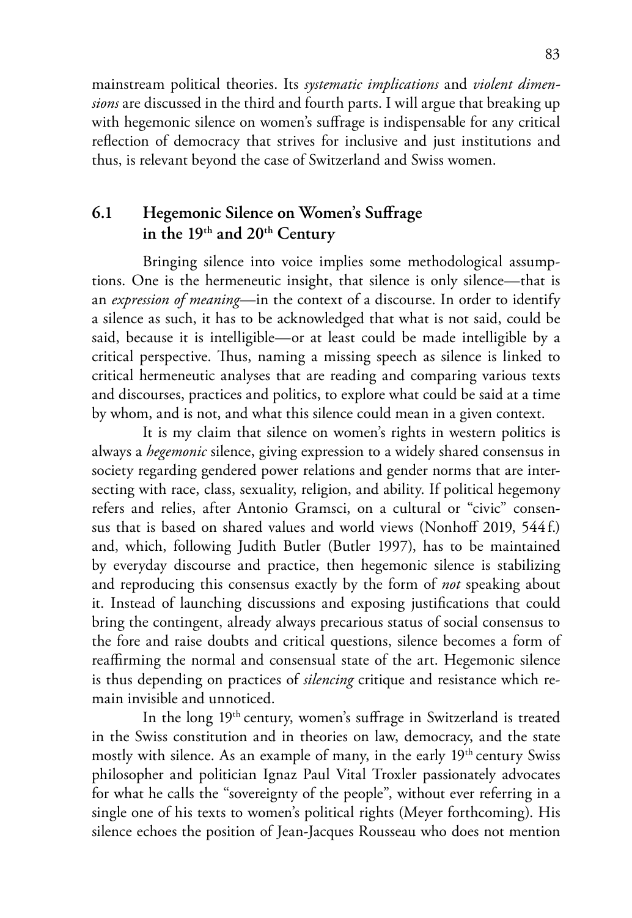mainstream political theories. Its *systematic implications* and *violent dimensions* are discussed in the third and fourth parts. I will argue that breaking up with hegemonic silence on women's suffrage is indispensable for any critical reflection of democracy that strives for inclusive and just institutions and thus, is relevant beyond the case of Switzerland and Swiss women.

## 6.1 Hegemonic Silence on Women's Suffrage in the 19th and 20th Century

Bringing silence into voice implies some methodological assumptions. One is the hermeneutic insight, that silence is only silence—that is an *expression of meaning*—in the context of a discourse. In order to identify a silence as such, it has to be acknowledged that what is not said, could be said, because it is intelligible—or at least could be made intelligible by a critical perspective. Thus, naming a missing speech as silence is linked to critical hermeneutic analyses that are reading and comparing various texts and discourses, practices and politics, to explore what could be said at a time by whom, and is not, and what this silence could mean in a given context.

It is my claim that silence on women's rights in western politics is always a *hegemonic* silence, giving expression to a widely shared consensus in society regarding gendered power relations and gender norms that are intersecting with race, class, sexuality, religion, and ability. If political hegemony refers and relies, after Antonio Gramsci, on a cultural or "civic" consensus that is based on shared values and world views (Nonhoff 2019, 544 f.) and, which, following Judith Butler (Butler 1997), has to be maintained by everyday discourse and practice, then hegemonic silence is stabilizing and reproducing this consensus exactly by the form of *not* speaking about it. Instead of launching discussions and exposing justifications that could bring the contingent, already always precarious status of social consensus to the fore and raise doubts and critical questions, silence becomes a form of reaffirming the normal and consensual state of the art. Hegemonic silence is thus depending on practices of *silencing* critique and resistance which remain invisible and unnoticed.

In the long 19th century, women's suffrage in Switzerland is treated in the Swiss constitution and in theories on law, democracy, and the state mostly with silence. As an example of many, in the early 19th century Swiss philosopher and politician Ignaz Paul Vital Troxler passionately advocates for what he calls the "sovereignty of the people", without ever referring in a single one of his texts to women's political rights (Meyer forthcoming). His silence echoes the position of Jean-Jacques Rousseau who does not mention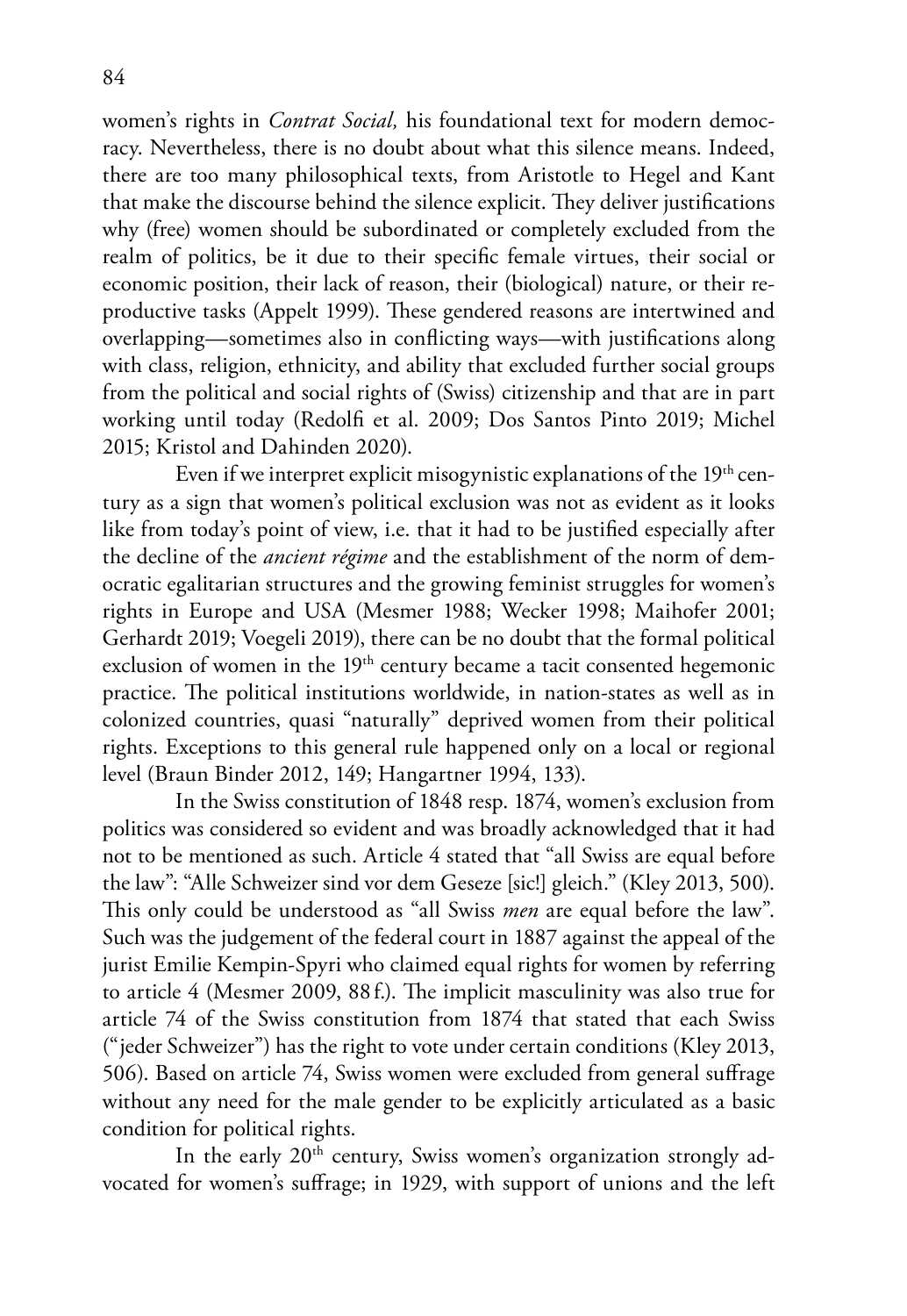women's rights in *Contrat Social,* his foundational text for modern democracy. Nevertheless, there is no doubt about what this silence means. Indeed, there are too many philosophical texts, from Aristotle to Hegel and Kant that make the discourse behind the silence explicit. They deliver justifications why (free) women should be subordinated or completely excluded from the realm of politics, be it due to their specific female virtues, their social or economic position, their lack of reason, their (biological) nature, or their reproductive tasks (Appelt 1999). These gendered reasons are intertwined and overlapping—sometimes also in conflicting ways—with justifications along with class, religion, ethnicity, and ability that excluded further social groups from the political and social rights of (Swiss) citizenship and that are in part working until today (Redolfi et al. 2009; Dos Santos Pinto 2019; Michel 2015; Kristol and Dahinden 2020).

Even if we interpret explicit misogynistic explanations of the 19th century as a sign that women's political exclusion was not as evident as it looks like from today's point of view, i.e. that it had to be justified especially after the decline of the *ancient régime* and the establishment of the norm of democratic egalitarian structures and the growing feminist struggles for women's rights in Europe and USA (Mesmer 1988; Wecker 1998; Maihofer 2001; Gerhardt 2019; Voegeli 2019), there can be no doubt that the formal political exclusion of women in the 19th century became a tacit consented hegemonic practice. The political institutions worldwide, in nation-states as well as in colonized countries, quasi "naturally" deprived women from their political rights. Exceptions to this general rule happened only on a local or regional level (Braun Binder 2012, 149; Hangartner 1994, 133).

In the Swiss constitution of 1848 resp. 1874, women's exclusion from politics was considered so evident and was broadly acknowledged that it had not to be mentioned as such. Article 4 stated that "all Swiss are equal before the law": "Alle Schweizer sind vor dem Geseze [sic!] gleich." (Kley 2013, 500). This only could be understood as "all Swiss *men* are equal before the law". Such was the judgement of the federal court in 1887 against the appeal of the jurist Emilie Kempin-Spyri who claimed equal rights for women by referring to article 4 (Mesmer 2009, 88 f.). The implicit masculinity was also true for article 74 of the Swiss constitution from 1874 that stated that each Swiss ("jeder Schweizer") has the right to vote under certain conditions (Kley 2013, 506). Based on article 74, Swiss women were excluded from general suffrage without any need for the male gender to be explicitly articulated as a basic condition for political rights.

In the early 20th century, Swiss women's organization strongly advocated for women's suffrage; in 1929, with support of unions and the left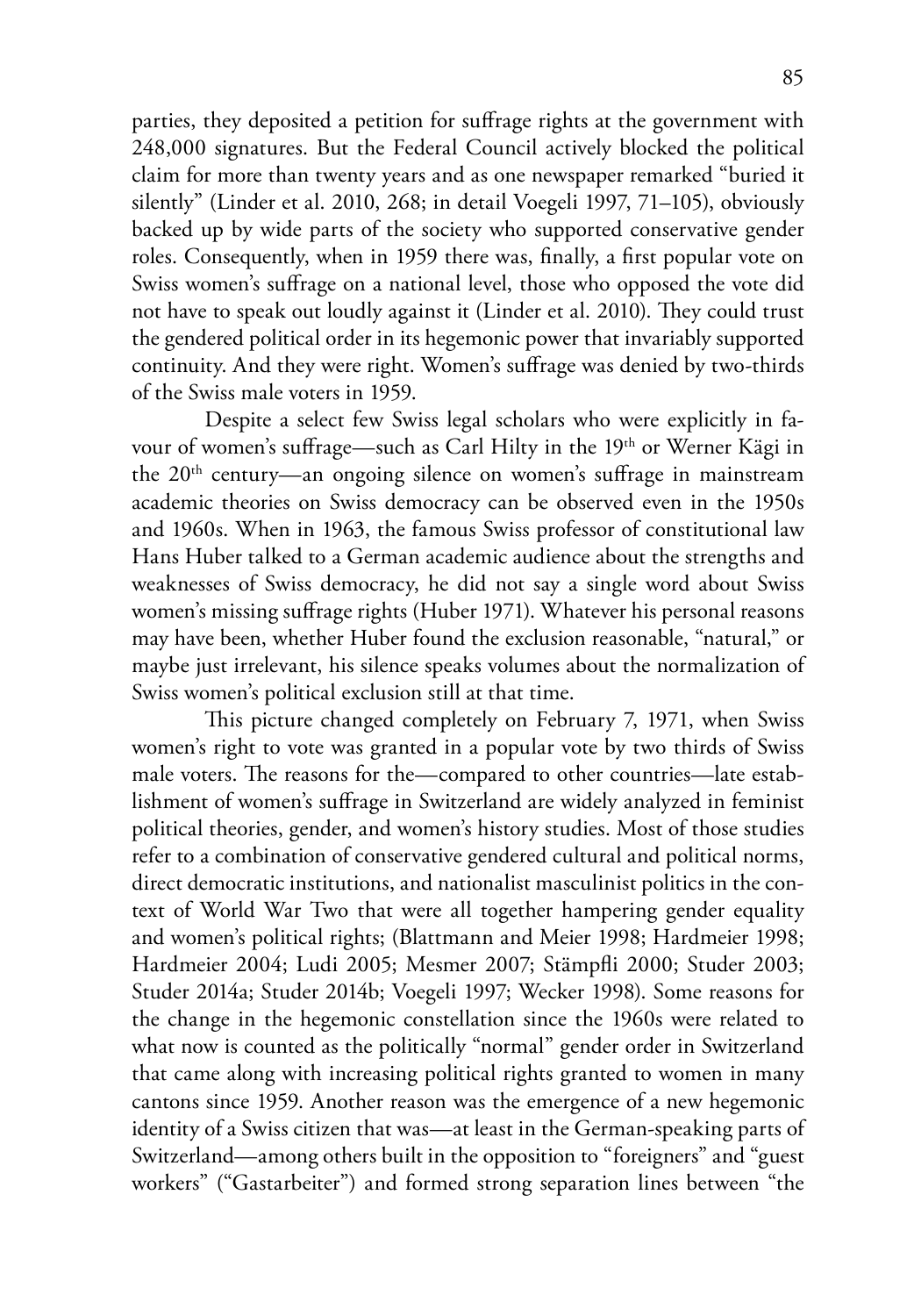parties, they deposited a petition for suffrage rights at the government with 248,000 signatures. But the Federal Council actively blocked the political claim for more than twenty years and as one newspaper remarked "buried it silently" (Linder et al. 2010, 268; in detail Voegeli 1997, 71–105), obviously backed up by wide parts of the society who supported conservative gender roles. Consequently, when in 1959 there was, finally, a first popular vote on Swiss women's suffrage on a national level, those who opposed the vote did not have to speak out loudly against it (Linder et al. 2010). They could trust the gendered political order in its hegemonic power that invariably supported continuity. And they were right. Women's suffrage was denied by two-thirds of the Swiss male voters in 1959.

Despite a select few Swiss legal scholars who were explicitly in favour of women's suffrage—such as Carl Hilty in the 19th or Werner Kägi in the 20th century—an ongoing silence on women's suffrage in mainstream academic theories on Swiss democracy can be observed even in the 1950s and 1960s. When in 1963, the famous Swiss professor of constitutional law Hans Huber talked to a German academic audience about the strengths and weaknesses of Swiss democracy, he did not say a single word about Swiss women's missing suffrage rights (Huber 1971). Whatever his personal reasons may have been, whether Huber found the exclusion reasonable, "natural," or maybe just irrelevant, his silence speaks volumes about the normalization of Swiss women's political exclusion still at that time.

This picture changed completely on February 7, 1971, when Swiss women's right to vote was granted in a popular vote by two thirds of Swiss male voters. The reasons for the—compared to other countries—late establishment of women's suffrage in Switzerland are widely analyzed in feminist political theories, gender, and women's history studies. Most of those studies refer to a combination of conservative gendered cultural and political norms, direct democratic institutions, and nationalist masculinist politics in the context of World War Two that were all together hampering gender equality and women's political rights; (Blattmann and Meier 1998; Hardmeier 1998; Hardmeier 2004; Ludi 2005; Mesmer 2007; Stämpfli 2000; Studer 2003; Studer 2014a; Studer 2014b; Voegeli 1997; Wecker 1998). Some reasons for the change in the hegemonic constellation since the 1960s were related to what now is counted as the politically "normal" gender order in Switzerland that came along with increasing political rights granted to women in many cantons since 1959. Another reason was the emergence of a new hegemonic identity of a Swiss citizen that was—at least in the German-speaking parts of Switzerland—among others built in the opposition to "foreigners" and "guest workers" ("Gastarbeiter") and formed strong separation lines between "the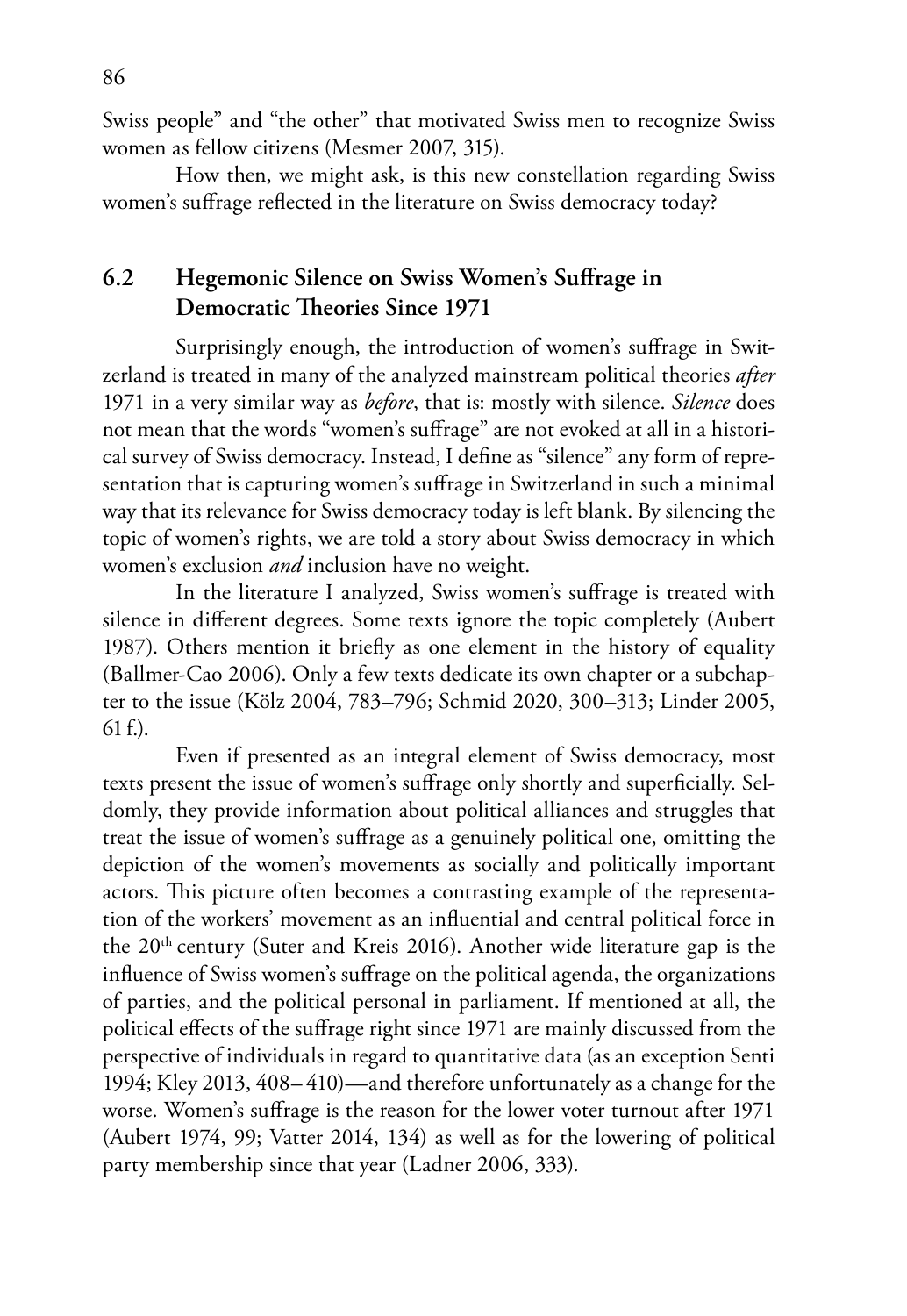Swiss people" and "the other" that motivated Swiss men to recognize Swiss women as fellow citizens (Mesmer 2007, 315).

How then, we might ask, is this new constellation regarding Swiss women's suffrage reflected in the literature on Swiss democracy today?

## 6.2 Hegemonic Silence on Swiss Women's Suffrage in Democratic Theories Since 1971

Surprisingly enough, the introduction of women's suffrage in Switzerland is treated in many of the analyzed mainstream political theories *after* 1971 in a very similar way as *before*, that is: mostly with silence. *Silence* does not mean that the words "women's suffrage" are not evoked at all in a historical survey of Swiss democracy. Instead, I define as "silence" any form of representation that is capturing women's suffrage in Switzerland in such a minimal way that its relevance for Swiss democracy today is left blank. By silencing the topic of women's rights, we are told a story about Swiss democracy in which women's exclusion *and* inclusion have no weight.

In the literature I analyzed, Swiss women's suffrage is treated with silence in different degrees. Some texts ignore the topic completely (Aubert 1987). Others mention it briefly as one element in the history of equality (Ballmer-Cao 2006). Only a few texts dedicate its own chapter or a subchapter to the issue (Kölz 2004, 783–796; Schmid 2020, 300–313; Linder 2005, 61 f.).

Even if presented as an integral element of Swiss democracy, most texts present the issue of women's suffrage only shortly and superficially. Seldomly, they provide information about political alliances and struggles that treat the issue of women's suffrage as a genuinely political one, omitting the depiction of the women's movements as socially and politically important actors. This picture often becomes a contrasting example of the representation of the workers' movement as an influential and central political force in the 20th century (Suter and Kreis 2016). Another wide literature gap is the influence of Swiss women's suffrage on the political agenda, the organizations of parties, and the political personal in parliament. If mentioned at all, the political effects of the suffrage right since 1971 are mainly discussed from the perspective of individuals in regard to quantitative data (as an exception Senti 1994; Kley 2013, 408–410)—and therefore unfortunately as a change for the worse. Women's suffrage is the reason for the lower voter turnout after 1971 (Aubert 1974, 99; Vatter 2014, 134) as well as for the lowering of political party membership since that year (Ladner 2006, 333).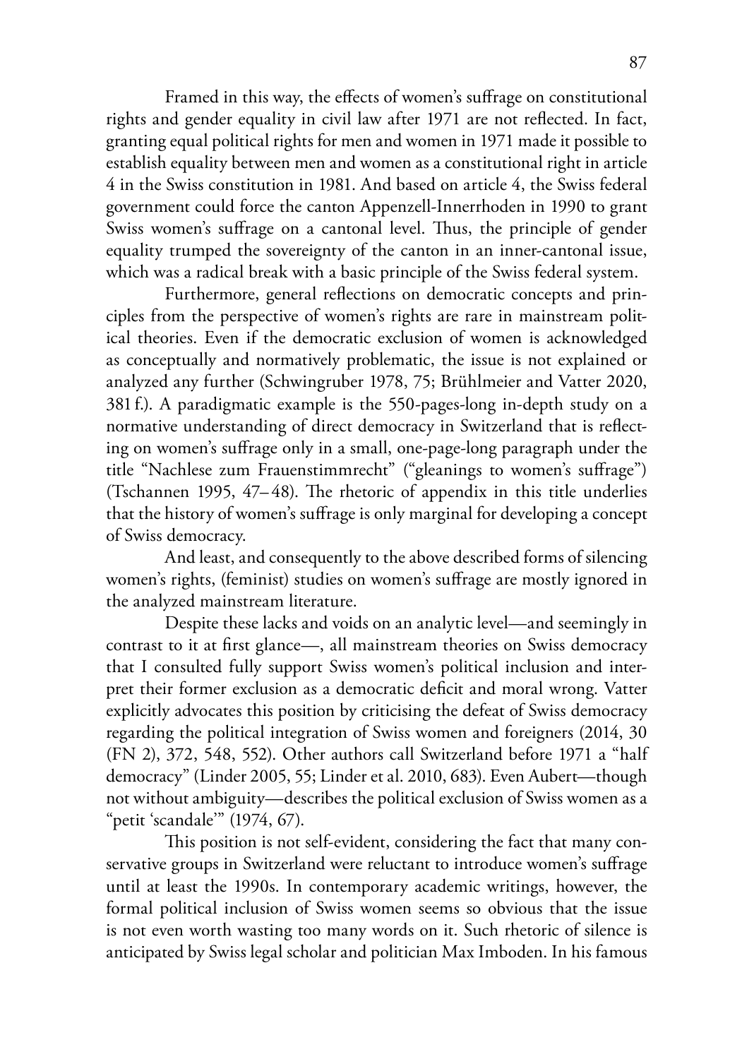Framed in this way, the effects of women's suffrage on constitutional rights and gender equality in civil law after 1971 are not reflected. In fact, granting equal political rights for men and women in 1971 made it possible to establish equality between men and women as a constitutional right in article 4 in the Swiss constitution in 1981. And based on article 4, the Swiss federal government could force the canton Appenzell-Innerrhoden in 1990 to grant Swiss women's suffrage on a cantonal level. Thus, the principle of gender equality trumped the sovereignty of the canton in an inner-cantonal issue, which was a radical break with a basic principle of the Swiss federal system.

Furthermore, general reflections on democratic concepts and principles from the perspective of women's rights are rare in mainstream political theories. Even if the democratic exclusion of women is acknowledged as conceptually and normatively problematic, the issue is not explained or analyzed any further (Schwingruber 1978, 75; Brühlmeier and Vatter 2020, 381 f.). A paradigmatic example is the 550-pages-long in-depth study on a normative understanding of direct democracy in Switzerland that is reflecting on women's suffrage only in a small, one-page-long paragraph under the title "Nachlese zum Frauenstimmrecht" ("gleanings to women's suffrage") (Tschannen 1995, 47–48). The rhetoric of appendix in this title underlies that the history of women's suffrage is only marginal for developing a concept of Swiss democracy.

And least, and consequently to the above described forms of silencing women's rights, (feminist) studies on women's suffrage are mostly ignored in the analyzed mainstream literature.

Despite these lacks and voids on an analytic level—and seemingly in contrast to it at first glance—, all mainstream theories on Swiss democracy that I consulted fully support Swiss women's political inclusion and interpret their former exclusion as a democratic deficit and moral wrong. Vatter explicitly advocates this position by criticising the defeat of Swiss democracy regarding the political integration of Swiss women and foreigners (2014, 30 (FN 2), 372, 548, 552). Other authors call Switzerland before 1971 a "half democracy" (Linder 2005, 55; Linder et al. 2010, 683). Even Aubert—though not without ambiguity—describes the political exclusion of Swiss women as a "petit 'scandale'" (1974, 67).

This position is not self-evident, considering the fact that many conservative groups in Switzerland were reluctant to introduce women's suffrage until at least the 1990s. In contemporary academic writings, however, the formal political inclusion of Swiss women seems so obvious that the issue is not even worth wasting too many words on it. Such rhetoric of silence is anticipated by Swiss legal scholar and politician Max Imboden. In his famous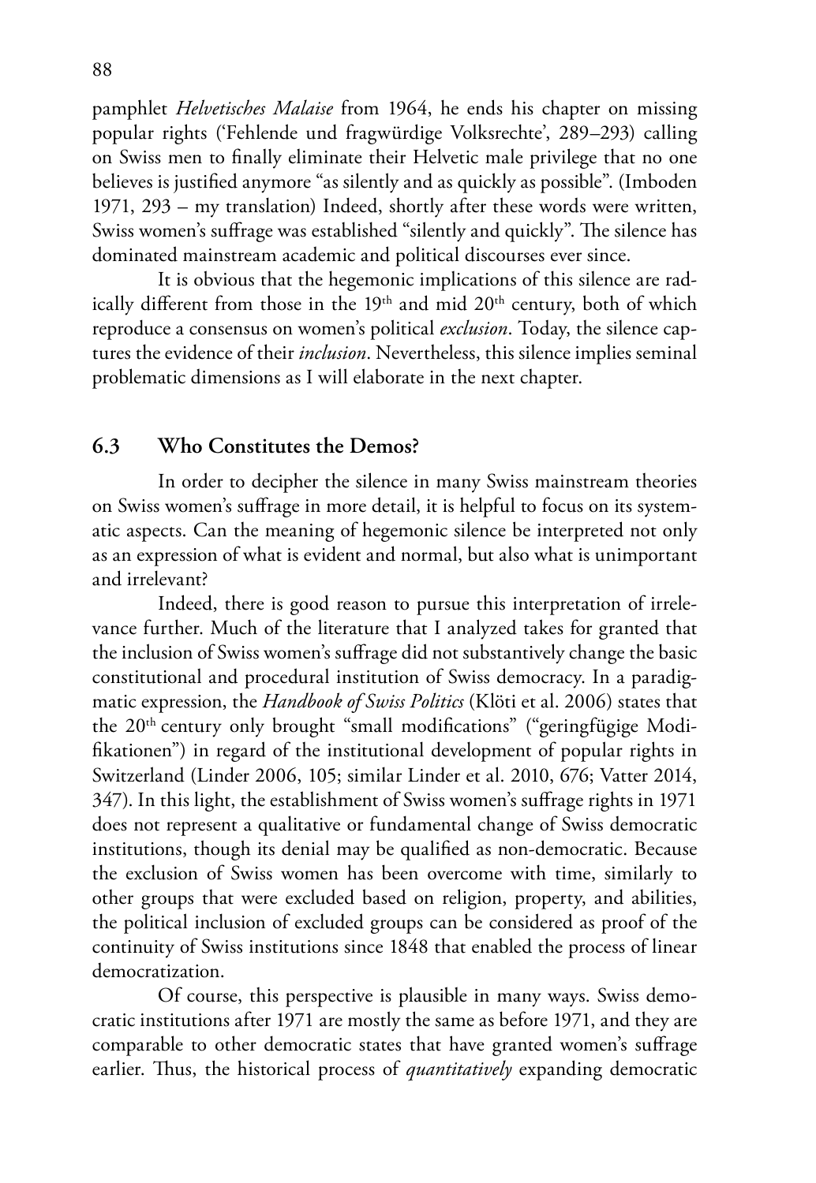pamphlet *Helvetisches Malaise* from 1964, he ends his chapter on missing popular rights ('Fehlende und fragwürdige Volksrechte', 289–293) calling on Swiss men to finally eliminate their Helvetic male privilege that no one believes is justified anymore "as silently and as quickly as possible". (Imboden 1971, 293 – my translation) Indeed, shortly after these words were written, Swiss women's suffrage was established "silently and quickly". The silence has dominated mainstream academic and political discourses ever since.

It is obvious that the hegemonic implications of this silence are radically different from those in the 19th and mid 20th century, both of which reproduce a consensus on women's political *exclusion*. Today, the silence captures the evidence of their *inclusion*. Nevertheless, this silence implies seminal problematic dimensions as I will elaborate in the next chapter.

## 6.3 Who Constitutes the Demos?

In order to decipher the silence in many Swiss mainstream theories on Swiss women's suffrage in more detail, it is helpful to focus on its systematic aspects. Can the meaning of hegemonic silence be interpreted not only as an expression of what is evident and normal, but also what is unimportant and irrelevant?

Indeed, there is good reason to pursue this interpretation of irrelevance further. Much of the literature that I analyzed takes for granted that the inclusion of Swiss women's suffrage did not substantively change the basic constitutional and procedural institution of Swiss democracy. In a paradigmatic expression, the *Handbook of Swiss Politics* (Klöti et al. 2006) states that the 20th century only brought "small modifications" ("geringfügige Modifikationen") in regard of the institutional development of popular rights in Switzerland (Linder 2006, 105; similar Linder et al. 2010, 676; Vatter 2014, 347). In this light, the establishment of Swiss women's suffrage rights in 1971 does not represent a qualitative or fundamental change of Swiss democratic institutions, though its denial may be qualified as non-democratic. Because the exclusion of Swiss women has been overcome with time, similarly to other groups that were excluded based on religion, property, and abilities, the political inclusion of excluded groups can be considered as proof of the continuity of Swiss institutions since 1848 that enabled the process of linear democratization.

Of course, this perspective is plausible in many ways. Swiss democratic institutions after 1971 are mostly the same as before 1971, and they are comparable to other democratic states that have granted women's suffrage earlier. Thus, the historical process of *quantitatively* expanding democratic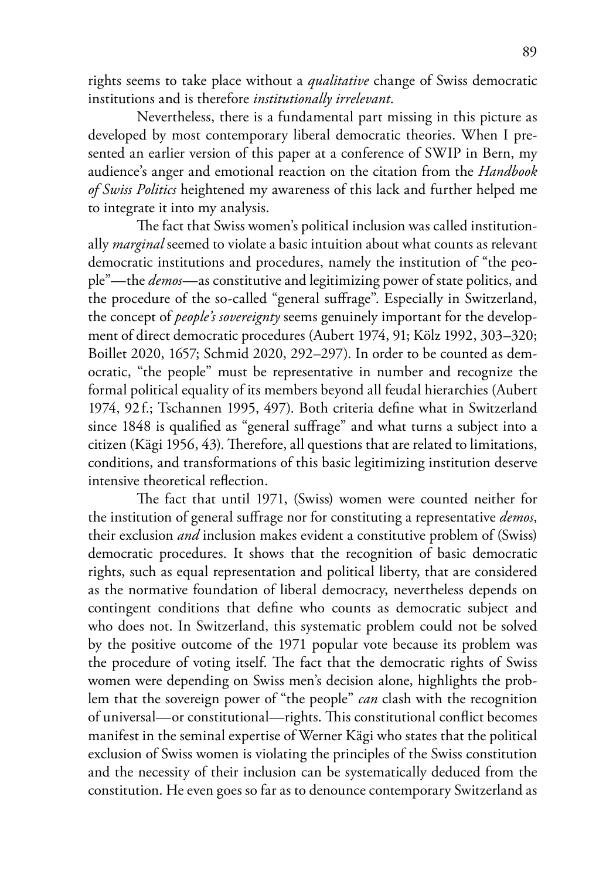rights seems to take place without a *qualitative* change of Swiss democratic institutions and is therefore *institutionally irrelevant*.

Nevertheless, there is a fundamental part missing in this picture as developed by most contemporary liberal democratic theories. When I presented an earlier version of this paper at a conference of SWIP in Bern, my audience's anger and emotional reaction on the citation from the *Handbook of Swiss Politics* heightened my awareness of this lack and further helped me to integrate it into my analysis.

The fact that Swiss women's political inclusion was called institutionally *marginal* seemed to violate a basic intuition about what counts as relevant democratic institutions and procedures, namely the institution of "the people"—the *demos*—as constitutive and legitimizing power of state politics, and the procedure of the so-called "general suffrage". Especially in Switzerland, the concept of *people's sovereignty* seems genuinely important for the development of direct democratic procedures (Aubert 1974, 91; Kölz 1992, 303–320; Boillet 2020, 1657; Schmid 2020, 292–297). In order to be counted as democratic, "the people" must be representative in number and recognize the formal political equality of its members beyond all feudal hierarchies (Aubert 1974, 92 f.; Tschannen 1995, 497). Both criteria define what in Switzerland since 1848 is qualified as "general suffrage" and what turns a subject into a citizen (Kägi 1956, 43). Therefore, all questions that are related to limitations, conditions, and transformations of this basic legitimizing institution deserve intensive theoretical reflection.

The fact that until 1971, (Swiss) women were counted neither for the institution of general suffrage nor for constituting a representative *demos*, their exclusion *and* inclusion makes evident a constitutive problem of (Swiss) democratic procedures. It shows that the recognition of basic democratic rights, such as equal representation and political liberty, that are considered as the normative foundation of liberal democracy, nevertheless depends on contingent conditions that define who counts as democratic subject and who does not. In Switzerland, this systematic problem could not be solved by the positive outcome of the 1971 popular vote because its problem was the procedure of voting itself. The fact that the democratic rights of Swiss women were depending on Swiss men's decision alone, highlights the problem that the sovereign power of "the people" *can* clash with the recognition of universal—or constitutional—rights. This constitutional conflict becomes manifest in the seminal expertise of Werner Kägi who states that the political exclusion of Swiss women is violating the principles of the Swiss constitution and the necessity of their inclusion can be systematically deduced from the constitution. He even goes so far as to denounce contemporary Switzerland as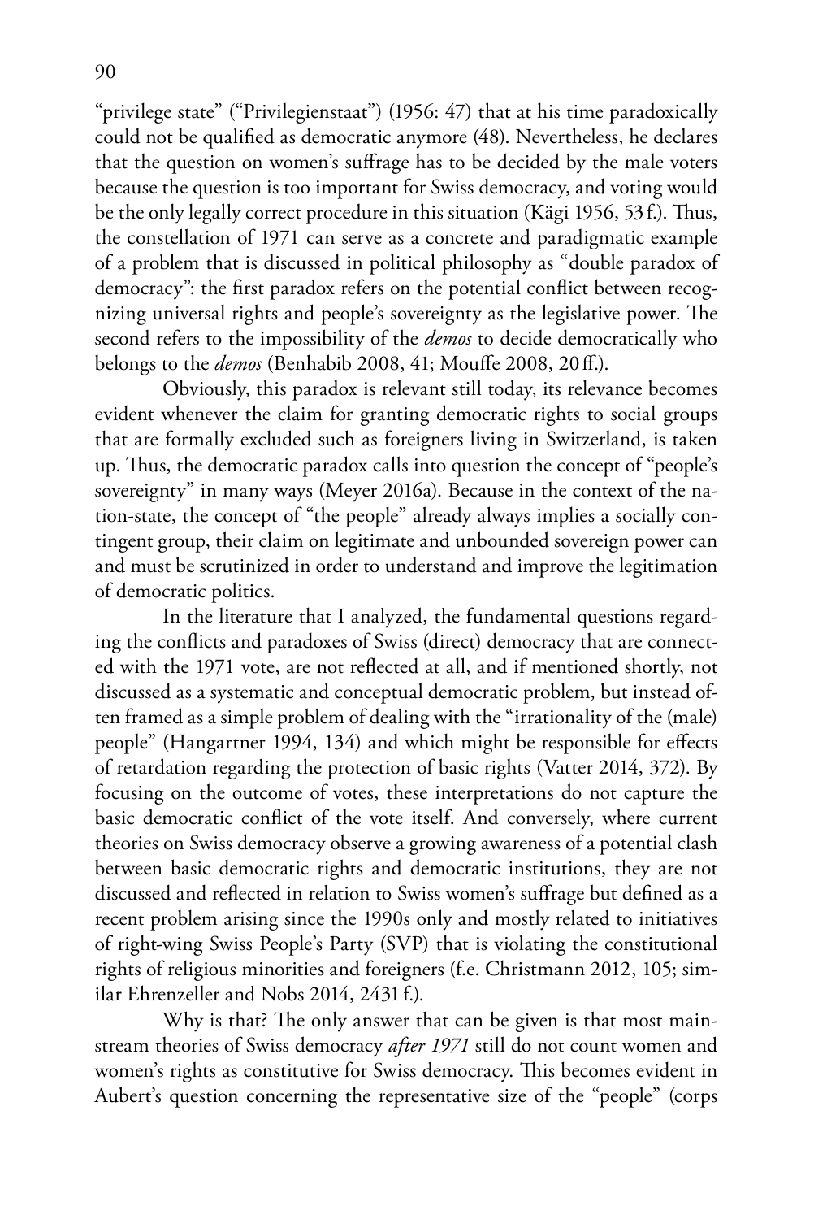"privilege state" ("Privilegienstaat") (1956: 47) that at his time paradoxically could not be qualified as democratic anymore (48). Nevertheless, he declares that the question on women's suffrage has to be decided by the male voters because the question is too important for Swiss democracy, and voting would be the only legally correct procedure in this situation (Kägi 1956, 53 f.). Thus, the constellation of 1971 can serve as a concrete and paradigmatic example of a problem that is discussed in political philosophy as "double paradox of democracy": the first paradox refers on the potential conflict between recognizing universal rights and people's sovereignty as the legislative power. The second refers to the impossibility of the *demos* to decide democratically who belongs to the *demos* (Benhabib 2008, 41; Mouffe 2008, 20 ff.).

Obviously, this paradox is relevant still today, its relevance becomes evident whenever the claim for granting democratic rights to social groups that are formally excluded such as foreigners living in Switzerland, is taken up. Thus, the democratic paradox calls into question the concept of "people's sovereignty" in many ways (Meyer 2016a). Because in the context of the nation-state, the concept of "the people" already always implies a socially contingent group, their claim on legitimate and unbounded sovereign power can and must be scrutinized in order to understand and improve the legitimation of democratic politics.

In the literature that I analyzed, the fundamental questions regarding the conflicts and paradoxes of Swiss (direct) democracy that are connected with the 1971 vote, are not reflected at all, and if mentioned shortly, not discussed as a systematic and conceptual democratic problem, but instead often framed as a simple problem of dealing with the "irrationality of the (male) people" (Hangartner 1994, 134) and which might be responsible for effects of retardation regarding the protection of basic rights (Vatter 2014, 372). By focusing on the outcome of votes, these interpretations do not capture the basic democratic conflict of the vote itself. And conversely, where current theories on Swiss democracy observe a growing awareness of a potential clash between basic democratic rights and democratic institutions, they are not discussed and reflected in relation to Swiss women's suffrage but defined as a recent problem arising since the 1990s only and mostly related to initiatives of right-wing Swiss People's Party (SVP) that is violating the constitutional rights of religious minorities and foreigners (f.e. Christmann 2012, 105; similar Ehrenzeller and Nobs 2014, 2431 f.).

Why is that? The only answer that can be given is that most mainstream theories of Swiss democracy *after 1971* still do not count women and women's rights as constitutive for Swiss democracy. This becomes evident in Aubert's question concerning the representative size of the "people" (corps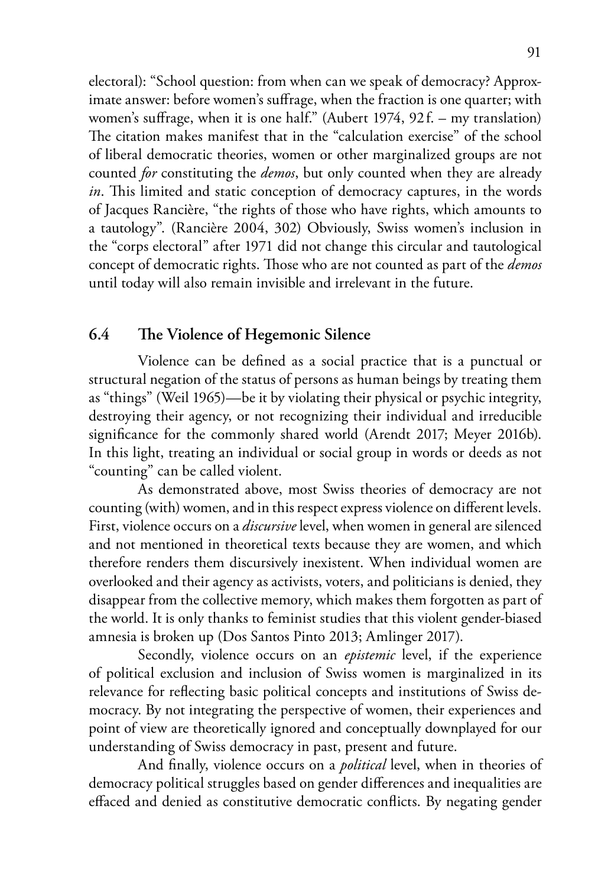electoral): "School question: from when can we speak of democracy? Approximate answer: before women's suffrage, when the fraction is one quarter; with women's suffrage, when it is one half." (Aubert 1974, 92f. – my translation) The citation makes manifest that in the "calculation exercise" of the school of liberal democratic theories, women or other marginalized groups are not counted *for* constituting the *demos*, but only counted when they are already *in*. This limited and static conception of democracy captures, in the words of Jacques Rancière, "the rights of those who have rights, which amounts to a tautology". (Rancière 2004, 302) Obviously, Swiss women's inclusion in the "corps electoral" after 1971 did not change this circular and tautological concept of democratic rights. Those who are not counted as part of the *demos* until today will also remain invisible and irrelevant in the future.

## 6.4 The Violence of Hegemonic Silence

Violence can be defined as a social practice that is a punctual or structural negation of the status of persons as human beings by treating them as "things" (Weil 1965)—be it by violating their physical or psychic integrity, destroying their agency, or not recognizing their individual and irreducible significance for the commonly shared world (Arendt 2017; Meyer 2016b). In this light, treating an individual or social group in words or deeds as not "counting" can be called violent.

As demonstrated above, most Swiss theories of democracy are not counting (with) women, and in this respect express violence on different levels. First, violence occurs on a *discursive* level, when women in general are silenced and not mentioned in theoretical texts because they are women, and which therefore renders them discursively inexistent. When individual women are overlooked and their agency as activists, voters, and politicians is denied, they disappear from the collective memory, which makes them forgotten as part of the world. It is only thanks to feminist studies that this violent gender-biased amnesia is broken up (Dos Santos Pinto 2013; Amlinger 2017).

Secondly, violence occurs on an *epistemic* level, if the experience of political exclusion and inclusion of Swiss women is marginalized in its relevance for reflecting basic political concepts and institutions of Swiss democracy. By not integrating the perspective of women, their experiences and point of view are theoretically ignored and conceptually downplayed for our understanding of Swiss democracy in past, present and future.

And finally, violence occurs on a *political* level, when in theories of democracy political struggles based on gender differences and inequalities are effaced and denied as constitutive democratic conflicts. By negating gender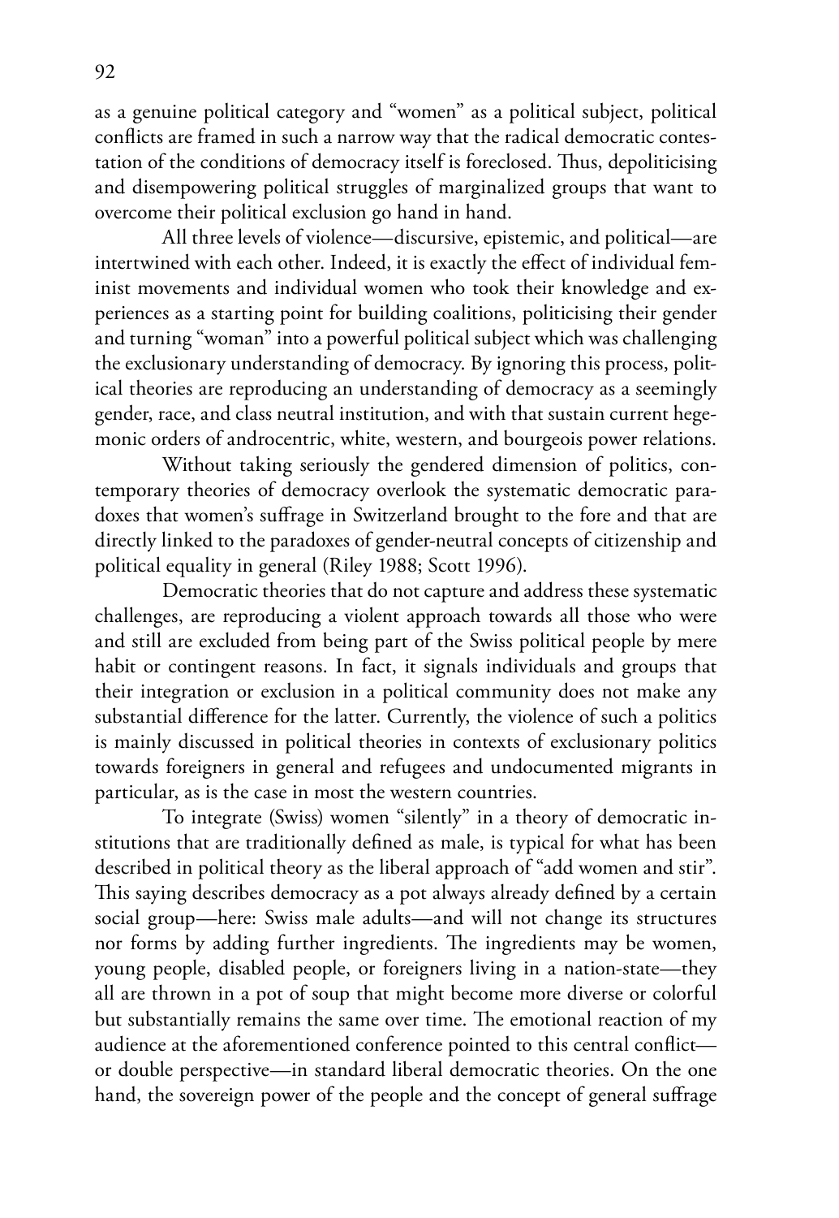as a genuine political category and "women" as a political subject, political conflicts are framed in such a narrow way that the radical democratic contestation of the conditions of democracy itself is foreclosed. Thus, depoliticising and disempowering political struggles of marginalized groups that want to overcome their political exclusion go hand in hand.

All three levels of violence—discursive, epistemic, and political—are intertwined with each other. Indeed, it is exactly the effect of individual feminist movements and individual women who took their knowledge and experiences as a starting point for building coalitions, politicising their gender and turning "woman" into a powerful political subject which was challenging the exclusionary understanding of democracy. By ignoring this process, political theories are reproducing an understanding of democracy as a seemingly gender, race, and class neutral institution, and with that sustain current hegemonic orders of androcentric, white, western, and bourgeois power relations.

Without taking seriously the gendered dimension of politics, contemporary theories of democracy overlook the systematic democratic paradoxes that women's suffrage in Switzerland brought to the fore and that are directly linked to the paradoxes of gender-neutral concepts of citizenship and political equality in general (Riley 1988; Scott 1996).

Democratic theories that do not capture and address these systematic challenges, are reproducing a violent approach towards all those who were and still are excluded from being part of the Swiss political people by mere habit or contingent reasons. In fact, it signals individuals and groups that their integration or exclusion in a political community does not make any substantial difference for the latter. Currently, the violence of such a politics is mainly discussed in political theories in contexts of exclusionary politics towards foreigners in general and refugees and undocumented migrants in particular, as is the case in most the western countries.

To integrate (Swiss) women "silently" in a theory of democratic institutions that are traditionally defined as male, is typical for what has been described in political theory as the liberal approach of "add women and stir". This saying describes democracy as a pot always already defined by a certain social group—here: Swiss male adults—and will not change its structures nor forms by adding further ingredients. The ingredients may be women, young people, disabled people, or foreigners living in a nation-state—they all are thrown in a pot of soup that might become more diverse or colorful but substantially remains the same over time. The emotional reaction of my audience at the aforementioned conference pointed to this central conflict—or double perspective—in standard liberal democratic theories. On the one hand, the sovereign power of the people and the concept of general suffrage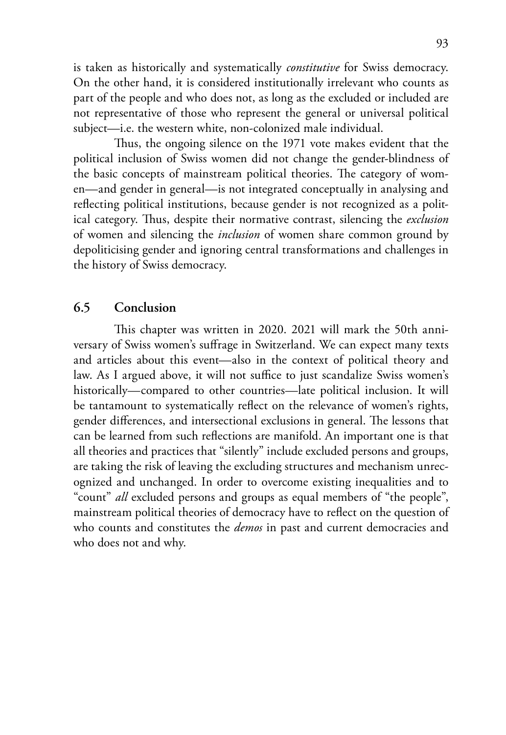is taken as historically and systematically *constitutive* for Swiss democracy. On the other hand, it is considered institutionally irrelevant who counts as part of the people and who does not, as long as the excluded or included are not representative of those who represent the general or universal political subject—i.e. the western white, non-colonized male individual.

Thus, the ongoing silence on the 1971 vote makes evident that the political inclusion of Swiss women did not change the gender-blindness of the basic concepts of mainstream political theories. The category of women—and gender in general—is not integrated conceptually in analysing and reflecting political institutions, because gender is not recognized as a political category. Thus, despite their normative contrast, silencing the *exclusion* of women and silencing the *inclusion* of women share common ground by depoliticising gender and ignoring central transformations and challenges in the history of Swiss democracy.

## 6.5 Conclusion

This chapter was written in 2020. 2021 will mark the 50th anniversary of Swiss women's suffrage in Switzerland. We can expect many texts and articles about this event—also in the context of political theory and law. As I argued above, it will not suffice to just scandalize Swiss women's historically—compared to other countries—late political inclusion. It will be tantamount to systematically reflect on the relevance of women's rights, gender differences, and intersectional exclusions in general. The lessons that can be learned from such reflections are manifold. An important one is that all theories and practices that "silently" include excluded persons and groups, are taking the risk of leaving the excluding structures and mechanism unrecognized and unchanged. In order to overcome existing inequalities and to "count" *all* excluded persons and groups as equal members of "the people", mainstream political theories of democracy have to reflect on the question of who counts and constitutes the *demos* in past and current democracies and who does not and why.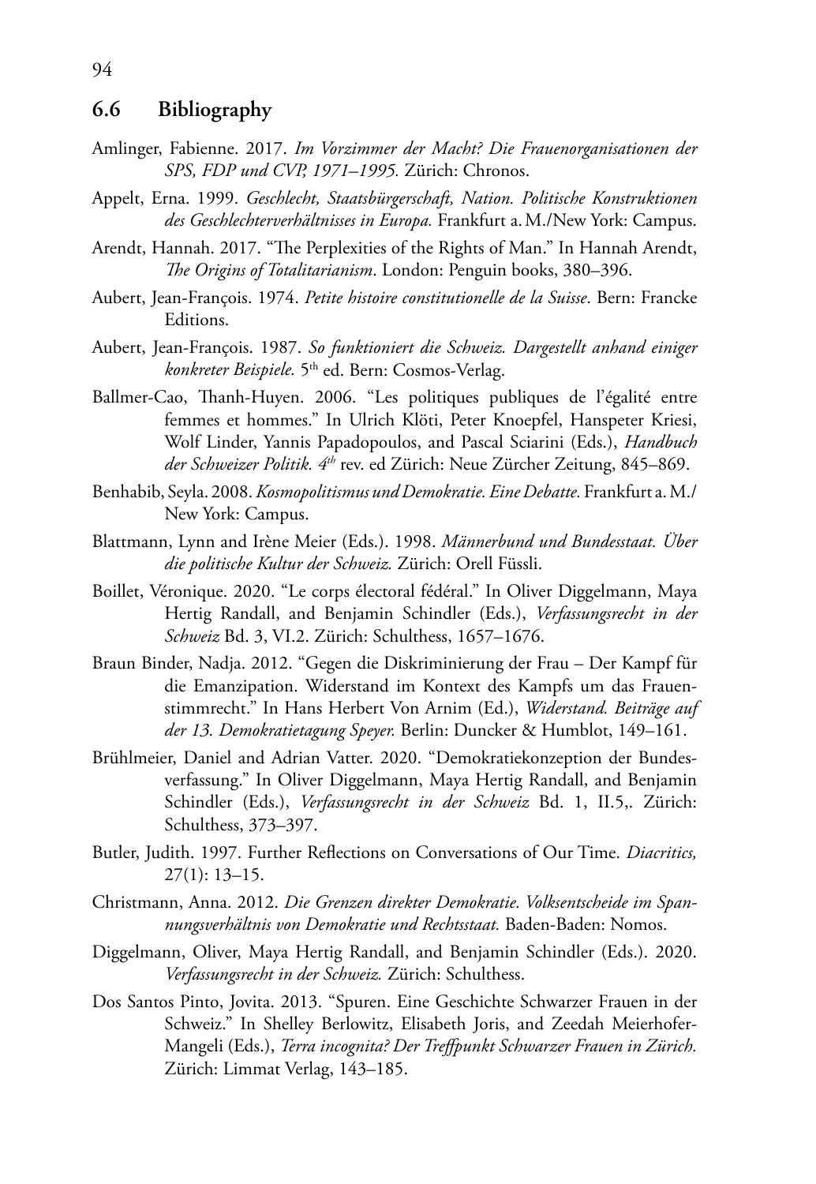## 6.6 Bibliography

Amlinger, Fabienne. 2017. *Im Vorzimmer der Macht? Die Frauenorganisationen der SPS, FDP und CVP, 1971–1995.* Zürich: Chronos.

Appelt, Erna. 1999. *Geschlecht, Staatsbürgerschaft, Nation. Politische Konstruktionen des Geschlechterverhältnisses in Europa.* Frankfurt a. M./New York: Campus.

Arendt, Hannah. 2017. "The Perplexities of the Rights of Man." In Hannah Arendt, *The Origins of Totalitarianism*. London: Penguin books, 380–396.

Aubert, Jean-François. 1974. *Petite histoire constitutionelle de la Suisse*. Bern: Francke Editions.

Aubert, Jean-François. 1987. *So funktioniert die Schweiz. Dargestellt anhand einiger konkreter Beispiele.* 5th ed. Bern: Cosmos-Verlag.

Ballmer-Cao, Thanh-Huyen. 2006. "Les politiques publiques de l'égalité entre femmes et hommes." In Ulrich Klöti, Peter Knoepfel, Hanspeter Kriesi, Wolf Linder, Yannis Papadopoulos, and Pascal Sciarini (Eds.), *Handbuch der Schweizer Politik. 4th* rev. ed Zürich: Neue Zürcher Zeitung, 845–869.

Benhabib, Seyla. 2008. *Kosmopolitismus und Demokratie. Eine Debatte.* Frankfurt a. M./New York: Campus.

Blattmann, Lynn and Irène Meier (Eds.). 1998. *Männerbund und Bundesstaat. Über die politische Kultur der Schweiz.* Zürich: Orell Füssli.

Boillet, Véronique. 2020. "Le corps électoral fédéral." In Oliver Diggelmann, Maya Hertig Randall, and Benjamin Schindler (Eds.), *Verfassungsrecht in der Schweiz* Bd. 3, VI.2. Zürich: Schulthess, 1657–1676.

Braun Binder, Nadja. 2012. "Gegen die Diskriminierung der Frau – Der Kampf für die Emanzipation. Widerstand im Kontext des Kampfs um das Frauenstimmrecht." In Hans Herbert Von Arnim (Ed.), *Widerstand. Beiträge auf der 13. Demokratietagung Speyer.* Berlin: Duncker & Humblot, 149–161.

Brühlmeier, Daniel and Adrian Vatter. 2020. "Demokratiekonzeption der Bundesverfassung." In Oliver Diggelmann, Maya Hertig Randall, and Benjamin Schindler (Eds.), *Verfassungsrecht in der Schweiz* Bd. 1, II.5,. Zürich: Schulthess, 373–397.

Butler, Judith. 1997. Further Reflections on Conversations of Our Time. *Diacritics,* 27(1): 13–15.

Christmann, Anna. 2012. *Die Grenzen direkter Demokratie. Volksentscheide im Spannungsverhältnis von Demokratie und Rechtsstaat.* Baden-Baden: Nomos.

Diggelmann, Oliver, Maya Hertig Randall, and Benjamin Schindler (Eds.). 2020. *Verfassungsrecht in der Schweiz.* Zürich: Schulthess.

Dos Santos Pinto, Jovita. 2013. "Spuren. Eine Geschichte Schwarzer Frauen in der Schweiz." In Shelley Berlowitz, Elisabeth Joris, and Zeedah Meierhofer-Mangeli (Eds.), *Terra incognita? Der Treffpunkt Schwarzer Frauen in Zürich.* Zürich: Limmat Verlag, 143–185.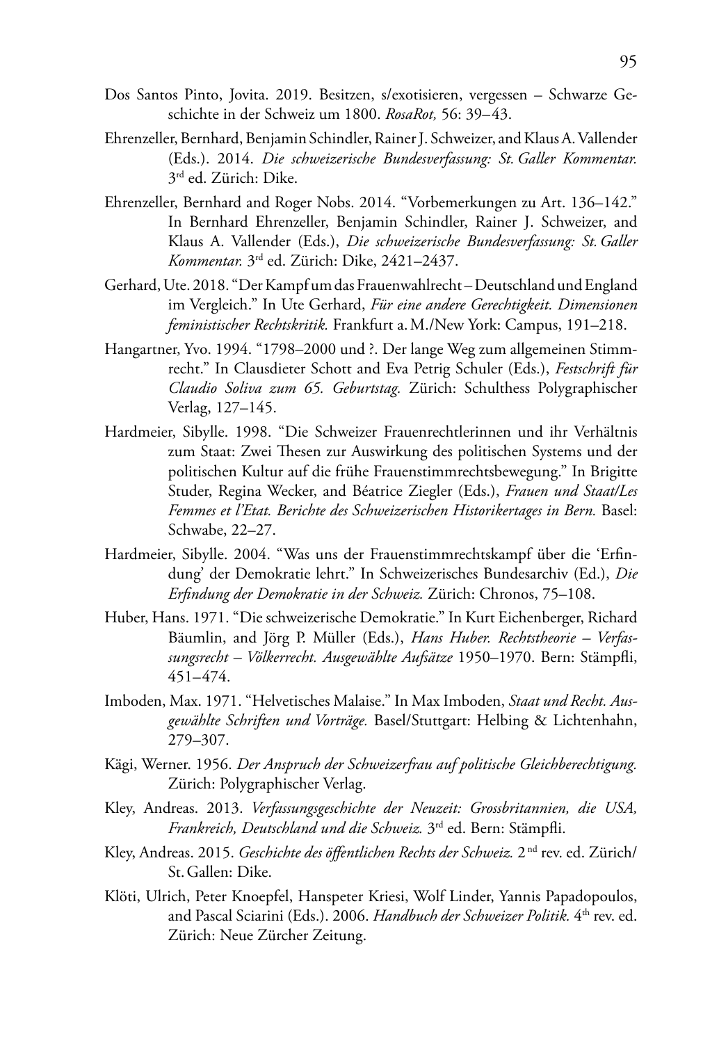Dos Santos Pinto, Jovita. 2019. Besitzen, s/exotisieren, vergessen – Schwarze Geschichte in der Schweiz um 1800. *RosaRot,* 56: 39–43.

Ehrenzeller, Bernhard, Benjamin Schindler, Rainer J. Schweizer, and Klaus A. Vallender (Eds.). 2014. *Die schweizerische Bundesverfassung: St. Galler Kommentar.* 3rd ed. Zürich: Dike.

Ehrenzeller, Bernhard and Roger Nobs. 2014. "Vorbemerkungen zu Art. 136–142." In Bernhard Ehrenzeller, Benjamin Schindler, Rainer J. Schweizer, and Klaus A. Vallender (Eds.), *Die schweizerische Bundesverfassung: St. Galler Kommentar.* 3rd ed. Zürich: Dike, 2421–2437.

Gerhard, Ute. 2018. "Der Kampf um das Frauenwahlrecht – Deutschland und England im Vergleich." In Ute Gerhard, *Für eine andere Gerechtigkeit. Dimensionen feministischer Rechtskritik.* Frankfurt a. M./New York: Campus, 191–218.

Hangartner, Yvo. 1994. "1798–2000 und ?. Der lange Weg zum allgemeinen Stimmrecht." In Clausdieter Schott and Eva Petrig Schuler (Eds.), *Festschrift für Claudio Soliva zum 65. Geburtstag.* Zürich: Schulthess Polygraphischer Verlag, 127–145.

Hardmeier, Sibylle. 1998. "Die Schweizer Frauenrechtlerinnen und ihr Verhältnis zum Staat: Zwei Thesen zur Auswirkung des politischen Systems und der politischen Kultur auf die frühe Frauenstimmrechtsbewegung." In Brigitte Studer, Regina Wecker, and Béatrice Ziegler (Eds.), *Frauen und Staat/Les Femmes et l'Etat. Berichte des Schweizerischen Historikertages in Bern.* Basel: Schwabe, 22–27.

Hardmeier, Sibylle. 2004. "Was uns der Frauenstimmrechtskampf über die 'Erfindung' der Demokratie lehrt." In Schweizerisches Bundesarchiv (Ed.), *Die Erfindung der Demokratie in der Schweiz.* Zürich: Chronos, 75–108.

Huber, Hans. 1971. "Die schweizerische Demokratie." In Kurt Eichenberger, Richard Bäumlin, and Jörg P. Müller (Eds.), *Hans Huber. Rechtstheorie – Verfassungsrecht – Völkerrecht. Ausgewählte Aufsätze* 1950–1970. Bern: Stämpfli, 451–474.

Imboden, Max. 1971. "Helvetisches Malaise." In Max Imboden, *Staat und Recht. Ausgewählte Schriften und Vorträge.* Basel/Stuttgart: Helbing & Lichtenhahn, 279–307.

Kägi, Werner. 1956. *Der Anspruch der Schweizerfrau auf politische Gleichberechtigung.* Zürich: Polygraphischer Verlag.

Kley, Andreas. 2013. *Verfassungsgeschichte der Neuzeit: Grossbritannien, die USA, Frankreich, Deutschland und die Schweiz.* 3rd ed. Bern: Stämpfli.

Kley, Andreas. 2015. *Geschichte des öffentlichen Rechts der Schweiz.* 2nd rev. ed. Zürich/St. Gallen: Dike.

Klöti, Ulrich, Peter Knoepfel, Hanspeter Kriesi, Wolf Linder, Yannis Papadopoulos, and Pascal Sciarini (Eds.). 2006. *Handbuch der Schweizer Politik.* 4th rev. ed. Zürich: Neue Zürcher Zeitung.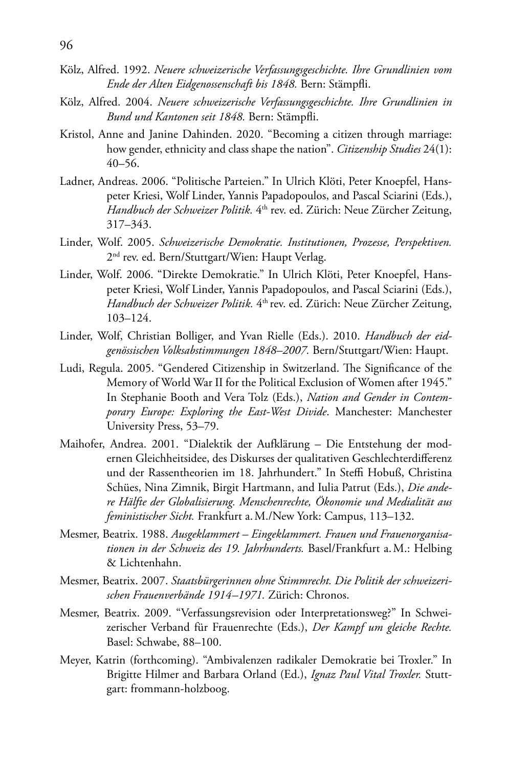Kölz, Alfred. 1992. *Neuere schweizerische Verfassungsgeschichte. Ihre Grundlinien vom Ende der Alten Eidgenossenschaft bis 1848.* Bern: Stämpfli.

Kölz, Alfred. 2004. *Neuere schweizerische Verfassungsgeschichte. Ihre Grundlinien in Bund und Kantonen seit 1848.* Bern: Stämpfli.

Kristol, Anne and Janine Dahinden. 2020. "Becoming a citizen through marriage: how gender, ethnicity and class shape the nation". *Citizenship Studies* 24(1): 40–56.

Ladner, Andreas. 2006. "Politische Parteien." In Ulrich Klöti, Peter Knoepfel, Hanspeter Kriesi, Wolf Linder, Yannis Papadopoulos, and Pascal Sciarini (Eds.), *Handbuch der Schweizer Politik.* 4th rev. ed. Zürich: Neue Zürcher Zeitung, 317–343.

Linder, Wolf. 2005. *Schweizerische Demokratie. Institutionen, Prozesse, Perspektiven.* 2nd rev. ed. Bern/Stuttgart/Wien: Haupt Verlag.

Linder, Wolf. 2006. "Direkte Demokratie." In Ulrich Klöti, Peter Knoepfel, Hanspeter Kriesi, Wolf Linder, Yannis Papadopoulos, and Pascal Sciarini (Eds.), *Handbuch der Schweizer Politik.* 4th rev. ed. Zürich: Neue Zürcher Zeitung, 103–124.

Linder, Wolf, Christian Bolliger, and Yvan Rielle (Eds.). 2010. *Handbuch der eidgenössischen Volksabstimmungen 1848–2007.* Bern/Stuttgart/Wien: Haupt.

Ludi, Regula. 2005. "Gendered Citizenship in Switzerland. The Significance of the Memory of World War II for the Political Exclusion of Women after 1945." In Stephanie Booth and Vera Tolz (Eds.), *Nation and Gender in Contemporary Europe: Exploring the East-West Divide*. Manchester: Manchester University Press, 53–79.

Maihofer, Andrea. 2001. "Dialektik der Aufklärung – Die Entstehung der modernen Gleichheitsidee, des Diskurses der qualitativen Geschlechterdifferenz und der Rassentheorien im 18. Jahrhundert." In Steffi Hobuß, Christina Schües, Nina Zimnik, Birgit Hartmann, and Iulia Patrut (Eds.), *Die andere Hälfte der Globalisierung. Menschenrechte, Ökonomie und Medialität aus feministischer Sicht.* Frankfurt a. M./New York: Campus, 113–132.

Mesmer, Beatrix. 1988. *Ausgeklammert – Eingeklammert. Frauen und Frauenorganisationen in der Schweiz des 19. Jahrhunderts.* Basel/Frankfurt a. M.: Helbing & Lichtenhahn.

Mesmer, Beatrix. 2007. *Staatsbürgerinnen ohne Stimmrecht. Die Politik der schweizerischen Frauenverbände 1914–1971.* Zürich: Chronos.

Mesmer, Beatrix. 2009. "Verfassungsrevision oder Interpretationsweg?" In Schweizerischer Verband für Frauenrechte (Eds.), *Der Kampf um gleiche Rechte.* Basel: Schwabe, 88–100.

Meyer, Katrin (forthcoming). "Ambivalenzen radikaler Demokratie bei Troxler." In Brigitte Hilmer and Barbara Orland (Ed.), *Ignaz Paul Vital Troxler.* Stuttgart: frommann-holzboog.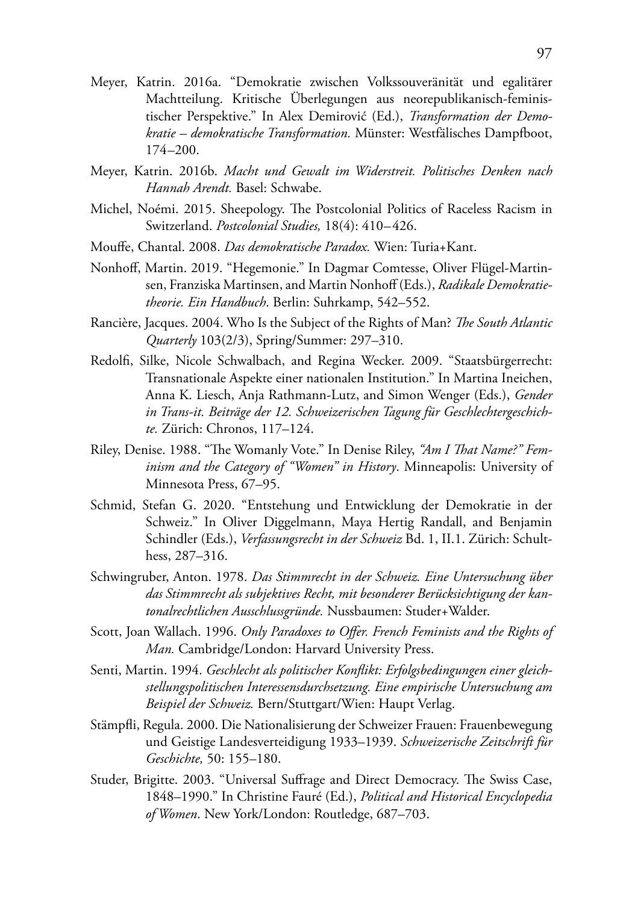Meyer, Katrin. 2016a. “Demokratie zwischen Volkssouveränität und egalitärer Machtteilung. Kritische Überlegungen aus neorepublikanisch-feministischer Perspektive.” In Alex Demirović (Ed.), *Transformation der Demokratie – demokratische Transformation.* Münster: Westfälisches Dampfboot, 174–200.

Meyer, Katrin. 2016b. *Macht und Gewalt im Widerstreit. Politisches Denken nach Hannah Arendt.* Basel: Schwabe.

Michel, Noémi. 2015. Sheepology. The Postcolonial Politics of Raceless Racism in Switzerland. *Postcolonial Studies,* 18(4): 410–426.

Mouffe, Chantal. 2008. *Das demokratische Paradox.* Wien: Turia+Kant.

Nonhoff, Martin. 2019. “Hegemonie.” In Dagmar Comtesse, Oliver Flügel-Martinsen, Franziska Martinsen, and Martin Nonhoff (Eds.), *Radikale Demokratietheorie. Ein Handbuch*. Berlin: Suhrkamp, 542–552.

Rancière, Jacques. 2004. Who Is the Subject of the Rights of Man? *The South Atlantic Quarterly* 103(2/3), Spring/Summer: 297–310.

Redolfi, Silke, Nicole Schwalbach, and Regina Wecker. 2009. “Staatsbürgerrecht: Transnationale Aspekte einer nationalen Institution.” In Martina Ineichen, Anna K. Liesch, Anja Rathmann-Lutz, and Simon Wenger (Eds.), *Gender in Trans-it. Beiträge der 12. Schweizerischen Tagung für Geschlechtergeschichte.* Zürich: Chronos, 117–124.

Riley, Denise. 1988. “The Womanly Vote.” In Denise Riley, *“Am I That Name?” Feminism and the Category of “Women” in History*. Minneapolis: University of Minnesota Press, 67–95.

Schmid, Stefan G. 2020. “Entstehung und Entwicklung der Demokratie in der Schweiz.” In Oliver Diggelmann, Maya Hertig Randall, and Benjamin Schindler (Eds.), *Verfassungsrecht in der Schweiz* Bd. 1, II.1. Zürich: Schulthess, 287–316.

Schwingruber, Anton. 1978. *Das Stimmrecht in der Schweiz. Eine Untersuchung über das Stimmrecht als subjektives Recht, mit besonderer Berücksichtigung der kantonalrechtlichen Ausschlussgründe.* Nussbaumen: Studer+Walder.

Scott, Joan Wallach. 1996. *Only Paradoxes to Offer. French Feminists and the Rights of Man.* Cambridge/London: Harvard University Press.

Senti, Martin. 1994. *Geschlecht als politischer Konflikt: Erfolgsbedingungen einer gleichstellungspolitischen Interessensdurchsetzung. Eine empirische Untersuchung am Beispiel der Schweiz.* Bern/Stuttgart/Wien: Haupt Verlag.

Stämpfli, Regula. 2000. Die Nationalisierung der Schweizer Frauen: Frauenbewegung und Geistige Landesverteidigung 1933–1939. *Schweizerische Zeitschrift für Geschichte,* 50: 155–180.

Studer, Brigitte. 2003. “Universal Suffrage and Direct Democracy. The Swiss Case, 1848–1990.” In Christine Fauré (Ed.), *Political and Historical Encyclopedia of Women*. New York/London: Routledge, 687–703.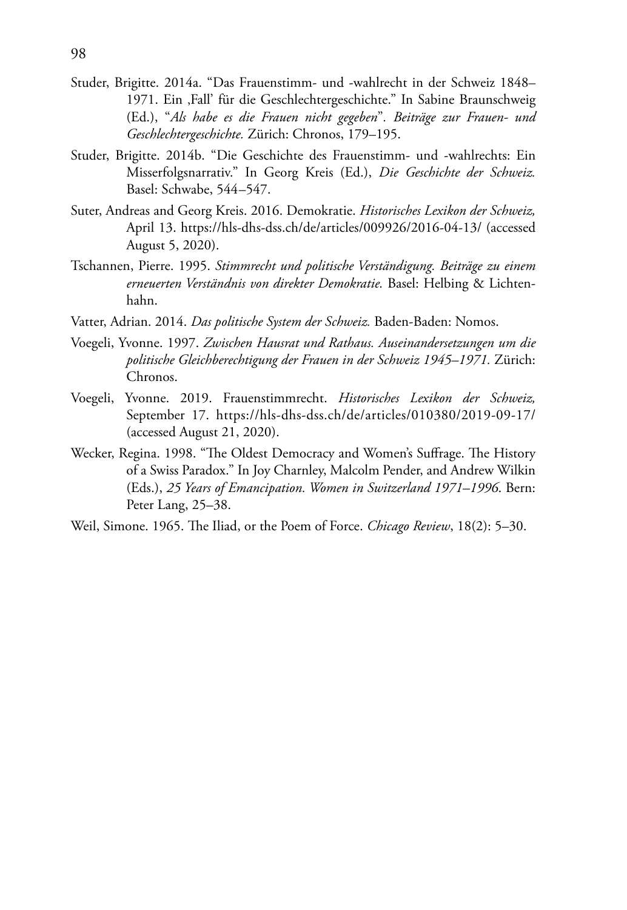Studer, Brigitte. 2014a. "Das Frauenstimm- und -wahlrecht in der Schweiz 1848–1971. Ein ‚Fall' für die Geschlechtergeschichte." In Sabine Braunschweig (Ed.), "*Als habe es die Frauen nicht gegeben*". *Beiträge zur Frauen- und Geschlechtergeschichte.* Zürich: Chronos, 179–195.

Studer, Brigitte. 2014b. "Die Geschichte des Frauenstimm- und -wahlrechts: Ein Misserfolgsnarrativ." In Georg Kreis (Ed.), *Die Geschichte der Schweiz.* Basel: Schwabe, 544–547.

Suter, Andreas and Georg Kreis. 2016. Demokratie. *Historisches Lexikon der Schweiz,* April 13. https://hls-dhs-dss.ch/de/articles/009926/2016-04-13/ (accessed August 5, 2020).

Tschannen, Pierre. 1995. *Stimmrecht und politische Verständigung. Beiträge zu einem erneuerten Verständnis von direkter Demokratie.* Basel: Helbing & Lichtenhahn.

Vatter, Adrian. 2014. *Das politische System der Schweiz.* Baden-Baden: Nomos.

Voegeli, Yvonne. 1997. *Zwischen Hausrat und Rathaus. Auseinandersetzungen um die politische Gleichberechtigung der Frauen in der Schweiz 1945–1971.* Zürich: Chronos.

Voegeli, Yvonne. 2019. Frauenstimmrecht. *Historisches Lexikon der Schweiz,* September 17. https://hls-dhs-dss.ch/de/articles/010380/2019-09-17/ (accessed August 21, 2020).

Wecker, Regina. 1998. "The Oldest Democracy and Women's Suffrage. The History of a Swiss Paradox." In Joy Charnley, Malcolm Pender, and Andrew Wilkin (Eds.), *25 Years of Emancipation. Women in Switzerland 1971–1996*. Bern: Peter Lang, 25–38.

Weil, Simone. 1965. The Iliad, or the Poem of Force. *Chicago Review*, 18(2): 5–30.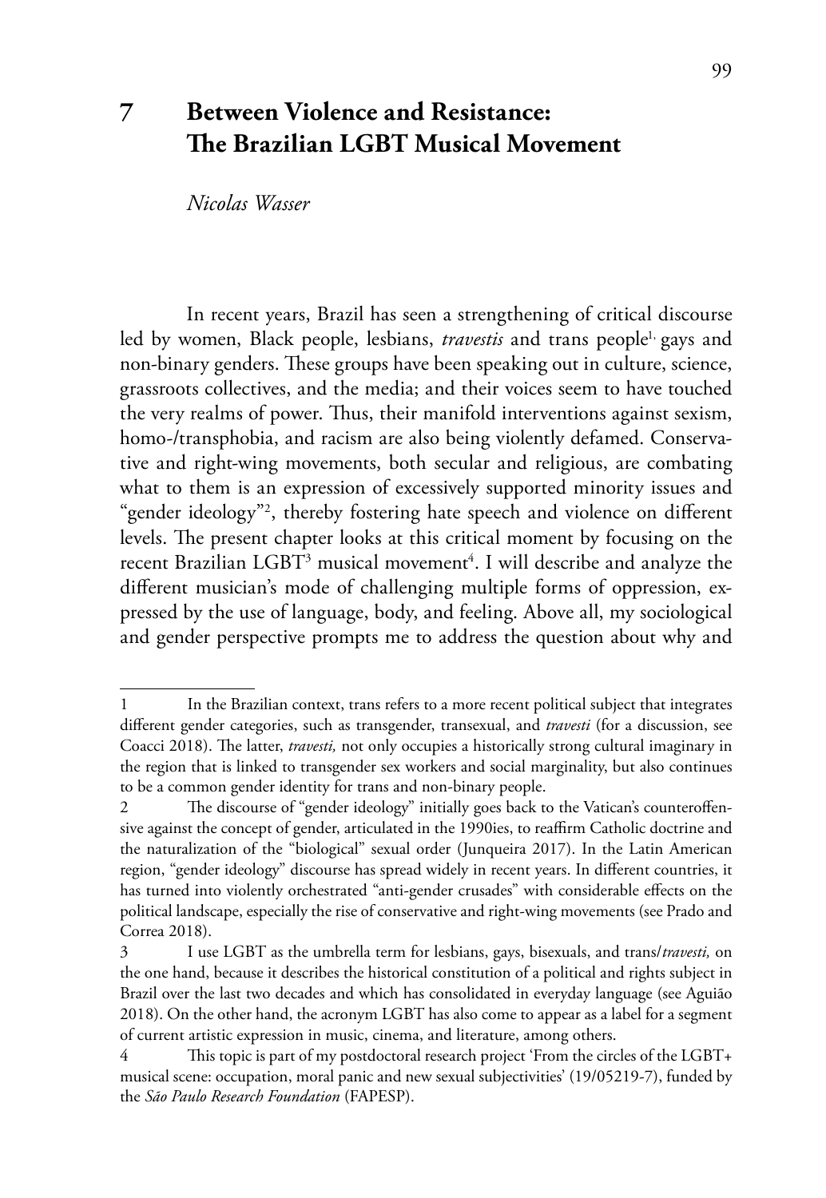# 7 Between Violence and Resistance: The Brazilian LGBT Musical Movement

*Nicolas Wasser*

In recent years, Brazil has seen a strengthening of critical discourse led by women, Black people, lesbians, *travestis* and trans people[1,] gays and non-binary genders. These groups have been speaking out in culture, science, grassroots collectives, and the media; and their voices seem to have touched the very realms of power. Thus, their manifold interventions against sexism, homo-/transphobia, and racism are also being violently defamed. Conservative and right-wing movements, both secular and religious, are combating what to them is an expression of excessively supported minority issues and "gender ideology"[2], thereby fostering hate speech and violence on different levels. The present chapter looks at this critical moment by focusing on the recent Brazilian LGBT[3] musical movement[4]. I will describe and analyze the different musician's mode of challenging multiple forms of oppression, expressed by the use of language, body, and feeling. Above all, my sociological and gender perspective prompts me to address the question about why and

---

1 In the Brazilian context, trans refers to a more recent political subject that integrates different gender categories, such as transgender, transexual, and *travesti* (for a discussion, see Coacci 2018). The latter, *travesti,* not only occupies a historically strong cultural imaginary in the region that is linked to transgender sex workers and social marginality, but also continues to be a common gender identity for trans and non-binary people.

2 The discourse of "gender ideology" initially goes back to the Vatican's counteroffensive against the concept of gender, articulated in the 1990ies, to reaffirm Catholic doctrine and the naturalization of the "biological" sexual order (Junqueira 2017). In the Latin American region, "gender ideology" discourse has spread widely in recent years. In different countries, it has turned into violently orchestrated "anti-gender crusades" with considerable effects on the political landscape, especially the rise of conservative and right-wing movements (see Prado and Correa 2018).

3 I use LGBT as the umbrella term for lesbians, gays, bisexuals, and trans/*travesti,* on the one hand, because it describes the historical constitution of a political and rights subject in Brazil over the last two decades and which has consolidated in everyday language (see Aguião 2018). On the other hand, the acronym LGBT has also come to appear as a label for a segment of current artistic expression in music, cinema, and literature, among others.

4 This topic is part of my postdoctoral research project 'From the circles of the LGBT+ musical scene: occupation, moral panic and new sexual subjectivities' (19/05219-7), funded by the *São Paulo Research Foundation* (FAPESP).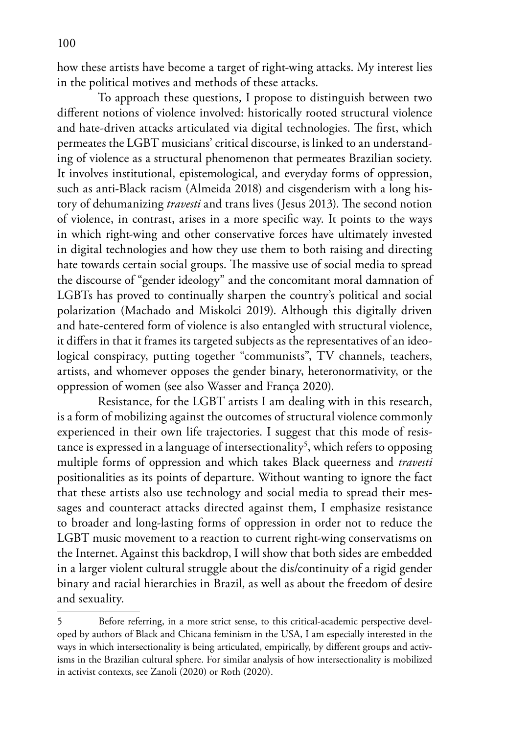how these artists have become a target of right-wing attacks. My interest lies in the political motives and methods of these attacks.

To approach these questions, I propose to distinguish between two different notions of violence involved: historically rooted structural violence and hate-driven attacks articulated via digital technologies. The first, which permeates the LGBT musicians' critical discourse, is linked to an understanding of violence as a structural phenomenon that permeates Brazilian society. It involves institutional, epistemological, and everyday forms of oppression, such as anti-Black racism (Almeida 2018) and cisgenderism with a long history of dehumanizing *travesti* and trans lives (Jesus 2013). The second notion of violence, in contrast, arises in a more specific way. It points to the ways in which right-wing and other conservative forces have ultimately invested in digital technologies and how they use them to both raising and directing hate towards certain social groups. The massive use of social media to spread the discourse of "gender ideology" and the concomitant moral damnation of LGBTs has proved to continually sharpen the country's political and social polarization (Machado and Miskolci 2019). Although this digitally driven and hate-centered form of violence is also entangled with structural violence, it differs in that it frames its targeted subjects as the representatives of an ideological conspiracy, putting together "communists", TV channels, teachers, artists, and whomever opposes the gender binary, heteronormativity, or the oppression of women (see also Wasser and França 2020).

Resistance, for the LGBT artists I am dealing with in this research, is a form of mobilizing against the outcomes of structural violence commonly experienced in their own life trajectories. I suggest that this mode of resistance is expressed in a language of intersectionality[5], which refers to opposing multiple forms of oppression and which takes Black queerness and *travesti* positionalities as its points of departure. Without wanting to ignore the fact that these artists also use technology and social media to spread their messages and counteract attacks directed against them, I emphasize resistance to broader and long-lasting forms of oppression in order not to reduce the LGBT music movement to a reaction to current right-wing conservatisms on the Internet. Against this backdrop, I will show that both sides are embedded in a larger violent cultural struggle about the dis/continuity of a rigid gender binary and racial hierarchies in Brazil, as well as about the freedom of desire and sexuality.

---

5 Before referring, in a more strict sense, to this critical-academic perspective developed by authors of Black and Chicana feminism in the USA, I am especially interested in the ways in which intersectionality is being articulated, empirically, by different groups and activisms in the Brazilian cultural sphere. For similar analysis of how intersectionality is mobilized in activist contexts, see Zanoli (2020) or Roth (2020).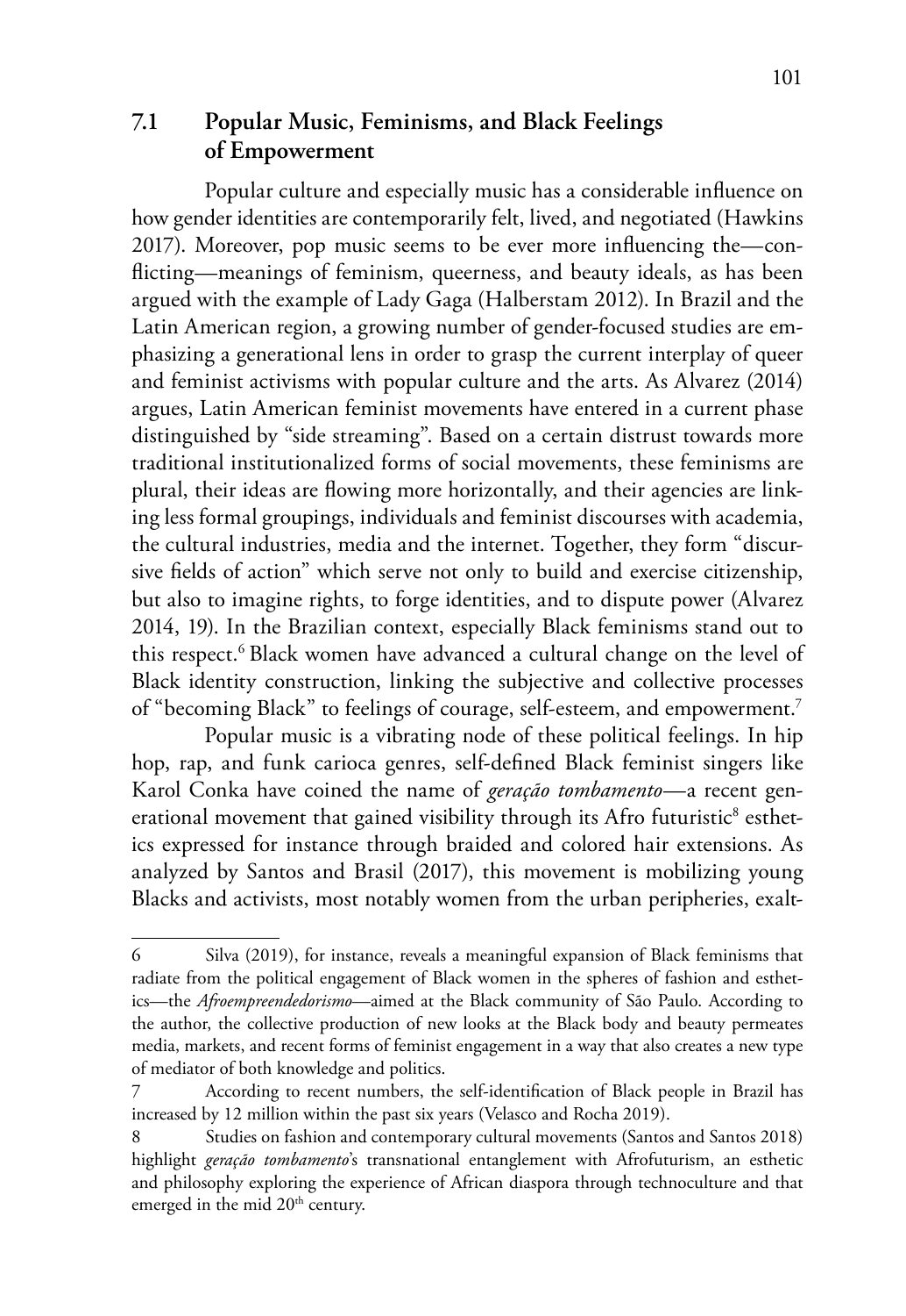## 7.1 Popular Music, Feminisms, and Black Feelings of Empowerment

Popular culture and especially music has a considerable influence on how gender identities are contemporarily felt, lived, and negotiated (Hawkins 2017). Moreover, pop music seems to be ever more influencing the—conflicting—meanings of feminism, queerness, and beauty ideals, as has been argued with the example of Lady Gaga (Halberstam 2012). In Brazil and the Latin American region, a growing number of gender-focused studies are emphasizing a generational lens in order to grasp the current interplay of queer and feminist activisms with popular culture and the arts. As Alvarez (2014) argues, Latin American feminist movements have entered in a current phase distinguished by "side streaming". Based on a certain distrust towards more traditional institutionalized forms of social movements, these feminisms are plural, their ideas are flowing more horizontally, and their agencies are linking less formal groupings, individuals and feminist discourses with academia, the cultural industries, media and the internet. Together, they form "discursive fields of action" which serve not only to build and exercise citizenship, but also to imagine rights, to forge identities, and to dispute power (Alvarez 2014, 19). In the Brazilian context, especially Black feminisms stand out to this respect.[6] Black women have advanced a cultural change on the level of Black identity construction, linking the subjective and collective processes of "becoming Black" to feelings of courage, self-esteem, and empowerment.[7]

Popular music is a vibrating node of these political feelings. In hip hop, rap, and funk carioca genres, self-defined Black feminist singers like Karol Conka have coined the name of *geração tombamento*—a recent generational movement that gained visibility through its Afro futuristic[8] esthetics expressed for instance through braided and colored hair extensions. As analyzed by Santos and Brasil (2017), this movement is mobilizing young Blacks and activists, most notably women from the urban peripheries, exalt-

---

6 Silva (2019), for instance, reveals a meaningful expansion of Black feminisms that radiate from the political engagement of Black women in the spheres of fashion and esthetics—the *Afroempreendedorismo*—aimed at the Black community of São Paulo. According to the author, the collective production of new looks at the Black body and beauty permeates media, markets, and recent forms of feminist engagement in a way that also creates a new type of mediator of both knowledge and politics.

7 According to recent numbers, the self-identification of Black people in Brazil has increased by 12 million within the past six years (Velasco and Rocha 2019).

8 Studies on fashion and contemporary cultural movements (Santos and Santos 2018) highlight *geração tombamento*'s transnational entanglement with Afrofuturism, an esthetic and philosophy exploring the experience of African diaspora through technoculture and that emerged in the mid 20th century.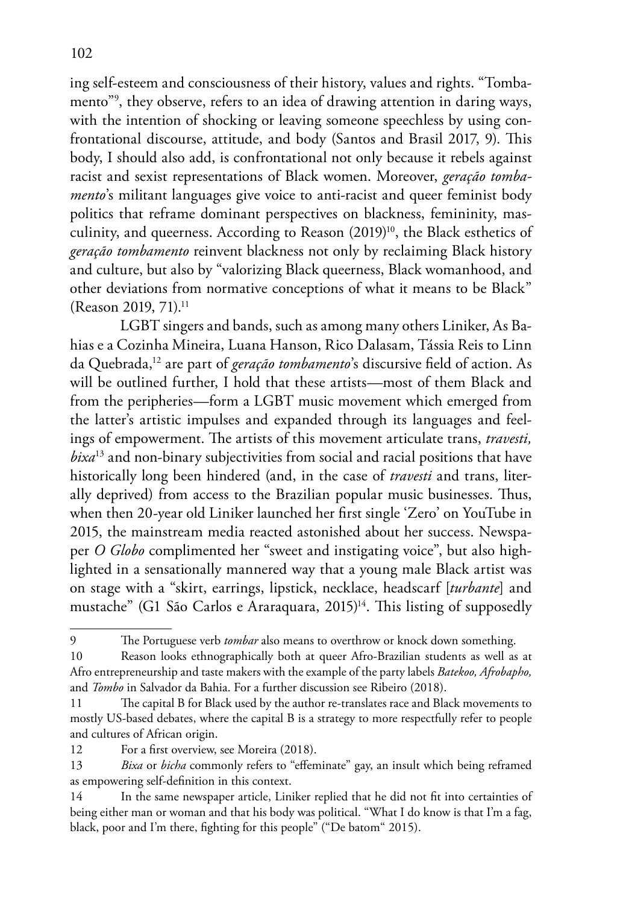ing self-esteem and consciousness of their history, values and rights. "Tombamento"[9], they observe, refers to an idea of drawing attention in daring ways, with the intention of shocking or leaving someone speechless by using confrontational discourse, attitude, and body (Santos and Brasil 2017, 9). This body, I should also add, is confrontational not only because it rebels against racist and sexist representations of Black women. Moreover, *geração tombamento*'s militant languages give voice to anti-racist and queer feminist body politics that reframe dominant perspectives on blackness, femininity, masculinity, and queerness. According to Reason (2019)[10], the Black esthetics of *geração tombamento* reinvent blackness not only by reclaiming Black history and culture, but also by "valorizing Black queerness, Black womanhood, and other deviations from normative conceptions of what it means to be Black" (Reason 2019, 71).[11]

LGBT singers and bands, such as among many others Liniker, As Bahias e a Cozinha Mineira, Luana Hanson, Rico Dalasam, Tássia Reis to Linn da Quebrada,[12] are part of *geração tombamento*'s discursive field of action. As will be outlined further, I hold that these artists—most of them Black and from the peripheries—form a LGBT music movement which emerged from the latter's artistic impulses and expanded through its languages and feelings of empowerment. The artists of this movement articulate trans, *travesti, bixa*[13] and non-binary subjectivities from social and racial positions that have historically long been hindered (and, in the case of *travesti* and trans, literally deprived) from access to the Brazilian popular music businesses. Thus, when then 20-year old Liniker launched her first single 'Zero' on YouTube in 2015, the mainstream media reacted astonished about her success. Newspaper *O Globo* complimented her "sweet and instigating voice", but also highlighted in a sensationally mannered way that a young male Black artist was on stage with a "skirt, earrings, lipstick, necklace, headscarf [*turbante*] and mustache" (G1 São Carlos e Araraquara, 2015)[14]. This listing of supposedly

---

9 The Portuguese verb *tombar* also means to overthrow or knock down something.

10 Reason looks ethnographically both at queer Afro-Brazilian students as well as at Afro entrepreneurship and taste makers with the example of the party labels *Batekoo, Afrobapho,* and *Tombo* in Salvador da Bahia. For a further discussion see Ribeiro (2018).

11 The capital B for Black used by the author re-translates race and Black movements to mostly US-based debates, where the capital B is a strategy to more respectfully refer to people and cultures of African origin.

12 For a first overview, see Moreira (2018).

13 *Bixa* or *bicha* commonly refers to "effeminate" gay, an insult which being reframed as empowering self-definition in this context.

14 In the same newspaper article, Liniker replied that he did not fit into certainties of being either man or woman and that his body was political. "What I do know is that I'm a fag, black, poor and I'm there, fighting for this people" ("De batom" 2015).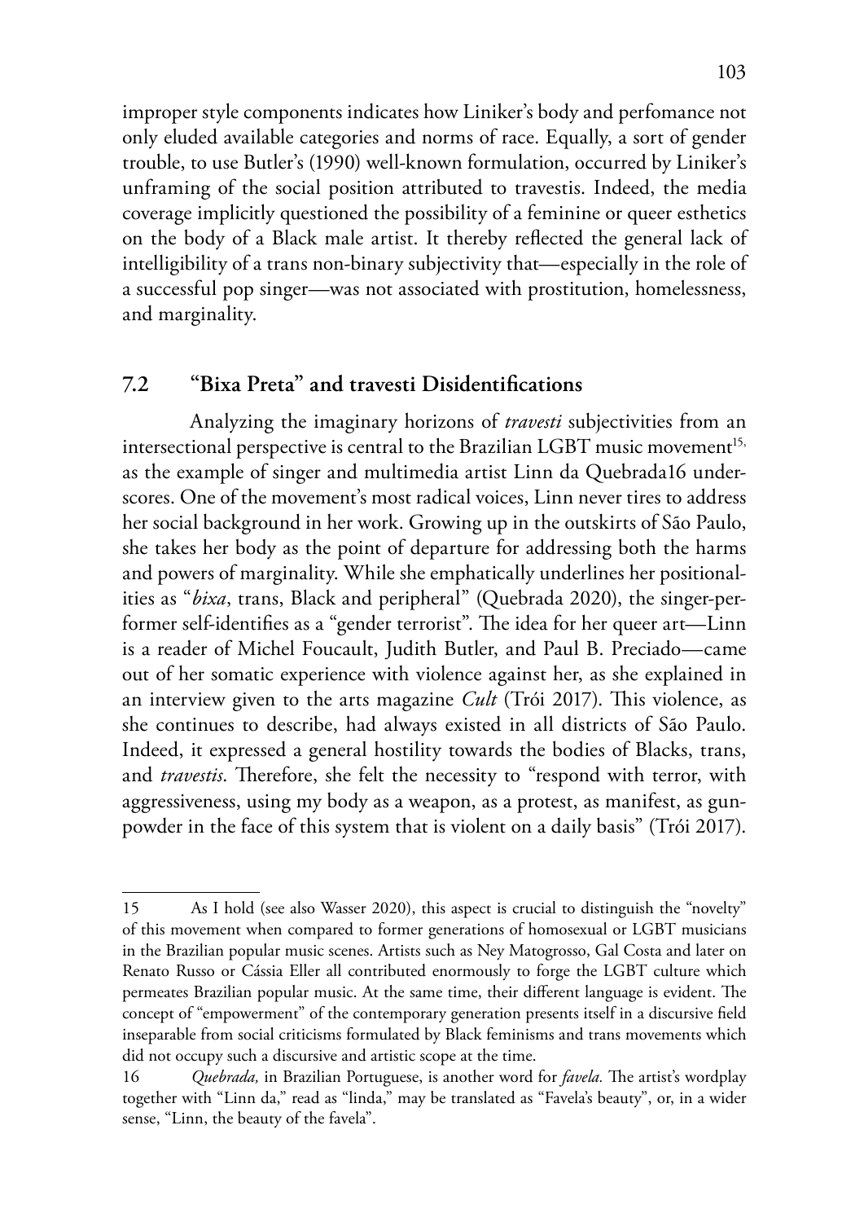improper style components indicates how Liniker's body and perfomance not only eluded available categories and norms of race. Equally, a sort of gender trouble, to use Butler's (1990) well-known formulation, occurred by Liniker's unframing of the social position attributed to travestis. Indeed, the media coverage implicitly questioned the possibility of a feminine or queer esthetics on the body of a Black male artist. It thereby reflected the general lack of intelligibility of a trans non-binary subjectivity that—especially in the role of a successful pop singer—was not associated with prostitution, homelessness, and marginality.

## 7.2 "Bixa Preta" and travesti Disidentifications

Analyzing the imaginary horizons of *travesti* subjectivities from an intersectional perspective is central to the Brazilian LGBT music movement[15], as the example of singer and multimedia artist Linn da Quebrada16 underscores. One of the movement's most radical voices, Linn never tires to address her social background in her work. Growing up in the outskirts of São Paulo, she takes her body as the point of departure for addressing both the harms and powers of marginality. While she emphatically underlines her positionalities as "*bixa*, trans, Black and peripheral" (Quebrada 2020), the singer-performer self-identifies as a "gender terrorist". The idea for her queer art—Linn is a reader of Michel Foucault, Judith Butler, and Paul B. Preciado—came out of her somatic experience with violence against her, as she explained in an interview given to the arts magazine *Cult* (Trói 2017). This violence, as she continues to describe, had always existed in all districts of São Paulo. Indeed, it expressed a general hostility towards the bodies of Blacks, trans, and *travestis*. Therefore, she felt the necessity to "respond with terror, with aggressiveness, using my body as a weapon, as a protest, as manifest, as gunpowder in the face of this system that is violent on a daily basis" (Trói 2017).

---

15 As I hold (see also Wasser 2020), this aspect is crucial to distinguish the "novelty" of this movement when compared to former generations of homosexual or LGBT musicians in the Brazilian popular music scenes. Artists such as Ney Matogrosso, Gal Costa and later on Renato Russo or Cássia Eller all contributed enormously to forge the LGBT culture which permeates Brazilian popular music. At the same time, their different language is evident. The concept of "empowerment" of the contemporary generation presents itself in a discursive field inseparable from social criticisms formulated by Black feminisms and trans movements which did not occupy such a discursive and artistic scope at the time.

16 *Quebrada,* in Brazilian Portuguese, is another word for *favela.* The artist's wordplay together with "Linn da," read as "linda," may be translated as "Favela's beauty", or, in a wider sense, "Linn, the beauty of the favela".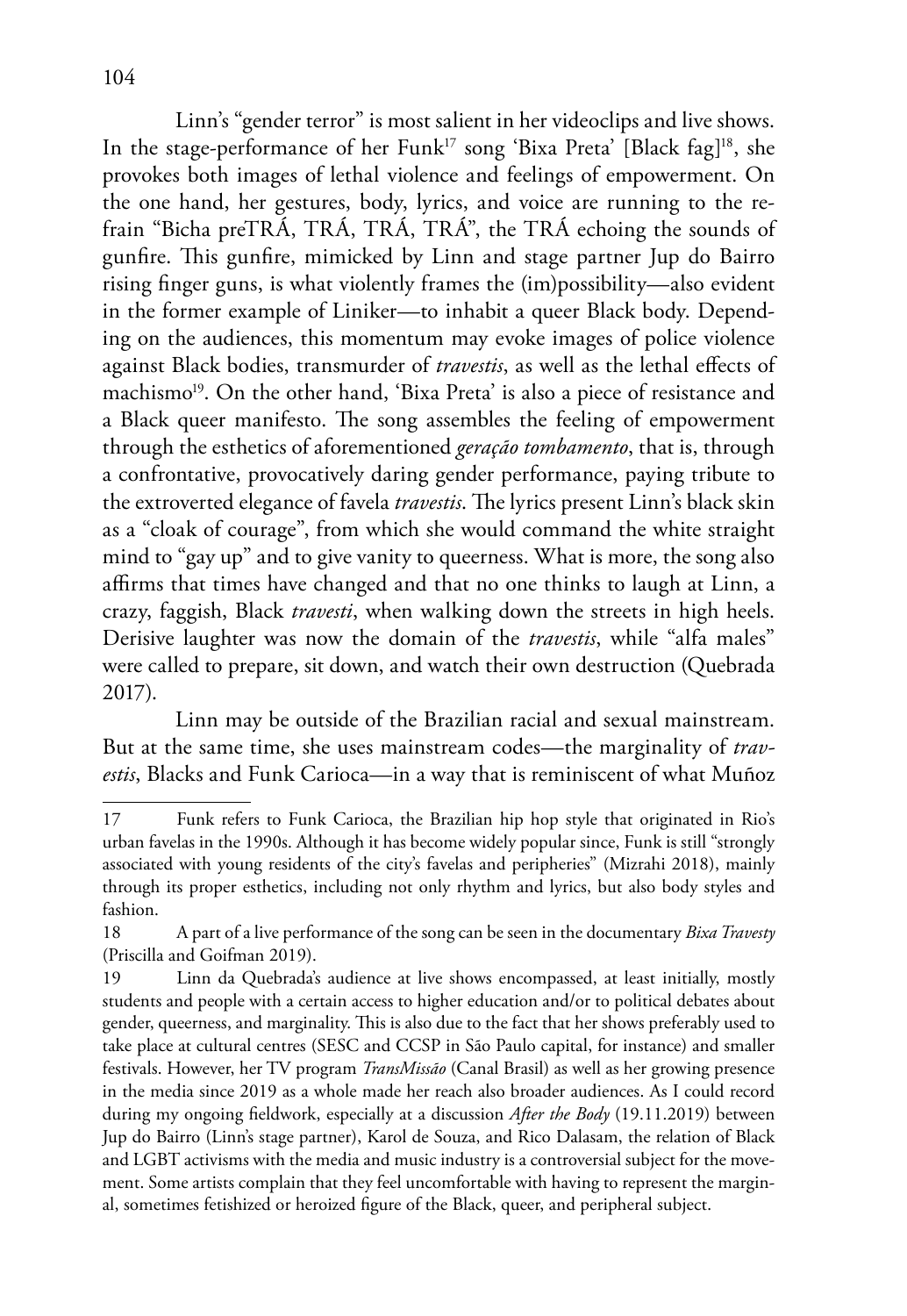Linn's "gender terror" is most salient in her videoclips and live shows. In the stage-performance of her Funk[17] song 'Bixa Preta' [Black fag][18], she provokes both images of lethal violence and feelings of empowerment. On the one hand, her gestures, body, lyrics, and voice are running to the refrain "Bicha preTRÁ, TRÁ, TRÁ, TRÁ", the TRÁ echoing the sounds of gunfire. This gunfire, mimicked by Linn and stage partner Jup do Bairro rising finger guns, is what violently frames the (im)possibility—also evident in the former example of Liniker—to inhabit a queer Black body. Depending on the audiences, this momentum may evoke images of police violence against Black bodies, transmurder of *travestis*, as well as the lethal effects of machismo[19]. On the other hand, 'Bixa Preta' is also a piece of resistance and a Black queer manifesto. The song assembles the feeling of empowerment through the esthetics of aforementioned *geração tombamento*, that is, through a confrontative, provocatively daring gender performance, paying tribute to the extroverted elegance of favela *travestis*. The lyrics present Linn's black skin as a "cloak of courage", from which she would command the white straight mind to "gay up" and to give vanity to queerness. What is more, the song also affirms that times have changed and that no one thinks to laugh at Linn, a crazy, faggish, Black *travesti*, when walking down the streets in high heels. Derisive laughter was now the domain of the *travestis*, while "alfa males" were called to prepare, sit down, and watch their own destruction (Quebrada 2017).

Linn may be outside of the Brazilian racial and sexual mainstream. But at the same time, she uses mainstream codes—the marginality of *travestis*, Blacks and Funk Carioca—in a way that is reminiscent of what Muñoz

---

17 Funk refers to Funk Carioca, the Brazilian hip hop style that originated in Rio's urban favelas in the 1990s. Although it has become widely popular since, Funk is still "strongly associated with young residents of the city's favelas and peripheries" (Mizrahi 2018), mainly through its proper esthetics, including not only rhythm and lyrics, but also body styles and fashion.

18 A part of a live performance of the song can be seen in the documentary *Bixa Travesty* (Priscilla and Goifman 2019).

19 Linn da Quebrada's audience at live shows encompassed, at least initially, mostly students and people with a certain access to higher education and/or to political debates about gender, queerness, and marginality. This is also due to the fact that her shows preferably used to take place at cultural centres (SESC and CCSP in São Paulo capital, for instance) and smaller festivals. However, her TV program *TransMissão* (Canal Brasil) as well as her growing presence in the media since 2019 as a whole made her reach also broader audiences. As I could record during my ongoing fieldwork, especially at a discussion *After the Body* (19.11.2019) between Jup do Bairro (Linn's stage partner), Karol de Souza, and Rico Dalasam, the relation of Black and LGBT activisms with the media and music industry is a controversial subject for the movement. Some artists complain that they feel uncomfortable with having to represent the marginal, sometimes fetishized or heroized figure of the Black, queer, and peripheral subject.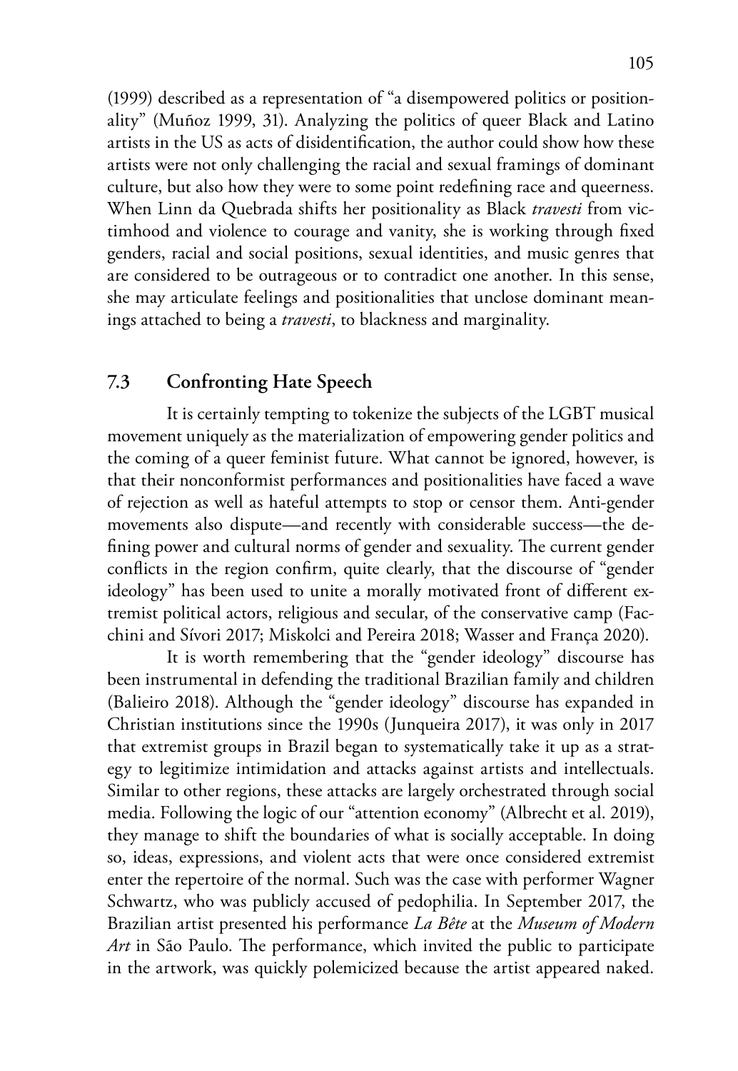(1999) described as a representation of "a disempowered politics or positionality" (Muñoz 1999, 31). Analyzing the politics of queer Black and Latino artists in the US as acts of disidentification, the author could show how these artists were not only challenging the racial and sexual framings of dominant culture, but also how they were to some point redefining race and queerness. When Linn da Quebrada shifts her positionality as Black *travesti* from victimhood and violence to courage and vanity, she is working through fixed genders, racial and social positions, sexual identities, and music genres that are considered to be outrageous or to contradict one another. In this sense, she may articulate feelings and positionalities that unclose dominant meanings attached to being a *travesti*, to blackness and marginality.

## 7.3 Confronting Hate Speech

It is certainly tempting to tokenize the subjects of the LGBT musical movement uniquely as the materialization of empowering gender politics and the coming of a queer feminist future. What cannot be ignored, however, is that their nonconformist performances and positionalities have faced a wave of rejection as well as hateful attempts to stop or censor them. Anti-gender movements also dispute—and recently with considerable success—the defining power and cultural norms of gender and sexuality. The current gender conflicts in the region confirm, quite clearly, that the discourse of "gender ideology" has been used to unite a morally motivated front of different extremist political actors, religious and secular, of the conservative camp (Facchini and Sívori 2017; Miskolci and Pereira 2018; Wasser and França 2020).

It is worth remembering that the "gender ideology" discourse has been instrumental in defending the traditional Brazilian family and children (Balieiro 2018). Although the "gender ideology" discourse has expanded in Christian institutions since the 1990s (Junqueira 2017), it was only in 2017 that extremist groups in Brazil began to systematically take it up as a strategy to legitimize intimidation and attacks against artists and intellectuals. Similar to other regions, these attacks are largely orchestrated through social media. Following the logic of our "attention economy" (Albrecht et al. 2019), they manage to shift the boundaries of what is socially acceptable. In doing so, ideas, expressions, and violent acts that were once considered extremist enter the repertoire of the normal. Such was the case with performer Wagner Schwartz, who was publicly accused of pedophilia. In September 2017, the Brazilian artist presented his performance *La Bête* at the *Museum of Modern Art* in São Paulo. The performance, which invited the public to participate in the artwork, was quickly polemicized because the artist appeared naked.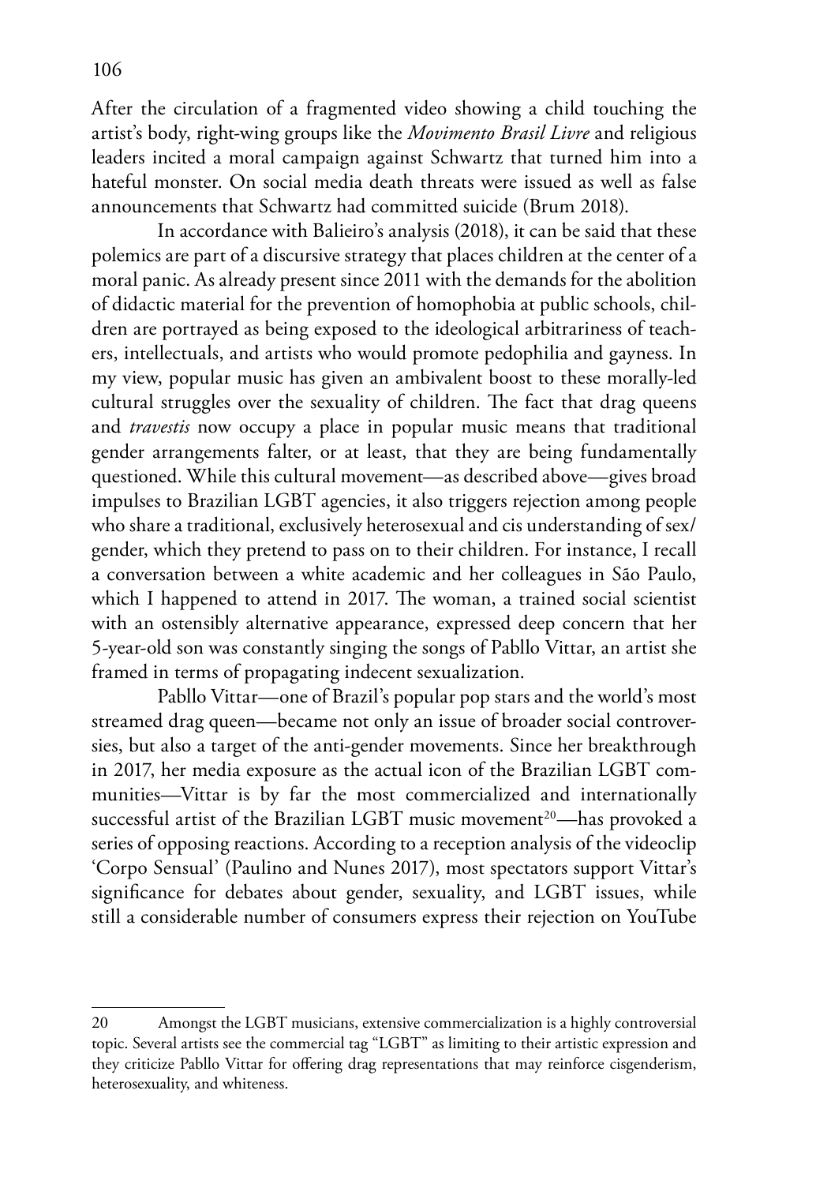After the circulation of a fragmented video showing a child touching the artist's body, right-wing groups like the *Movimento Brasil Livre* and religious leaders incited a moral campaign against Schwartz that turned him into a hateful monster. On social media death threats were issued as well as false announcements that Schwartz had committed suicide (Brum 2018).

In accordance with Balieiro's analysis (2018), it can be said that these polemics are part of a discursive strategy that places children at the center of a moral panic. As already present since 2011 with the demands for the abolition of didactic material for the prevention of homophobia at public schools, children are portrayed as being exposed to the ideological arbitrariness of teachers, intellectuals, and artists who would promote pedophilia and gayness. In my view, popular music has given an ambivalent boost to these morally-led cultural struggles over the sexuality of children. The fact that drag queens and *travestis* now occupy a place in popular music means that traditional gender arrangements falter, or at least, that they are being fundamentally questioned. While this cultural movement—as described above—gives broad impulses to Brazilian LGBT agencies, it also triggers rejection among people who share a traditional, exclusively heterosexual and cis understanding of sex/gender, which they pretend to pass on to their children. For instance, I recall a conversation between a white academic and her colleagues in São Paulo, which I happened to attend in 2017. The woman, a trained social scientist with an ostensibly alternative appearance, expressed deep concern that her 5-year-old son was constantly singing the songs of Pabllo Vittar, an artist she framed in terms of propagating indecent sexualization.

Pabllo Vittar—one of Brazil's popular pop stars and the world's most streamed drag queen—became not only an issue of broader social controversies, but also a target of the anti-gender movements. Since her breakthrough in 2017, her media exposure as the actual icon of the Brazilian LGBT communities—Vittar is by far the most commercialized and internationally successful artist of the Brazilian LGBT music movement[20]—has provoked a series of opposing reactions. According to a reception analysis of the videoclip 'Corpo Sensual' (Paulino and Nunes 2017), most spectators support Vittar's significance for debates about gender, sexuality, and LGBT issues, while still a considerable number of consumers express their rejection on YouTube

---

20 Amongst the LGBT musicians, extensive commercialization is a highly controversial topic. Several artists see the commercial tag "LGBT" as limiting to their artistic expression and they criticize Pabllo Vittar for offering drag representations that may reinforce cisgenderism, heterosexuality, and whiteness.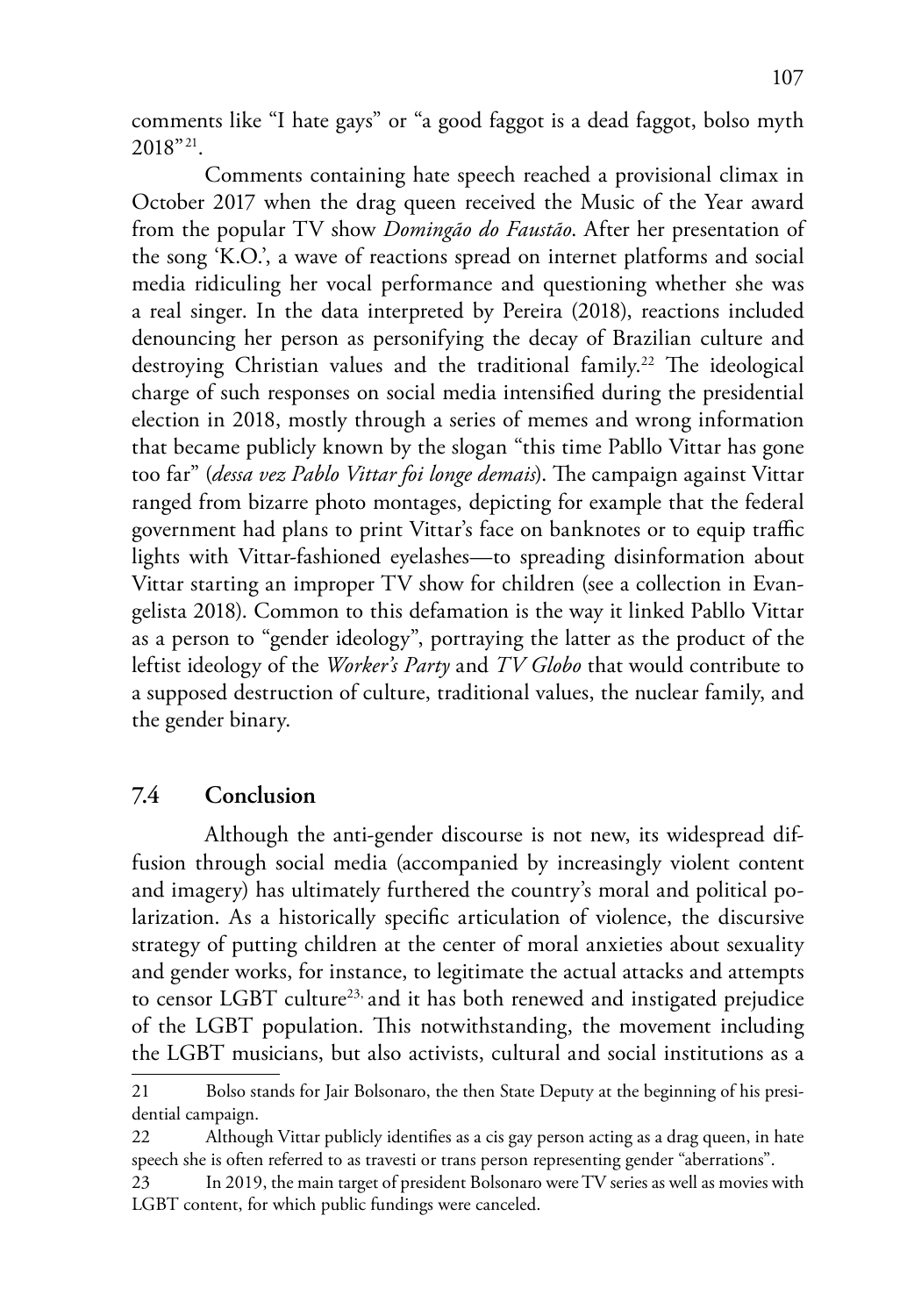comments like "I hate gays" or "a good faggot is a dead faggot, bolso myth 2018"[21].

Comments containing hate speech reached a provisional climax in October 2017 when the drag queen received the Music of the Year award from the popular TV show *Domingão do Faustão*. After her presentation of the song 'K.O.', a wave of reactions spread on internet platforms and social media ridiculing her vocal performance and questioning whether she was a real singer. In the data interpreted by Pereira (2018), reactions included denouncing her person as personifying the decay of Brazilian culture and destroying Christian values and the traditional family.[22] The ideological charge of such responses on social media intensified during the presidential election in 2018, mostly through a series of memes and wrong information that became publicly known by the slogan "this time Pabllo Vittar has gone too far" (*dessa vez Pablo Vittar foi longe demais*). The campaign against Vittar ranged from bizarre photo montages, depicting for example that the federal government had plans to print Vittar's face on banknotes or to equip traffic lights with Vittar-fashioned eyelashes—to spreading disinformation about Vittar starting an improper TV show for children (see a collection in Evangelista 2018). Common to this defamation is the way it linked Pabllo Vittar as a person to "gender ideology", portraying the latter as the product of the leftist ideology of the *Worker's Party* and *TV Globo* that would contribute to a supposed destruction of culture, traditional values, the nuclear family, and the gender binary.

## 7.4 Conclusion

Although the anti-gender discourse is not new, its widespread diffusion through social media (accompanied by increasingly violent content and imagery) has ultimately furthered the country's moral and political polarization. As a historically specific articulation of violence, the discursive strategy of putting children at the center of moral anxieties about sexuality and gender works, for instance, to legitimate the actual attacks and attempts to censor LGBT culture[23], and it has both renewed and instigated prejudice of the LGBT population. This notwithstanding, the movement including the LGBT musicians, but also activists, cultural and social institutions as a

---

21 Bolso stands for Jair Bolsonaro, the then State Deputy at the beginning of his presidential campaign.

22 Although Vittar publicly identifies as a cis gay person acting as a drag queen, in hate speech she is often referred to as travesti or trans person representing gender "aberrations".

23 In 2019, the main target of president Bolsonaro were TV series as well as movies with LGBT content, for which public fundings were canceled.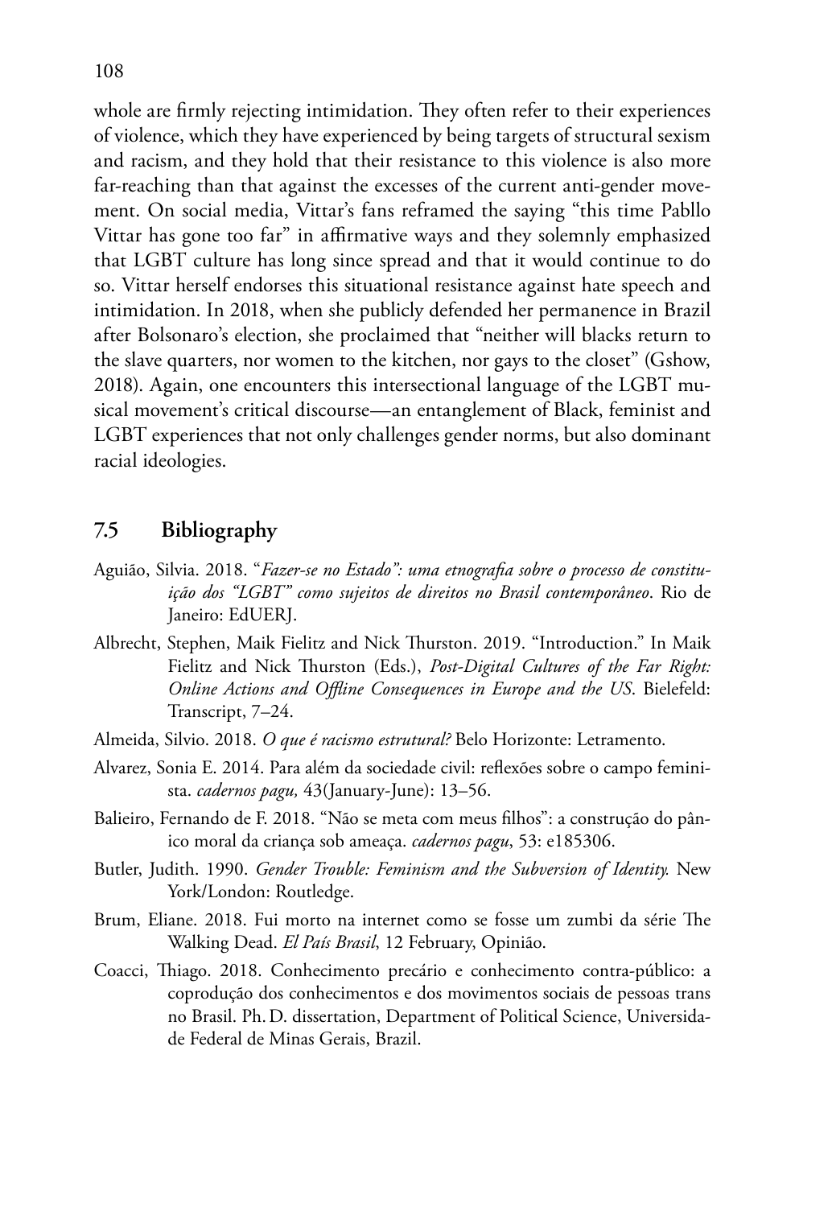whole are firmly rejecting intimidation. They often refer to their experiences of violence, which they have experienced by being targets of structural sexism and racism, and they hold that their resistance to this violence is also more far-reaching than that against the excesses of the current anti-gender movement. On social media, Vittar's fans reframed the saying "this time Pabllo Vittar has gone too far" in affirmative ways and they solemnly emphasized that LGBT culture has long since spread and that it would continue to do so. Vittar herself endorses this situational resistance against hate speech and intimidation. In 2018, when she publicly defended her permanence in Brazil after Bolsonaro's election, she proclaimed that "neither will blacks return to the slave quarters, nor women to the kitchen, nor gays to the closet" (Gshow, 2018). Again, one encounters this intersectional language of the LGBT musical movement's critical discourse—an entanglement of Black, feminist and LGBT experiences that not only challenges gender norms, but also dominant racial ideologies.

## 7.5 Bibliography

Aguião, Silvia. 2018. "*Fazer-se no Estado": uma etnografia sobre o processo de constituição dos "LGBT" como sujeitos de direitos no Brasil contemporâneo*. Rio de Janeiro: EdUERJ.

Albrecht, Stephen, Maik Fielitz and Nick Thurston. 2019. "Introduction." In Maik Fielitz and Nick Thurston (Eds.), *Post-Digital Cultures of the Far Right: Online Actions and Offline Consequences in Europe and the US*. Bielefeld: Transcript, 7–24.

Almeida, Silvio. 2018. *O que é racismo estrutural?* Belo Horizonte: Letramento.

Alvarez, Sonia E. 2014. Para além da sociedade civil: reflexões sobre o campo feminista. *cadernos pagu,* 43(January-June): 13–56.

Balieiro, Fernando de F. 2018. "Não se meta com meus filhos": a construção do pânico moral da criança sob ameaça. *cadernos pagu*, 53: e185306.

Butler, Judith. 1990. *Gender Trouble: Feminism and the Subversion of Identity.* New York/London: Routledge.

Brum, Eliane. 2018. Fui morto na internet como se fosse um zumbi da série The Walking Dead. *El País Brasil*, 12 February, Opinião.

Coacci, Thiago. 2018. Conhecimento precário e conhecimento contra-público: a coprodução dos conhecimentos e dos movimentos sociais de pessoas trans no Brasil. Ph. D. dissertation, Department of Political Science, Universidade Federal de Minas Gerais, Brazil.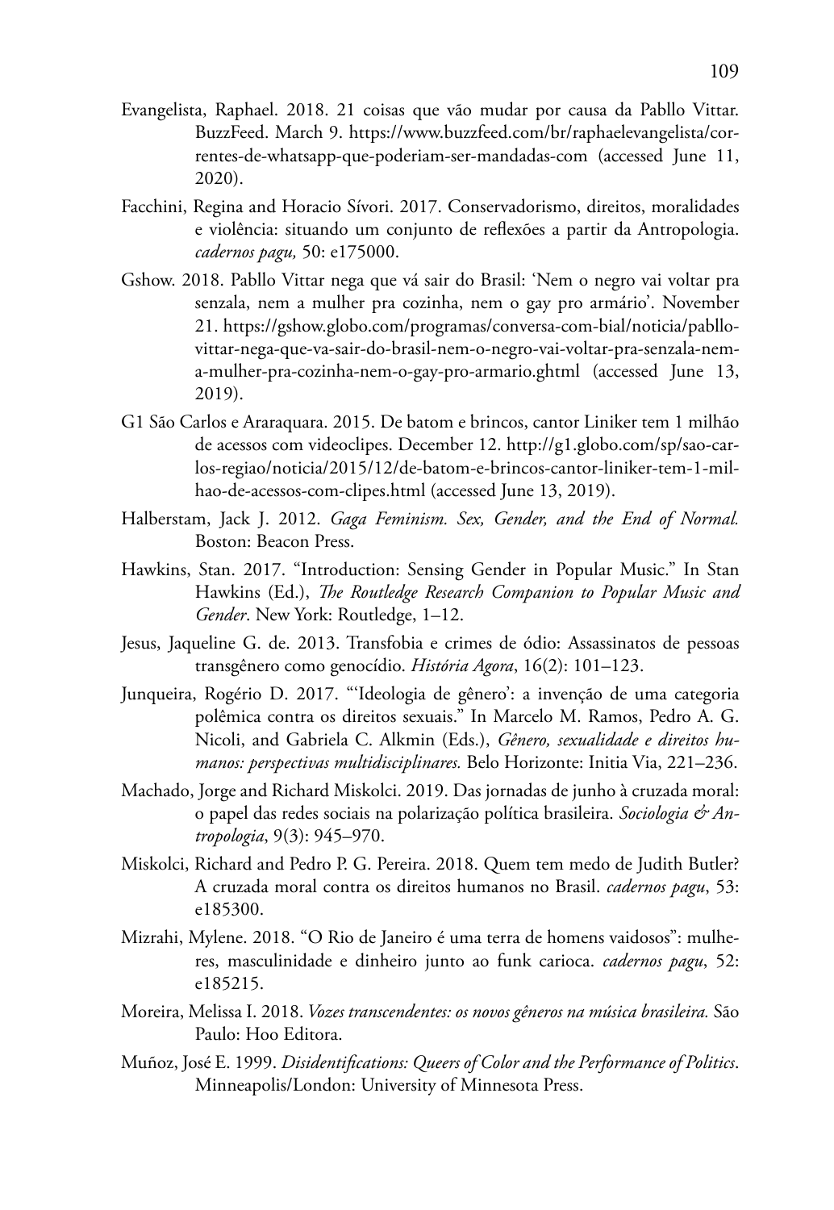Evangelista, Raphael. 2018. 21 coisas que vão mudar por causa da Pabllo Vittar. BuzzFeed. March 9. https://www.buzzfeed.com/br/raphaelevangelista/correntes-de-whatsapp-que-poderiam-ser-mandadas-com (accessed June 11, 2020).

Facchini, Regina and Horacio Sívori. 2017. Conservadorismo, direitos, moralidades e violência: situando um conjunto de reflexões a partir da Antropologia. *cadernos pagu,* 50: e175000.

Gshow. 2018. Pabllo Vittar nega que vá sair do Brasil: 'Nem o negro vai voltar pra senzala, nem a mulher pra cozinha, nem o gay pro armário'. November 21. https://gshow.globo.com/programas/conversa-com-bial/noticia/pabllo-vittar-nega-que-va-sair-do-brasil-nem-o-negro-vai-voltar-pra-senzala-nem-a-mulher-pra-cozinha-nem-o-gay-pro-armario.ghtml (accessed June 13, 2019).

G1 São Carlos e Araraquara. 2015. De batom e brincos, cantor Liniker tem 1 milhão de acessos com videoclipes. December 12. http://g1.globo.com/sp/sao-carlos-regiao/noticia/2015/12/de-batom-e-brincos-cantor-liniker-tem-1-milhao-de-acessos-com-clipes.html (accessed June 13, 2019).

Halberstam, Jack J. 2012. *Gaga Feminism. Sex, Gender, and the End of Normal.* Boston: Beacon Press.

Hawkins, Stan. 2017. "Introduction: Sensing Gender in Popular Music." In Stan Hawkins (Ed.), *The Routledge Research Companion to Popular Music and Gender*. New York: Routledge, 1–12.

Jesus, Jaqueline G. de. 2013. Transfobia e crimes de ódio: Assassinatos de pessoas transgênero como genocídio. *História Agora*, 16(2): 101–123.

Junqueira, Rogério D. 2017. "'Ideologia de gênero': a invenção de uma categoria polêmica contra os direitos sexuais." In Marcelo M. Ramos, Pedro A. G. Nicoli, and Gabriela C. Alkmin (Eds.), *Gênero, sexualidade e direitos humanos: perspectivas multidisciplinares.* Belo Horizonte: Initia Via, 221–236.

Machado, Jorge and Richard Miskolci. 2019. Das jornadas de junho à cruzada moral: o papel das redes sociais na polarização política brasileira. *Sociologia & Antropologia*, 9(3): 945–970.

Miskolci, Richard and Pedro P. G. Pereira. 2018. Quem tem medo de Judith Butler? A cruzada moral contra os direitos humanos no Brasil. *cadernos pagu*, 53: e185300.

Mizrahi, Mylene. 2018. "O Rio de Janeiro é uma terra de homens vaidosos": mulheres, masculinidade e dinheiro junto ao funk carioca. *cadernos pagu*, 52: e185215.

Moreira, Melissa I. 2018. *Vozes transcendentes: os novos gêneros na música brasileira.* São Paulo: Hoo Editora.

Muñoz, José E. 1999. *Disidentifications: Queers of Color and the Performance of Politics*. Minneapolis/London: University of Minnesota Press.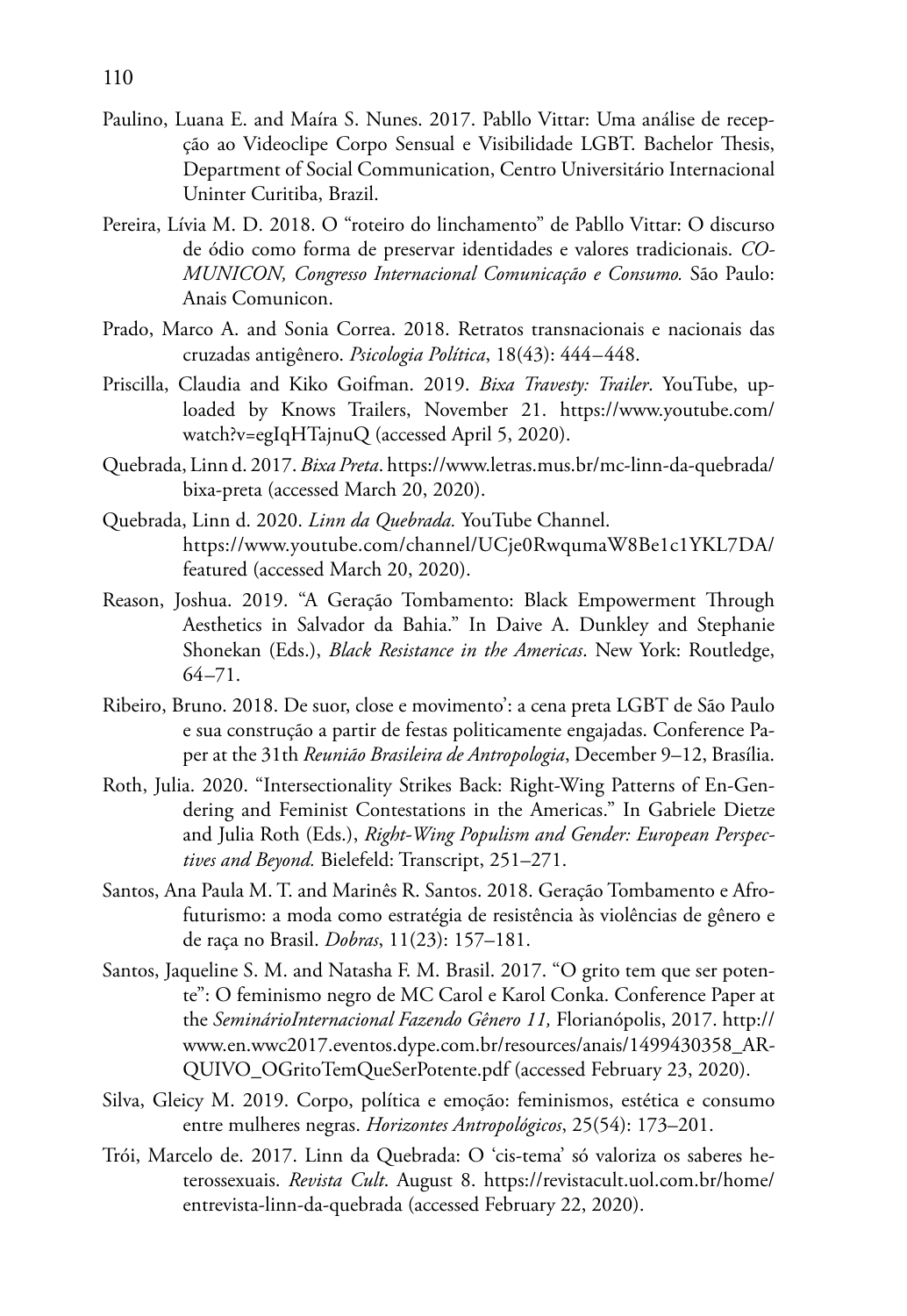Paulino, Luana E. and Maíra S. Nunes. 2017. Pabllo Vittar: Uma análise de recepção ao Videoclipe Corpo Sensual e Visibilidade LGBT. Bachelor Thesis, Department of Social Communication, Centro Universitário Internacional Uninter Curitiba, Brazil.

Pereira, Lívia M. D. 2018. O "roteiro do linchamento" de Pabllo Vittar: O discurso de ódio como forma de preservar identidades e valores tradicionais. *COMUNICON, Congresso Internacional Comunicação e Consumo.* São Paulo: Anais Comunicon.

Prado, Marco A. and Sonia Correa. 2018. Retratos transnacionais e nacionais das cruzadas antigênero. *Psicologia Política*, 18(43): 444–448.

Priscilla, Claudia and Kiko Goifman. 2019. *Bixa Travesty: Trailer*. YouTube, uploaded by Knows Trailers, November 21. https://www.youtube.com/watch?v=egIqHTajnuQ (accessed April 5, 2020).

Quebrada, Linn d. 2017. *Bixa Preta*. https://www.letras.mus.br/mc-linn-da-quebrada/bixa-preta (accessed March 20, 2020).

Quebrada, Linn d. 2020. *Linn da Quebrada.* YouTube Channel. https://www.youtube.com/channel/UCje0RwqumaW8Be1c1YKL7DA/featured (accessed March 20, 2020).

Reason, Joshua. 2019. "A Geração Tombamento: Black Empowerment Through Aesthetics in Salvador da Bahia." In Daive A. Dunkley and Stephanie Shonekan (Eds.), *Black Resistance in the Americas*. New York: Routledge, 64–71.

Ribeiro, Bruno. 2018. De suor, close e movimento': a cena preta LGBT de São Paulo e sua construção a partir de festas politicamente engajadas. Conference Paper at the 31th *Reunião Brasileira de Antropologia*, December 9–12, Brasília.

Roth, Julia. 2020. "Intersectionality Strikes Back: Right-Wing Patterns of En-Gendering and Feminist Contestations in the Americas." In Gabriele Dietze and Julia Roth (Eds.), *Right-Wing Populism and Gender: European Perspectives and Beyond.* Bielefeld: Transcript, 251–271.

Santos, Ana Paula M. T. and Marinês R. Santos. 2018. Geração Tombamento e Afrofuturismo: a moda como estratégia de resistência às violências de gênero e de raça no Brasil. *Dobras*, 11(23): 157–181.

Santos, Jaqueline S. M. and Natasha F. M. Brasil. 2017. "O grito tem que ser potente": O feminismo negro de MC Carol e Karol Conka. Conference Paper at the *SeminárioInternacional Fazendo Gênero 11,* Florianópolis, 2017. http://www.en.wwc2017.eventos.dype.com.br/resources/anais/1499430358_ARQUIVO_OGritoTemQueSerPotente.pdf (accessed February 23, 2020).

Silva, Gleicy M. 2019. Corpo, política e emoção: feminismos, estética e consumo entre mulheres negras. *Horizontes Antropológicos*, 25(54): 173–201.

Trói, Marcelo de. 2017. Linn da Quebrada: O 'cis-tema' só valoriza os saberes heterossexuais. *Revista Cult*. August 8. https://revistacult.uol.com.br/home/entrevista-linn-da-quebrada (accessed February 22, 2020).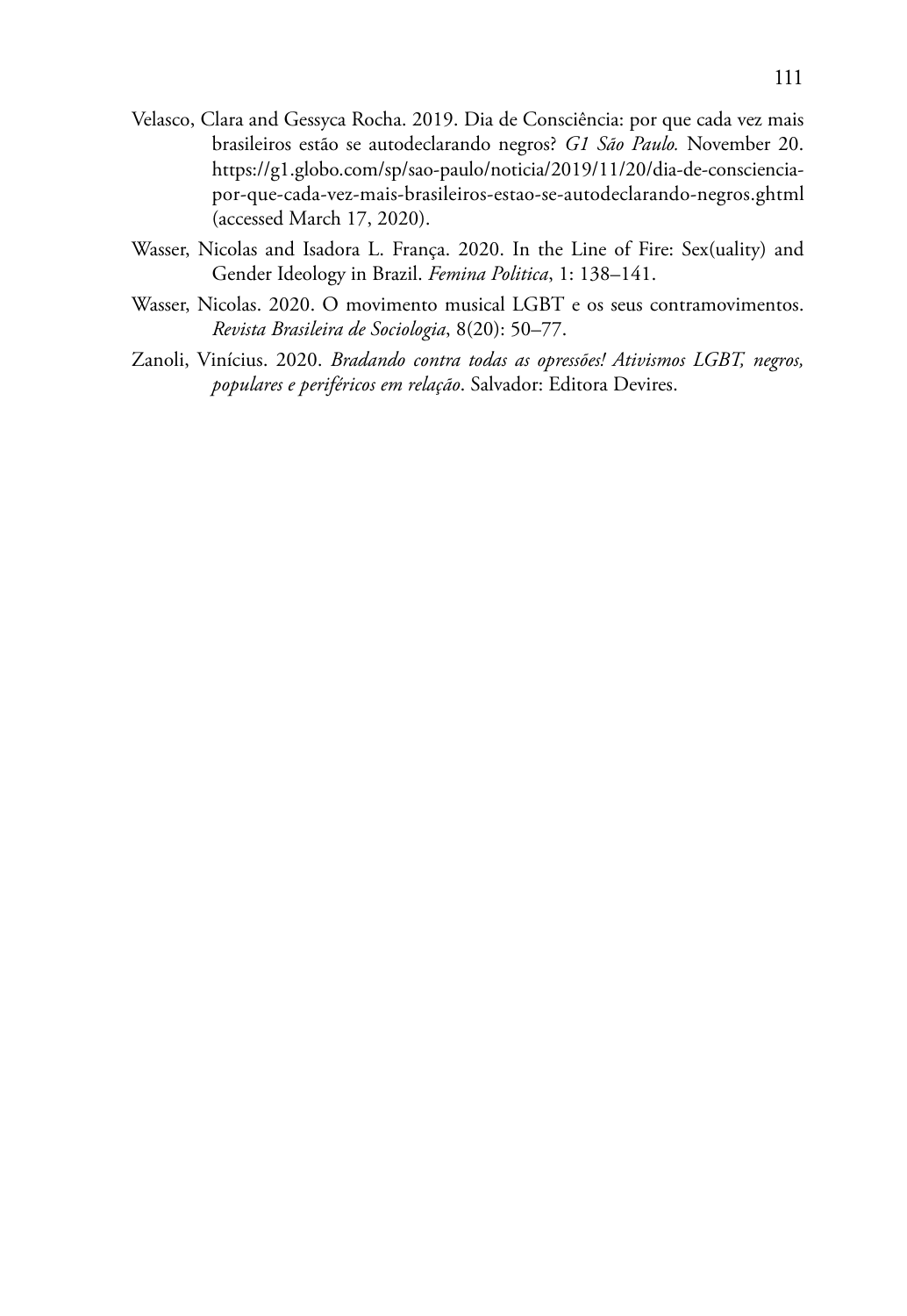Velasco, Clara and Gessyca Rocha. 2019. Dia de Consciência: por que cada vez mais brasileiros estão se autodeclarando negros? *G1 São Paulo.* November 20. https://g1.globo.com/sp/sao-paulo/noticia/2019/11/20/dia-de-consciencia-por-que-cada-vez-mais-brasileiros-estao-se-autodeclarando-negros.ghtml (accessed March 17, 2020).

Wasser, Nicolas and Isadora L. França. 2020. In the Line of Fire: Sex(uality) and Gender Ideology in Brazil. *Femina Politica*, 1: 138–141.

Wasser, Nicolas. 2020. O movimento musical LGBT e os seus contramovimentos. *Revista Brasileira de Sociologia*, 8(20): 50–77.

Zanoli, Vinícius. 2020. *Bradando contra todas as opressões! Ativismos LGBT, negros, populares e periféricos em relação*. Salvador: Editora Devires.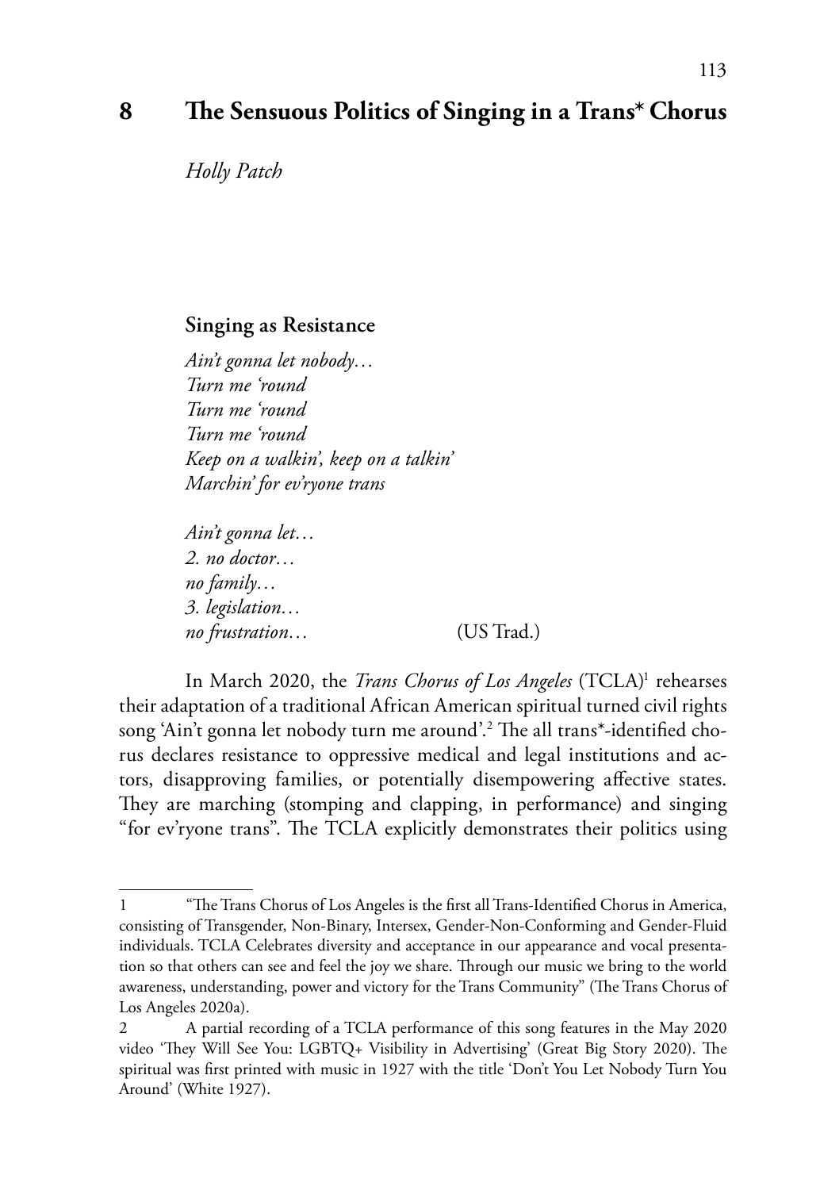# 8 The Sensuous Politics of Singing in a Trans* Chorus

*Holly Patch*

## Singing as Resistance

*Ain't gonna let nobody…*
*Turn me 'round*
*Turn me 'round*
*Turn me 'round*
*Keep on a walkin', keep on a talkin'*
*Marchin' for ev'ryone trans*

*Ain't gonna let…*
*2. no doctor…*
*no family…*
*3. legislation…*
*no frustration…* (US Trad.)

In March 2020, the *Trans Chorus of Los Angeles* (TCLA)[1] rehearses their adaptation of a traditional African American spiritual turned civil rights song 'Ain't gonna let nobody turn me around'.[2] The all trans*-identified chorus declares resistance to oppressive medical and legal institutions and actors, disapproving families, or potentially disempowering affective states. They are marching (stomping and clapping, in performance) and singing "for ev'ryone trans". The TCLA explicitly demonstrates their politics using

---

1 "The Trans Chorus of Los Angeles is the first all Trans-Identified Chorus in America, consisting of Transgender, Non-Binary, Intersex, Gender-Non-Conforming and Gender-Fluid individuals. TCLA Celebrates diversity and acceptance in our appearance and vocal presentation so that others can see and feel the joy we share. Through our music we bring to the world awareness, understanding, power and victory for the Trans Community" (The Trans Chorus of Los Angeles 2020a).

2 A partial recording of a TCLA performance of this song features in the May 2020 video 'They Will See You: LGBTQ+ Visibility in Advertising' (Great Big Story 2020). The spiritual was first printed with music in 1927 with the title 'Don't You Let Nobody Turn You Around' (White 1927).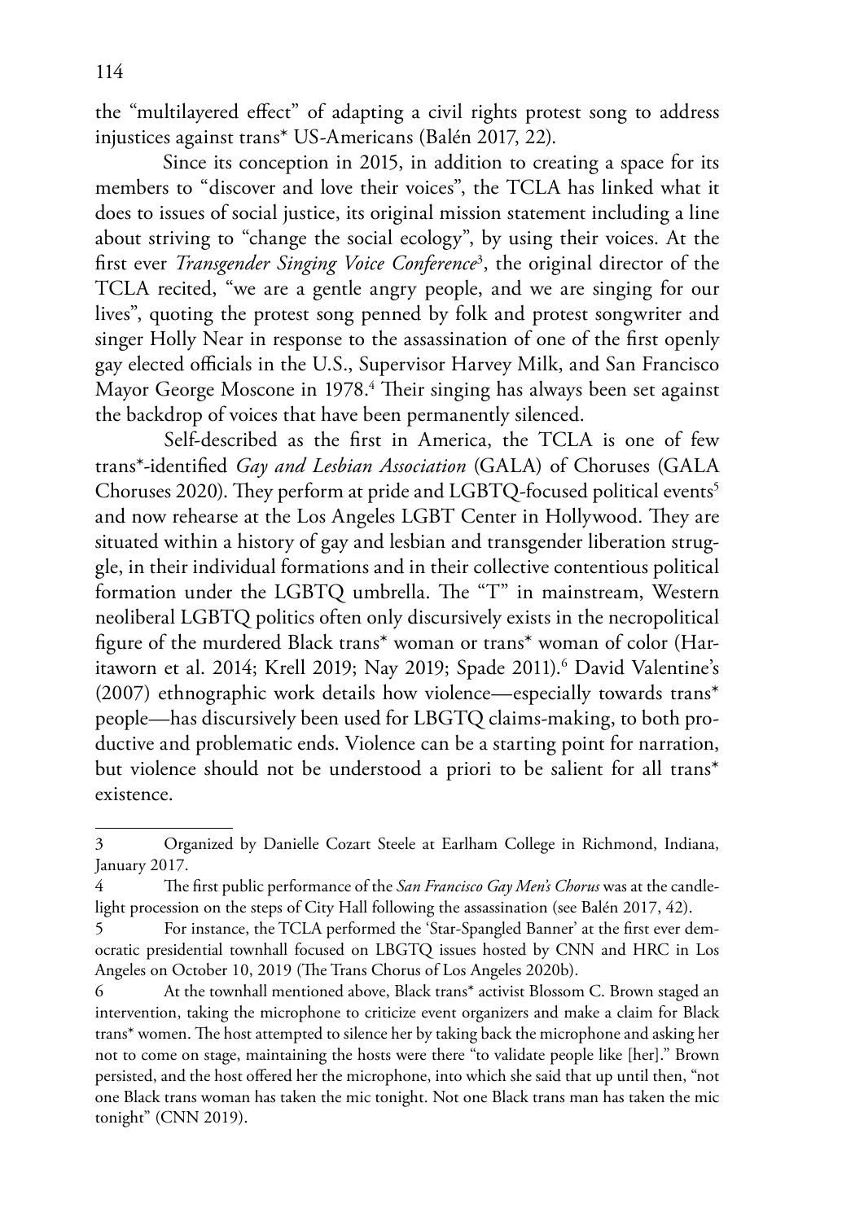the "multilayered effect" of adapting a civil rights protest song to address injustices against trans* US-Americans (Balén 2017, 22).

Since its conception in 2015, in addition to creating a space for its members to "discover and love their voices", the TCLA has linked what it does to issues of social justice, its original mission statement including a line about striving to "change the social ecology", by using their voices. At the first ever *Transgender Singing Voice Conference*[3], the original director of the TCLA recited, "we are a gentle angry people, and we are singing for our lives", quoting the protest song penned by folk and protest songwriter and singer Holly Near in response to the assassination of one of the first openly gay elected officials in the U.S., Supervisor Harvey Milk, and San Francisco Mayor George Moscone in 1978.[4] Their singing has always been set against the backdrop of voices that have been permanently silenced.

Self-described as the first in America, the TCLA is one of few trans*-identified *Gay and Lesbian Association* (GALA) of Choruses (GALA Choruses 2020). They perform at pride and LGBTQ-focused political events[5] and now rehearse at the Los Angeles LGBT Center in Hollywood. They are situated within a history of gay and lesbian and transgender liberation struggle, in their individual formations and in their collective contentious political formation under the LGBTQ umbrella. The "T" in mainstream, Western neoliberal LGBTQ politics often only discursively exists in the necropolitical figure of the murdered Black trans* woman or trans* woman of color (Haritaworn et al. 2014; Krell 2019; Nay 2019; Spade 2011).[6] David Valentine's (2007) ethnographic work details how violence—especially towards trans* people—has discursively been used for LBGTQ claims-making, to both productive and problematic ends. Violence can be a starting point for narration, but violence should not be understood a priori to be salient for all trans* existence.

---

3 Organized by Danielle Cozart Steele at Earlham College in Richmond, Indiana, January 2017.

4 The first public performance of the *San Francisco Gay Men's Chorus* was at the candlelight procession on the steps of City Hall following the assassination (see Balén 2017, 42).

5 For instance, the TCLA performed the 'Star-Spangled Banner' at the first ever democratic presidential townhall focused on LBGTQ issues hosted by CNN and HRC in Los Angeles on October 10, 2019 (The Trans Chorus of Los Angeles 2020b).

6 At the townhall mentioned above, Black trans* activist Blossom C. Brown staged an intervention, taking the microphone to criticize event organizers and make a claim for Black trans* women. The host attempted to silence her by taking back the microphone and asking her not to come on stage, maintaining the hosts were there "to validate people like [her]." Brown persisted, and the host offered her the microphone, into which she said that up until then, "not one Black trans woman has taken the mic tonight. Not one Black trans man has taken the mic tonight" (CNN 2019).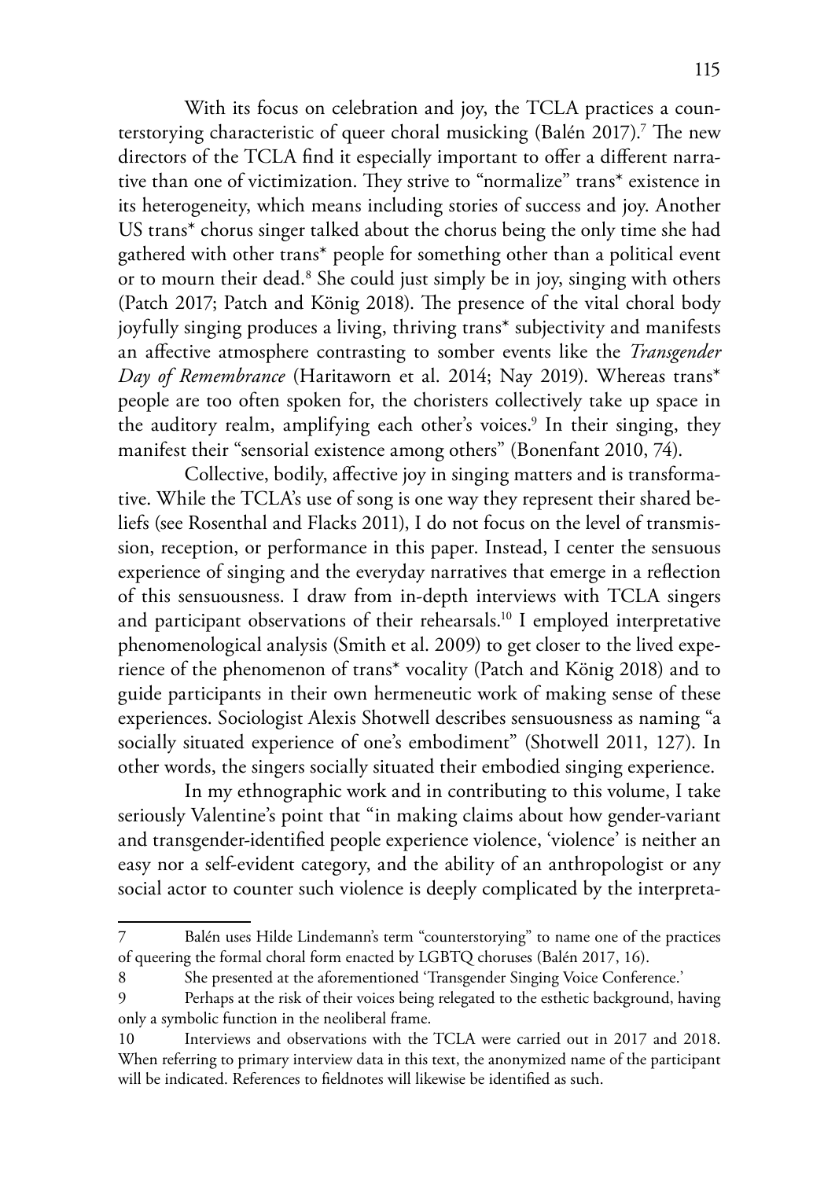With its focus on celebration and joy, the TCLA practices a counterstorying characteristic of queer choral musicking (Balén 2017).[7] The new directors of the TCLA find it especially important to offer a different narrative than one of victimization. They strive to "normalize" trans* existence in its heterogeneity, which means including stories of success and joy. Another US trans* chorus singer talked about the chorus being the only time she had gathered with other trans* people for something other than a political event or to mourn their dead.[8] She could just simply be in joy, singing with others (Patch 2017; Patch and König 2018). The presence of the vital choral body joyfully singing produces a living, thriving trans* subjectivity and manifests an affective atmosphere contrasting to somber events like the *Transgender Day of Remembrance* (Haritaworn et al. 2014; Nay 2019). Whereas trans* people are too often spoken for, the choristers collectively take up space in the auditory realm, amplifying each other's voices.[9] In their singing, they manifest their "sensorial existence among others" (Bonenfant 2010, 74).

Collective, bodily, affective joy in singing matters and is transformative. While the TCLA's use of song is one way they represent their shared beliefs (see Rosenthal and Flacks 2011), I do not focus on the level of transmission, reception, or performance in this paper. Instead, I center the sensuous experience of singing and the everyday narratives that emerge in a reflection of this sensuousness. I draw from in-depth interviews with TCLA singers and participant observations of their rehearsals.[10] I employed interpretative phenomenological analysis (Smith et al. 2009) to get closer to the lived experience of the phenomenon of trans* vocality (Patch and König 2018) and to guide participants in their own hermeneutic work of making sense of these experiences. Sociologist Alexis Shotwell describes sensuousness as naming "a socially situated experience of one's embodiment" (Shotwell 2011, 127). In other words, the singers socially situated their embodied singing experience.

In my ethnographic work and in contributing to this volume, I take seriously Valentine's point that "in making claims about how gender-variant and transgender-identified people experience violence, 'violence' is neither an easy nor a self-evident category, and the ability of an anthropologist or any social actor to counter such violence is deeply complicated by the interpreta-

---

7 Balén uses Hilde Lindemann's term "counterstorying" to name one of the practices of queering the formal choral form enacted by LGBTQ choruses (Balén 2017, 16).

8 She presented at the aforementioned 'Transgender Singing Voice Conference.'

9 Perhaps at the risk of their voices being relegated to the esthetic background, having only a symbolic function in the neoliberal frame.

10 Interviews and observations with the TCLA were carried out in 2017 and 2018. When referring to primary interview data in this text, the anonymized name of the participant will be indicated. References to fieldnotes will likewise be identified as such.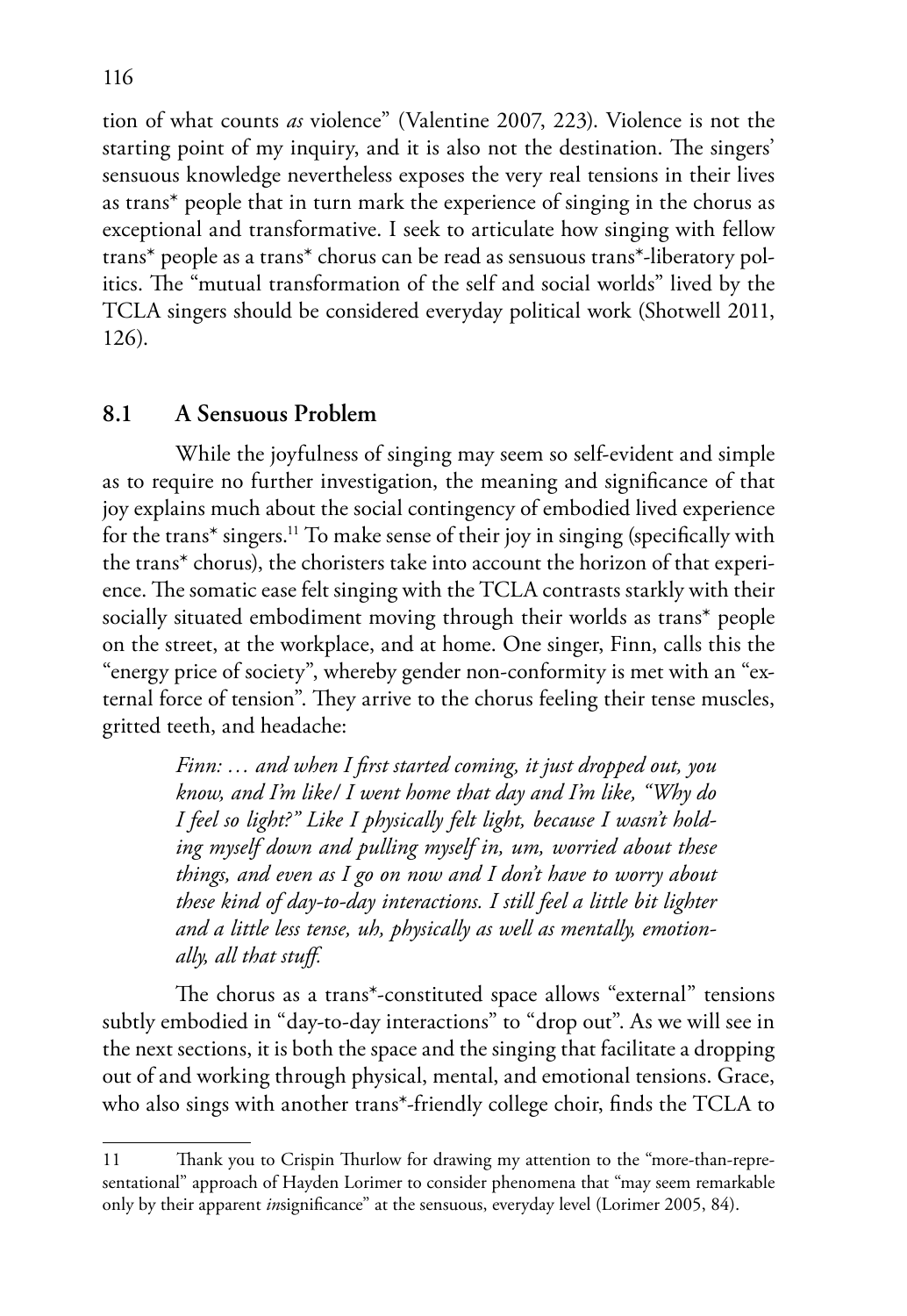tion of what counts *as* violence" (Valentine 2007, 223). Violence is not the starting point of my inquiry, and it is also not the destination. The singers' sensuous knowledge nevertheless exposes the very real tensions in their lives as trans* people that in turn mark the experience of singing in the chorus as exceptional and transformative. I seek to articulate how singing with fellow trans* people as a trans* chorus can be read as sensuous trans*-liberatory politics. The "mutual transformation of the self and social worlds" lived by the TCLA singers should be considered everyday political work (Shotwell 2011, 126).

## 8.1 A Sensuous Problem

While the joyfulness of singing may seem so self-evident and simple as to require no further investigation, the meaning and significance of that joy explains much about the social contingency of embodied lived experience for the trans* singers.[11] To make sense of their joy in singing (specifically with the trans* chorus), the choristers take into account the horizon of that experience. The somatic ease felt singing with the TCLA contrasts starkly with their socially situated embodiment moving through their worlds as trans* people on the street, at the workplace, and at home. One singer, Finn, calls this the "energy price of society", whereby gender non-conformity is met with an "external force of tension". They arrive to the chorus feeling their tense muscles, gritted teeth, and headache:

> *Finn: … and when I first started coming, it just dropped out, you know, and I'm like/ I went home that day and I'm like, "Why do I feel so light?" Like I physically felt light, because I wasn't holding myself down and pulling myself in, um, worried about these things, and even as I go on now and I don't have to worry about these kind of day-to-day interactions. I still feel a little bit lighter and a little less tense, uh, physically as well as mentally, emotionally, all that stuff.*

The chorus as a trans*-constituted space allows "external" tensions subtly embodied in "day-to-day interactions" to "drop out". As we will see in the next sections, it is both the space and the singing that facilitate a dropping out of and working through physical, mental, and emotional tensions. Grace, who also sings with another trans*-friendly college choir, finds the TCLA to

---

11 Thank you to Crispin Thurlow for drawing my attention to the "more-than-representational" approach of Hayden Lorimer to consider phenomena that "may seem remarkable only by their apparent *in*significance" at the sensuous, everyday level (Lorimer 2005, 84).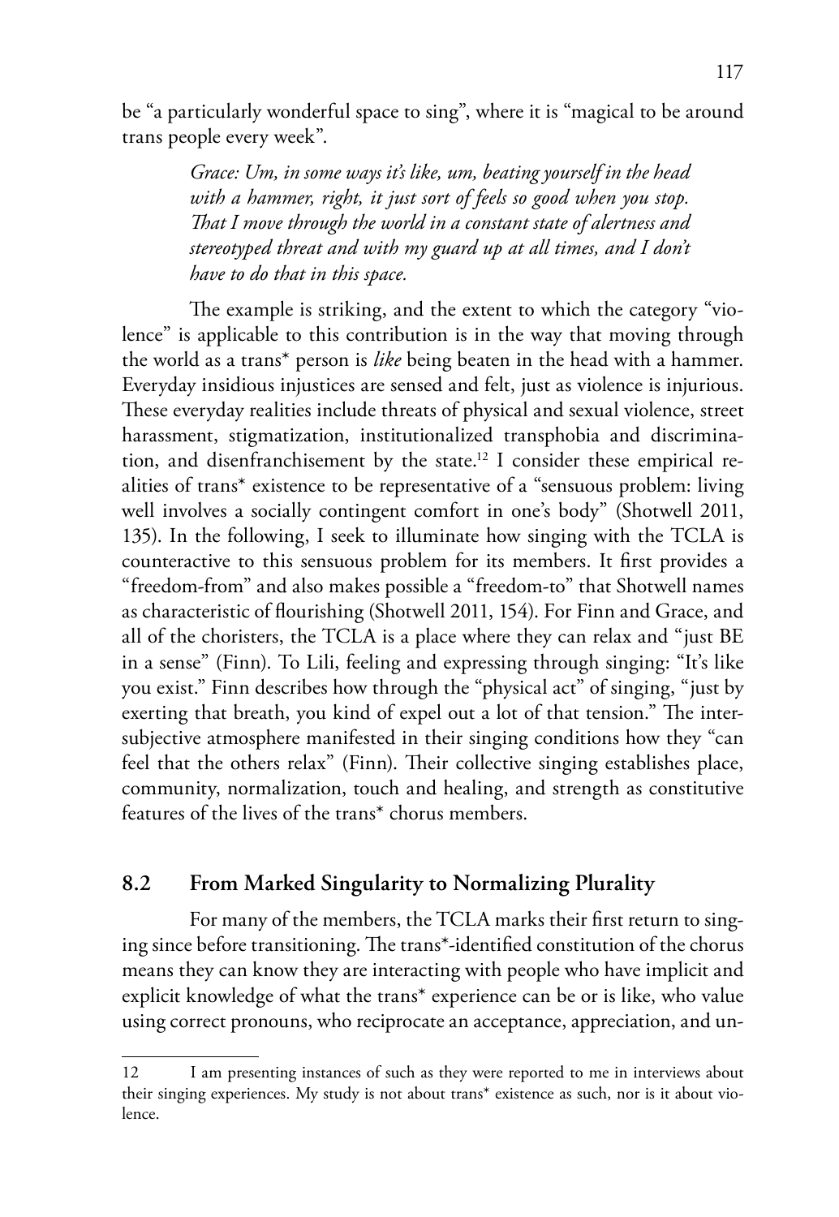be "a particularly wonderful space to sing", where it is "magical to be around trans people every week".

> *Grace: Um, in some ways it's like, um, beating yourself in the head with a hammer, right, it just sort of feels so good when you stop. That I move through the world in a constant state of alertness and stereotyped threat and with my guard up at all times, and I don't have to do that in this space.*

The example is striking, and the extent to which the category "violence" is applicable to this contribution is in the way that moving through the world as a trans* person is *like* being beaten in the head with a hammer. Everyday insidious injustices are sensed and felt, just as violence is injurious. These everyday realities include threats of physical and sexual violence, street harassment, stigmatization, institutionalized transphobia and discrimination, and disenfranchisement by the state.[12] I consider these empirical realities of trans* existence to be representative of a "sensuous problem: living well involves a socially contingent comfort in one's body" (Shotwell 2011, 135). In the following, I seek to illuminate how singing with the TCLA is counteractive to this sensuous problem for its members. It first provides a "freedom-from" and also makes possible a "freedom-to" that Shotwell names as characteristic of flourishing (Shotwell 2011, 154). For Finn and Grace, and all of the choristers, the TCLA is a place where they can relax and "just BE in a sense" (Finn). To Lili, feeling and expressing through singing: "It's like you exist." Finn describes how through the "physical act" of singing, "just by exerting that breath, you kind of expel out a lot of that tension." The intersubjective atmosphere manifested in their singing conditions how they "can feel that the others relax" (Finn). Their collective singing establishes place, community, normalization, touch and healing, and strength as constitutive features of the lives of the trans* chorus members.

## 8.2 From Marked Singularity to Normalizing Plurality

For many of the members, the TCLA marks their first return to singing since before transitioning. The trans*-identified constitution of the chorus means they can know they are interacting with people who have implicit and explicit knowledge of what the trans* experience can be or is like, who value using correct pronouns, who reciprocate an acceptance, appreciation, and un-

---

12 I am presenting instances of such as they were reported to me in interviews about their singing experiences. My study is not about trans* existence as such, nor is it about violence.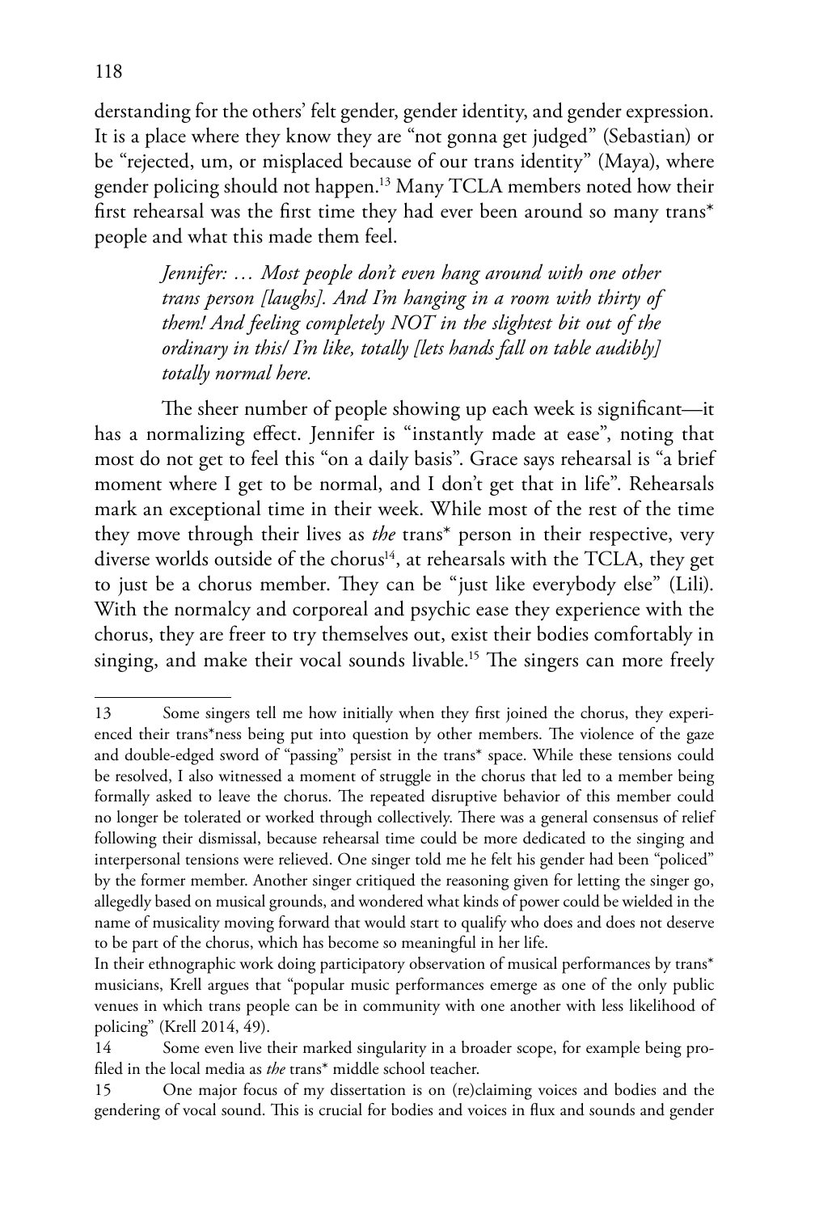derstanding for the others' felt gender, gender identity, and gender expression. It is a place where they know they are "not gonna get judged" (Sebastian) or be "rejected, um, or misplaced because of our trans identity" (Maya), where gender policing should not happen.[13] Many TCLA members noted how their first rehearsal was the first time they had ever been around so many trans* people and what this made them feel.

> *Jennifer: … Most people don't even hang around with one other trans person [laughs]. And I'm hanging in a room with thirty of them! And feeling completely NOT in the slightest bit out of the ordinary in this/ I'm like, totally [lets hands fall on table audibly] totally normal here.*

The sheer number of people showing up each week is significant—it has a normalizing effect. Jennifer is "instantly made at ease", noting that most do not get to feel this "on a daily basis". Grace says rehearsal is "a brief moment where I get to be normal, and I don't get that in life". Rehearsals mark an exceptional time in their week. While most of the rest of the time they move through their lives as *the* trans* person in their respective, very diverse worlds outside of the chorus[14], at rehearsals with the TCLA, they get to just be a chorus member. They can be "just like everybody else" (Lili). With the normalcy and corporeal and psychic ease they experience with the chorus, they are freer to try themselves out, exist their bodies comfortably in singing, and make their vocal sounds livable.[15] The singers can more freely

---

13 Some singers tell me how initially when they first joined the chorus, they experienced their trans*ness being put into question by other members. The violence of the gaze and double-edged sword of "passing" persist in the trans* space. While these tensions could be resolved, I also witnessed a moment of struggle in the chorus that led to a member being formally asked to leave the chorus. The repeated disruptive behavior of this member could no longer be tolerated or worked through collectively. There was a general consensus of relief following their dismissal, because rehearsal time could be more dedicated to the singing and interpersonal tensions were relieved. One singer told me he felt his gender had been "policed" by the former member. Another singer critiqued the reasoning given for letting the singer go, allegedly based on musical grounds, and wondered what kinds of power could be wielded in the name of musicality moving forward that would start to qualify who does and does not deserve to be part of the chorus, which has become so meaningful in her life.

In their ethnographic work doing participatory observation of musical performances by trans* musicians, Krell argues that "popular music performances emerge as one of the only public venues in which trans people can be in community with one another with less likelihood of policing" (Krell 2014, 49).

14 Some even live their marked singularity in a broader scope, for example being profiled in the local media as *the* trans* middle school teacher.

15 One major focus of my dissertation is on (re)claiming voices and bodies and the gendering of vocal sound. This is crucial for bodies and voices in flux and sounds and gender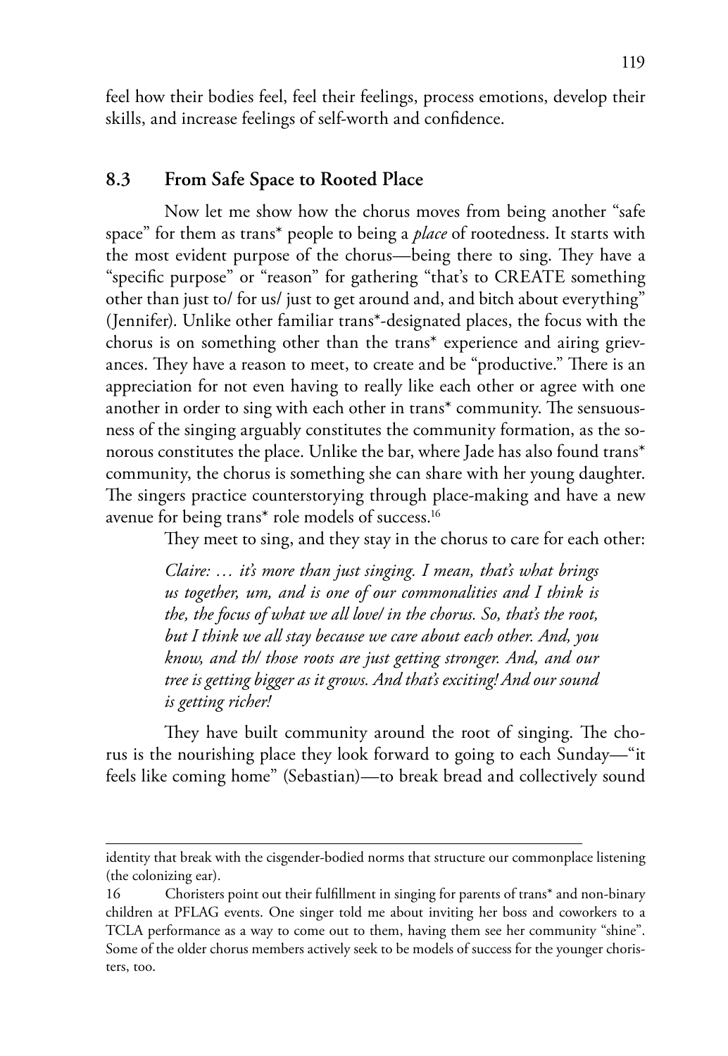feel how their bodies feel, feel their feelings, process emotions, develop their skills, and increase feelings of self-worth and confidence.

## 8.3 From Safe Space to Rooted Place

Now let me show how the chorus moves from being another "safe space" for them as trans* people to being a *place* of rootedness. It starts with the most evident purpose of the chorus—being there to sing. They have a "specific purpose" or "reason" for gathering "that's to CREATE something other than just to/ for us/ just to get around and, and bitch about everything" (Jennifer). Unlike other familiar trans*-designated places, the focus with the chorus is on something other than the trans* experience and airing grievances. They have a reason to meet, to create and be "productive." There is an appreciation for not even having to really like each other or agree with one another in order to sing with each other in trans* community. The sensuousness of the singing arguably constitutes the community formation, as the sonorous constitutes the place. Unlike the bar, where Jade has also found trans* community, the chorus is something she can share with her young daughter. The singers practice counterstorying through place-making and have a new avenue for being trans* role models of success.[16]

They meet to sing, and they stay in the chorus to care for each other:

> *Claire: … it's more than just singing. I mean, that's what brings us together, um, and is one of our commonalities and I think is the, the focus of what we all love/ in the chorus. So, that's the root, but I think we all stay because we care about each other. And, you know, and th/ those roots are just getting stronger. And, and our tree is getting bigger as it grows. And that's exciting! And our sound is getting richer!*

They have built community around the root of singing. The chorus is the nourishing place they look forward to going to each Sunday—"it feels like coming home" (Sebastian)—to break bread and collectively sound

---

identity that break with the cisgender-bodied norms that structure our commonplace listening (the colonizing ear).

16 Choristers point out their fulfillment in singing for parents of trans* and non-binary children at PFLAG events. One singer told me about inviting her boss and coworkers to a TCLA performance as a way to come out to them, having them see her community "shine". Some of the older chorus members actively seek to be models of success for the younger choristers, too.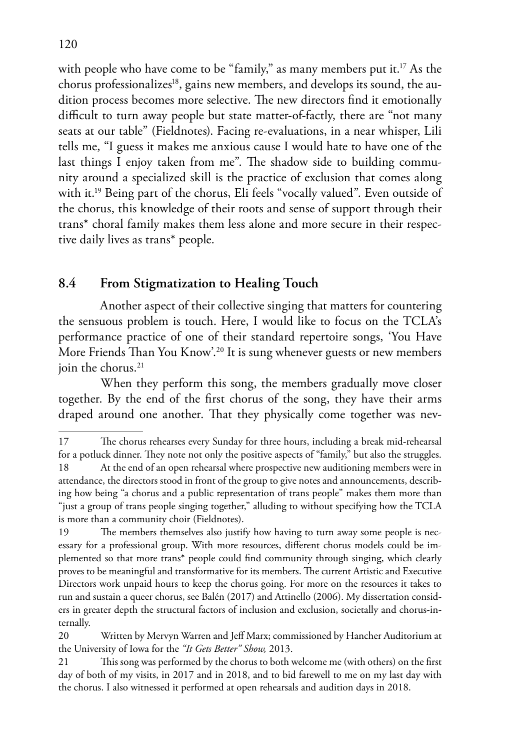with people who have come to be "family," as many members put it.[17] As the chorus professionalizes[18], gains new members, and develops its sound, the audition process becomes more selective. The new directors find it emotionally difficult to turn away people but state matter-of-factly, there are "not many seats at our table" (Fieldnotes). Facing re-evaluations, in a near whisper, Lili tells me, "I guess it makes me anxious cause I would hate to have one of the last things I enjoy taken from me". The shadow side to building community around a specialized skill is the practice of exclusion that comes along with it.[19] Being part of the chorus, Eli feels "vocally valued". Even outside of the chorus, this knowledge of their roots and sense of support through their trans* choral family makes them less alone and more secure in their respective daily lives as trans* people.

## 8.4 From Stigmatization to Healing Touch

Another aspect of their collective singing that matters for countering the sensuous problem is touch. Here, I would like to focus on the TCLA's performance practice of one of their standard repertoire songs, 'You Have More Friends Than You Know'.[20] It is sung whenever guests or new members join the chorus.[21]

When they perform this song, the members gradually move closer together. By the end of the first chorus of the song, they have their arms draped around one another. That they physically come together was nev-

---

17 The chorus rehearses every Sunday for three hours, including a break mid-rehearsal for a potluck dinner. They note not only the positive aspects of "family," but also the struggles.

18 At the end of an open rehearsal where prospective new auditioning members were in attendance, the directors stood in front of the group to give notes and announcements, describing how being "a chorus and a public representation of trans people" makes them more than "just a group of trans people singing together," alluding to without specifying how the TCLA is more than a community choir (Fieldnotes).

19 The members themselves also justify how having to turn away some people is necessary for a professional group. With more resources, different chorus models could be implemented so that more trans* people could find community through singing, which clearly proves to be meaningful and transformative for its members. The current Artistic and Executive Directors work unpaid hours to keep the chorus going. For more on the resources it takes to run and sustain a queer chorus, see Balén (2017) and Attinello (2006). My dissertation considers in greater depth the structural factors of inclusion and exclusion, societally and chorus-internally.

20 Written by Mervyn Warren and Jeff Marx; commissioned by Hancher Auditorium at the University of Iowa for the *"It Gets Better" Show,* 2013.

21 This song was performed by the chorus to both welcome me (with others) on the first day of both of my visits, in 2017 and in 2018, and to bid farewell to me on my last day with the chorus. I also witnessed it performed at open rehearsals and audition days in 2018.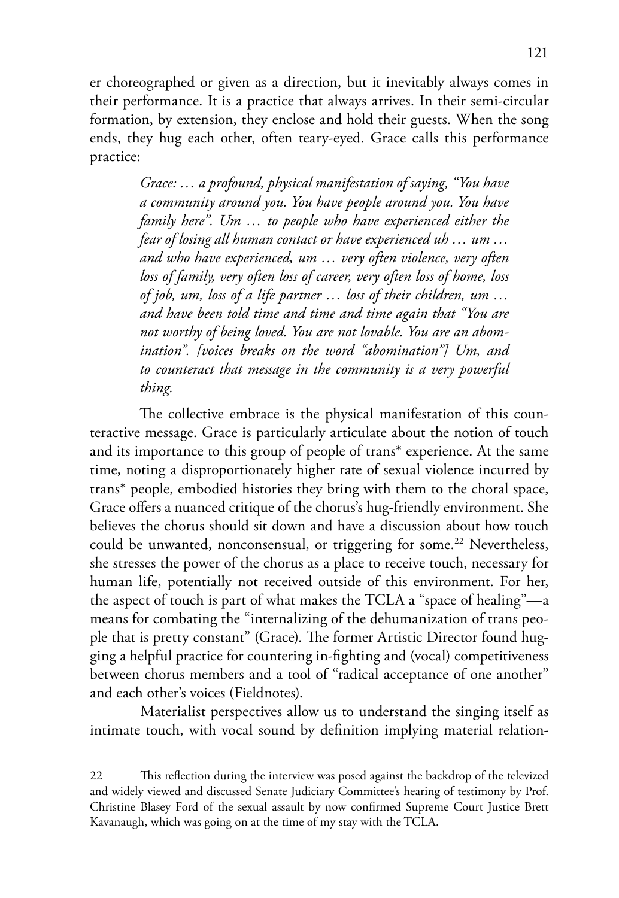er choreographed or given as a direction, but it inevitably always comes in their performance. It is a practice that always arrives. In their semi-circular formation, by extension, they enclose and hold their guests. When the song ends, they hug each other, often teary-eyed. Grace calls this performance practice:

> *Grace: … a profound, physical manifestation of saying, "You have a community around you. You have people around you. You have family here". Um … to people who have experienced either the fear of losing all human contact or have experienced uh … um … and who have experienced, um … very often violence, very often loss of family, very often loss of career, very often loss of home, loss of job, um, loss of a life partner … loss of their children, um … and have been told time and time and time again that "You are not worthy of being loved. You are not lovable. You are an abomination". [voices breaks on the word "abomination"] Um, and to counteract that message in the community is a very powerful thing.*

The collective embrace is the physical manifestation of this counteractive message. Grace is particularly articulate about the notion of touch and its importance to this group of people of trans* experience. At the same time, noting a disproportionately higher rate of sexual violence incurred by trans* people, embodied histories they bring with them to the choral space, Grace offers a nuanced critique of the chorus's hug-friendly environment. She believes the chorus should sit down and have a discussion about how touch could be unwanted, nonconsensual, or triggering for some.[22] Nevertheless, she stresses the power of the chorus as a place to receive touch, necessary for human life, potentially not received outside of this environment. For her, the aspect of touch is part of what makes the TCLA a "space of healing"—a means for combating the "internalizing of the dehumanization of trans people that is pretty constant" (Grace). The former Artistic Director found hugging a helpful practice for countering in-fighting and (vocal) competitiveness between chorus members and a tool of "radical acceptance of one another" and each other's voices (Fieldnotes).

Materialist perspectives allow us to understand the singing itself as intimate touch, with vocal sound by definition implying material relation-

---

22 This reflection during the interview was posed against the backdrop of the televized and widely viewed and discussed Senate Judiciary Committee's hearing of testimony by Prof. Christine Blasey Ford of the sexual assault by now confirmed Supreme Court Justice Brett Kavanaugh, which was going on at the time of my stay with the TCLA.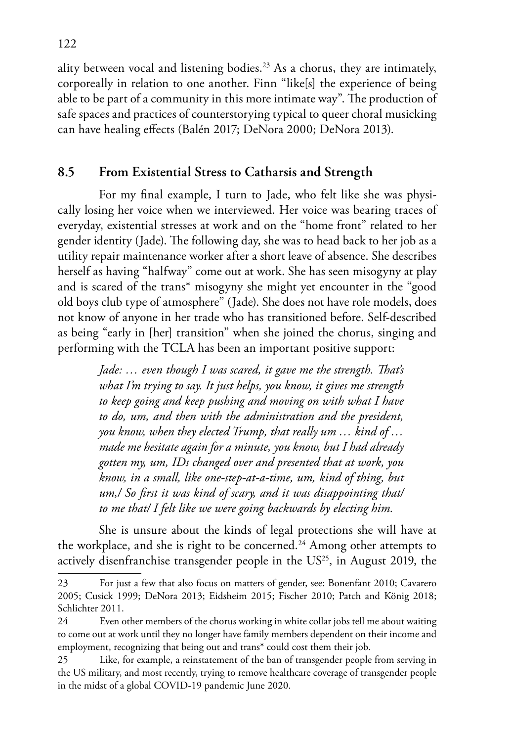ality between vocal and listening bodies.[23] As a chorus, they are intimately, corporeally in relation to one another. Finn "like[s] the experience of being able to be part of a community in this more intimate way". The production of safe spaces and practices of counterstorying typical to queer choral musicking can have healing effects (Balén 2017; DeNora 2000; DeNora 2013).

## 8.5 From Existential Stress to Catharsis and Strength

For my final example, I turn to Jade, who felt like she was physically losing her voice when we interviewed. Her voice was bearing traces of everyday, existential stresses at work and on the "home front" related to her gender identity (Jade). The following day, she was to head back to her job as a utility repair maintenance worker after a short leave of absence. She describes herself as having "halfway" come out at work. She has seen misogyny at play and is scared of the trans* misogyny she might yet encounter in the "good old boys club type of atmosphere" (Jade). She does not have role models, does not know of anyone in her trade who has transitioned before. Self-described as being "early in [her] transition" when she joined the chorus, singing and performing with the TCLA has been an important positive support:

> *Jade: … even though I was scared, it gave me the strength. That's what I'm trying to say. It just helps, you know, it gives me strength to keep going and keep pushing and moving on with what I have to do, um, and then with the administration and the president, you know, when they elected Trump, that really um … kind of … made me hesitate again for a minute, you know, but I had already gotten my, um, IDs changed over and presented that at work, you know, in a small, like one-step-at-a-time, um, kind of thing, but um,/ So first it was kind of scary, and it was disappointing that/ to me that/ I felt like we were going backwards by electing him.*

She is unsure about the kinds of legal protections she will have at the workplace, and she is right to be concerned.[24] Among other attempts to actively disenfranchise transgender people in the US[25], in August 2019, the

---

23 For just a few that also focus on matters of gender, see: Bonenfant 2010; Cavarero 2005; Cusick 1999; DeNora 2013; Eidsheim 2015; Fischer 2010; Patch and König 2018; Schlichter 2011.

24 Even other members of the chorus working in white collar jobs tell me about waiting to come out at work until they no longer have family members dependent on their income and employment, recognizing that being out and trans* could cost them their job.

25 Like, for example, a reinstatement of the ban of transgender people from serving in the US military, and most recently, trying to remove healthcare coverage of transgender people in the midst of a global COVID-19 pandemic June 2020.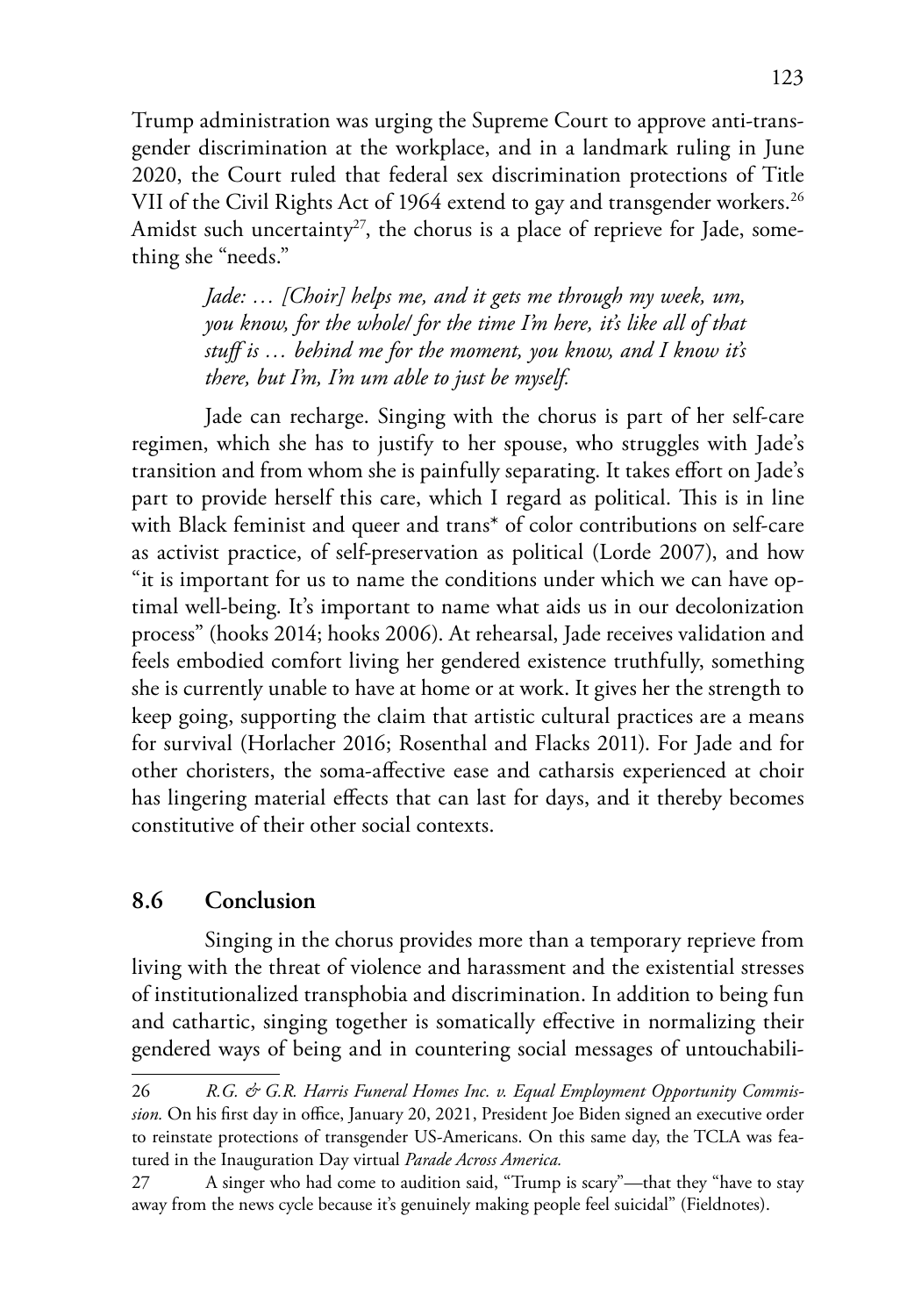Trump administration was urging the Supreme Court to approve anti-transgender discrimination at the workplace, and in a landmark ruling in June 2020, the Court ruled that federal sex discrimination protections of Title VII of the Civil Rights Act of 1964 extend to gay and transgender workers.[26] Amidst such uncertainty[27], the chorus is a place of reprieve for Jade, something she "needs."

> *Jade: … [Choir] helps me, and it gets me through my week, um, you know, for the whole/ for the time I'm here, it's like all of that stuff is … behind me for the moment, you know, and I know it's there, but I'm, I'm um able to just be myself.*

Jade can recharge. Singing with the chorus is part of her self-care regimen, which she has to justify to her spouse, who struggles with Jade's transition and from whom she is painfully separating. It takes effort on Jade's part to provide herself this care, which I regard as political. This is in line with Black feminist and queer and trans* of color contributions on self-care as activist practice, of self-preservation as political (Lorde 2007), and how "it is important for us to name the conditions under which we can have optimal well-being. It's important to name what aids us in our decolonization process" (hooks 2014; hooks 2006). At rehearsal, Jade receives validation and feels embodied comfort living her gendered existence truthfully, something she is currently unable to have at home or at work. It gives her the strength to keep going, supporting the claim that artistic cultural practices are a means for survival (Horlacher 2016; Rosenthal and Flacks 2011). For Jade and for other choristers, the soma-affective ease and catharsis experienced at choir has lingering material effects that can last for days, and it thereby becomes constitutive of their other social contexts.

## 8.6 Conclusion

Singing in the chorus provides more than a temporary reprieve from living with the threat of violence and harassment and the existential stresses of institutionalized transphobia and discrimination. In addition to being fun and cathartic, singing together is somatically effective in normalizing their gendered ways of being and in countering social messages of untouchabili-

---

26 *R.G. & G.R. Harris Funeral Homes Inc. v. Equal Employment Opportunity Commission.* On his first day in office, January 20, 2021, President Joe Biden signed an executive order to reinstate protections of transgender US-Americans. On this same day, the TCLA was featured in the Inauguration Day virtual *Parade Across America.*

27 A singer who had come to audition said, "Trump is scary"—that they "have to stay away from the news cycle because it's genuinely making people feel suicidal" (Fieldnotes).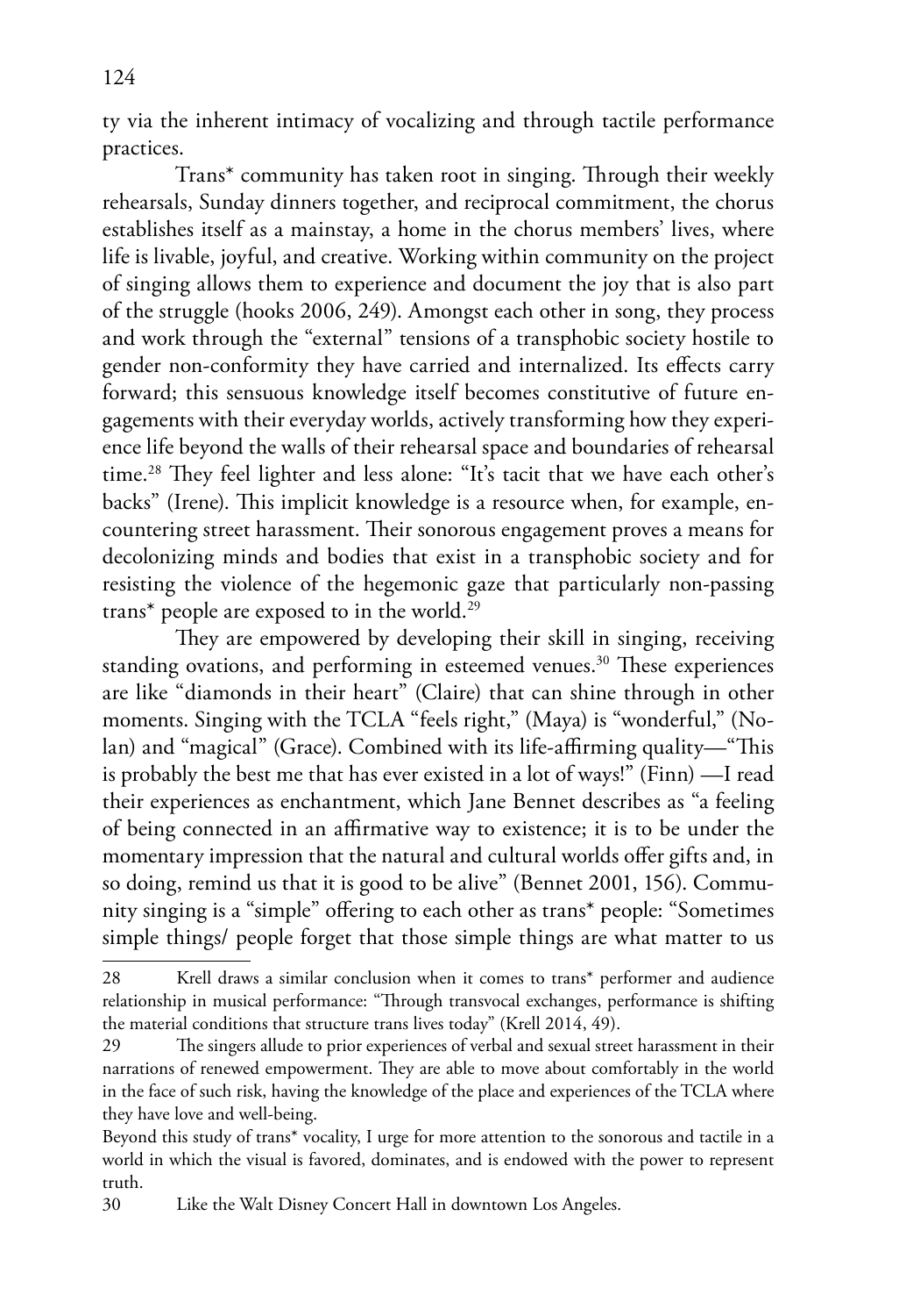ty via the inherent intimacy of vocalizing and through tactile performance practices.

Trans* community has taken root in singing. Through their weekly rehearsals, Sunday dinners together, and reciprocal commitment, the chorus establishes itself as a mainstay, a home in the chorus members' lives, where life is livable, joyful, and creative. Working within community on the project of singing allows them to experience and document the joy that is also part of the struggle (hooks 2006, 249). Amongst each other in song, they process and work through the "external" tensions of a transphobic society hostile to gender non-conformity they have carried and internalized. Its effects carry forward; this sensuous knowledge itself becomes constitutive of future engagements with their everyday worlds, actively transforming how they experience life beyond the walls of their rehearsal space and boundaries of rehearsal time.[28] They feel lighter and less alone: "It's tacit that we have each other's backs" (Irene). This implicit knowledge is a resource when, for example, encountering street harassment. Their sonorous engagement proves a means for decolonizing minds and bodies that exist in a transphobic society and for resisting the violence of the hegemonic gaze that particularly non-passing trans* people are exposed to in the world.[29]

They are empowered by developing their skill in singing, receiving standing ovations, and performing in esteemed venues.[30] These experiences are like "diamonds in their heart" (Claire) that can shine through in other moments. Singing with the TCLA "feels right," (Maya) is "wonderful," (Nolan) and "magical" (Grace). Combined with its life-affirming quality—"This is probably the best me that has ever existed in a lot of ways!" (Finn) —I read their experiences as enchantment, which Jane Bennet describes as "a feeling of being connected in an affirmative way to existence; it is to be under the momentary impression that the natural and cultural worlds offer gifts and, in so doing, remind us that it is good to be alive" (Bennet 2001, 156). Community singing is a "simple" offering to each other as trans* people: "Sometimes simple things/ people forget that those simple things are what matter to us

---

28 Krell draws a similar conclusion when it comes to trans* performer and audience relationship in musical performance: "Through transvocal exchanges, performance is shifting the material conditions that structure trans lives today" (Krell 2014, 49).

29 The singers allude to prior experiences of verbal and sexual street harassment in their narrations of renewed empowerment. They are able to move about comfortably in the world in the face of such risk, having the knowledge of the place and experiences of the TCLA where they have love and well-being.

Beyond this study of trans* vocality, I urge for more attention to the sonorous and tactile in a world in which the visual is favored, dominates, and is endowed with the power to represent truth.

30 Like the Walt Disney Concert Hall in downtown Los Angeles.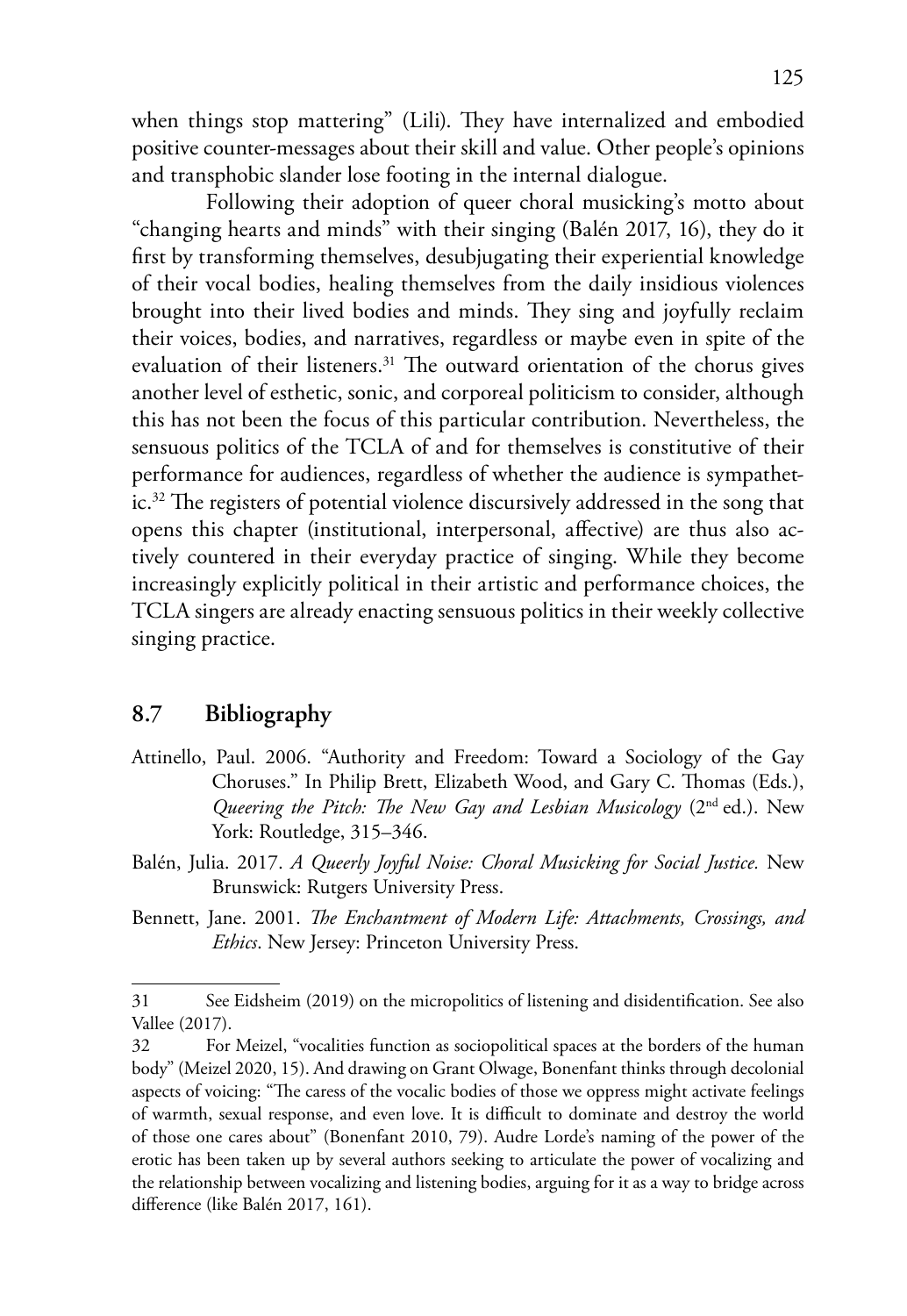when things stop mattering" (Lili). They have internalized and embodied positive counter-messages about their skill and value. Other people's opinions and transphobic slander lose footing in the internal dialogue.

Following their adoption of queer choral musicking's motto about "changing hearts and minds" with their singing (Balén 2017, 16), they do it first by transforming themselves, desubjugating their experiential knowledge of their vocal bodies, healing themselves from the daily insidious violences brought into their lived bodies and minds. They sing and joyfully reclaim their voices, bodies, and narratives, regardless or maybe even in spite of the evaluation of their listeners.[31] The outward orientation of the chorus gives another level of esthetic, sonic, and corporeal politicism to consider, although this has not been the focus of this particular contribution. Nevertheless, the sensuous politics of the TCLA of and for themselves is constitutive of their performance for audiences, regardless of whether the audience is sympathetic.[32] The registers of potential violence discursively addressed in the song that opens this chapter (institutional, interpersonal, affective) are thus also actively countered in their everyday practice of singing. While they become increasingly explicitly political in their artistic and performance choices, the TCLA singers are already enacting sensuous politics in their weekly collective singing practice.

## 8.7 Bibliography

Attinello, Paul. 2006. "Authority and Freedom: Toward a Sociology of the Gay Choruses." In Philip Brett, Elizabeth Wood, and Gary C. Thomas (Eds.), *Queering the Pitch: The New Gay and Lesbian Musicology* (2nd ed.). New York: Routledge, 315–346.

Balén, Julia. 2017. *A Queerly Joyful Noise: Choral Musicking for Social Justice.* New Brunswick: Rutgers University Press.

Bennett, Jane. 2001. *The Enchantment of Modern Life: Attachments, Crossings, and Ethics*. New Jersey: Princeton University Press.

---

31 See Eidsheim (2019) on the micropolitics of listening and disidentification. See also Vallee (2017).

32 For Meizel, "vocalities function as sociopolitical spaces at the borders of the human body" (Meizel 2020, 15). And drawing on Grant Olwage, Bonenfant thinks through decolonial aspects of voicing: "The caress of the vocalic bodies of those we oppress might activate feelings of warmth, sexual response, and even love. It is difficult to dominate and destroy the world of those one cares about" (Bonenfant 2010, 79). Audre Lorde's naming of the power of the erotic has been taken up by several authors seeking to articulate the power of vocalizing and the relationship between vocalizing and listening bodies, arguing for it as a way to bridge across difference (like Balén 2017, 161).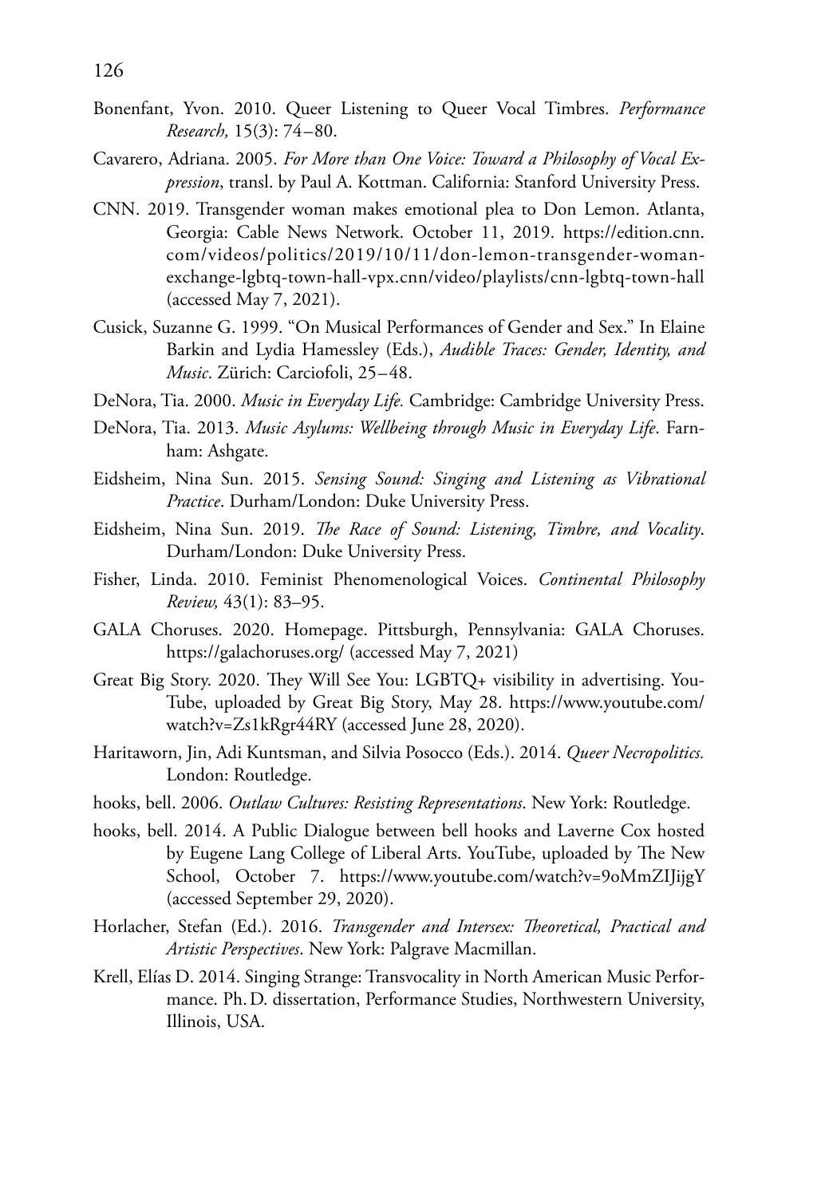Bonenfant, Yvon. 2010. Queer Listening to Queer Vocal Timbres. *Performance Research,* 15(3): 74–80.

Cavarero, Adriana. 2005. *For More than One Voice: Toward a Philosophy of Vocal Expression*, transl. by Paul A. Kottman. California: Stanford University Press.

CNN. 2019. Transgender woman makes emotional plea to Don Lemon. Atlanta, Georgia: Cable News Network. October 11, 2019. https://edition.cnn.com/videos/politics/2019/10/11/don-lemon-transgender-woman-exchange-lgbtq-town-hall-vpx.cnn/video/playlists/cnn-lgbtq-town-hall (accessed May 7, 2021).

Cusick, Suzanne G. 1999. "On Musical Performances of Gender and Sex." In Elaine Barkin and Lydia Hamessley (Eds.), *Audible Traces: Gender, Identity, and Music*. Zürich: Carciofoli, 25–48.

DeNora, Tia. 2000. *Music in Everyday Life.* Cambridge: Cambridge University Press.

DeNora, Tia. 2013. *Music Asylums: Wellbeing through Music in Everyday Life*. Farnham: Ashgate.

Eidsheim, Nina Sun. 2015. *Sensing Sound: Singing and Listening as Vibrational Practice*. Durham/London: Duke University Press.

Eidsheim, Nina Sun. 2019. *The Race of Sound: Listening, Timbre, and Vocality*. Durham/London: Duke University Press.

Fisher, Linda. 2010. Feminist Phenomenological Voices. *Continental Philosophy Review,* 43(1): 83–95.

GALA Choruses. 2020. Homepage. Pittsburgh, Pennsylvania: GALA Choruses. https://galachoruses.org/ (accessed May 7, 2021)

Great Big Story. 2020. They Will See You: LGBTQ+ visibility in advertising. YouTube, uploaded by Great Big Story, May 28. https://www.youtube.com/watch?v=Zs1kRgr44RY (accessed June 28, 2020).

Haritaworn, Jin, Adi Kuntsman, and Silvia Posocco (Eds.). 2014. *Queer Necropolitics.* London: Routledge.

hooks, bell. 2006. *Outlaw Cultures: Resisting Representations*. New York: Routledge.

hooks, bell. 2014. A Public Dialogue between bell hooks and Laverne Cox hosted by Eugene Lang College of Liberal Arts. YouTube, uploaded by The New School, October 7. https://www.youtube.com/watch?v=9oMmZIJijgY (accessed September 29, 2020).

Horlacher, Stefan (Ed.). 2016. *Transgender and Intersex: Theoretical, Practical and Artistic Perspectives*. New York: Palgrave Macmillan.

Krell, Elías D. 2014. Singing Strange: Transvocality in North American Music Performance. Ph. D. dissertation, Performance Studies, Northwestern University, Illinois, USA.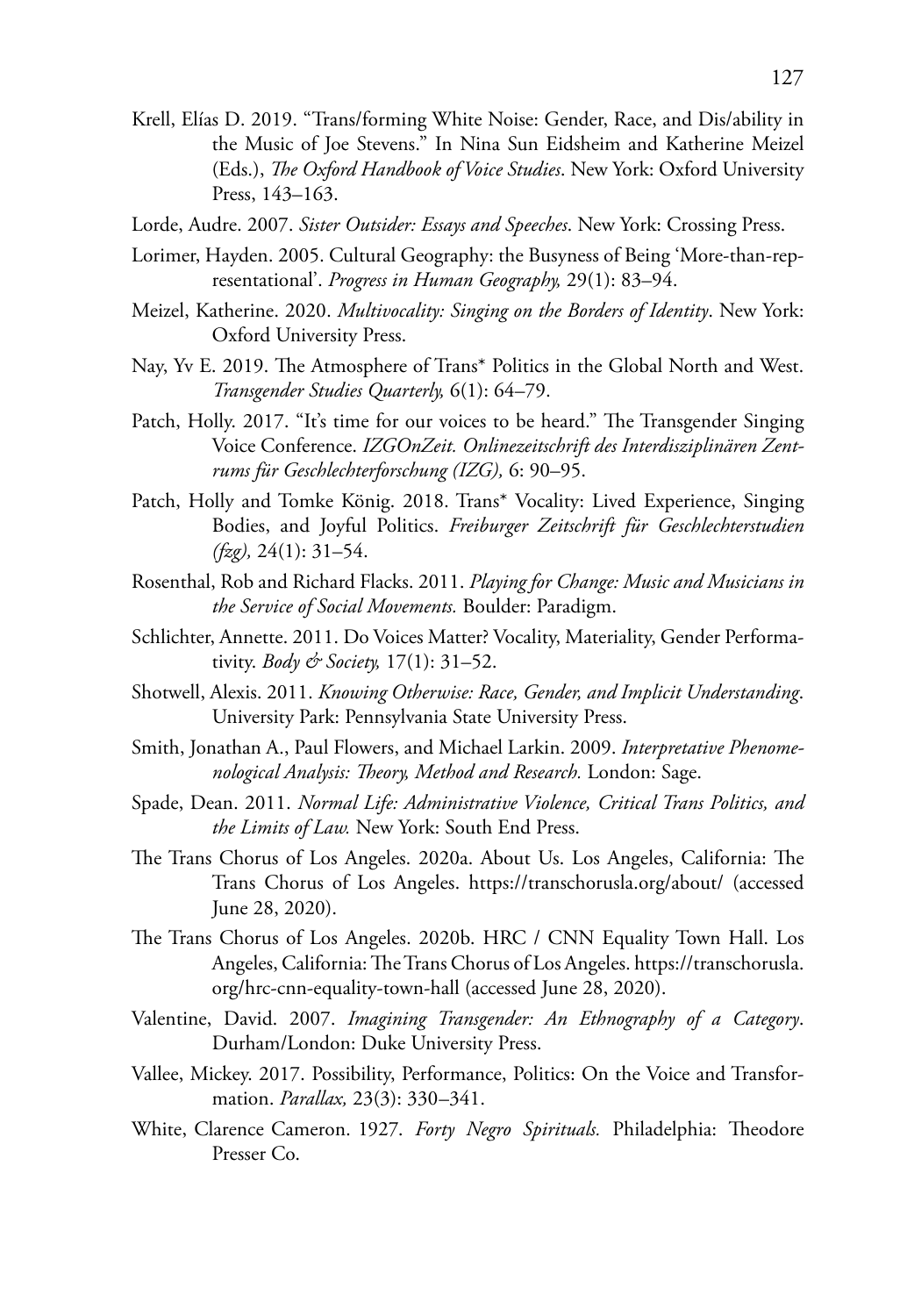Krell, Elías D. 2019. "Trans/forming White Noise: Gender, Race, and Dis/ability in the Music of Joe Stevens." In Nina Sun Eidsheim and Katherine Meizel (Eds.), *The Oxford Handbook of Voice Studies*. New York: Oxford University Press, 143–163.

Lorde, Audre. 2007. *Sister Outsider: Essays and Speeches*. New York: Crossing Press.

Lorimer, Hayden. 2005. Cultural Geography: the Busyness of Being 'More-than-representational'. *Progress in Human Geography,* 29(1): 83–94.

Meizel, Katherine. 2020. *Multivocality: Singing on the Borders of Identity*. New York: Oxford University Press.

Nay, Yv E. 2019. The Atmosphere of Trans* Politics in the Global North and West. *Transgender Studies Quarterly,* 6(1): 64–79.

Patch, Holly. 2017. "It's time for our voices to be heard." The Transgender Singing Voice Conference. *IZGOnZeit. Onlinezeitschrift des Interdisziplinären Zentrums für Geschlechterforschung (IZG),* 6: 90–95.

Patch, Holly and Tomke König. 2018. Trans* Vocality: Lived Experience, Singing Bodies, and Joyful Politics. *Freiburger Zeitschrift für Geschlechterstudien (fzg),* 24(1): 31–54.

Rosenthal, Rob and Richard Flacks. 2011. *Playing for Change: Music and Musicians in the Service of Social Movements.* Boulder: Paradigm.

Schlichter, Annette. 2011. Do Voices Matter? Vocality, Materiality, Gender Performativity. *Body & Society,* 17(1): 31–52.

Shotwell, Alexis. 2011. *Knowing Otherwise: Race, Gender, and Implicit Understanding*. University Park: Pennsylvania State University Press.

Smith, Jonathan A., Paul Flowers, and Michael Larkin. 2009. *Interpretative Phenomenological Analysis: Theory, Method and Research.* London: Sage.

Spade, Dean. 2011. *Normal Life: Administrative Violence, Critical Trans Politics, and the Limits of Law.* New York: South End Press.

The Trans Chorus of Los Angeles. 2020a. About Us. Los Angeles, California: The Trans Chorus of Los Angeles. https://transchorusla.org/about/ (accessed June 28, 2020).

The Trans Chorus of Los Angeles. 2020b. HRC / CNN Equality Town Hall. Los Angeles, California: The Trans Chorus of Los Angeles. https://transchorusla.org/hrc-cnn-equality-town-hall (accessed June 28, 2020).

Valentine, David. 2007. *Imagining Transgender: An Ethnography of a Category*. Durham/London: Duke University Press.

Vallee, Mickey. 2017. Possibility, Performance, Politics: On the Voice and Transformation. *Parallax,* 23(3): 330–341.

White, Clarence Cameron. 1927. *Forty Negro Spirituals.* Philadelphia: Theodore Presser Co.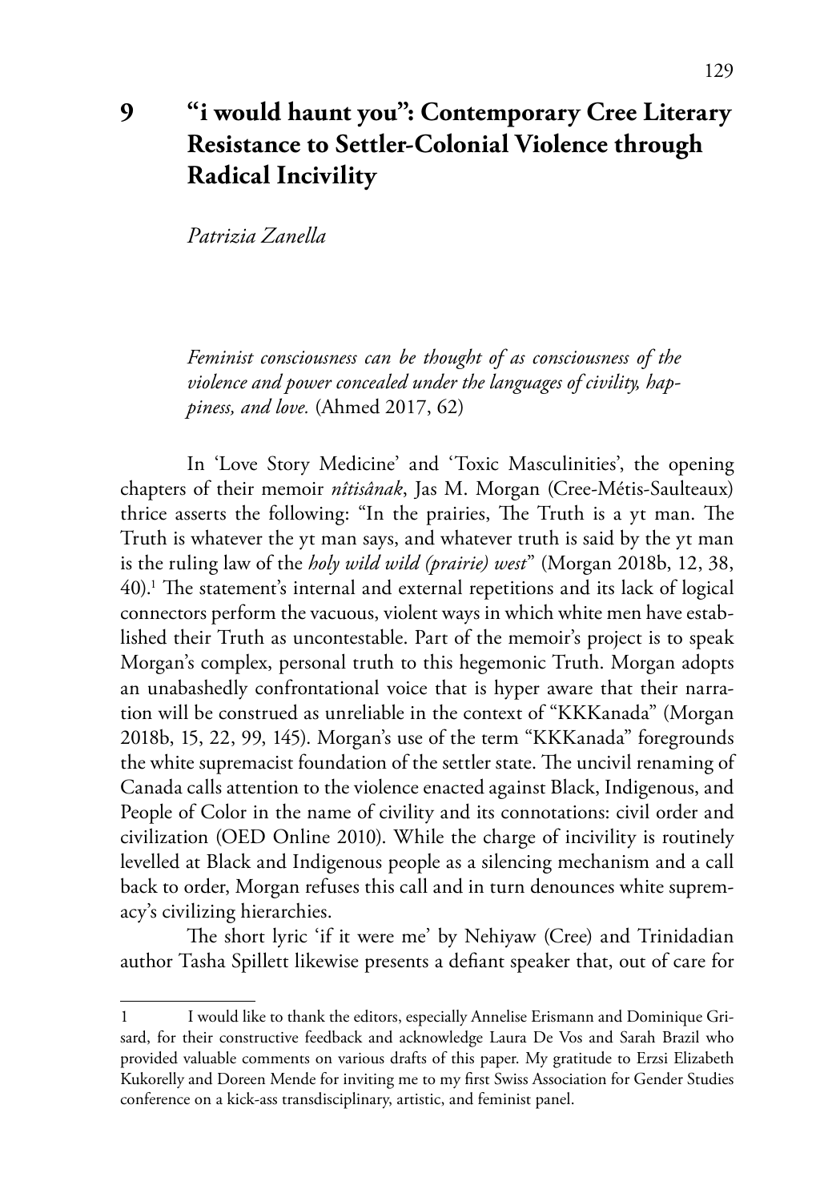# 9 "i would haunt you": Contemporary Cree Literary Resistance to Settler-Colonial Violence through Radical Incivility

*Patrizia Zanella*

> *Feminist consciousness can be thought of as consciousness of the violence and power concealed under the languages of civility, happiness, and love.* (Ahmed 2017, 62)

In 'Love Story Medicine' and 'Toxic Masculinities', the opening chapters of their memoir *nîtisânak*, Jas M. Morgan (Cree-Métis-Saulteaux) thrice asserts the following: "In the prairies, The Truth is a yt man. The Truth is whatever the yt man says, and whatever truth is said by the yt man is the ruling law of the *holy wild wild (prairie) west*" (Morgan 2018b, 12, 38, 40).[1] The statement's internal and external repetitions and its lack of logical connectors perform the vacuous, violent ways in which white men have established their Truth as uncontestable. Part of the memoir's project is to speak Morgan's complex, personal truth to this hegemonic Truth. Morgan adopts an unabashedly confrontational voice that is hyper aware that their narration will be construed as unreliable in the context of "KKKanada" (Morgan 2018b, 15, 22, 99, 145). Morgan's use of the term "KKKanada" foregrounds the white supremacist foundation of the settler state. The uncivil renaming of Canada calls attention to the violence enacted against Black, Indigenous, and People of Color in the name of civility and its connotations: civil order and civilization (OED Online 2010). While the charge of incivility is routinely levelled at Black and Indigenous people as a silencing mechanism and a call back to order, Morgan refuses this call and in turn denounces white supremacy's civilizing hierarchies.

The short lyric 'if it were me' by Nehiyaw (Cree) and Trinidadian author Tasha Spillett likewise presents a defiant speaker that, out of care for

---

[1] I would like to thank the editors, especially Annelise Erismann and Dominique Grisard, for their constructive feedback and acknowledge Laura De Vos and Sarah Brazil who provided valuable comments on various drafts of this paper. My gratitude to Erzsi Elizabeth Kukorelly and Doreen Mende for inviting me to my first Swiss Association for Gender Studies conference on a kick-ass transdisciplinary, artistic, and feminist panel.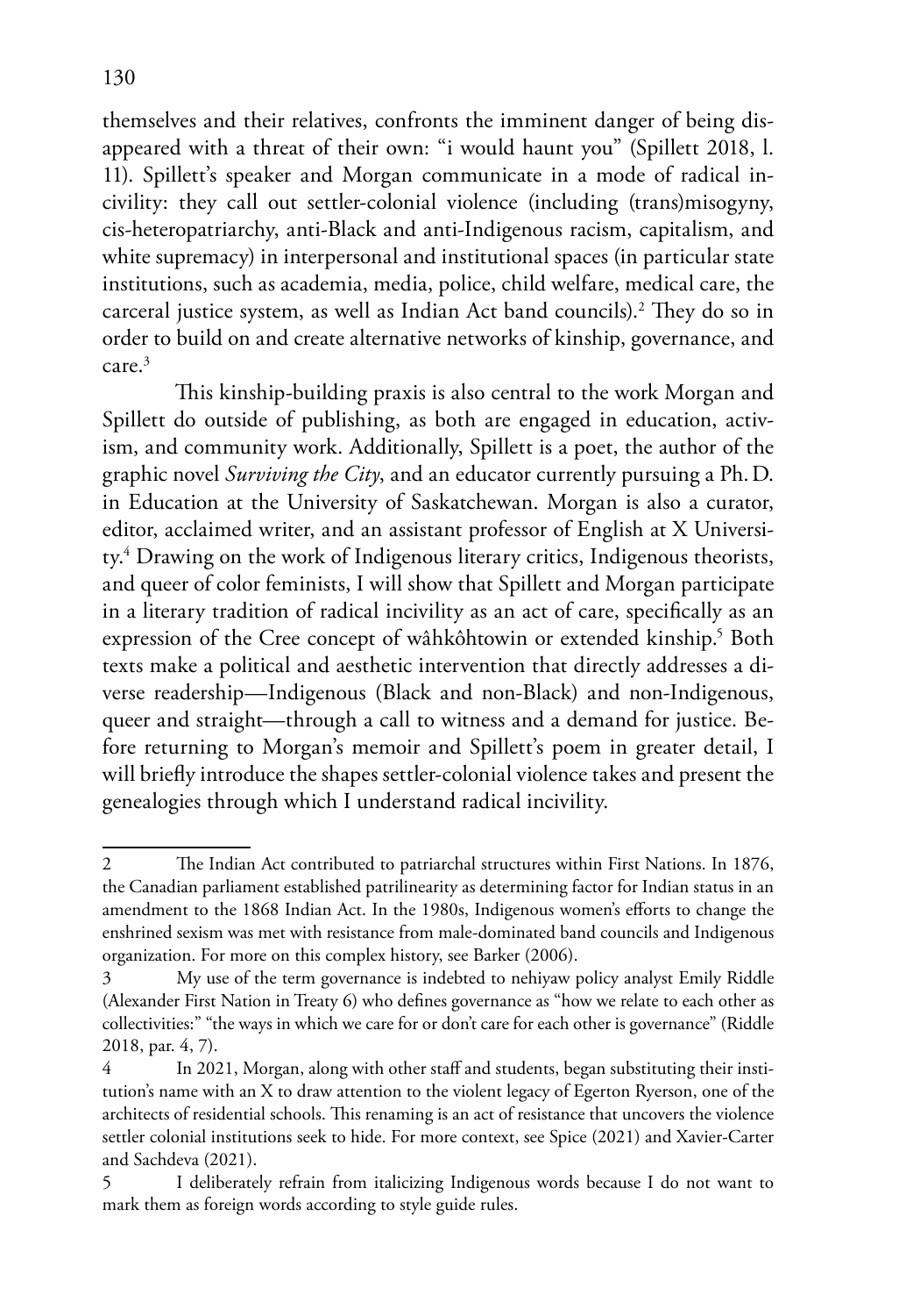themselves and their relatives, confronts the imminent danger of being disappeared with a threat of their own: "i would haunt you" (Spillett 2018, l. 11). Spillett's speaker and Morgan communicate in a mode of radical incivility: they call out settler-colonial violence (including (trans)misogyny, cis-heteropatriarchy, anti-Black and anti-Indigenous racism, capitalism, and white supremacy) in interpersonal and institutional spaces (in particular state institutions, such as academia, media, police, child welfare, medical care, the carceral justice system, as well as Indian Act band councils).[2] They do so in order to build on and create alternative networks of kinship, governance, and care.[3]

This kinship-building praxis is also central to the work Morgan and Spillett do outside of publishing, as both are engaged in education, activism, and community work. Additionally, Spillett is a poet, the author of the graphic novel *Surviving the City*, and an educator currently pursuing a Ph. D. in Education at the University of Saskatchewan. Morgan is also a curator, editor, acclaimed writer, and an assistant professor of English at X University.[4] Drawing on the work of Indigenous literary critics, Indigenous theorists, and queer of color feminists, I will show that Spillett and Morgan participate in a literary tradition of radical incivility as an act of care, specifically as an expression of the Cree concept of wâhkôhtowin or extended kinship.[5] Both texts make a political and aesthetic intervention that directly addresses a diverse readership—Indigenous (Black and non-Black) and non-Indigenous, queer and straight—through a call to witness and a demand for justice. Before returning to Morgan's memoir and Spillett's poem in greater detail, I will briefly introduce the shapes settler-colonial violence takes and present the genealogies through which I understand radical incivility.

---

2 The Indian Act contributed to patriarchal structures within First Nations. In 1876, the Canadian parliament established patrilinearity as determining factor for Indian status in an amendment to the 1868 Indian Act. In the 1980s, Indigenous women's efforts to change the enshrined sexism was met with resistance from male-dominated band councils and Indigenous organization. For more on this complex history, see Barker (2006).

3 My use of the term governance is indebted to nehiyaw policy analyst Emily Riddle (Alexander First Nation in Treaty 6) who defines governance as "how we relate to each other as collectivities:" "the ways in which we care for or don't care for each other is governance" (Riddle 2018, par. 4, 7).

4 In 2021, Morgan, along with other staff and students, began substituting their institution's name with an X to draw attention to the violent legacy of Egerton Ryerson, one of the architects of residential schools. This renaming is an act of resistance that uncovers the violence settler colonial institutions seek to hide. For more context, see Spice (2021) and Xavier-Carter and Sachdeva (2021).

5 I deliberately refrain from italicizing Indigenous words because I do not want to mark them as foreign words according to style guide rules.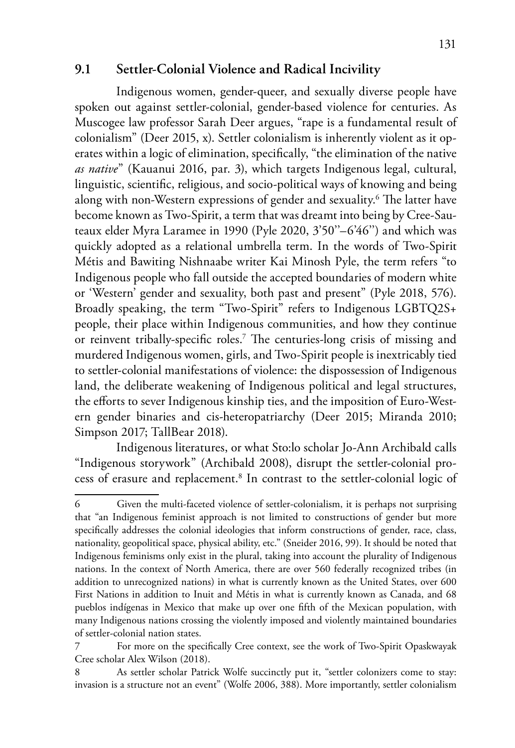## 9.1 Settler-Colonial Violence and Radical Incivility

Indigenous women, gender-queer, and sexually diverse people have spoken out against settler-colonial, gender-based violence for centuries. As Muscogee law professor Sarah Deer argues, "rape is a fundamental result of colonialism" (Deer 2015, x). Settler colonialism is inherently violent as it operates within a logic of elimination, specifically, "the elimination of the native *as native*" (Kauanui 2016, par. 3), which targets Indigenous legal, cultural, linguistic, scientific, religious, and socio-political ways of knowing and being along with non-Western expressions of gender and sexuality.[6] The latter have become known as Two-Spirit, a term that was dreamt into being by Cree-Sauteaux elder Myra Laramee in 1990 (Pyle 2020, 3'50''–6'46'') and which was quickly adopted as a relational umbrella term. In the words of Two-Spirit Métis and Bawiting Nishnaabe writer Kai Minosh Pyle, the term refers "to Indigenous people who fall outside the accepted boundaries of modern white or 'Western' gender and sexuality, both past and present" (Pyle 2018, 576). Broadly speaking, the term "Two-Spirit" refers to Indigenous LGBTQ2S+ people, their place within Indigenous communities, and how they continue or reinvent tribally-specific roles.[7] The centuries-long crisis of missing and murdered Indigenous women, girls, and Two-Spirit people is inextricably tied to settler-colonial manifestations of violence: the dispossession of Indigenous land, the deliberate weakening of Indigenous political and legal structures, the efforts to sever Indigenous kinship ties, and the imposition of Euro-Western gender binaries and cis-heteropatriarchy (Deer 2015; Miranda 2010; Simpson 2017; TallBear 2018).

Indigenous literatures, or what Sto:lo scholar Jo-Ann Archibald calls "Indigenous storywork" (Archibald 2008), disrupt the settler-colonial process of erasure and replacement.[8] In contrast to the settler-colonial logic of

6 Given the multi-faceted violence of settler-colonialism, it is perhaps not surprising that "an Indigenous feminist approach is not limited to constructions of gender but more specifically addresses the colonial ideologies that inform constructions of gender, race, class, nationality, geopolitical space, physical ability, etc." (Sneider 2016, 99). It should be noted that Indigenous feminisms only exist in the plural, taking into account the plurality of Indigenous nations. In the context of North America, there are over 560 federally recognized tribes (in addition to unrecognized nations) in what is currently known as the United States, over 600 First Nations in addition to Inuit and Métis in what is currently known as Canada, and 68 pueblos indígenas in Mexico that make up over one fifth of the Mexican population, with many Indigenous nations crossing the violently imposed and violently maintained boundaries of settler-colonial nation states.

7 For more on the specifically Cree context, see the work of Two-Spirit Opaskwayak Cree scholar Alex Wilson (2018).

8 As settler scholar Patrick Wolfe succinctly put it, "settler colonizers come to stay: invasion is a structure not an event" (Wolfe 2006, 388). More importantly, settler colonialism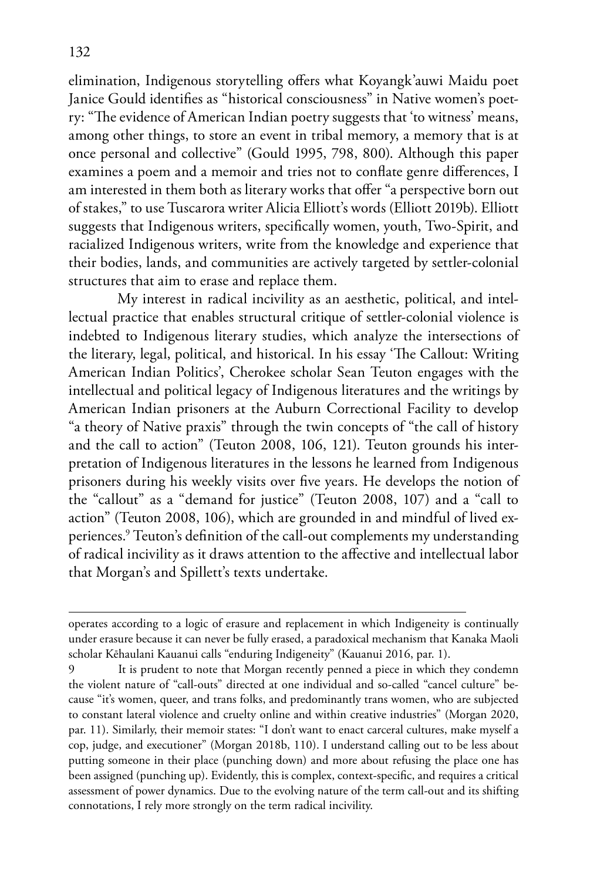elimination, Indigenous storytelling offers what Koyangk'auwi Maidu poet Janice Gould identifies as "historical consciousness" in Native women's poetry: "The evidence of American Indian poetry suggests that 'to witness' means, among other things, to store an event in tribal memory, a memory that is at once personal and collective" (Gould 1995, 798, 800). Although this paper examines a poem and a memoir and tries not to conflate genre differences, I am interested in them both as literary works that offer "a perspective born out of stakes," to use Tuscarora writer Alicia Elliott's words (Elliott 2019b). Elliott suggests that Indigenous writers, specifically women, youth, Two-Spirit, and racialized Indigenous writers, write from the knowledge and experience that their bodies, lands, and communities are actively targeted by settler-colonial structures that aim to erase and replace them.

My interest in radical incivility as an aesthetic, political, and intellectual practice that enables structural critique of settler-colonial violence is indebted to Indigenous literary studies, which analyze the intersections of the literary, legal, political, and historical. In his essay 'The Callout: Writing American Indian Politics', Cherokee scholar Sean Teuton engages with the intellectual and political legacy of Indigenous literatures and the writings by American Indian prisoners at the Auburn Correctional Facility to develop "a theory of Native praxis" through the twin concepts of "the call of history and the call to action" (Teuton 2008, 106, 121). Teuton grounds his interpretation of Indigenous literatures in the lessons he learned from Indigenous prisoners during his weekly visits over five years. He develops the notion of the "callout" as a "demand for justice" (Teuton 2008, 107) and a "call to action" (Teuton 2008, 106), which are grounded in and mindful of lived experiences.[9] Teuton's definition of the call-out complements my understanding of radical incivility as it draws attention to the affective and intellectual labor that Morgan's and Spillett's texts undertake.

---

operates according to a logic of erasure and replacement in which Indigeneity is continually under erasure because it can never be fully erased, a paradoxical mechanism that Kanaka Maoli scholar Kēhaulani Kauanui calls "enduring Indigeneity" (Kauanui 2016, par. 1).

9 It is prudent to note that Morgan recently penned a piece in which they condemn the violent nature of "call-outs" directed at one individual and so-called "cancel culture" because "it's women, queer, and trans folks, and predominantly trans women, who are subjected to constant lateral violence and cruelty online and within creative industries" (Morgan 2020, par. 11). Similarly, their memoir states: "I don't want to enact carceral cultures, make myself a cop, judge, and executioner" (Morgan 2018b, 110). I understand calling out to be less about putting someone in their place (punching down) and more about refusing the place one has been assigned (punching up). Evidently, this is complex, context-specific, and requires a critical assessment of power dynamics. Due to the evolving nature of the term call-out and its shifting connotations, I rely more strongly on the term radical incivility.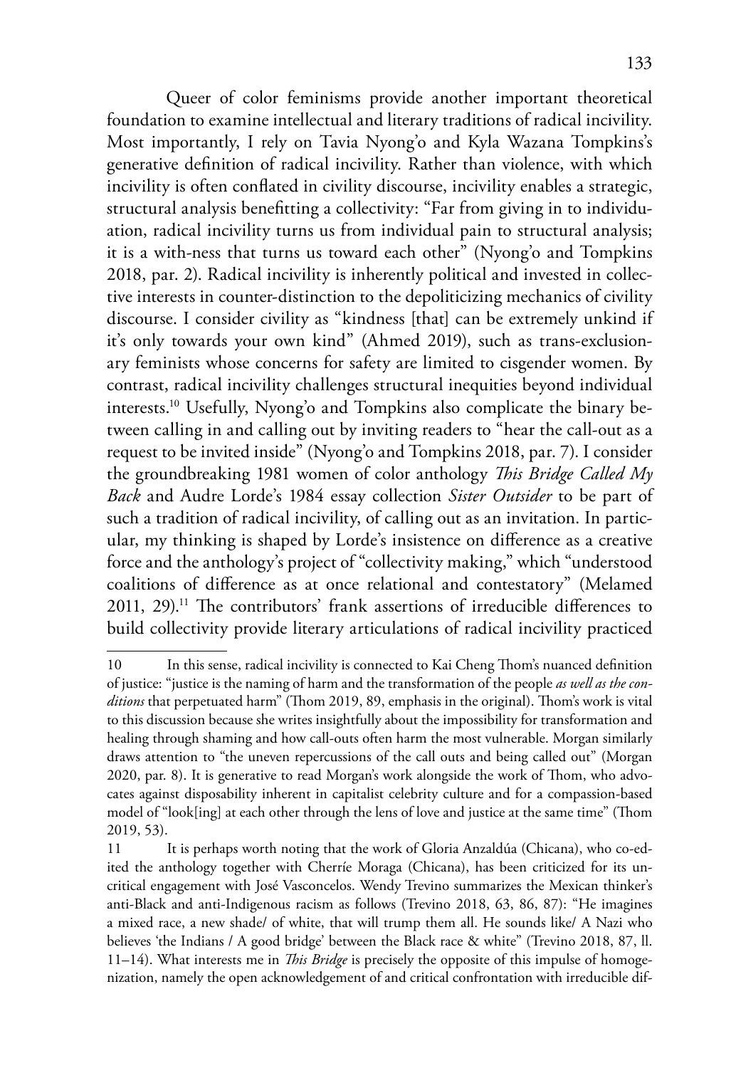Queer of color feminisms provide another important theoretical foundation to examine intellectual and literary traditions of radical incivility. Most importantly, I rely on Tavia Nyong'o and Kyla Wazana Tompkins's generative definition of radical incivility. Rather than violence, with which incivility is often conflated in civility discourse, incivility enables a strategic, structural analysis benefitting a collectivity: "Far from giving in to individuation, radical incivility turns us from individual pain to structural analysis; it is a with-ness that turns us toward each other" (Nyong'o and Tompkins 2018, par. 2). Radical incivility is inherently political and invested in collective interests in counter-distinction to the depoliticizing mechanics of civility discourse. I consider civility as "kindness [that] can be extremely unkind if it's only towards your own kind" (Ahmed 2019), such as trans-exclusionary feminists whose concerns for safety are limited to cisgender women. By contrast, radical incivility challenges structural inequities beyond individual interests.[10] Usefully, Nyong'o and Tompkins also complicate the binary between calling in and calling out by inviting readers to "hear the call-out as a request to be invited inside" (Nyong'o and Tompkins 2018, par. 7). I consider the groundbreaking 1981 women of color anthology *This Bridge Called My Back* and Audre Lorde's 1984 essay collection *Sister Outsider* to be part of such a tradition of radical incivility, of calling out as an invitation. In particular, my thinking is shaped by Lorde's insistence on difference as a creative force and the anthology's project of "collectivity making," which "understood coalitions of difference as at once relational and contestatory" (Melamed 2011, 29).[11] The contributors' frank assertions of irreducible differences to build collectivity provide literary articulations of radical incivility practiced

---

10 In this sense, radical incivility is connected to Kai Cheng Thom's nuanced definition of justice: "justice is the naming of harm and the transformation of the people *as well as the conditions* that perpetuated harm" (Thom 2019, 89, emphasis in the original). Thom's work is vital to this discussion because she writes insightfully about the impossibility for transformation and healing through shaming and how call-outs often harm the most vulnerable. Morgan similarly draws attention to "the uneven repercussions of the call outs and being called out" (Morgan 2020, par. 8). It is generative to read Morgan's work alongside the work of Thom, who advocates against disposability inherent in capitalist celebrity culture and for a compassion-based model of "look[ing] at each other through the lens of love and justice at the same time" (Thom 2019, 53).

11 It is perhaps worth noting that the work of Gloria Anzaldúa (Chicana), who co-edited the anthology together with Cherríe Moraga (Chicana), has been criticized for its uncritical engagement with José Vasconcelos. Wendy Trevino summarizes the Mexican thinker's anti-Black and anti-Indigenous racism as follows (Trevino 2018, 63, 86, 87): "He imagines a mixed race, a new shade/ of white, that will trump them all. He sounds like/ A Nazi who believes 'the Indians / A good bridge' between the Black race & white" (Trevino 2018, 87, ll. 11–14). What interests me in *This Bridge* is precisely the opposite of this impulse of homogenization, namely the open acknowledgement of and critical confrontation with irreducible dif-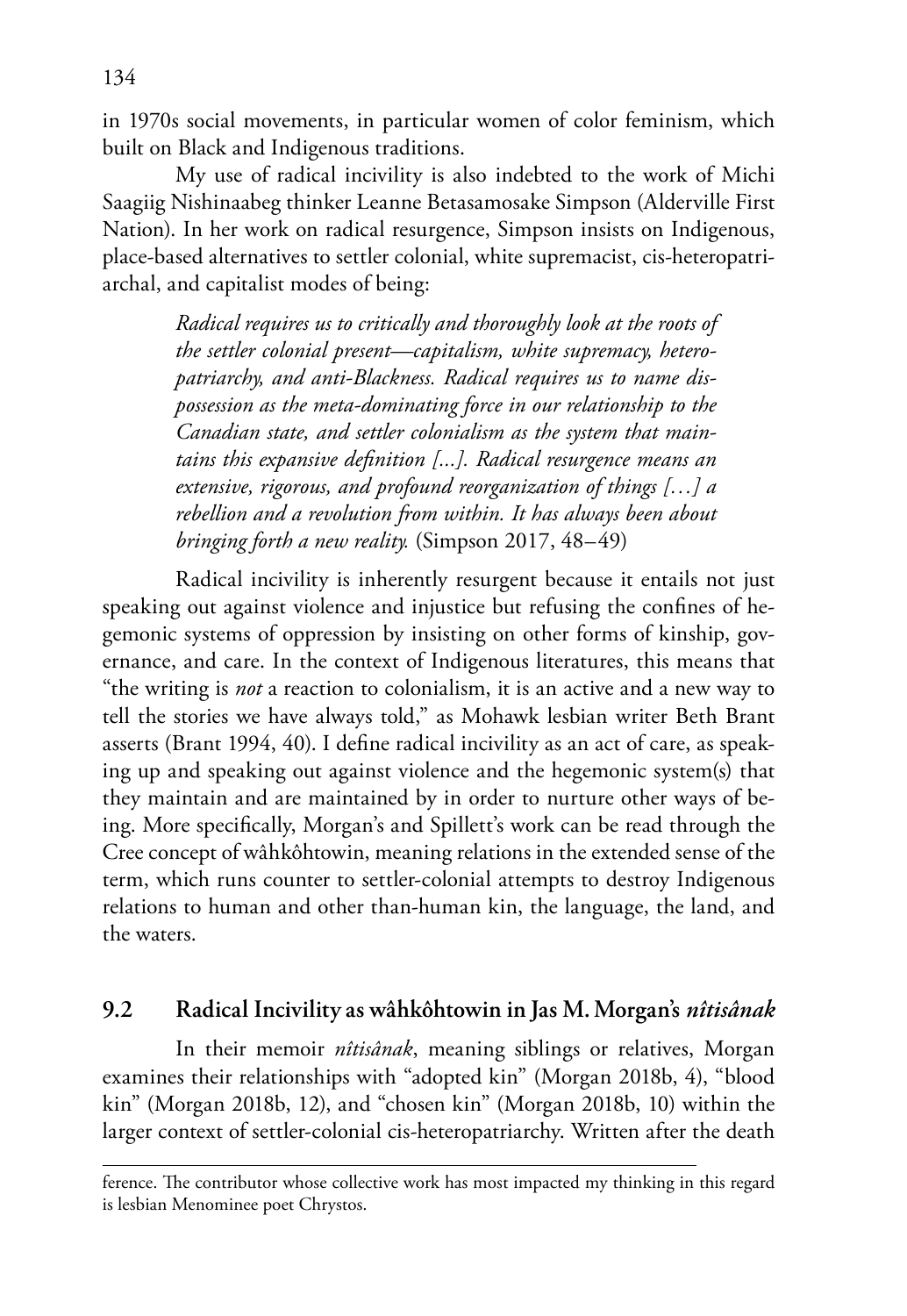in 1970s social movements, in particular women of color feminism, which built on Black and Indigenous traditions.

My use of radical incivility is also indebted to the work of Michi Saagiig Nishinaabeg thinker Leanne Betasamosake Simpson (Alderville First Nation). In her work on radical resurgence, Simpson insists on Indigenous, place-based alternatives to settler colonial, white supremacist, cis-heteropatriarchal, and capitalist modes of being:

> *Radical requires us to critically and thoroughly look at the roots of the settler colonial present—capitalism, white supremacy, heteropatriarchy, and anti-Blackness. Radical requires us to name dispossession as the meta-dominating force in our relationship to the Canadian state, and settler colonialism as the system that maintains this expansive definition [...]. Radical resurgence means an extensive, rigorous, and profound reorganization of things […] a rebellion and a revolution from within. It has always been about bringing forth a new reality.* (Simpson 2017, 48–49)

Radical incivility is inherently resurgent because it entails not just speaking out against violence and injustice but refusing the confines of hegemonic systems of oppression by insisting on other forms of kinship, governance, and care. In the context of Indigenous literatures, this means that "the writing is *not* a reaction to colonialism, it is an active and a new way to tell the stories we have always told," as Mohawk lesbian writer Beth Brant asserts (Brant 1994, 40). I define radical incivility as an act of care, as speaking up and speaking out against violence and the hegemonic system(s) that they maintain and are maintained by in order to nurture other ways of being. More specifically, Morgan's and Spillett's work can be read through the Cree concept of wâhkôhtowin, meaning relations in the extended sense of the term, which runs counter to settler-colonial attempts to destroy Indigenous relations to human and other than-human kin, the language, the land, and the waters.

## 9.2 Radical Incivility as wâhkôhtowin in Jas M. Morgan's *nîtisânak*

In their memoir *nîtisânak*, meaning siblings or relatives, Morgan examines their relationships with "adopted kin" (Morgan 2018b, 4), "blood kin" (Morgan 2018b, 12), and "chosen kin" (Morgan 2018b, 10) within the larger context of settler-colonial cis-heteropatriarchy. Written after the death

---

ference. The contributor whose collective work has most impacted my thinking in this regard is lesbian Menominee poet Chrystos.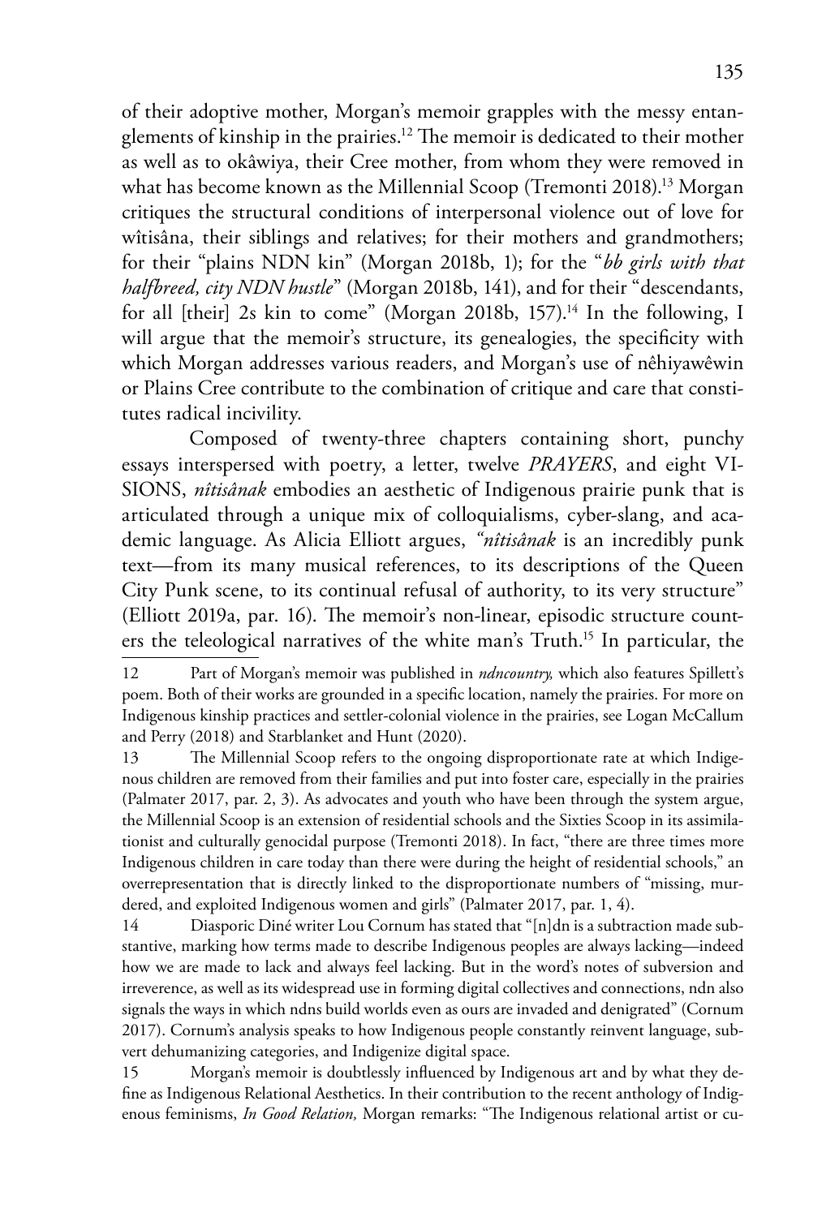of their adoptive mother, Morgan's memoir grapples with the messy entanglements of kinship in the prairies.[12] The memoir is dedicated to their mother as well as to okâwiya, their Cree mother, from whom they were removed in what has become known as the Millennial Scoop (Tremonti 2018).[13] Morgan critiques the structural conditions of interpersonal violence out of love for wîtisâna, their siblings and relatives; for their mothers and grandmothers; for their "plains NDN kin" (Morgan 2018b, 1); for the "*bb girls with that halfbreed, city NDN hustle*" (Morgan 2018b, 141), and for their "descendants, for all [their] 2s kin to come" (Morgan 2018b, 157).[14] In the following, I will argue that the memoir's structure, its genealogies, the specificity with which Morgan addresses various readers, and Morgan's use of nêhiyawêwin or Plains Cree contribute to the combination of critique and care that constitutes radical incivility.

Composed of twenty-three chapters containing short, punchy essays interspersed with poetry, a letter, twelve *PRAYERS*, and eight VISIONS, *nîtisânak* embodies an aesthetic of Indigenous prairie punk that is articulated through a unique mix of colloquialisms, cyber-slang, and academic language. As Alicia Elliott argues, *"nîtisânak* is an incredibly punk text—from its many musical references, to its descriptions of the Queen City Punk scene, to its continual refusal of authority, to its very structure" (Elliott 2019a, par. 16). The memoir's non-linear, episodic structure counters the teleological narratives of the white man's Truth.[15] In particular, the

---

12 Part of Morgan's memoir was published in *ndncountry,* which also features Spillett's poem. Both of their works are grounded in a specific location, namely the prairies. For more on Indigenous kinship practices and settler-colonial violence in the prairies, see Logan McCallum and Perry (2018) and Starblanket and Hunt (2020).

13 The Millennial Scoop refers to the ongoing disproportionate rate at which Indigenous children are removed from their families and put into foster care, especially in the prairies (Palmater 2017, par. 2, 3). As advocates and youth who have been through the system argue, the Millennial Scoop is an extension of residential schools and the Sixties Scoop in its assimilationist and culturally genocidal purpose (Tremonti 2018). In fact, "there are three times more Indigenous children in care today than there were during the height of residential schools," an overrepresentation that is directly linked to the disproportionate numbers of "missing, murdered, and exploited Indigenous women and girls" (Palmater 2017, par. 1, 4).

14 Diasporic Diné writer Lou Cornum has stated that "[n]dn is a subtraction made substantive, marking how terms made to describe Indigenous peoples are always lacking—indeed how we are made to lack and always feel lacking. But in the word's notes of subversion and irreverence, as well as its widespread use in forming digital collectives and connections, ndn also signals the ways in which ndns build worlds even as ours are invaded and denigrated" (Cornum 2017). Cornum's analysis speaks to how Indigenous people constantly reinvent language, subvert dehumanizing categories, and Indigenize digital space.

15 Morgan's memoir is doubtlessly influenced by Indigenous art and by what they define as Indigenous Relational Aesthetics. In their contribution to the recent anthology of Indigenous feminisms, *In Good Relation,* Morgan remarks: "The Indigenous relational artist or cu-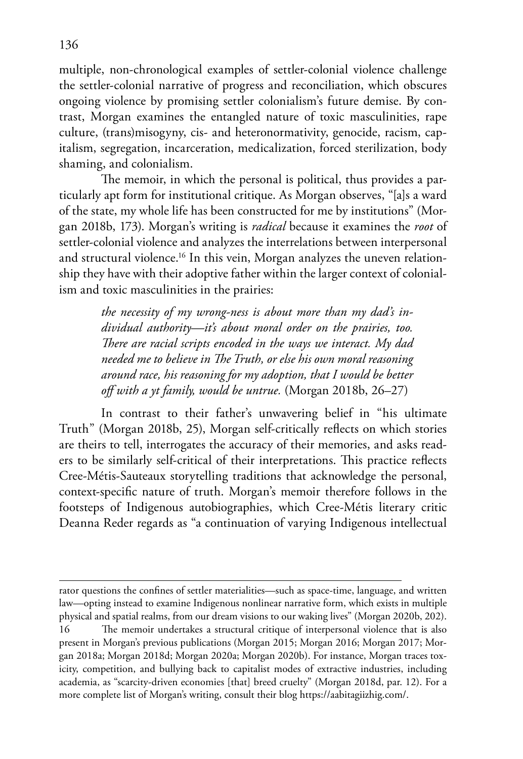multiple, non-chronological examples of settler-colonial violence challenge the settler-colonial narrative of progress and reconciliation, which obscures ongoing violence by promising settler colonialism's future demise. By contrast, Morgan examines the entangled nature of toxic masculinities, rape culture, (trans)misogyny, cis- and heteronormativity, genocide, racism, capitalism, segregation, incarceration, medicalization, forced sterilization, body shaming, and colonialism.

The memoir, in which the personal is political, thus provides a particularly apt form for institutional critique. As Morgan observes, "[a]s a ward of the state, my whole life has been constructed for me by institutions" (Morgan 2018b, 173). Morgan's writing is *radical* because it examines the *root* of settler-colonial violence and analyzes the interrelations between interpersonal and structural violence.[16] In this vein, Morgan analyzes the uneven relationship they have with their adoptive father within the larger context of colonialism and toxic masculinities in the prairies:

> *the necessity of my wrong-ness is about more than my dad's individual authority—it's about moral order on the prairies, too. There are racial scripts encoded in the ways we interact. My dad needed me to believe in The Truth, or else his own moral reasoning around race, his reasoning for my adoption, that I would be better off with a yt family, would be untrue.* (Morgan 2018b, 26–27)

In contrast to their father's unwavering belief in "his ultimate Truth" (Morgan 2018b, 25), Morgan self-critically reflects on which stories are theirs to tell, interrogates the accuracy of their memories, and asks readers to be similarly self-critical of their interpretations. This practice reflects Cree-Métis-Sauteaux storytelling traditions that acknowledge the personal, context-specific nature of truth. Morgan's memoir therefore follows in the footsteps of Indigenous autobiographies, which Cree-Métis literary critic Deanna Reder regards as "a continuation of varying Indigenous intellectual

---

rator questions the confines of settler materialities—such as space-time, language, and written law—opting instead to examine Indigenous nonlinear narrative form, which exists in multiple physical and spatial realms, from our dream visions to our waking lives" (Morgan 2020b, 202).

16 The memoir undertakes a structural critique of interpersonal violence that is also present in Morgan's previous publications (Morgan 2015; Morgan 2016; Morgan 2017; Morgan 2018a; Morgan 2018d; Morgan 2020a; Morgan 2020b). For instance, Morgan traces toxicity, competition, and bullying back to capitalist modes of extractive industries, including academia, as "scarcity-driven economies [that] breed cruelty" (Morgan 2018d, par. 12). For a more complete list of Morgan's writing, consult their blog https://aabitagiizhig.com/.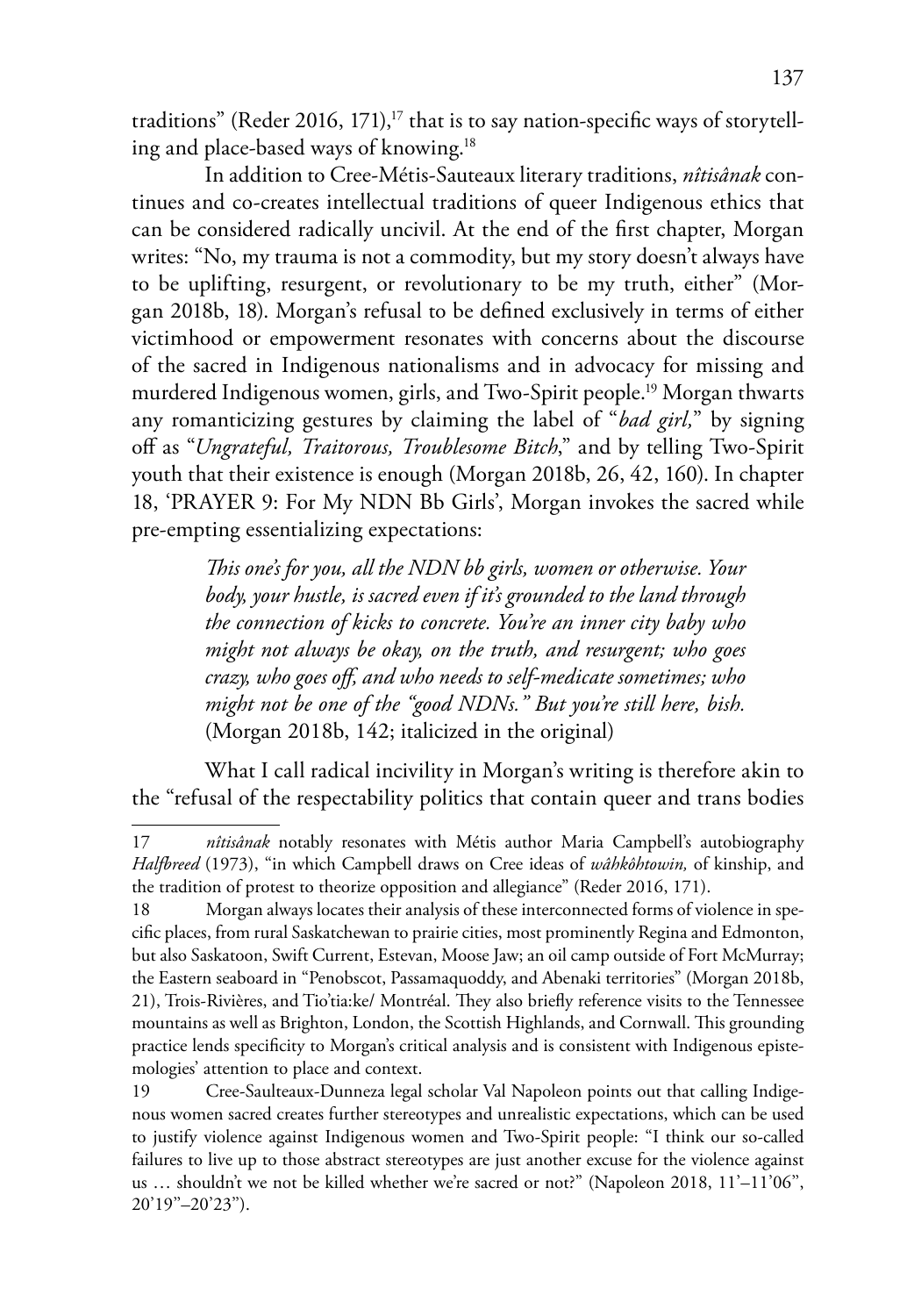traditions" (Reder 2016, 171),[17] that is to say nation-specific ways of storytelling and place-based ways of knowing.[18]

In addition to Cree-Métis-Sauteaux literary traditions, *nîtisânak* continues and co-creates intellectual traditions of queer Indigenous ethics that can be considered radically uncivil. At the end of the first chapter, Morgan writes: "No, my trauma is not a commodity, but my story doesn't always have to be uplifting, resurgent, or revolutionary to be my truth, either" (Morgan 2018b, 18). Morgan's refusal to be defined exclusively in terms of either victimhood or empowerment resonates with concerns about the discourse of the sacred in Indigenous nationalisms and in advocacy for missing and murdered Indigenous women, girls, and Two-Spirit people.[19] Morgan thwarts any romanticizing gestures by claiming the label of "*bad girl,*" by signing off as "*Ungrateful, Traitorous, Troublesome Bitch*," and by telling Two-Spirit youth that their existence is enough (Morgan 2018b, 26, 42, 160). In chapter 18, 'PRAYER 9: For My NDN Bb Girls', Morgan invokes the sacred while pre-empting essentializing expectations:

> *This one's for you, all the NDN bb girls, women or otherwise. Your body, your hustle, is sacred even if it's grounded to the land through the connection of kicks to concrete. You're an inner city baby who might not always be okay, on the truth, and resurgent; who goes crazy, who goes off, and who needs to self-medicate sometimes; who might not be one of the "good NDNs." But you're still here, bish.* (Morgan 2018b, 142; italicized in the original)

What I call radical incivility in Morgan's writing is therefore akin to the "refusal of the respectability politics that contain queer and trans bodies

---

17 *nîtisânak* notably resonates with Métis author Maria Campbell's autobiography *Halfbreed* (1973), "in which Campbell draws on Cree ideas of *wâhkôhtowin,* of kinship, and the tradition of protest to theorize opposition and allegiance" (Reder 2016, 171).

18 Morgan always locates their analysis of these interconnected forms of violence in specific places, from rural Saskatchewan to prairie cities, most prominently Regina and Edmonton, but also Saskatoon, Swift Current, Estevan, Moose Jaw; an oil camp outside of Fort McMurray; the Eastern seaboard in "Penobscot, Passamaquoddy, and Abenaki territories" (Morgan 2018b, 21), Trois-Rivières, and Tio'tia:ke/ Montréal. They also briefly reference visits to the Tennessee mountains as well as Brighton, London, the Scottish Highlands, and Cornwall. This grounding practice lends specificity to Morgan's critical analysis and is consistent with Indigenous epistemologies' attention to place and context.

19 Cree-Saulteaux-Dunneza legal scholar Val Napoleon points out that calling Indigenous women sacred creates further stereotypes and unrealistic expectations, which can be used to justify violence against Indigenous women and Two-Spirit people: "I think our so-called failures to live up to those abstract stereotypes are just another excuse for the violence against us … shouldn't we not be killed whether we're sacred or not?" (Napoleon 2018, 11'–11'06", 20'19"–20'23").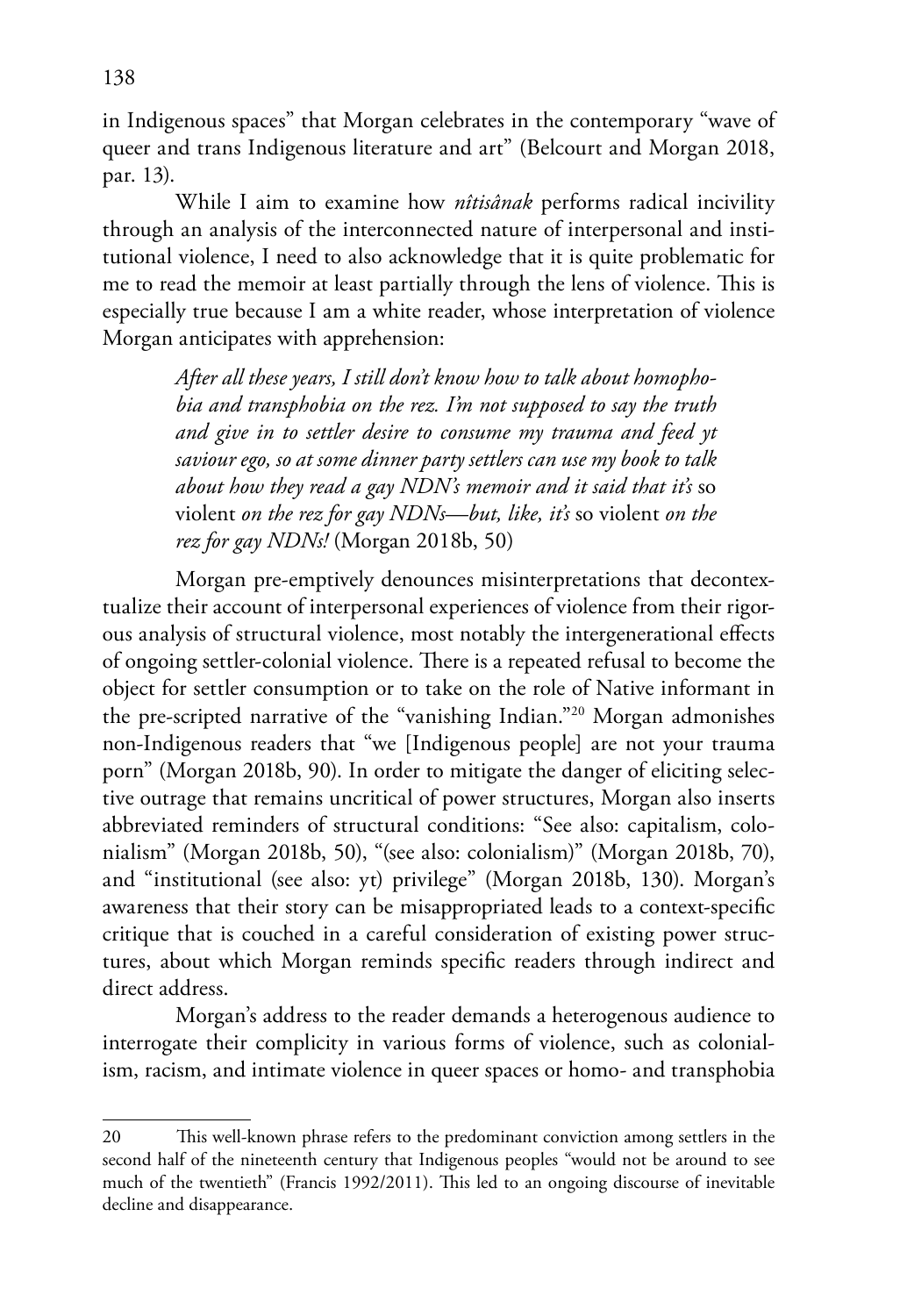in Indigenous spaces" that Morgan celebrates in the contemporary "wave of queer and trans Indigenous literature and art" (Belcourt and Morgan 2018, par. 13).

While I aim to examine how *nîtisânak* performs radical incivility through an analysis of the interconnected nature of interpersonal and institutional violence, I need to also acknowledge that it is quite problematic for me to read the memoir at least partially through the lens of violence. This is especially true because I am a white reader, whose interpretation of violence Morgan anticipates with apprehension:

> *After all these years, I still don't know how to talk about homophobia and transphobia on the rez. I'm not supposed to say the truth and give in to settler desire to consume my trauma and feed yt saviour ego, so at some dinner party settlers can use my book to talk about how they read a gay NDN's memoir and it said that it's* so violent *on the rez for gay NDNs—but, like, it's* so violent *on the rez for gay NDNs!* (Morgan 2018b, 50)

Morgan pre-emptively denounces misinterpretations that decontextualize their account of interpersonal experiences of violence from their rigorous analysis of structural violence, most notably the intergenerational effects of ongoing settler-colonial violence. There is a repeated refusal to become the object for settler consumption or to take on the role of Native informant in the pre-scripted narrative of the "vanishing Indian."[20] Morgan admonishes non-Indigenous readers that "we [Indigenous people] are not your trauma porn" (Morgan 2018b, 90). In order to mitigate the danger of eliciting selective outrage that remains uncritical of power structures, Morgan also inserts abbreviated reminders of structural conditions: "See also: capitalism, colonialism" (Morgan 2018b, 50), "(see also: colonialism)" (Morgan 2018b, 70), and "institutional (see also: yt) privilege" (Morgan 2018b, 130). Morgan's awareness that their story can be misappropriated leads to a context-specific critique that is couched in a careful consideration of existing power structures, about which Morgan reminds specific readers through indirect and direct address.

Morgan's address to the reader demands a heterogenous audience to interrogate their complicity in various forms of violence, such as colonialism, racism, and intimate violence in queer spaces or homo- and transphobia

---

20 This well-known phrase refers to the predominant conviction among settlers in the second half of the nineteenth century that Indigenous peoples "would not be around to see much of the twentieth" (Francis 1992/2011). This led to an ongoing discourse of inevitable decline and disappearance.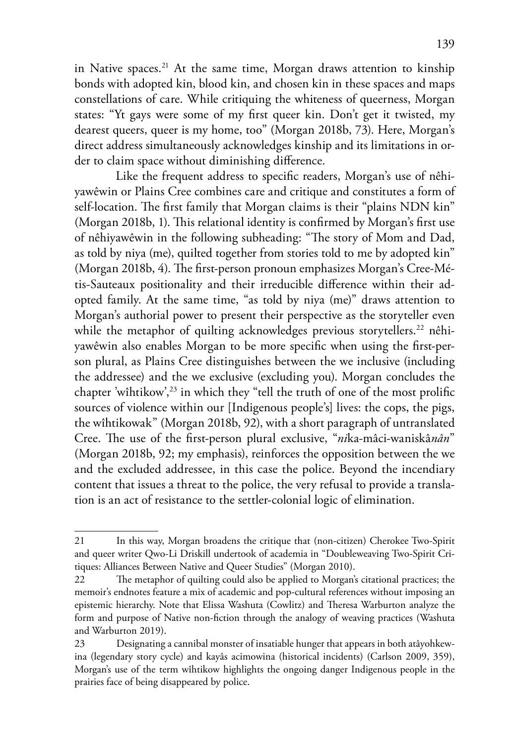in Native spaces.[21] At the same time, Morgan draws attention to kinship bonds with adopted kin, blood kin, and chosen kin in these spaces and maps constellations of care. While critiquing the whiteness of queerness, Morgan states: "Yt gays were some of my first queer kin. Don't get it twisted, my dearest queers, queer is my home, too" (Morgan 2018b, 73). Here, Morgan's direct address simultaneously acknowledges kinship and its limitations in order to claim space without diminishing difference.

Like the frequent address to specific readers, Morgan's use of nêhiyawêwin or Plains Cree combines care and critique and constitutes a form of self-location. The first family that Morgan claims is their "plains NDN kin" (Morgan 2018b, 1). This relational identity is confirmed by Morgan's first use of nêhiyawêwin in the following subheading: "The story of Mom and Dad, as told by niya (me), quilted together from stories told to me by adopted kin" (Morgan 2018b, 4). The first-person pronoun emphasizes Morgan's Cree-Métis-Sauteaux positionality and their irreducible difference within their adopted family. At the same time, "as told by niya (me)" draws attention to Morgan's authorial power to present their perspective as the storyteller even while the metaphor of quilting acknowledges previous storytellers.[22] nêhiyawêwin also enables Morgan to be more specific when using the first-person plural, as Plains Cree distinguishes between the we inclusive (including the addressee) and the we exclusive (excluding you). Morgan concludes the chapter 'wîhtikow',[23] in which they "tell the truth of one of the most prolific sources of violence within our [Indigenous people's] lives: the cops, the pigs, the wîhtikowak" (Morgan 2018b, 92), with a short paragraph of untranslated Cree. The use of the first-person plural exclusive, "*ni*ka-mâci-waniskâ*nân*" (Morgan 2018b, 92; my emphasis), reinforces the opposition between the we and the excluded addressee, in this case the police. Beyond the incendiary content that issues a threat to the police, the very refusal to provide a translation is an act of resistance to the settler-colonial logic of elimination.

---

21 In this way, Morgan broadens the critique that (non-citizen) Cherokee Two-Spirit and queer writer Qwo-Li Driskill undertook of academia in "Doubleweaving Two-Spirit Critiques: Alliances Between Native and Queer Studies" (Morgan 2010).

22 The metaphor of quilting could also be applied to Morgan's citational practices; the memoir's endnotes feature a mix of academic and pop-cultural references without imposing an epistemic hierarchy. Note that Elissa Washuta (Cowlitz) and Theresa Warburton analyze the form and purpose of Native non-fiction through the analogy of weaving practices (Washuta and Warburton 2019).

23 Designating a cannibal monster of insatiable hunger that appears in both atâyohkewina (legendary story cycle) and kayâs acimowina (historical incidents) (Carlson 2009, 359), Morgan's use of the term wîhtikow highlights the ongoing danger Indigenous people in the prairies face of being disappeared by police.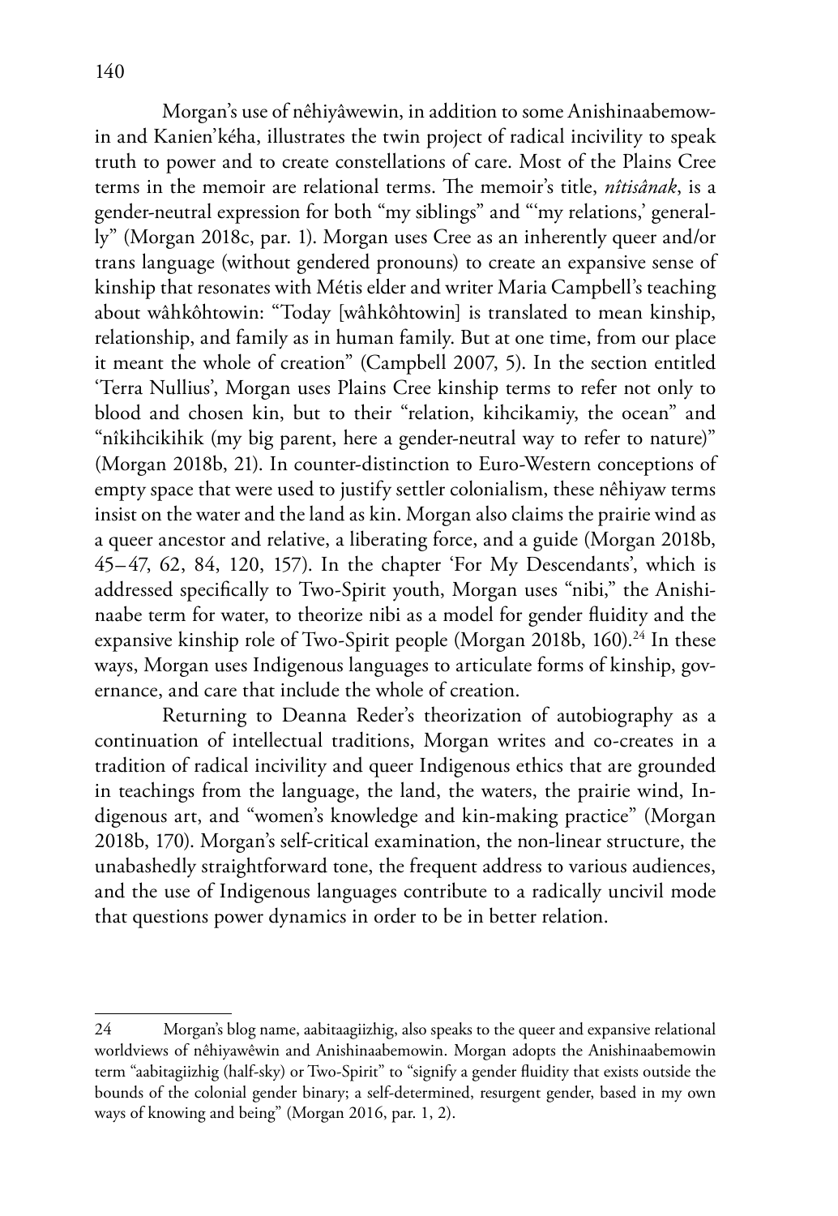Morgan's use of nêhiyâwewin, in addition to some Anishinaabemowin and Kanien'kéha, illustrates the twin project of radical incivility to speak truth to power and to create constellations of care. Most of the Plains Cree terms in the memoir are relational terms. The memoir's title, *nîtisânak*, is a gender-neutral expression for both "my siblings" and "'my relations,' generally" (Morgan 2018c, par. 1). Morgan uses Cree as an inherently queer and/or trans language (without gendered pronouns) to create an expansive sense of kinship that resonates with Métis elder and writer Maria Campbell's teaching about wâhkôhtowin: "Today [wâhkôhtowin] is translated to mean kinship, relationship, and family as in human family. But at one time, from our place it meant the whole of creation" (Campbell 2007, 5). In the section entitled 'Terra Nullius', Morgan uses Plains Cree kinship terms to refer not only to blood and chosen kin, but to their "relation, kihcikamiy, the ocean" and "nîkihcikihik (my big parent, here a gender-neutral way to refer to nature)" (Morgan 2018b, 21). In counter-distinction to Euro-Western conceptions of empty space that were used to justify settler colonialism, these nêhiyaw terms insist on the water and the land as kin. Morgan also claims the prairie wind as a queer ancestor and relative, a liberating force, and a guide (Morgan 2018b, 45–47, 62, 84, 120, 157). In the chapter 'For My Descendants', which is addressed specifically to Two-Spirit youth, Morgan uses "nibi," the Anishinaabe term for water, to theorize nibi as a model for gender fluidity and the expansive kinship role of Two-Spirit people (Morgan 2018b, 160).[24] In these ways, Morgan uses Indigenous languages to articulate forms of kinship, governance, and care that include the whole of creation.

Returning to Deanna Reder's theorization of autobiography as a continuation of intellectual traditions, Morgan writes and co-creates in a tradition of radical incivility and queer Indigenous ethics that are grounded in teachings from the language, the land, the waters, the prairie wind, Indigenous art, and "women's knowledge and kin-making practice" (Morgan 2018b, 170). Morgan's self-critical examination, the non-linear structure, the unabashedly straightforward tone, the frequent address to various audiences, and the use of Indigenous languages contribute to a radically uncivil mode that questions power dynamics in order to be in better relation.

---

24 Morgan's blog name, aabitaagiizhig, also speaks to the queer and expansive relational worldviews of nêhiyawêwin and Anishinaabemowin. Morgan adopts the Anishinaabemowin term "aabitagiizhig (half-sky) or Two-Spirit" to "signify a gender fluidity that exists outside the bounds of the colonial gender binary; a self-determined, resurgent gender, based in my own ways of knowing and being" (Morgan 2016, par. 1, 2).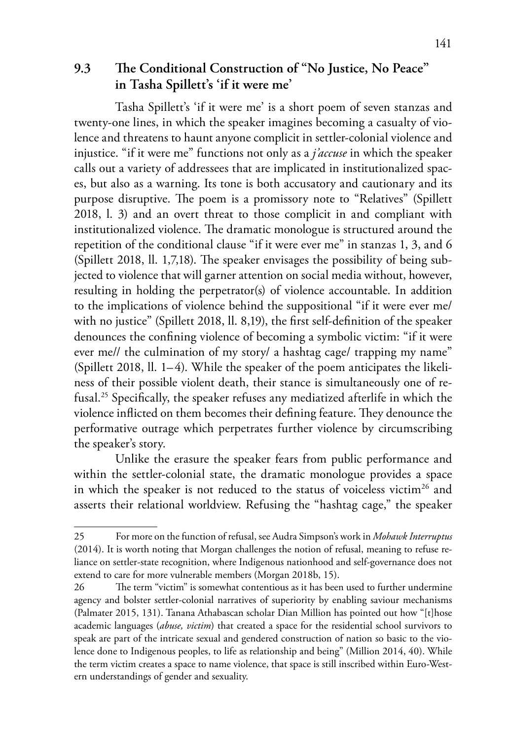## 9.3 The Conditional Construction of "No Justice, No Peace" in Tasha Spillett's 'if it were me'

Tasha Spillett's 'if it were me' is a short poem of seven stanzas and twenty-one lines, in which the speaker imagines becoming a casualty of violence and threatens to haunt anyone complicit in settler-colonial violence and injustice. "if it were me" functions not only as a *j'accuse* in which the speaker calls out a variety of addressees that are implicated in institutionalized spaces, but also as a warning. Its tone is both accusatory and cautionary and its purpose disruptive. The poem is a promissory note to "Relatives" (Spillett 2018, l. 3) and an overt threat to those complicit in and compliant with institutionalized violence. The dramatic monologue is structured around the repetition of the conditional clause "if it were ever me" in stanzas 1, 3, and 6 (Spillett 2018, ll. 1,7,18). The speaker envisages the possibility of being subjected to violence that will garner attention on social media without, however, resulting in holding the perpetrator(s) of violence accountable. In addition to the implications of violence behind the suppositional "if it were ever me/ with no justice" (Spillett 2018, ll. 8,19), the first self-definition of the speaker denounces the confining violence of becoming a symbolic victim: "if it were ever me// the culmination of my story/ a hashtag cage/ trapping my name" (Spillett 2018, ll. 1–4). While the speaker of the poem anticipates the likeliness of their possible violent death, their stance is simultaneously one of refusal.[25] Specifically, the speaker refuses any mediatized afterlife in which the violence inflicted on them becomes their defining feature. They denounce the performative outrage which perpetrates further violence by circumscribing the speaker's story.

Unlike the erasure the speaker fears from public performance and within the settler-colonial state, the dramatic monologue provides a space in which the speaker is not reduced to the status of voiceless victim[26] and asserts their relational worldview. Refusing the "hashtag cage," the speaker

---

25 For more on the function of refusal, see Audra Simpson's work in *Mohawk Interruptus* (2014). It is worth noting that Morgan challenges the notion of refusal, meaning to refuse reliance on settler-state recognition, where Indigenous nationhood and self-governance does not extend to care for more vulnerable members (Morgan 2018b, 15).

26 The term "victim" is somewhat contentious as it has been used to further undermine agency and bolster settler-colonial narratives of superiority by enabling saviour mechanisms (Palmater 2015, 131). Tanana Athabascan scholar Dian Million has pointed out how "[t]hose academic languages (*abuse, victim*) that created a space for the residential school survivors to speak are part of the intricate sexual and gendered construction of nation so basic to the violence done to Indigenous peoples, to life as relationship and being" (Million 2014, 40). While the term victim creates a space to name violence, that space is still inscribed within Euro-Western understandings of gender and sexuality.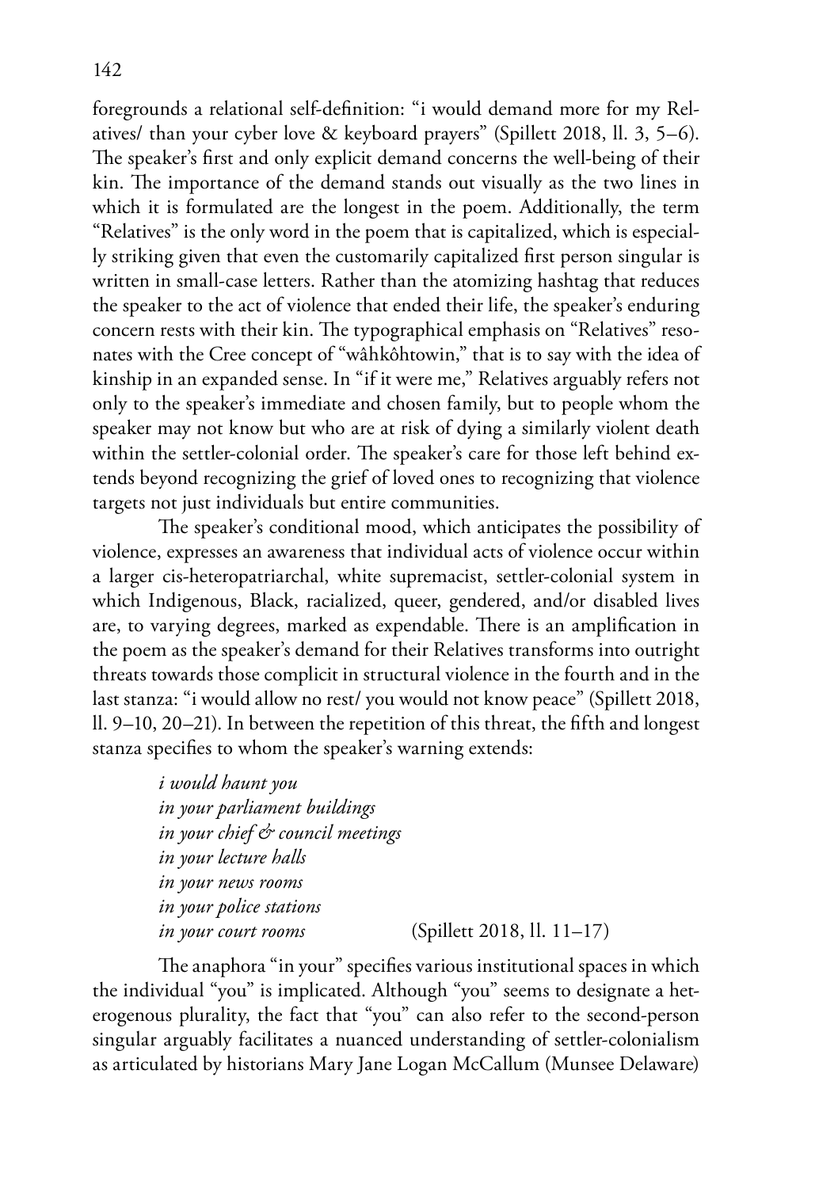foregrounds a relational self-definition: "i would demand more for my Relatives/ than your cyber love & keyboard prayers" (Spillett 2018, ll. 3, 5–6). The speaker's first and only explicit demand concerns the well-being of their kin. The importance of the demand stands out visually as the two lines in which it is formulated are the longest in the poem. Additionally, the term "Relatives" is the only word in the poem that is capitalized, which is especially striking given that even the customarily capitalized first person singular is written in small-case letters. Rather than the atomizing hashtag that reduces the speaker to the act of violence that ended their life, the speaker's enduring concern rests with their kin. The typographical emphasis on "Relatives" resonates with the Cree concept of "wâhkôhtowin," that is to say with the idea of kinship in an expanded sense. In "if it were me," Relatives arguably refers not only to the speaker's immediate and chosen family, but to people whom the speaker may not know but who are at risk of dying a similarly violent death within the settler-colonial order. The speaker's care for those left behind extends beyond recognizing the grief of loved ones to recognizing that violence targets not just individuals but entire communities.

The speaker's conditional mood, which anticipates the possibility of violence, expresses an awareness that individual acts of violence occur within a larger cis-heteropatriarchal, white supremacist, settler-colonial system in which Indigenous, Black, racialized, queer, gendered, and/or disabled lives are, to varying degrees, marked as expendable. There is an amplification in the poem as the speaker's demand for their Relatives transforms into outright threats towards those complicit in structural violence in the fourth and in the last stanza: "i would allow no rest/ you would not know peace" (Spillett 2018, ll. 9–10, 20–21). In between the repetition of this threat, the fifth and longest stanza specifies to whom the speaker's warning extends:

> *i would haunt you*
> *in your parliament buildings*
> *in your chief & council meetings*
> *in your lecture halls*
> *in your news rooms*
> *in your police stations*
> *in your court rooms* (Spillett 2018, ll. 11–17)

The anaphora "in your" specifies various institutional spaces in which the individual "you" is implicated. Although "you" seems to designate a heterogenous plurality, the fact that "you" can also refer to the second-person singular arguably facilitates a nuanced understanding of settler-colonialism as articulated by historians Mary Jane Logan McCallum (Munsee Delaware)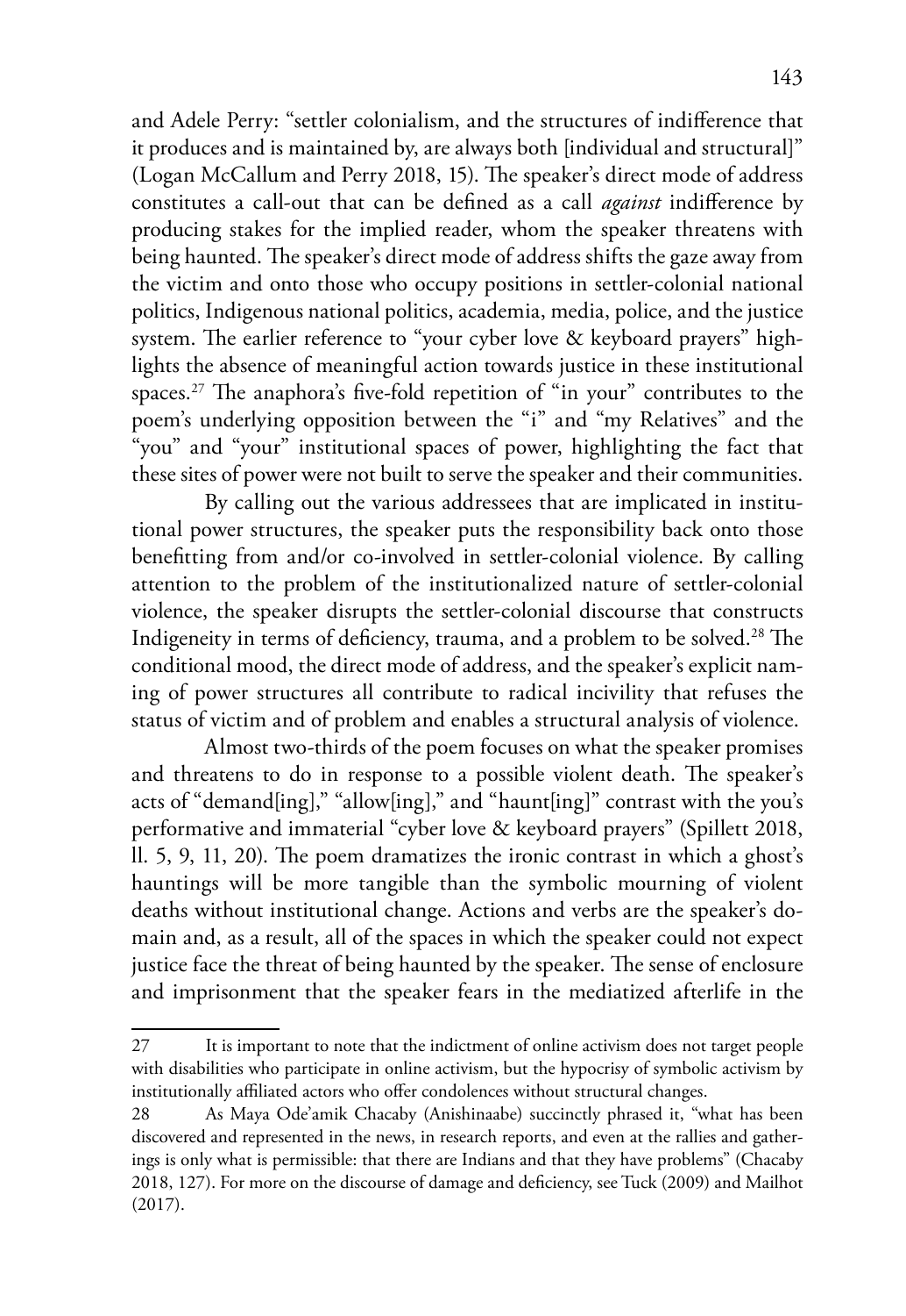and Adele Perry: "settler colonialism, and the structures of indifference that it produces and is maintained by, are always both [individual and structural]" (Logan McCallum and Perry 2018, 15). The speaker's direct mode of address constitutes a call-out that can be defined as a call *against* indifference by producing stakes for the implied reader, whom the speaker threatens with being haunted. The speaker's direct mode of address shifts the gaze away from the victim and onto those who occupy positions in settler-colonial national politics, Indigenous national politics, academia, media, police, and the justice system. The earlier reference to "your cyber love & keyboard prayers" highlights the absence of meaningful action towards justice in these institutional spaces.[27] The anaphora's five-fold repetition of "in your" contributes to the poem's underlying opposition between the "i" and "my Relatives" and the "you" and "your" institutional spaces of power, highlighting the fact that these sites of power were not built to serve the speaker and their communities.

By calling out the various addressees that are implicated in institutional power structures, the speaker puts the responsibility back onto those benefitting from and/or co-involved in settler-colonial violence. By calling attention to the problem of the institutionalized nature of settler-colonial violence, the speaker disrupts the settler-colonial discourse that constructs Indigeneity in terms of deficiency, trauma, and a problem to be solved.[28] The conditional mood, the direct mode of address, and the speaker's explicit naming of power structures all contribute to radical incivility that refuses the status of victim and of problem and enables a structural analysis of violence.

Almost two-thirds of the poem focuses on what the speaker promises and threatens to do in response to a possible violent death. The speaker's acts of "demand[ing]," "allow[ing]," and "haunt[ing]" contrast with the you's performative and immaterial "cyber love & keyboard prayers" (Spillett 2018, ll. 5, 9, 11, 20). The poem dramatizes the ironic contrast in which a ghost's hauntings will be more tangible than the symbolic mourning of violent deaths without institutional change. Actions and verbs are the speaker's domain and, as a result, all of the spaces in which the speaker could not expect justice face the threat of being haunted by the speaker. The sense of enclosure and imprisonment that the speaker fears in the mediatized afterlife in the

---

27 It is important to note that the indictment of online activism does not target people with disabilities who participate in online activism, but the hypocrisy of symbolic activism by institutionally affiliated actors who offer condolences without structural changes.

28 As Maya Ode'amik Chacaby (Anishinaabe) succinctly phrased it, "what has been discovered and represented in the news, in research reports, and even at the rallies and gatherings is only what is permissible: that there are Indians and that they have problems" (Chacaby 2018, 127). For more on the discourse of damage and deficiency, see Tuck (2009) and Mailhot (2017).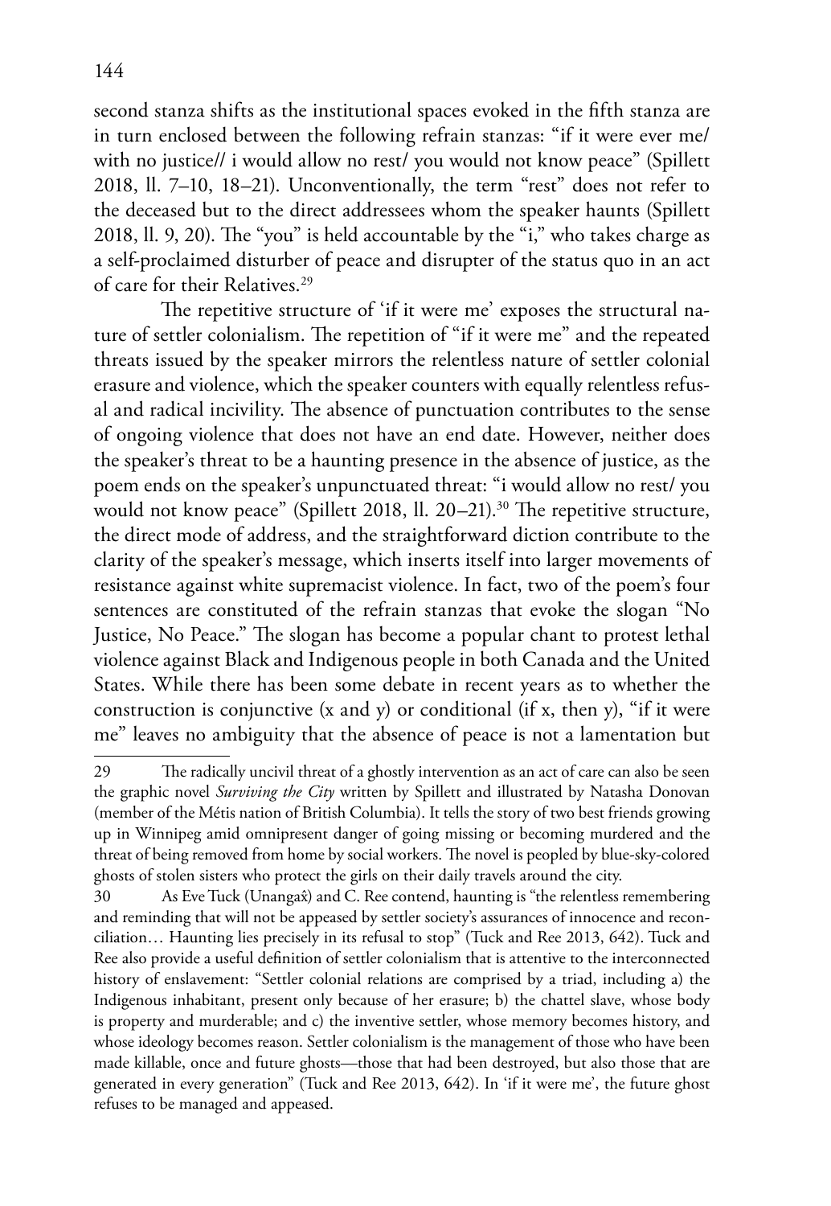second stanza shifts as the institutional spaces evoked in the fifth stanza are in turn enclosed between the following refrain stanzas: "if it were ever me/ with no justice// i would allow no rest/ you would not know peace" (Spillett 2018, ll. 7–10, 18–21). Unconventionally, the term "rest" does not refer to the deceased but to the direct addressees whom the speaker haunts (Spillett 2018, ll. 9, 20). The "you" is held accountable by the "i," who takes charge as a self-proclaimed disturber of peace and disrupter of the status quo in an act of care for their Relatives.[29]

The repetitive structure of 'if it were me' exposes the structural nature of settler colonialism. The repetition of "if it were me" and the repeated threats issued by the speaker mirrors the relentless nature of settler colonial erasure and violence, which the speaker counters with equally relentless refusal and radical incivility. The absence of punctuation contributes to the sense of ongoing violence that does not have an end date. However, neither does the speaker's threat to be a haunting presence in the absence of justice, as the poem ends on the speaker's unpunctuated threat: "i would allow no rest/ you would not know peace" (Spillett 2018, ll. 20–21).[30] The repetitive structure, the direct mode of address, and the straightforward diction contribute to the clarity of the speaker's message, which inserts itself into larger movements of resistance against white supremacist violence. In fact, two of the poem's four sentences are constituted of the refrain stanzas that evoke the slogan "No Justice, No Peace." The slogan has become a popular chant to protest lethal violence against Black and Indigenous people in both Canada and the United States. While there has been some debate in recent years as to whether the construction is conjunctive (x and y) or conditional (if x, then y), "if it were me" leaves no ambiguity that the absence of peace is not a lamentation but

---

29 The radically uncivil threat of a ghostly intervention as an act of care can also be seen the graphic novel *Surviving the City* written by Spillett and illustrated by Natasha Donovan (member of the Métis nation of British Columbia). It tells the story of two best friends growing up in Winnipeg amid omnipresent danger of going missing or becoming murdered and the threat of being removed from home by social workers. The novel is peopled by blue-sky-colored ghosts of stolen sisters who protect the girls on their daily travels around the city.

30 As Eve Tuck (Unangax̂) and C. Ree contend, haunting is "the relentless remembering and reminding that will not be appeased by settler society's assurances of innocence and reconciliation… Haunting lies precisely in its refusal to stop" (Tuck and Ree 2013, 642). Tuck and Ree also provide a useful definition of settler colonialism that is attentive to the interconnected history of enslavement: "Settler colonial relations are comprised by a triad, including a) the Indigenous inhabitant, present only because of her erasure; b) the chattel slave, whose body is property and murderable; and c) the inventive settler, whose memory becomes history, and whose ideology becomes reason. Settler colonialism is the management of those who have been made killable, once and future ghosts—those that had been destroyed, but also those that are generated in every generation" (Tuck and Ree 2013, 642). In 'if it were me', the future ghost refuses to be managed and appeased.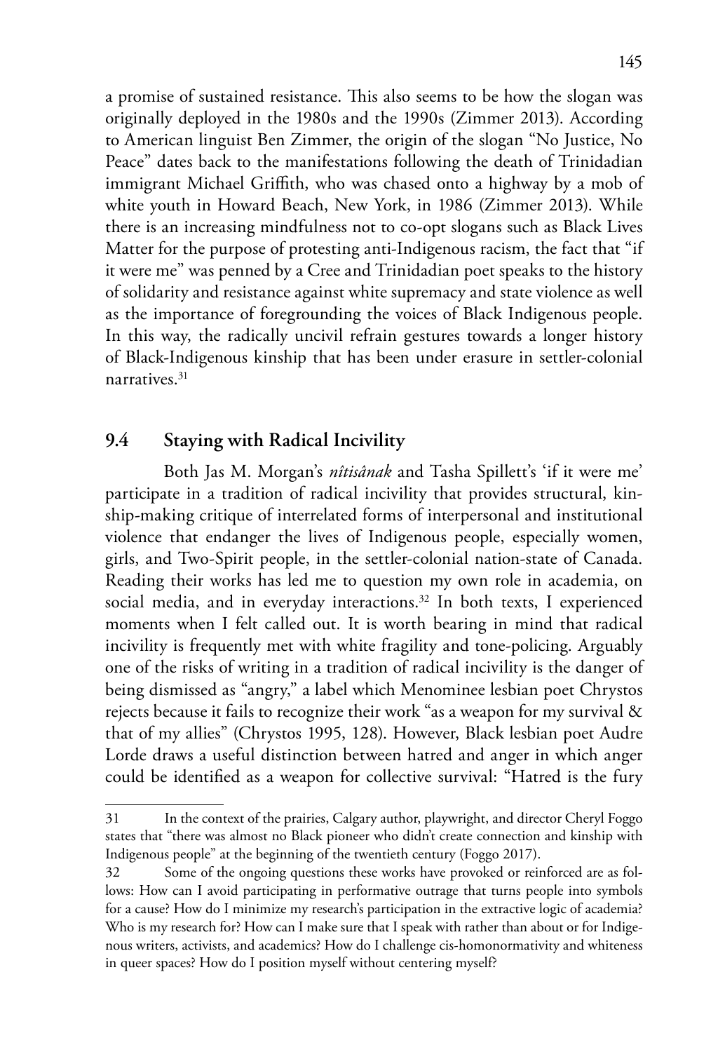a promise of sustained resistance. This also seems to be how the slogan was originally deployed in the 1980s and the 1990s (Zimmer 2013). According to American linguist Ben Zimmer, the origin of the slogan "No Justice, No Peace" dates back to the manifestations following the death of Trinidadian immigrant Michael Griffith, who was chased onto a highway by a mob of white youth in Howard Beach, New York, in 1986 (Zimmer 2013). While there is an increasing mindfulness not to co-opt slogans such as Black Lives Matter for the purpose of protesting anti-Indigenous racism, the fact that "if it were me" was penned by a Cree and Trinidadian poet speaks to the history of solidarity and resistance against white supremacy and state violence as well as the importance of foregrounding the voices of Black Indigenous people. In this way, the radically uncivil refrain gestures towards a longer history of Black-Indigenous kinship that has been under erasure in settler-colonial narratives.[31]

## 9.4 Staying with Radical Incivility

Both Jas M. Morgan's *nîtisânak* and Tasha Spillett's 'if it were me' participate in a tradition of radical incivility that provides structural, kinship-making critique of interrelated forms of interpersonal and institutional violence that endanger the lives of Indigenous people, especially women, girls, and Two-Spirit people, in the settler-colonial nation-state of Canada. Reading their works has led me to question my own role in academia, on social media, and in everyday interactions.[32] In both texts, I experienced moments when I felt called out. It is worth bearing in mind that radical incivility is frequently met with white fragility and tone-policing. Arguably one of the risks of writing in a tradition of radical incivility is the danger of being dismissed as "angry," a label which Menominee lesbian poet Chrystos rejects because it fails to recognize their work "as a weapon for my survival & that of my allies" (Chrystos 1995, 128). However, Black lesbian poet Audre Lorde draws a useful distinction between hatred and anger in which anger could be identified as a weapon for collective survival: "Hatred is the fury

---

31 In the context of the prairies, Calgary author, playwright, and director Cheryl Foggo states that "there was almost no Black pioneer who didn't create connection and kinship with Indigenous people" at the beginning of the twentieth century (Foggo 2017).

32 Some of the ongoing questions these works have provoked or reinforced are as follows: How can I avoid participating in performative outrage that turns people into symbols for a cause? How do I minimize my research's participation in the extractive logic of academia? Who is my research for? How can I make sure that I speak with rather than about or for Indigenous writers, activists, and academics? How do I challenge cis-homonormativity and whiteness in queer spaces? How do I position myself without centering myself?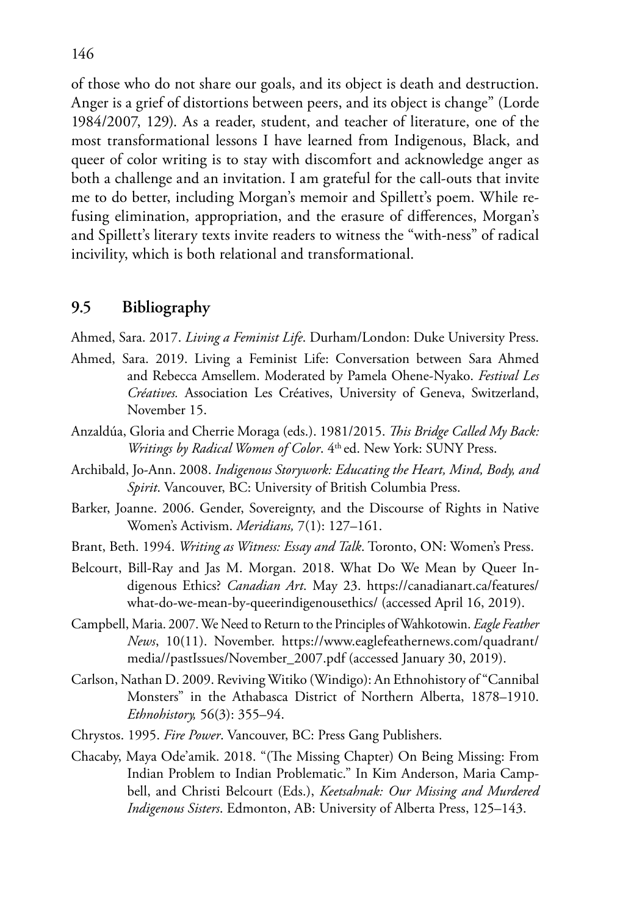of those who do not share our goals, and its object is death and destruction. Anger is a grief of distortions between peers, and its object is change" (Lorde 1984/2007, 129). As a reader, student, and teacher of literature, one of the most transformational lessons I have learned from Indigenous, Black, and queer of color writing is to stay with discomfort and acknowledge anger as both a challenge and an invitation. I am grateful for the call-outs that invite me to do better, including Morgan's memoir and Spillett's poem. While refusing elimination, appropriation, and the erasure of differences, Morgan's and Spillett's literary texts invite readers to witness the "with-ness" of radical incivility, which is both relational and transformational.

## 9.5 Bibliography

Ahmed, Sara. 2017. *Living a Feminist Life*. Durham/London: Duke University Press.

Ahmed, Sara. 2019. Living a Feminist Life: Conversation between Sara Ahmed and Rebecca Amsellem. Moderated by Pamela Ohene-Nyako. *Festival Les Créatives.* Association Les Créatives, University of Geneva, Switzerland, November 15.

Anzaldúa, Gloria and Cherrie Moraga (eds.). 1981/2015. *This Bridge Called My Back: Writings by Radical Women of Color*. 4th ed. New York: SUNY Press.

Archibald, Jo-Ann. 2008. *Indigenous Storywork: Educating the Heart, Mind, Body, and Spirit*. Vancouver, BC: University of British Columbia Press.

Barker, Joanne. 2006. Gender, Sovereignty, and the Discourse of Rights in Native Women's Activism. *Meridians,* 7(1): 127–161.

Brant, Beth. 1994. *Writing as Witness: Essay and Talk*. Toronto, ON: Women's Press.

Belcourt, Bill-Ray and Jas M. Morgan. 2018. What Do We Mean by Queer Indigenous Ethics? *Canadian Art*. May 23. https://canadianart.ca/features/what-do-we-mean-by-queerindigenousethics/ (accessed April 16, 2019).

Campbell, Maria. 2007. We Need to Return to the Principles of Wahkotowin. *Eagle Feather News*, 10(11). November. https://www.eaglefeathernews.com/quadrant/media//pastIssues/November_2007.pdf (accessed January 30, 2019).

Carlson, Nathan D. 2009. Reviving Witiko (Windigo): An Ethnohistory of "Cannibal Monsters" in the Athabasca District of Northern Alberta, 1878–1910. *Ethnohistory,* 56(3): 355–94.

Chrystos. 1995. *Fire Power*. Vancouver, BC: Press Gang Publishers.

Chacaby, Maya Ode'amik. 2018. "(The Missing Chapter) On Being Missing: From Indian Problem to Indian Problematic." In Kim Anderson, Maria Campbell, and Christi Belcourt (Eds.), *Keetsahnak: Our Missing and Murdered Indigenous Sisters*. Edmonton, AB: University of Alberta Press, 125–143.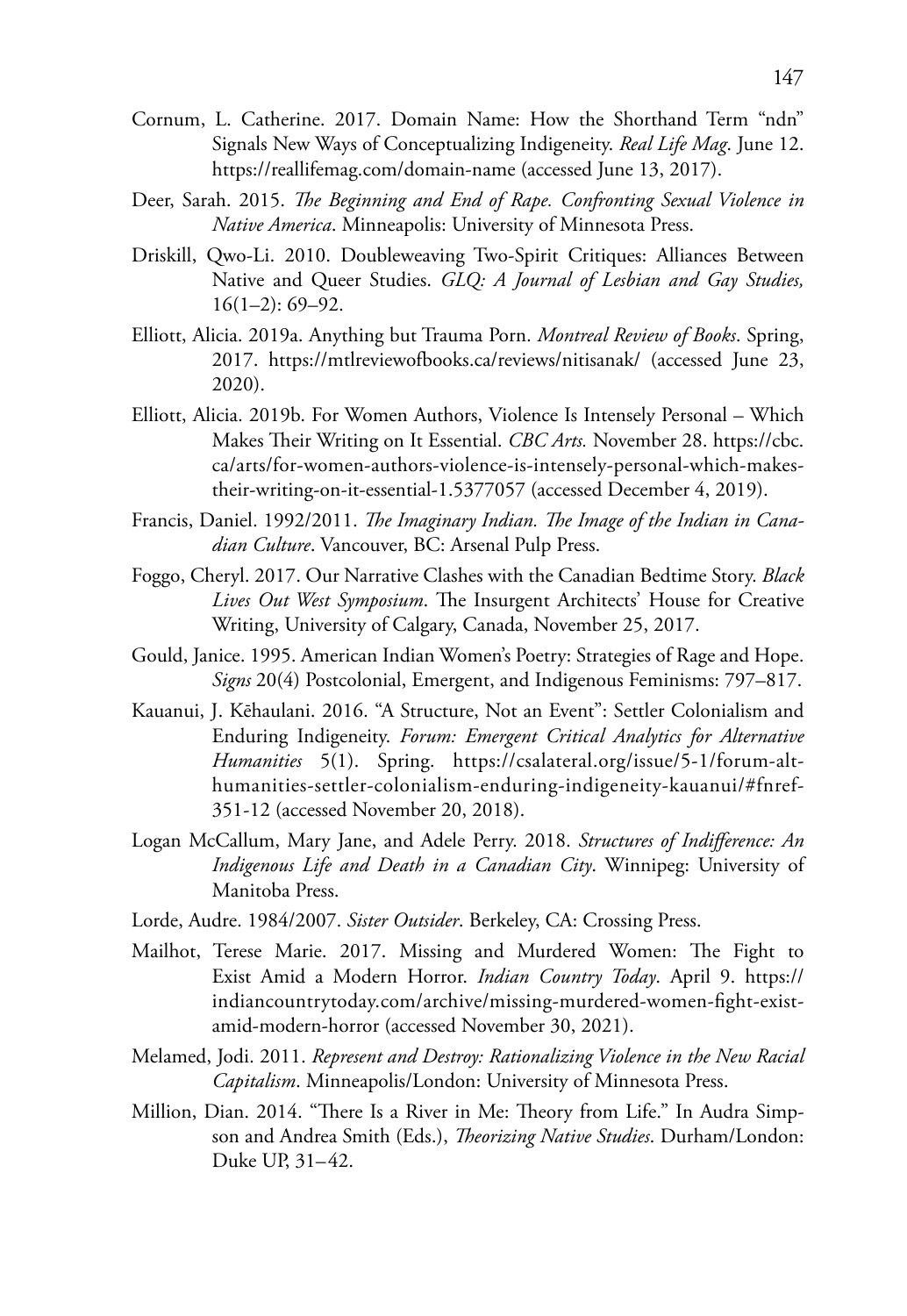Cornum, L. Catherine. 2017. Domain Name: How the Shorthand Term "ndn" Signals New Ways of Conceptualizing Indigeneity. *Real Life Mag*. June 12. https://reallifemag.com/domain-name (accessed June 13, 2017).

Deer, Sarah. 2015. *The Beginning and End of Rape. Confronting Sexual Violence in Native America*. Minneapolis: University of Minnesota Press.

Driskill, Qwo-Li. 2010. Doubleweaving Two-Spirit Critiques: Alliances Between Native and Queer Studies. *GLQ: A Journal of Lesbian and Gay Studies,* 16(1–2): 69–92.

Elliott, Alicia. 2019a. Anything but Trauma Porn. *Montreal Review of Books*. Spring, 2017. https://mtlreviewofbooks.ca/reviews/nitisanak/ (accessed June 23, 2020).

Elliott, Alicia. 2019b. For Women Authors, Violence Is Intensely Personal – Which Makes Their Writing on It Essential. *CBC Arts.* November 28. https://cbc.ca/arts/for-women-authors-violence-is-intensely-personal-which-makes-their-writing-on-it-essential-1.5377057 (accessed December 4, 2019).

Francis, Daniel. 1992/2011. *The Imaginary Indian. The Image of the Indian in Canadian Culture*. Vancouver, BC: Arsenal Pulp Press.

Foggo, Cheryl. 2017. Our Narrative Clashes with the Canadian Bedtime Story. *Black Lives Out West Symposium*. The Insurgent Architects' House for Creative Writing, University of Calgary, Canada, November 25, 2017.

Gould, Janice. 1995. American Indian Women's Poetry: Strategies of Rage and Hope. *Signs* 20(4) Postcolonial, Emergent, and Indigenous Feminisms: 797–817.

Kauanui, J. Kēhaulani. 2016. "A Structure, Not an Event": Settler Colonialism and Enduring Indigeneity. *Forum: Emergent Critical Analytics for Alternative Humanities* 5(1). Spring. https://csalateral.org/issue/5-1/forum-alt-humanities-settler-colonialism-enduring-indigeneity-kauanui/#fnref-351-12 (accessed November 20, 2018).

Logan McCallum, Mary Jane, and Adele Perry. 2018. *Structures of Indifference: An Indigenous Life and Death in a Canadian City*. Winnipeg: University of Manitoba Press.

Lorde, Audre. 1984/2007. *Sister Outsider*. Berkeley, CA: Crossing Press.

Mailhot, Terese Marie. 2017. Missing and Murdered Women: The Fight to Exist Amid a Modern Horror. *Indian Country Today*. April 9. https://indiancountrytoday.com/archive/missing-murdered-women-fight-exist-amid-modern-horror (accessed November 30, 2021).

Melamed, Jodi. 2011. *Represent and Destroy: Rationalizing Violence in the New Racial Capitalism*. Minneapolis/London: University of Minnesota Press.

Million, Dian. 2014. "There Is a River in Me: Theory from Life." In Audra Simpson and Andrea Smith (Eds.), *Theorizing Native Studies*. Durham/London: Duke UP, 31–42.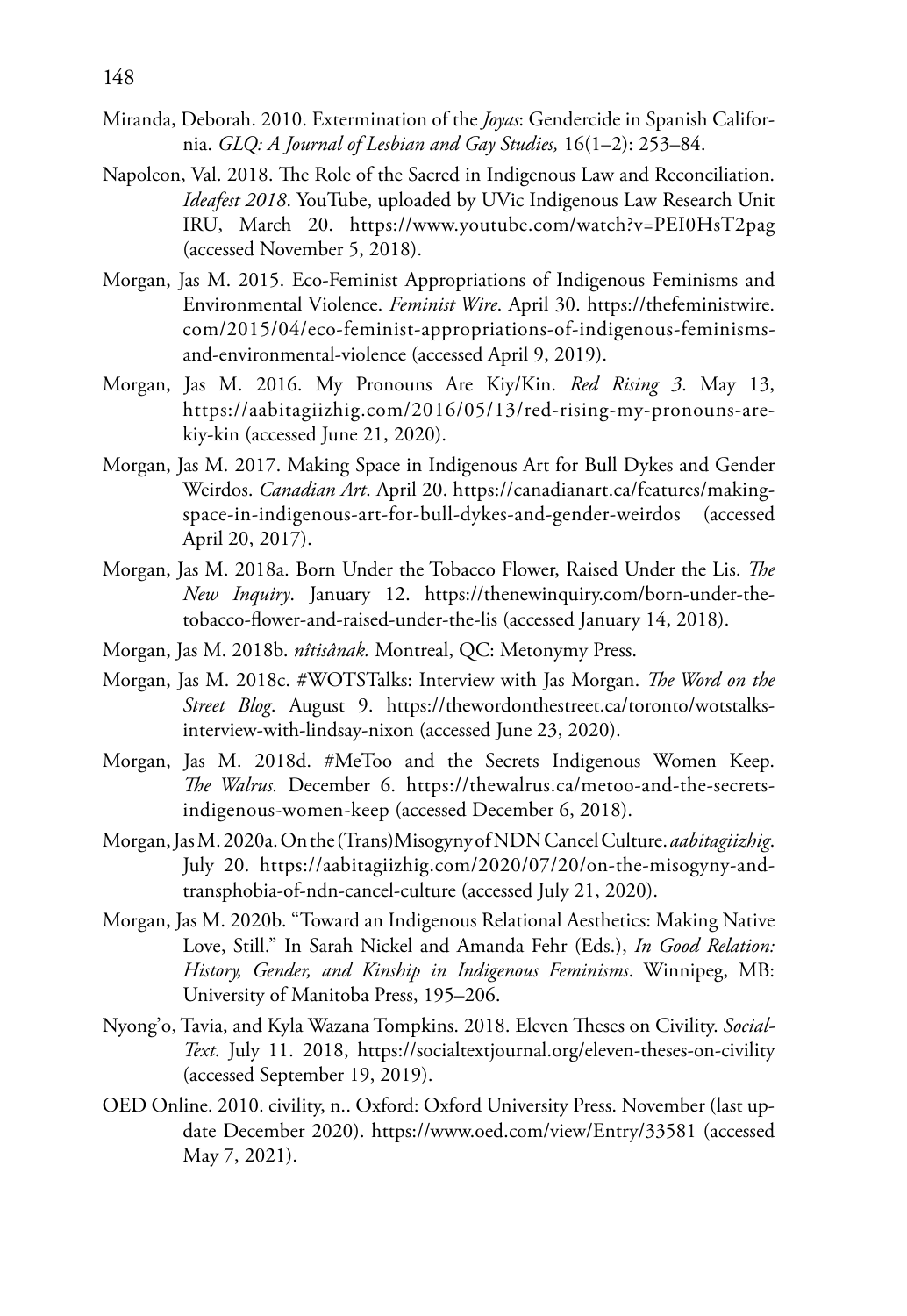Miranda, Deborah. 2010. Extermination of the *Joyas*: Gendercide in Spanish California. *GLQ: A Journal of Lesbian and Gay Studies,* 16(1–2): 253–84.

Napoleon, Val. 2018. The Role of the Sacred in Indigenous Law and Reconciliation. *Ideafest 2018*. YouTube, uploaded by UVic Indigenous Law Research Unit IRU, March 20. https://www.youtube.com/watch?v=PEI0HsT2pag (accessed November 5, 2018).

Morgan, Jas M. 2015. Eco-Feminist Appropriations of Indigenous Feminisms and Environmental Violence. *Feminist Wire*. April 30. https://thefeministwire.com/2015/04/eco-feminist-appropriations-of-indigenous-feminisms-and-environmental-violence (accessed April 9, 2019).

Morgan, Jas M. 2016. My Pronouns Are Kiy/Kin. *Red Rising 3*. May 13, https://aabitagiizhig.com/2016/05/13/red-rising-my-pronouns-are-kiy-kin (accessed June 21, 2020).

Morgan, Jas M. 2017. Making Space in Indigenous Art for Bull Dykes and Gender Weirdos. *Canadian Art*. April 20. https://canadianart.ca/features/making-space-in-indigenous-art-for-bull-dykes-and-gender-weirdos (accessed April 20, 2017).

Morgan, Jas M. 2018a. Born Under the Tobacco Flower, Raised Under the Lis. *The New Inquiry*. January 12. https://thenewinquiry.com/born-under-the-tobacco-flower-and-raised-under-the-lis (accessed January 14, 2018).

Morgan, Jas M. 2018b. *nîtisânak.* Montreal, QC: Metonymy Press.

Morgan, Jas M. 2018c. #WOTSTalks: Interview with Jas Morgan. *The Word on the Street Blog*. August 9. https://thewordonthestreet.ca/toronto/wotstalks-interview-with-lindsay-nixon (accessed June 23, 2020).

Morgan, Jas M. 2018d. #MeToo and the Secrets Indigenous Women Keep. *The Walrus.* December 6. https://thewalrus.ca/metoo-and-the-secrets-indigenous-women-keep (accessed December 6, 2018).

Morgan, Jas M. 2020a. On the (Trans)Misogyny of NDN Cancel Culture. *aabitagiizhig*. July 20. https://aabitagiizhig.com/2020/07/20/on-the-misogyny-and-transphobia-of-ndn-cancel-culture (accessed July 21, 2020).

Morgan, Jas M. 2020b. "Toward an Indigenous Relational Aesthetics: Making Native Love, Still." In Sarah Nickel and Amanda Fehr (Eds.), *In Good Relation: History, Gender, and Kinship in Indigenous Feminisms*. Winnipeg, MB: University of Manitoba Press, 195–206.

Nyong'o, Tavia, and Kyla Wazana Tompkins. 2018. Eleven Theses on Civility. *Social-Text*. July 11. 2018, https://socialtextjournal.org/eleven-theses-on-civility (accessed September 19, 2019).

OED Online. 2010. civility, n.. Oxford: Oxford University Press. November (last update December 2020). https://www.oed.com/view/Entry/33581 (accessed May 7, 2021).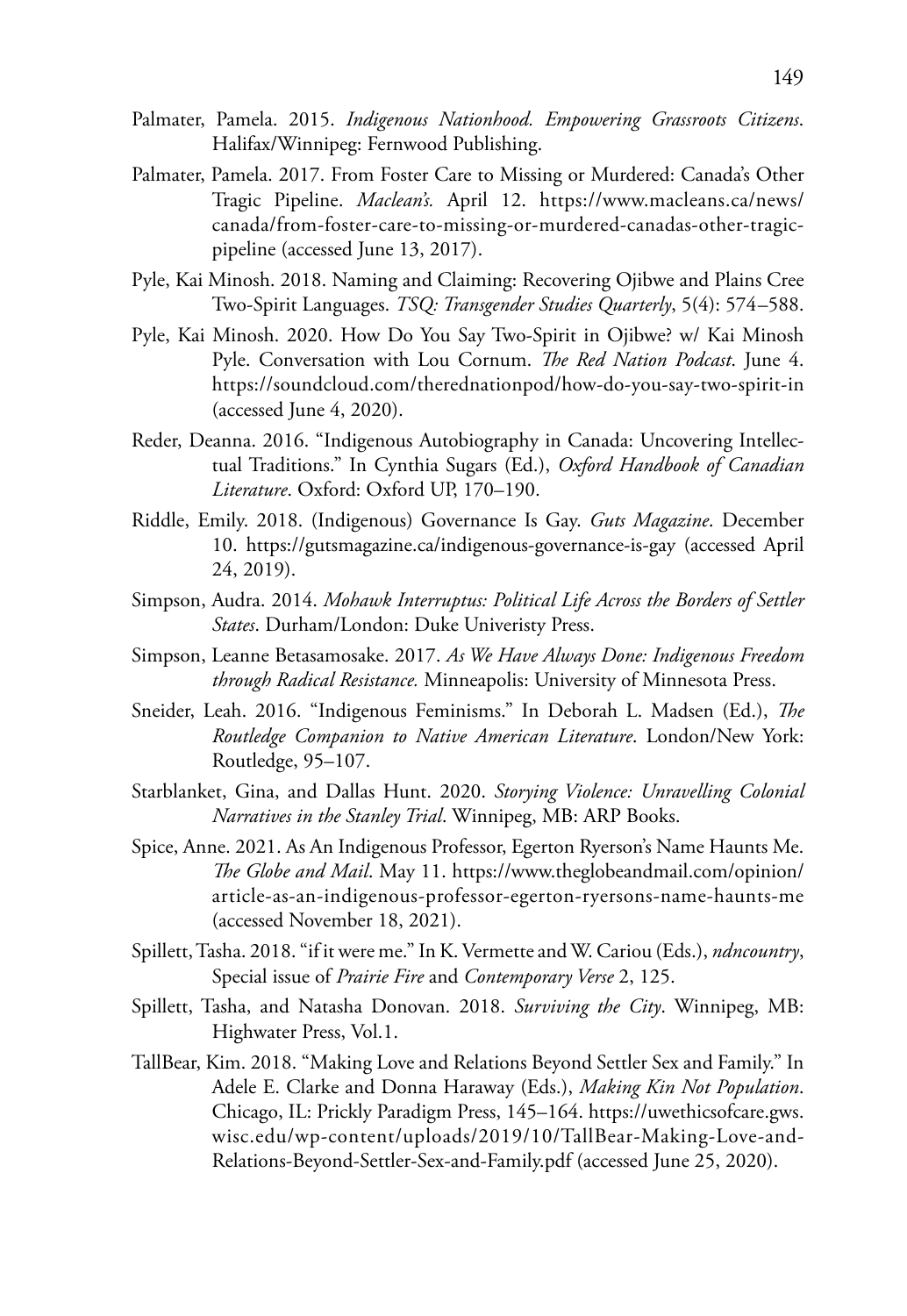Palmater, Pamela. 2015. *Indigenous Nationhood. Empowering Grassroots Citizens*. Halifax/Winnipeg: Fernwood Publishing.

Palmater, Pamela. 2017. From Foster Care to Missing or Murdered: Canada's Other Tragic Pipeline. *Maclean's.* April 12. https://www.macleans.ca/news/canada/from-foster-care-to-missing-or-murdered-canadas-other-tragic-pipeline (accessed June 13, 2017).

Pyle, Kai Minosh. 2018. Naming and Claiming: Recovering Ojibwe and Plains Cree Two-Spirit Languages. *TSQ: Transgender Studies Quarterly*, 5(4): 574–588.

Pyle, Kai Minosh. 2020. How Do You Say Two-Spirit in Ojibwe? w/ Kai Minosh Pyle. Conversation with Lou Cornum. *The Red Nation Podcast*. June 4. https://soundcloud.com/therednationpod/how-do-you-say-two-spirit-in (accessed June 4, 2020).

Reder, Deanna. 2016. "Indigenous Autobiography in Canada: Uncovering Intellectual Traditions." In Cynthia Sugars (Ed.), *Oxford Handbook of Canadian Literature*. Oxford: Oxford UP, 170–190.

Riddle, Emily. 2018. (Indigenous) Governance Is Gay. *Guts Magazine*. December 10. https://gutsmagazine.ca/indigenous-governance-is-gay (accessed April 24, 2019).

Simpson, Audra. 2014. *Mohawk Interruptus: Political Life Across the Borders of Settler States*. Durham/London: Duke Univeristy Press.

Simpson, Leanne Betasamosake. 2017. *As We Have Always Done: Indigenous Freedom through Radical Resistance.* Minneapolis: University of Minnesota Press.

Sneider, Leah. 2016. "Indigenous Feminisms." In Deborah L. Madsen (Ed.), *The Routledge Companion to Native American Literature*. London/New York: Routledge, 95–107.

Starblanket, Gina, and Dallas Hunt. 2020. *Storying Violence: Unravelling Colonial Narratives in the Stanley Trial*. Winnipeg, MB: ARP Books.

Spice, Anne. 2021. As An Indigenous Professor, Egerton Ryerson's Name Haunts Me. *The Globe and Mail*. May 11. https://www.theglobeandmail.com/opinion/article-as-an-indigenous-professor-egerton-ryersons-name-haunts-me (accessed November 18, 2021).

Spillett, Tasha. 2018. "if it were me." In K. Vermette and W. Cariou (Eds.), *ndncountry*, Special issue of *Prairie Fire* and *Contemporary Verse* 2, 125.

Spillett, Tasha, and Natasha Donovan. 2018. *Surviving the City*. Winnipeg, MB: Highwater Press, Vol.1.

TallBear, Kim. 2018. "Making Love and Relations Beyond Settler Sex and Family." In Adele E. Clarke and Donna Haraway (Eds.), *Making Kin Not Population*. Chicago, IL: Prickly Paradigm Press, 145–164. https://uwethicsofcare.gws.wisc.edu/wp-content/uploads/2019/10/TallBear-Making-Love-and-Relations-Beyond-Settler-Sex-and-Family.pdf (accessed June 25, 2020).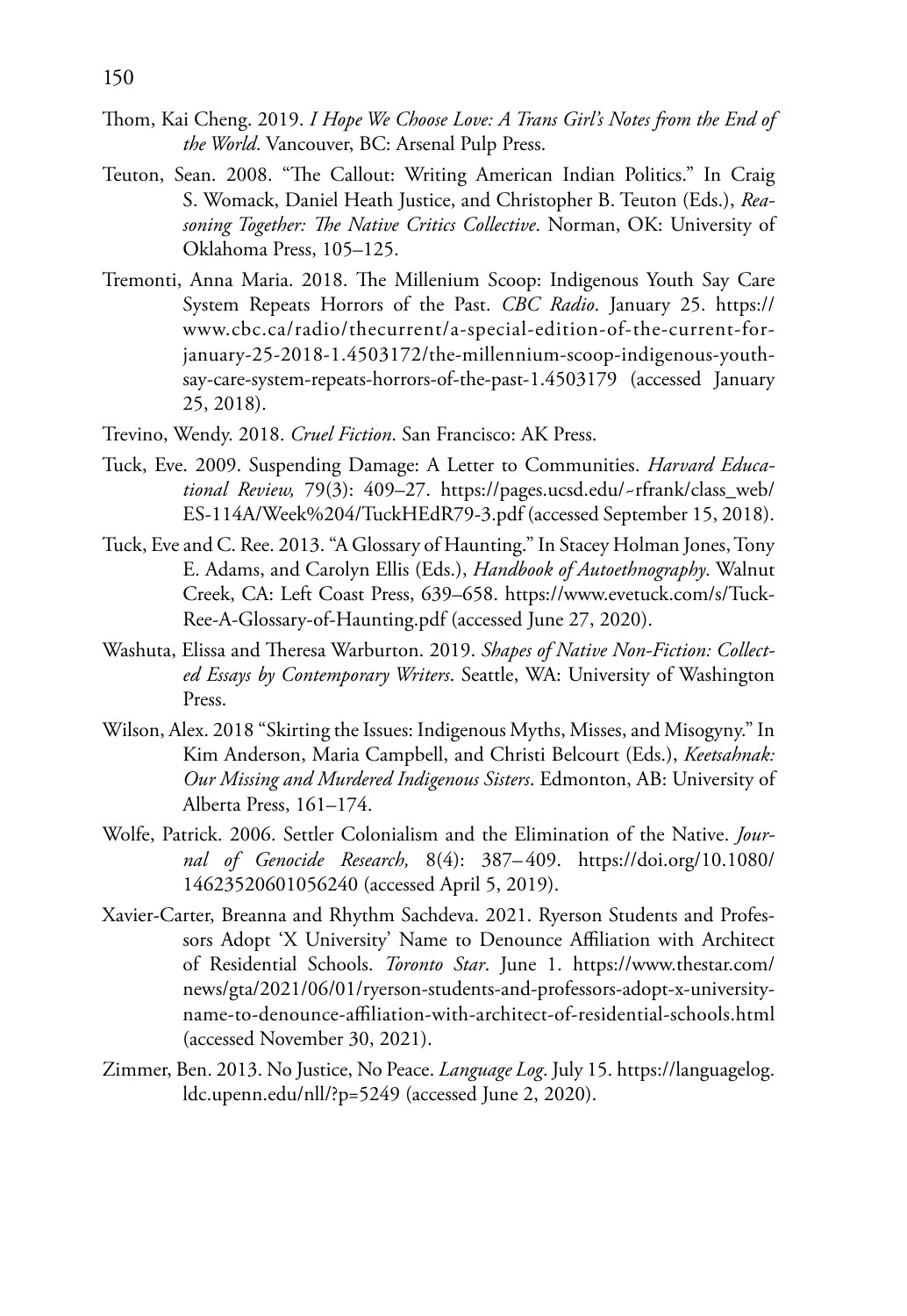Thom, Kai Cheng. 2019. *I Hope We Choose Love: A Trans Girl's Notes from the End of the World*. Vancouver, BC: Arsenal Pulp Press.

Teuton, Sean. 2008. "The Callout: Writing American Indian Politics." In Craig S. Womack, Daniel Heath Justice, and Christopher B. Teuton (Eds.), *Reasoning Together: The Native Critics Collective*. Norman, OK: University of Oklahoma Press, 105–125.

Tremonti, Anna Maria. 2018. The Millenium Scoop: Indigenous Youth Say Care System Repeats Horrors of the Past. *CBC Radio*. January 25. https://www.cbc.ca/radio/thecurrent/a-special-edition-of-the-current-for-january-25-2018-1.4503172/the-millennium-scoop-indigenous-youth-say-care-system-repeats-horrors-of-the-past-1.4503179 (accessed January 25, 2018).

Trevino, Wendy. 2018. *Cruel Fiction*. San Francisco: AK Press.

Tuck, Eve. 2009. Suspending Damage: A Letter to Communities. *Harvard Educational Review,* 79(3): 409–27. https://pages.ucsd.edu/~rfrank/class_web/ES-114A/Week%204/TuckHEdR79-3.pdf (accessed September 15, 2018).

Tuck, Eve and C. Ree. 2013. "A Glossary of Haunting." In Stacey Holman Jones, Tony E. Adams, and Carolyn Ellis (Eds.), *Handbook of Autoethnography*. Walnut Creek, CA: Left Coast Press, 639–658. https://www.evetuck.com/s/Tuck-Ree-A-Glossary-of-Haunting.pdf (accessed June 27, 2020).

Washuta, Elissa and Theresa Warburton. 2019. *Shapes of Native Non-Fiction: Collected Essays by Contemporary Writers*. Seattle, WA: University of Washington Press.

Wilson, Alex. 2018 "Skirting the Issues: Indigenous Myths, Misses, and Misogyny." In Kim Anderson, Maria Campbell, and Christi Belcourt (Eds.), *Keetsahnak: Our Missing and Murdered Indigenous Sisters*. Edmonton, AB: University of Alberta Press, 161–174.

Wolfe, Patrick. 2006. Settler Colonialism and the Elimination of the Native. *Journal of Genocide Research,* 8(4): 387–409. https://doi.org/10.1080/14623520601056240 (accessed April 5, 2019).

Xavier-Carter, Breanna and Rhythm Sachdeva. 2021. Ryerson Students and Professors Adopt 'X University' Name to Denounce Affiliation with Architect of Residential Schools. *Toronto Star*. June 1. https://www.thestar.com/news/gta/2021/06/01/ryerson-students-and-professors-adopt-x-university-name-to-denounce-affiliation-with-architect-of-residential-schools.html (accessed November 30, 2021).

Zimmer, Ben. 2013. No Justice, No Peace. *Language Log*. July 15. https://languagelog.ldc.upenn.edu/nll/?p=5249 (accessed June 2, 2020).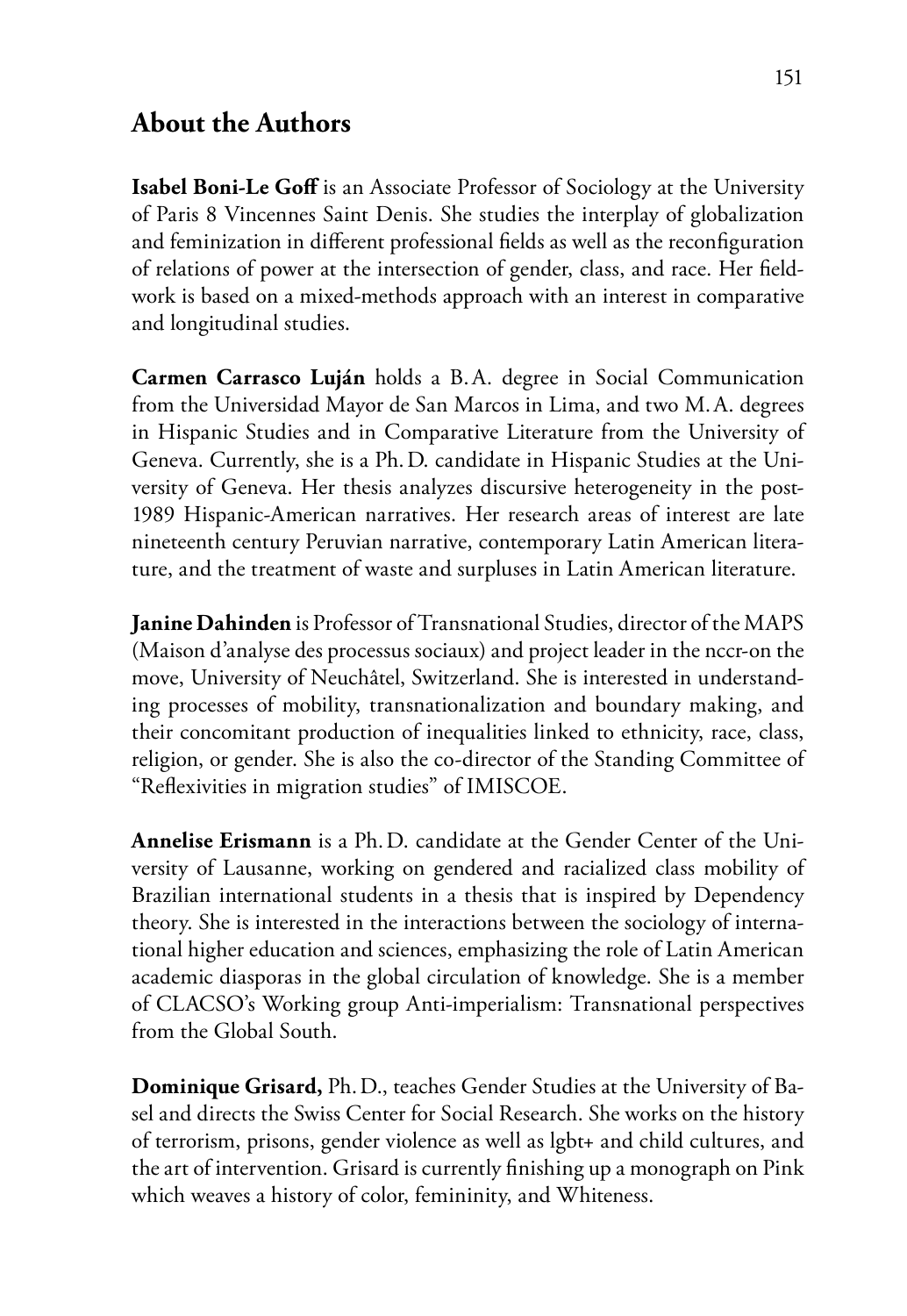## About the Authors

**Isabel Boni-Le Goff** is an Associate Professor of Sociology at the University of Paris 8 Vincennes Saint Denis. She studies the interplay of globalization and feminization in different professional fields as well as the reconfiguration of relations of power at the intersection of gender, class, and race. Her fieldwork is based on a mixed-methods approach with an interest in comparative and longitudinal studies.

**Carmen Carrasco Luján** holds a B.A. degree in Social Communication from the Universidad Mayor de San Marcos in Lima, and two M.A. degrees in Hispanic Studies and in Comparative Literature from the University of Geneva. Currently, she is a Ph.D. candidate in Hispanic Studies at the University of Geneva. Her thesis analyzes discursive heterogeneity in the post-1989 Hispanic-American narratives. Her research areas of interest are late nineteenth century Peruvian narrative, contemporary Latin American literature, and the treatment of waste and surpluses in Latin American literature.

**Janine Dahinden** is Professor of Transnational Studies, director of the MAPS (Maison d'analyse des processus sociaux) and project leader in the nccr-on the move, University of Neuchâtel, Switzerland. She is interested in understanding processes of mobility, transnationalization and boundary making, and their concomitant production of inequalities linked to ethnicity, race, class, religion, or gender. She is also the co-director of the Standing Committee of "Reflexivities in migration studies" of IMISCOE.

**Annelise Erismann** is a Ph.D. candidate at the Gender Center of the University of Lausanne, working on gendered and racialized class mobility of Brazilian international students in a thesis that is inspired by Dependency theory. She is interested in the interactions between the sociology of international higher education and sciences, emphasizing the role of Latin American academic diasporas in the global circulation of knowledge. She is a member of CLACSO's Working group Anti-imperialism: Transnational perspectives from the Global South.

**Dominique Grisard,** Ph.D., teaches Gender Studies at the University of Basel and directs the Swiss Center for Social Research. She works on the history of terrorism, prisons, gender violence as well as lgbt+ and child cultures, and the art of intervention. Grisard is currently finishing up a monograph on Pink which weaves a history of color, femininity, and Whiteness.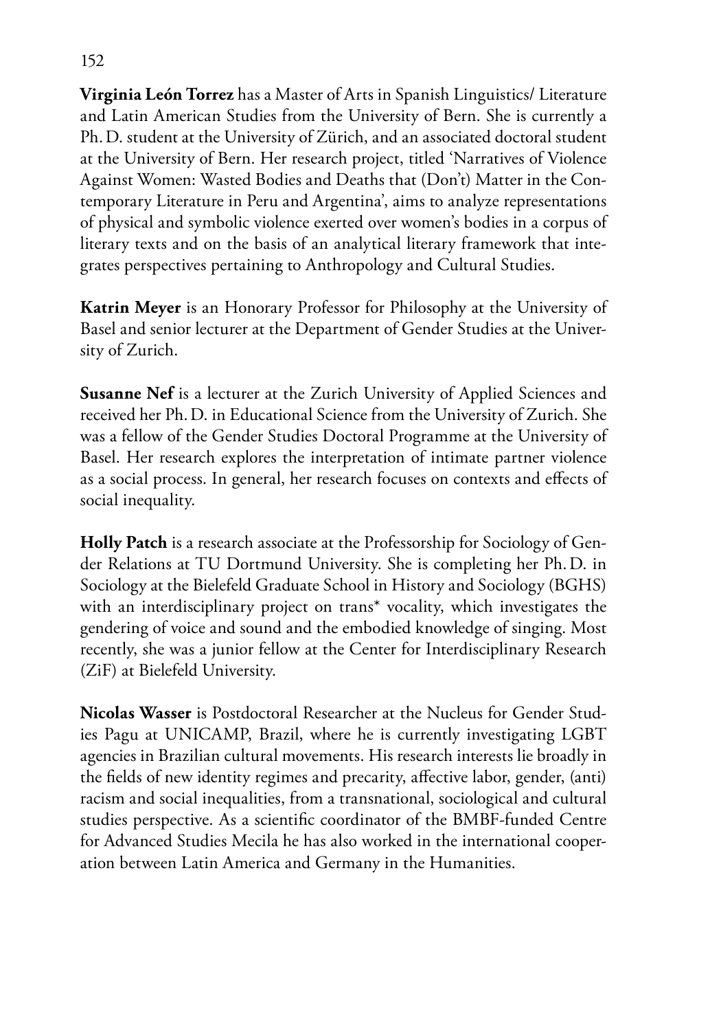**Virginia León Torrez** has a Master of Arts in Spanish Linguistics/ Literature and Latin American Studies from the University of Bern. She is currently a Ph. D. student at the University of Zürich, and an associated doctoral student at the University of Bern. Her research project, titled 'Narratives of Violence Against Women: Wasted Bodies and Deaths that (Don't) Matter in the Contemporary Literature in Peru and Argentina', aims to analyze representations of physical and symbolic violence exerted over women's bodies in a corpus of literary texts and on the basis of an analytical literary framework that integrates perspectives pertaining to Anthropology and Cultural Studies.

**Katrin Meyer** is an Honorary Professor for Philosophy at the University of Basel and senior lecturer at the Department of Gender Studies at the University of Zurich.

**Susanne Nef** is a lecturer at the Zurich University of Applied Sciences and received her Ph. D. in Educational Science from the University of Zurich. She was a fellow of the Gender Studies Doctoral Programme at the University of Basel. Her research explores the interpretation of intimate partner violence as a social process. In general, her research focuses on contexts and effects of social inequality.

**Holly Patch** is a research associate at the Professorship for Sociology of Gender Relations at TU Dortmund University. She is completing her Ph. D. in Sociology at the Bielefeld Graduate School in History and Sociology (BGHS) with an interdisciplinary project on trans* vocality, which investigates the gendering of voice and sound and the embodied knowledge of singing. Most recently, she was a junior fellow at the Center for Interdisciplinary Research (ZiF) at Bielefeld University.

**Nicolas Wasser** is Postdoctoral Researcher at the Nucleus for Gender Studies Pagu at UNICAMP, Brazil, where he is currently investigating LGBT agencies in Brazilian cultural movements. His research interests lie broadly in the fields of new identity regimes and precarity, affective labor, gender, (anti) racism and social inequalities, from a transnational, sociological and cultural studies perspective. As a scientific coordinator of the BMBF-funded Centre for Advanced Studies Mecila he has also worked in the international cooperation between Latin America and Germany in the Humanities.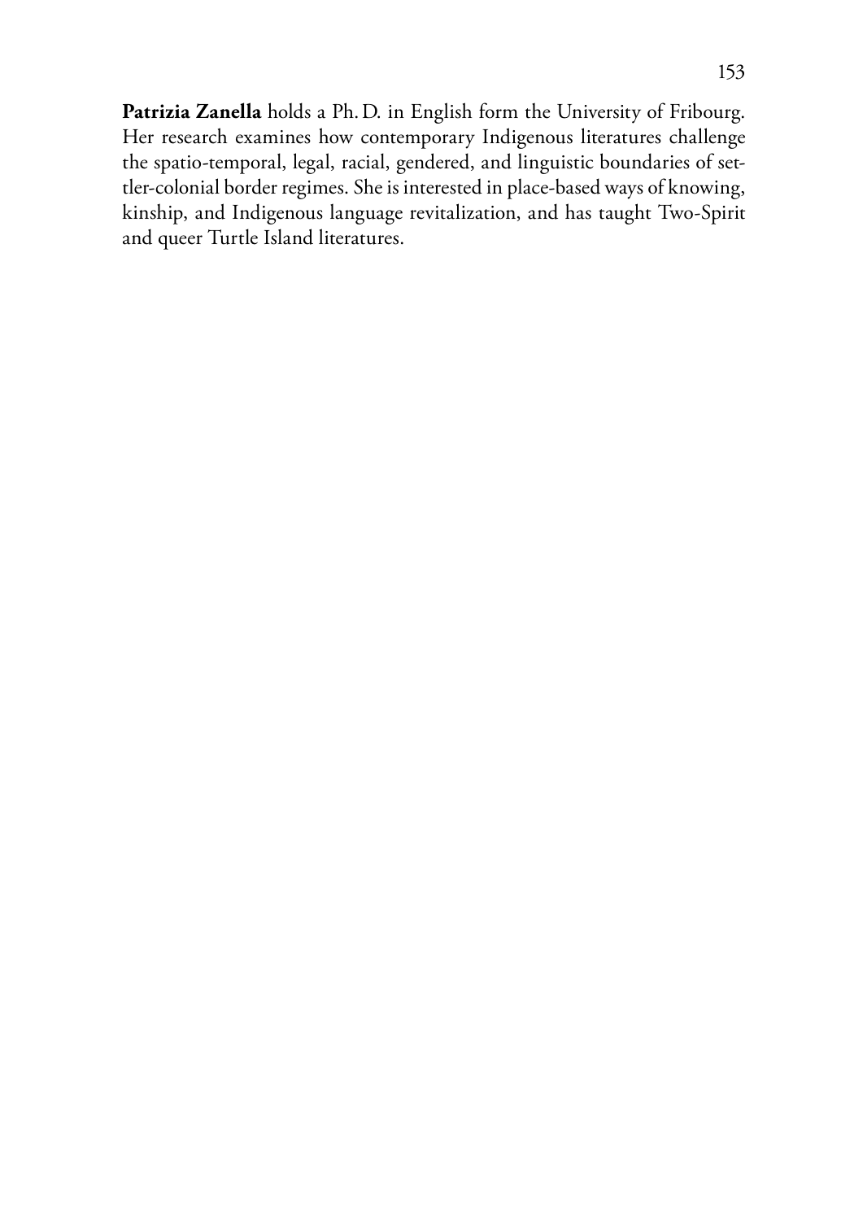**Patrizia Zanella** holds a Ph. D. in English form the University of Fribourg. Her research examines how contemporary Indigenous literatures challenge the spatio-temporal, legal, racial, gendered, and linguistic boundaries of settler-colonial border regimes. She is interested in place-based ways of knowing, kinship, and Indigenous language revitalization, and has taught Two-Spirit and queer Turtle Island literatures.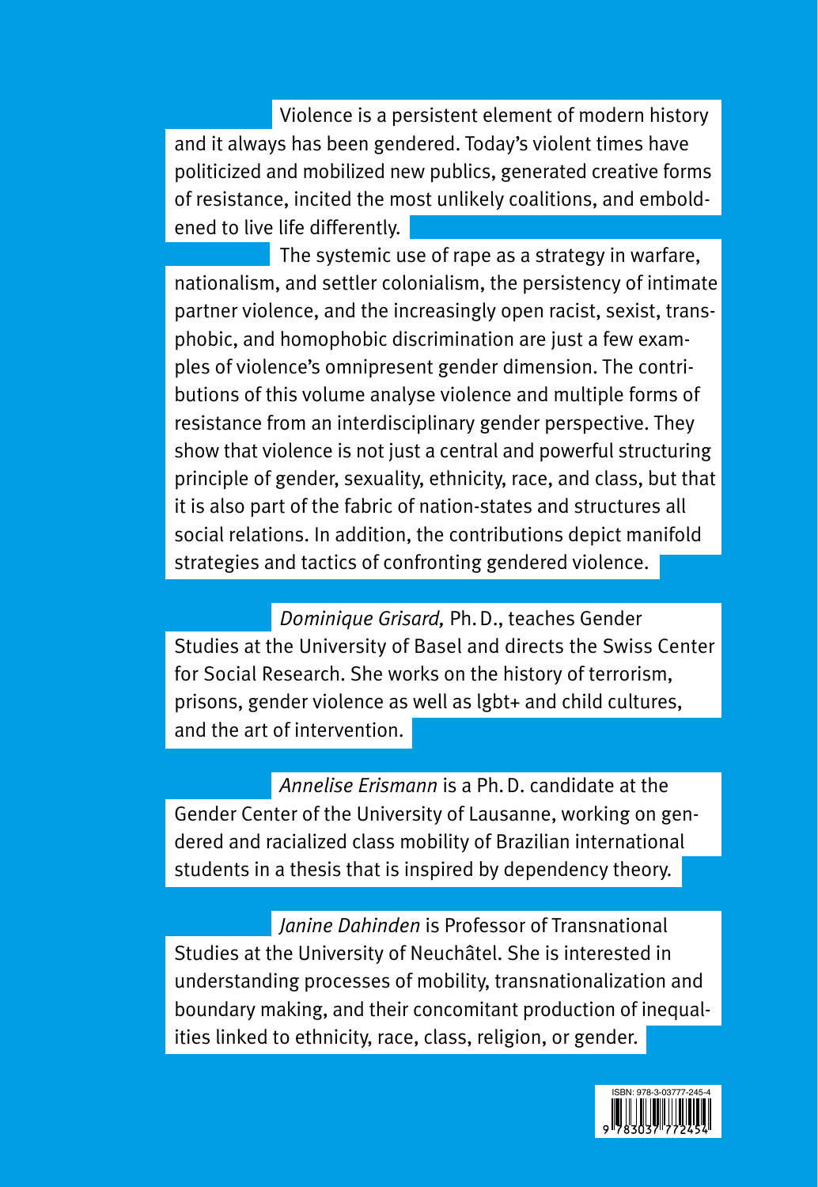Violence is a persistent element of modern history and it always has been gendered. Today's violent times have politicized and mobilized new publics, generated creative forms of resistance, incited the most unlikely coalitions, and emboldened to live life differently.

The systemic use of rape as a strategy in warfare, nationalism, and settler colonialism, the persistency of intimate partner violence, and the increasingly open racist, sexist, transphobic, and homophobic discrimination are just a few examples of violence's omnipresent gender dimension. The contributions of this volume analyse violence and multiple forms of resistance from an interdisciplinary gender perspective. They show that violence is not just a central and powerful structuring principle of gender, sexuality, ethnicity, race, and class, but that it is also part of the fabric of nation-states and structures all social relations. In addition, the contributions depict manifold strategies and tactics of confronting gendered violence.

*Dominique Grisard,* Ph. D., teaches Gender Studies at the University of Basel and directs the Swiss Center for Social Research. She works on the history of terrorism, prisons, gender violence as well as lgbt+ and child cultures, and the art of intervention.

*Annelise Erismann* is a Ph. D. candidate at the Gender Center of the University of Lausanne, working on gendered and racialized class mobility of Brazilian international students in a thesis that is inspired by dependency theory.

*Janine Dahinden* is Professor of Transnational Studies at the University of Neuchâtel. She is interested in understanding processes of mobility, transnationalization and boundary making, and their concomitant production of inequalities linked to ethnicity, race, class, religion, or gender.

ISBN: 978-3-03777-245-4

9 783037 772454